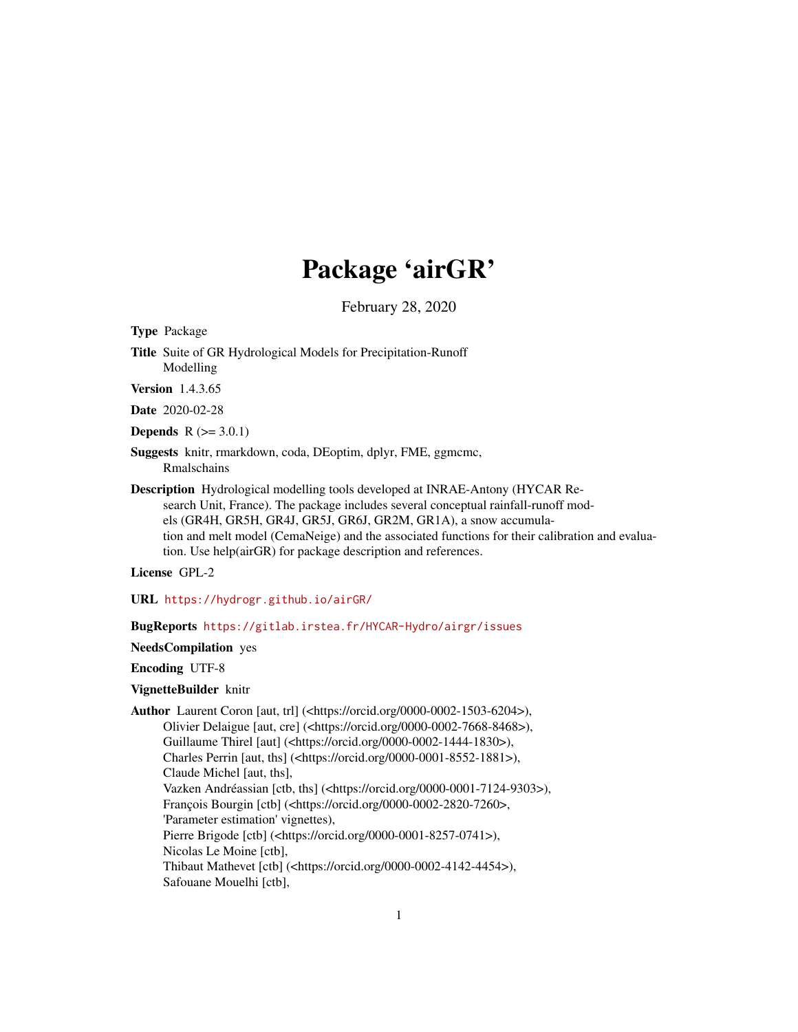# Package 'airGR'

February 28, 2020

**Type** Package

**Title** Suite of GR Hydrological Models for Precipitation-Runoff Modelling

**Version** 1.4.3.65

**Date** 2020-02-28

**Depends** R (>= 3.0.1)

**Suggests** knitr, rmarkdown, coda, DEoptim, dplyr, FME, ggmcmc, Rmalschains

**Description** Hydrological modelling tools developed at INRAE-Antony (HYCAR Research Unit, France). The package includes several conceptual rainfall-runoff models (GR4H, GR5H, GR4J, GR5J, GR6J, GR2M, GR1A), a snow accumulation and melt model (CemaNeige) and the associated functions for their calibration and evaluation. Use help(airGR) for package description and references.

**License** GPL-2

**URL** https://hydrogr.github.io/airGR/

**BugReports** https://gitlab.irstea.fr/HYCAR-Hydro/airgr/issues

**NeedsCompilation** yes

**Encoding** UTF-8

**VignetteBuilder** knitr

**Author** Laurent Coron [aut, trl] (<https://orcid.org/0000-0002-1503-6204>),
Olivier Delaigue [aut, cre] (<https://orcid.org/0000-0002-7668-8468>),
Guillaume Thirel [aut] (<https://orcid.org/0000-0002-1444-1830>),
Charles Perrin [aut, ths] (<https://orcid.org/0000-0001-8552-1881>),
Claude Michel [aut, ths],
Vazken Andréassian [ctb, ths] (<https://orcid.org/0000-0001-7124-9303>),
François Bourgin [ctb] (<https://orcid.org/0000-0002-2820-7260>,
'Parameter estimation' vignettes),
Pierre Brigode [ctb] (<https://orcid.org/0000-0001-8257-0741>),
Nicolas Le Moine [ctb],
Thibaut Mathevet [ctb] (<https://orcid.org/0000-0002-4142-4454>),
Safouane Mouelhi [ctb],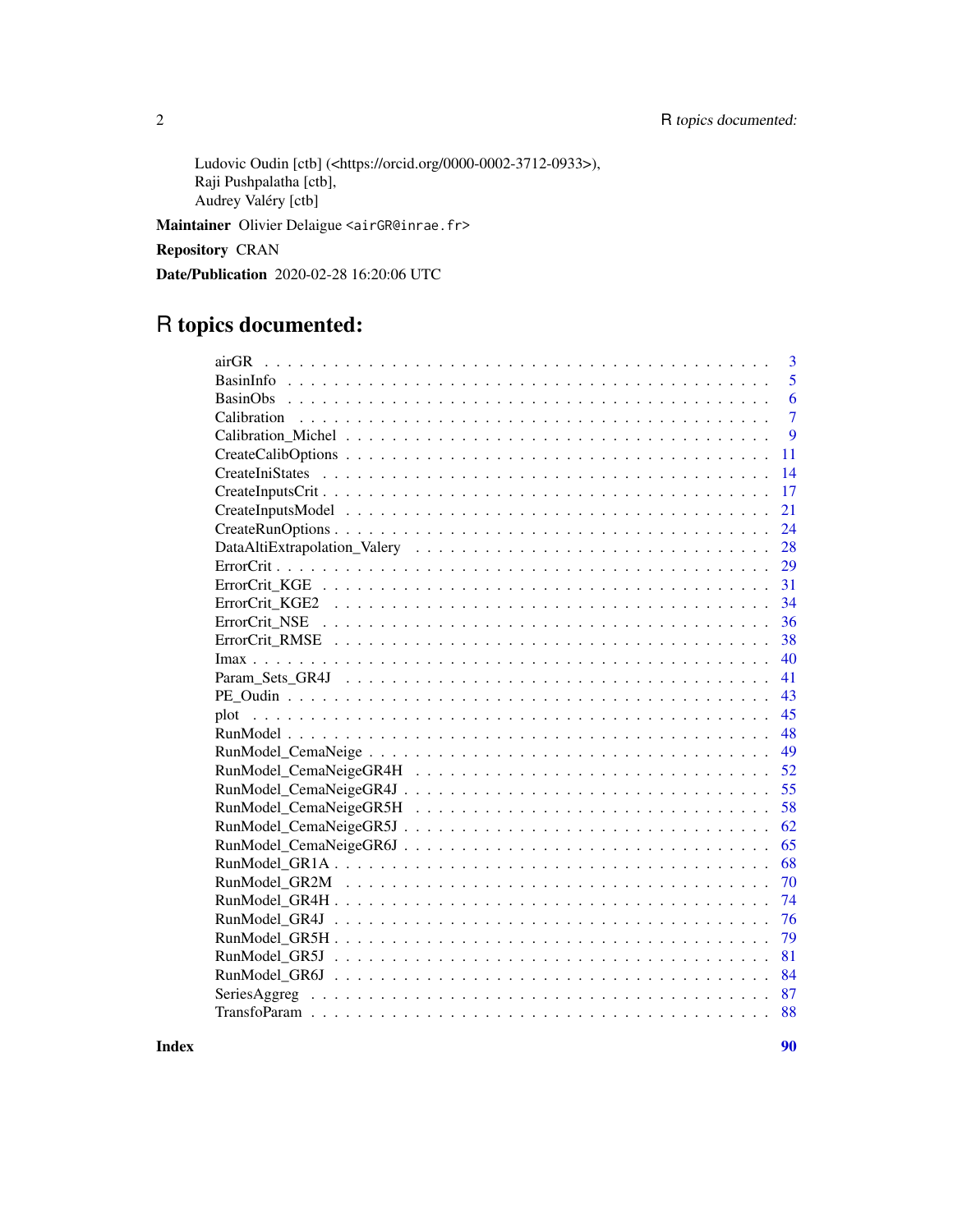Ludovic Oudin [ctb] (<https://orcid.org/0000-0002-3712-0933>),
Raji Pushpalatha [ctb],
Audrey Valéry [ctb]

**Maintainer** Olivier Delaigue <airGR@inrae.fr>

**Repository** CRAN

**Date/Publication** 2020-02-28 16:20:06 UTC

# R topics documented:

| | |
|---|---|
| airGR | 3 |
| BasinInfo | 5 |
| BasinObs | 6 |
| Calibration | 7 |
| Calibration_Michel | 9 |
| CreateCalibOptions | 11 |
| CreateIniStates | 14 |
| CreateInputsCrit | 17 |
| CreateInputsModel | 21 |
| CreateRunOptions | 24 |
| DataAltiExtrapolation_Valery | 28 |
| ErrorCrit | 29 |
| ErrorCrit_KGE | 31 |
| ErrorCrit_KGE2 | 34 |
| ErrorCrit_NSE | 36 |
| ErrorCrit_RMSE | 38 |
| Imax | 40 |
| Param_Sets_GR4J | 41 |
| PE_Oudin | 43 |
| plot | 45 |
| RunModel | 48 |
| RunModel_CemaNeige | 49 |
| RunModel_CemaNeigeGR4H | 52 |
| RunModel_CemaNeigeGR4J | 55 |
| RunModel_CemaNeigeGR5H | 58 |
| RunModel_CemaNeigeGR5J | 62 |
| RunModel_CemaNeigeGR6J | 65 |
| RunModel_GR1A | 68 |
| RunModel_GR2M | 70 |
| RunModel_GR4H | 74 |
| RunModel_GR4J | 76 |
| RunModel_GR5H | 79 |
| RunModel_GR5J | 81 |
| RunModel_GR6J | 84 |
| SeriesAggreg | 87 |
| TransfoParam | 88 |
| **Index** | **90** |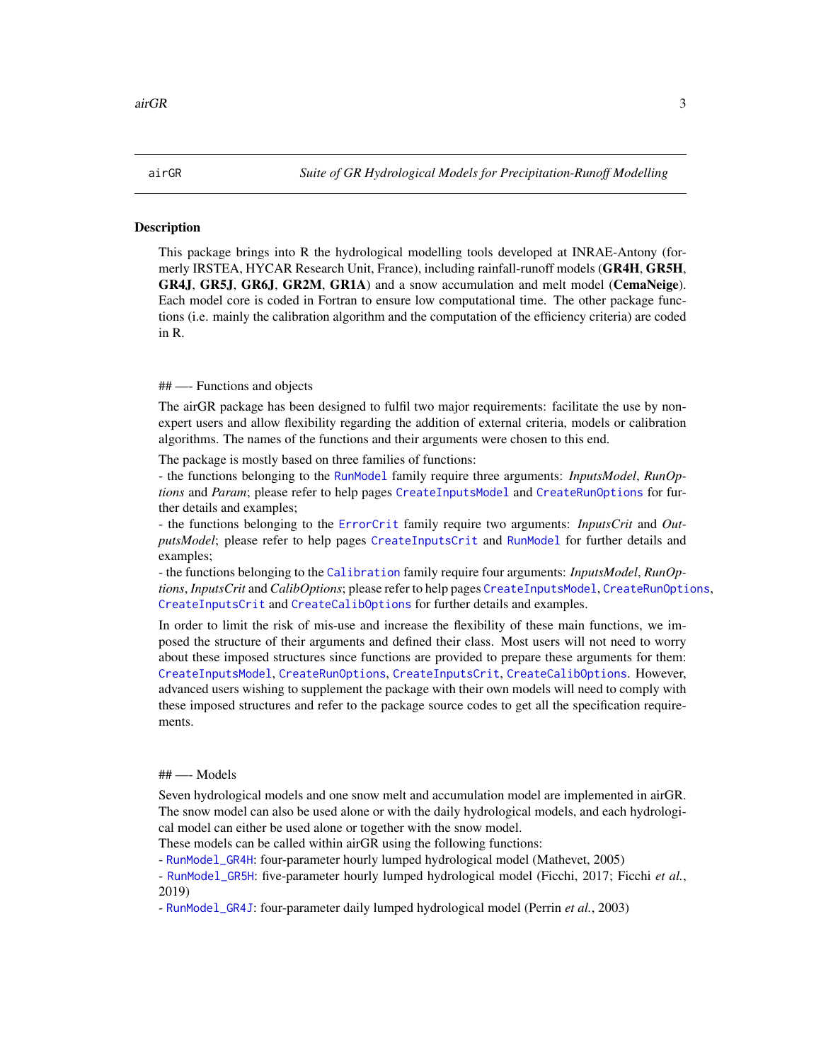airGR *Suite of GR Hydrological Models for Precipitation-Runoff Modelling*

## Description

This package brings into R the hydrological modelling tools developed at INRAE-Antony (formerly IRSTEA, HYCAR Research Unit, France), including rainfall-runoff models (**GR4H**, **GR5H**, **GR4J**, **GR5J**, **GR6J**, **GR2M**, **GR1A**) and a snow accumulation and melt model (**CemaNeige**). Each model core is coded in Fortran to ensure low computational time. The other package functions (i.e. mainly the calibration algorithm and the computation of the efficiency criteria) are coded in R.

## —- Functions and objects

The airGR package has been designed to fulfil two major requirements: facilitate the use by non-expert users and allow flexibility regarding the addition of external criteria, models or calibration algorithms. The names of the functions and their arguments were chosen to this end.

The package is mostly based on three families of functions:
- the functions belonging to the `RunModel` family require three arguments: *InputsModel*, *RunOptions* and *Param*; please refer to help pages `CreateInputsModel` and `CreateRunOptions` for further details and examples;
- the functions belonging to the `ErrorCrit` family require two arguments: *InputsCrit* and *OutputsModel*; please refer to help pages `CreateInputsCrit` and `RunModel` for further details and examples;
- the functions belonging to the `Calibration` family require four arguments: *InputsModel*, *RunOptions*, *InputsCrit* and *CalibOptions*; please refer to help pages `CreateInputsModel`, `CreateRunOptions`, `CreateInputsCrit` and `CreateCalibOptions` for further details and examples.

In order to limit the risk of mis-use and increase the flexibility of these main functions, we imposed the structure of their arguments and defined their class. Most users will not need to worry about these imposed structures since functions are provided to prepare these arguments for them: `CreateInputsModel`, `CreateRunOptions`, `CreateInputsCrit`, `CreateCalibOptions`. However, advanced users wishing to supplement the package with their own models will need to comply with these imposed structures and refer to the package source codes to get all the specification requirements.

## —- Models

Seven hydrological models and one snow melt and accumulation model are implemented in airGR. The snow model can also be used alone or with the daily hydrological models, and each hydrological model can either be used alone or together with the snow model.
These models can be called within airGR using the following functions:
- `RunModel_GR4H`: four-parameter hourly lumped hydrological model (Mathevet, 2005)
- `RunModel_GR5H`: five-parameter hourly lumped hydrological model (Ficchi, 2017; Ficchi *et al.*, 2019)
- `RunModel_GR4J`: four-parameter daily lumped hydrological model (Perrin *et al.*, 2003)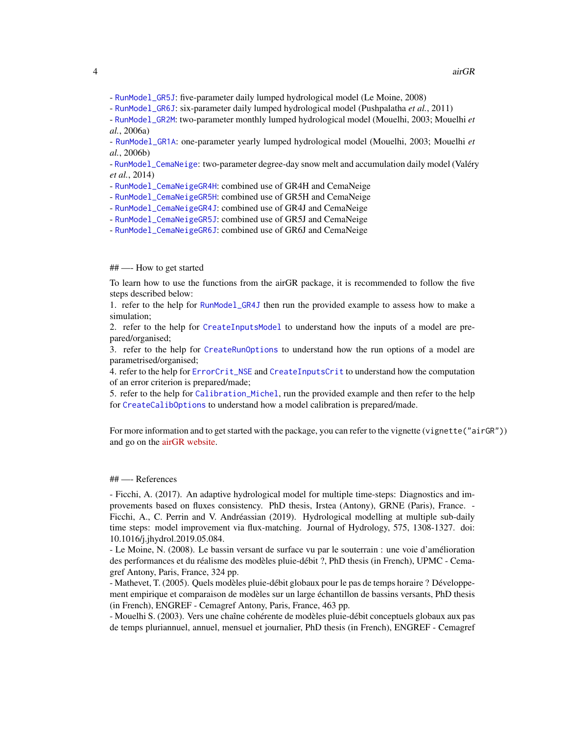- `RunModel_GR5J`: five-parameter daily lumped hydrological model (Le Moine, 2008)
- `RunModel_GR6J`: six-parameter daily lumped hydrological model (Pushpalatha *et al.*, 2011)
- `RunModel_GR2M`: two-parameter monthly lumped hydrological model (Mouelhi, 2003; Mouelhi *et al.*, 2006a)
- `RunModel_GR1A`: one-parameter yearly lumped hydrological model (Mouelhi, 2003; Mouelhi *et al.*, 2006b)
- `RunModel_CemaNeige`: two-parameter degree-day snow melt and accumulation daily model (Valéry *et al.*, 2014)
- `RunModel_CemaNeigeGR4H`: combined use of GR4H and CemaNeige
- `RunModel_CemaNeigeGR5H`: combined use of GR5H and CemaNeige
- `RunModel_CemaNeigeGR4J`: combined use of GR4J and CemaNeige
- `RunModel_CemaNeigeGR5J`: combined use of GR5J and CemaNeige
- `RunModel_CemaNeigeGR6J`: combined use of GR6J and CemaNeige

## —- How to get started

To learn how to use the functions from the airGR package, it is recommended to follow the five steps described below:
1. refer to the help for `RunModel_GR4J` then run the provided example to assess how to make a simulation;
2. refer to the help for `CreateInputsModel` to understand how the inputs of a model are prepared/organised;
3. refer to the help for `CreateRunOptions` to understand how the run options of a model are parametrised/organised;
4. refer to the help for `ErrorCrit_NSE` and `CreateInputsCrit` to understand how the computation of an error criterion is prepared/made;
5. refer to the help for `Calibration_Michel`, run the provided example and then refer to the help for `CreateCalibOptions` to understand how a model calibration is prepared/made.

For more information and to get started with the package, you can refer to the vignette (`vignette("airGR")`) and go on the airGR website.

## —- References

- Ficchi, A. (2017). An adaptive hydrological model for multiple time-steps: Diagnostics and improvements based on fluxes consistency. PhD thesis, Irstea (Antony), GRNE (Paris), France. - Ficchi, A., C. Perrin and V. Andréassian (2019). Hydrological modelling at multiple sub-daily time steps: model improvement via flux-matching. Journal of Hydrology, 575, 1308-1327. doi: 10.1016/j.jhydrol.2019.05.084.
- Le Moine, N. (2008). Le bassin versant de surface vu par le souterrain : une voie d'amélioration des performances et du réalisme des modèles pluie-débit ?, PhD thesis (in French), UPMC - Cemagref Antony, Paris, France, 324 pp.
- Mathevet, T. (2005). Quels modèles pluie-débit globaux pour le pas de temps horaire ? Développement empirique et comparaison de modèles sur un large échantillon de bassins versants, PhD thesis (in French), ENGREF - Cemagref Antony, Paris, France, 463 pp.
- Mouelhi S. (2003). Vers une chaîne cohérente de modèles pluie-débit conceptuels globaux aux pas de temps pluriannuel, annuel, mensuel et journalier, PhD thesis (in French), ENGREF - Cemagref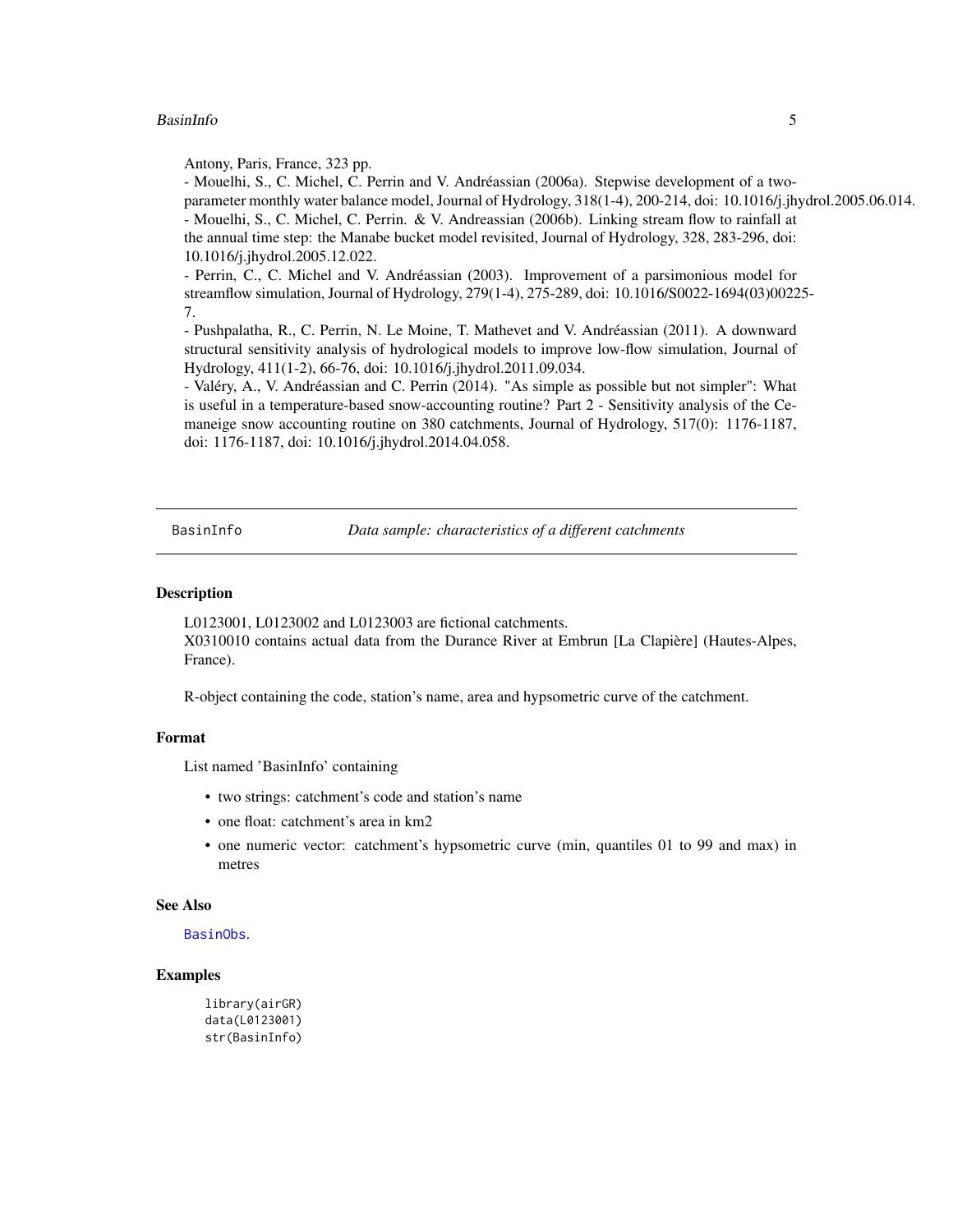Antony, Paris, France, 323 pp.
- Mouelhi, S., C. Michel, C. Perrin and V. Andréassian (2006a). Stepwise development of a two-parameter monthly water balance model, Journal of Hydrology, 318(1-4), 200-214, doi: 10.1016/j.jhydrol.2005.06.014.
- Mouelhi, S., C. Michel, C. Perrin. & V. Andreassian (2006b). Linking stream flow to rainfall at the annual time step: the Manabe bucket model revisited, Journal of Hydrology, 328, 283-296, doi: 10.1016/j.jhydrol.2005.12.022.
- Perrin, C., C. Michel and V. Andréassian (2003). Improvement of a parsimonious model for streamflow simulation, Journal of Hydrology, 279(1-4), 275-289, doi: 10.1016/S0022-1694(03)00225-7.
- Pushpalatha, R., C. Perrin, N. Le Moine, T. Mathevet and V. Andréassian (2011). A downward structural sensitivity analysis of hydrological models to improve low-flow simulation, Journal of Hydrology, 411(1-2), 66-76, doi: 10.1016/j.jhydrol.2011.09.034.
- Valéry, A., V. Andréassian and C. Perrin (2014). "As simple as possible but not simpler": What is useful in a temperature-based snow-accounting routine? Part 2 - Sensitivity analysis of the Cemaneige snow accounting routine on 380 catchments, Journal of Hydrology, 517(0): 1176-1187, doi: 1176-1187, doi: 10.1016/j.jhydrol.2014.04.058.

---

# BasinInfo — *Data sample: characteristics of a different catchments*

## Description

L0123001, L0123002 and L0123003 are fictional catchments.
X0310010 contains actual data from the Durance River at Embrun [La Clapière] (Hautes-Alpes, France).

R-object containing the code, station's name, area and hypsometric curve of the catchment.

## Format

List named 'BasinInfo' containing

- two strings: catchment's code and station's name
- one float: catchment's area in km2
- one numeric vector: catchment's hypsometric curve (min, quantiles 01 to 99 and max) in metres

## See Also

BasinObs.

## Examples

```
library(airGR)
data(L0123001)
str(BasinInfo)
```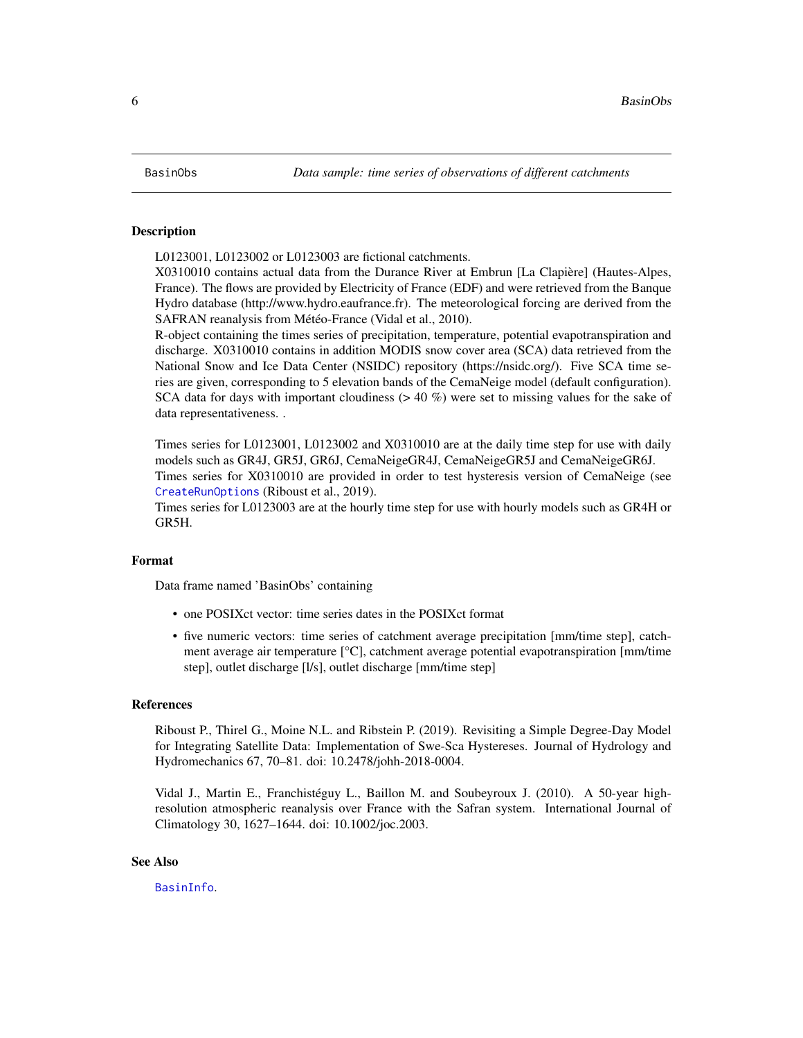## BasinObs

*Data sample: time series of observations of different catchments*

### Description

L0123001, L0123002 or L0123003 are fictional catchments.
X0310010 contains actual data from the Durance River at Embrun [La Clapière] (Hautes-Alpes, France). The flows are provided by Electricity of France (EDF) and were retrieved from the Banque Hydro database (http://www.hydro.eaufrance.fr). The meteorological forcing are derived from the SAFRAN reanalysis from Météo-France (Vidal et al., 2010).
R-object containing the times series of precipitation, temperature, potential evapotranspiration and discharge. X0310010 contains in addition MODIS snow cover area (SCA) data retrieved from the National Snow and Ice Data Center (NSIDC) repository (https://nsidc.org/). Five SCA time series are given, corresponding to 5 elevation bands of the CemaNeige model (default configuration). SCA data for days with important cloudiness (> 40 %) were set to missing values for the sake of data representativeness. .

Times series for L0123001, L0123002 and X0310010 are at the daily time step for use with daily models such as GR4J, GR5J, GR6J, CemaNeigeGR4J, CemaNeigeGR5J and CemaNeigeGR6J.
Times series for X0310010 are provided in order to test hysteresis version of CemaNeige (see CreateRunOptions (Riboust et al., 2019).
Times series for L0123003 are at the hourly time step for use with hourly models such as GR4H or GR5H.

### Format

Data frame named 'BasinObs' containing

- one POSIXct vector: time series dates in the POSIXct format
- five numeric vectors: time series of catchment average precipitation [mm/time step], catchment average air temperature [°C], catchment average potential evapotranspiration [mm/time step], outlet discharge [l/s], outlet discharge [mm/time step]

### References

Riboust P., Thirel G., Moine N.L. and Ribstein P. (2019). Revisiting a Simple Degree-Day Model for Integrating Satellite Data: Implementation of Swe-Sca Hystereses. Journal of Hydrology and Hydromechanics 67, 70–81. doi: 10.2478/johh-2018-0004.

Vidal J., Martin E., Franchistéguy L., Baillon M. and Soubeyroux J. (2010). A 50-year high-resolution atmospheric reanalysis over France with the Safran system. International Journal of Climatology 30, 1627–1644. doi: 10.1002/joc.2003.

### See Also

BasinInfo.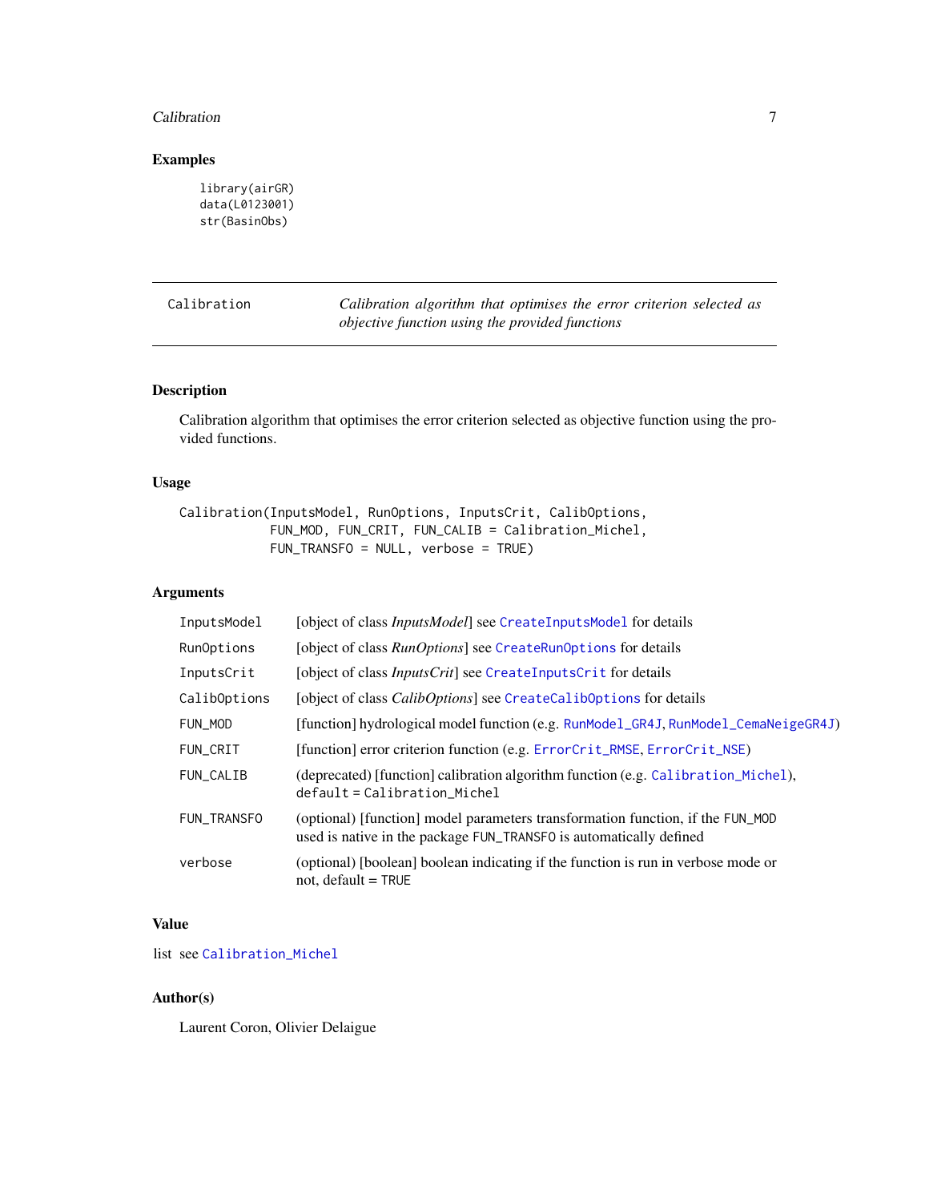### Examples

```
library(airGR)
data(L0123001)
str(BasinObs)
```

---

## Calibration — *Calibration algorithm that optimises the error criterion selected as objective function using the provided functions*

---

### Description

Calibration algorithm that optimises the error criterion selected as objective function using the provided functions.

### Usage

```
Calibration(InputsModel, RunOptions, InputsCrit, CalibOptions,
            FUN_MOD, FUN_CRIT, FUN_CALIB = Calibration_Michel,
            FUN_TRANSFO = NULL, verbose = TRUE)
```

### Arguments

| Argument | Description |
|---|---|
| `InputsModel` | [object of class *InputsModel*] see `CreateInputsModel` for details |
| `RunOptions` | [object of class *RunOptions*] see `CreateRunOptions` for details |
| `InputsCrit` | [object of class *InputsCrit*] see `CreateInputsCrit` for details |
| `CalibOptions` | [object of class *CalibOptions*] see `CreateCalibOptions` for details |
| `FUN_MOD` | [function] hydrological model function (e.g. `RunModel_GR4J`, `RunModel_CemaNeigeGR4J`) |
| `FUN_CRIT` | [function] error criterion function (e.g. `ErrorCrit_RMSE`, `ErrorCrit_NSE`) |
| `FUN_CALIB` | (deprecated) [function] calibration algorithm function (e.g. `Calibration_Michel`), default = `Calibration_Michel` |
| `FUN_TRANSFO` | (optional) [function] model parameters transformation function, if the `FUN_MOD` used is native in the package `FUN_TRANSFO` is automatically defined |
| `verbose` | (optional) [boolean] boolean indicating if the function is run in verbose mode or not, default = `TRUE` |

### Value

list see `Calibration_Michel`

### Author(s)

Laurent Coron, Olivier Delaigue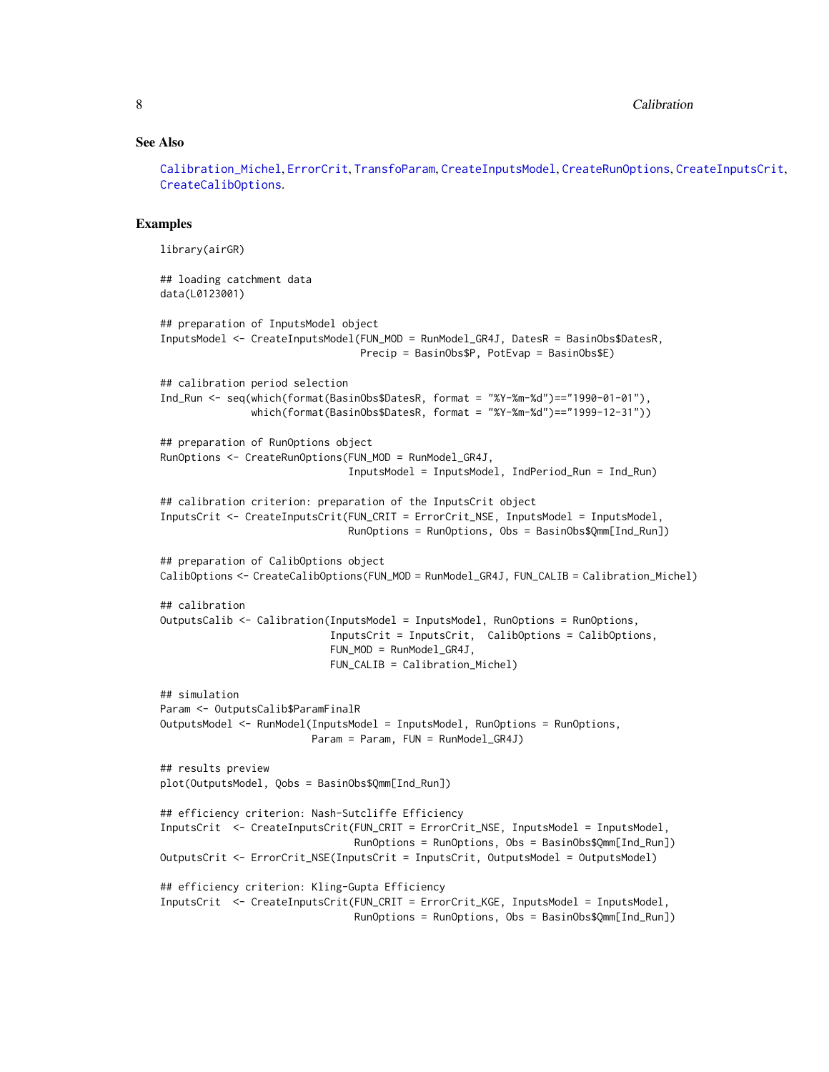## See Also

Calibration_Michel, ErrorCrit, TransfoParam, CreateInputsModel, CreateRunOptions, CreateInputsCrit, CreateCalibOptions.

## Examples

```
library(airGR)

## loading catchment data
data(L0123001)

## preparation of InputsModel object
InputsModel <- CreateInputsModel(FUN_MOD = RunModel_GR4J, DatesR = BasinObs$DatesR,
                                 Precip = BasinObs$P, PotEvap = BasinObs$E)

## calibration period selection
Ind_Run <- seq(which(format(BasinObs$DatesR, format = "%Y-%m-%d")=="1990-01-01"),
               which(format(BasinObs$DatesR, format = "%Y-%m-%d")=="1999-12-31"))

## preparation of RunOptions object
RunOptions <- CreateRunOptions(FUN_MOD = RunModel_GR4J,
                               InputsModel = InputsModel, IndPeriod_Run = Ind_Run)

## calibration criterion: preparation of the InputsCrit object
InputsCrit <- CreateInputsCrit(FUN_CRIT = ErrorCrit_NSE, InputsModel = InputsModel,
                               RunOptions = RunOptions, Obs = BasinObs$Qmm[Ind_Run])

## preparation of CalibOptions object
CalibOptions <- CreateCalibOptions(FUN_MOD = RunModel_GR4J, FUN_CALIB = Calibration_Michel)

## calibration
OutputsCalib <- Calibration(InputsModel = InputsModel, RunOptions = RunOptions,
                            InputsCrit = InputsCrit,  CalibOptions = CalibOptions,
                            FUN_MOD = RunModel_GR4J,
                            FUN_CALIB = Calibration_Michel)

## simulation
Param <- OutputsCalib$ParamFinalR
OutputsModel <- RunModel(InputsModel = InputsModel, RunOptions = RunOptions,
                         Param = Param, FUN = RunModel_GR4J)

## results preview
plot(OutputsModel, Qobs = BasinObs$Qmm[Ind_Run])

## efficiency criterion: Nash-Sutcliffe Efficiency
InputsCrit  <- CreateInputsCrit(FUN_CRIT = ErrorCrit_NSE, InputsModel = InputsModel,
                                RunOptions = RunOptions, Obs = BasinObs$Qmm[Ind_Run])
OutputsCrit <- ErrorCrit_NSE(InputsCrit = InputsCrit, OutputsModel = OutputsModel)

## efficiency criterion: Kling-Gupta Efficiency
InputsCrit  <- CreateInputsCrit(FUN_CRIT = ErrorCrit_KGE, InputsModel = InputsModel,
                                RunOptions = RunOptions, Obs = BasinObs$Qmm[Ind_Run])
```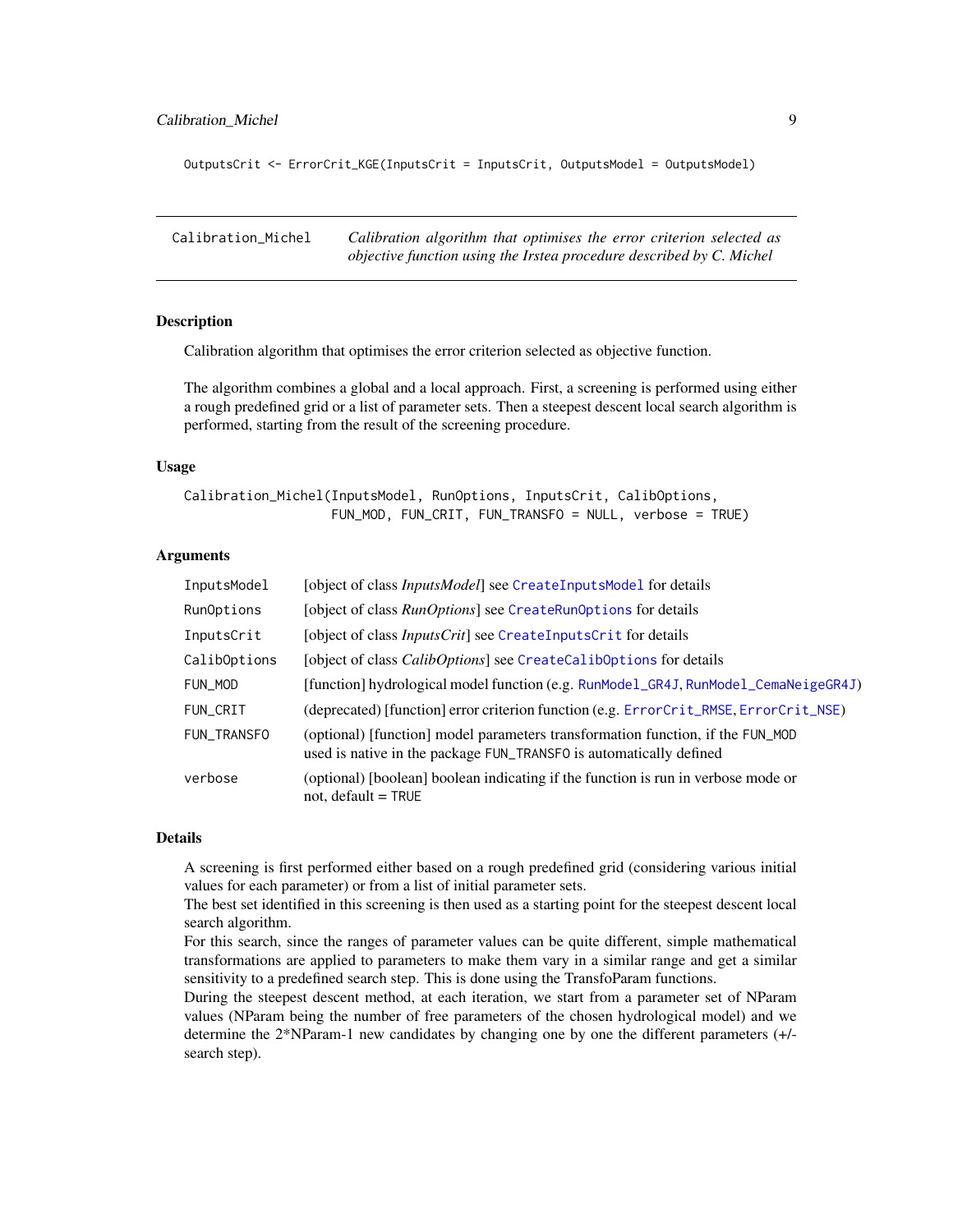```
OutputsCrit <- ErrorCrit_KGE(InputsCrit = InputsCrit, OutputsModel = OutputsModel)
```

---

## Calibration_Michel

*Calibration algorithm that optimises the error criterion selected as objective function using the Irstea procedure described by C. Michel*

---

### Description

Calibration algorithm that optimises the error criterion selected as objective function.

The algorithm combines a global and a local approach. First, a screening is performed using either a rough predefined grid or a list of parameter sets. Then a steepest descent local search algorithm is performed, starting from the result of the screening procedure.

### Usage

```
Calibration_Michel(InputsModel, RunOptions, InputsCrit, CalibOptions,
                   FUN_MOD, FUN_CRIT, FUN_TRANSFO = NULL, verbose = TRUE)
```

### Arguments

| | |
|---|---|
| `InputsModel` | [object of class *InputsModel*] see `CreateInputsModel` for details |
| `RunOptions` | [object of class *RunOptions*] see `CreateRunOptions` for details |
| `InputsCrit` | [object of class *InputsCrit*] see `CreateInputsCrit` for details |
| `CalibOptions` | [object of class *CalibOptions*] see `CreateCalibOptions` for details |
| `FUN_MOD` | [function] hydrological model function (e.g. `RunModel_GR4J`, `RunModel_CemaNeigeGR4J`) |
| `FUN_CRIT` | (deprecated) [function] error criterion function (e.g. `ErrorCrit_RMSE`, `ErrorCrit_NSE`) |
| `FUN_TRANSFO` | (optional) [function] model parameters transformation function, if the `FUN_MOD` used is native in the package `FUN_TRANSFO` is automatically defined |
| `verbose` | (optional) [boolean] boolean indicating if the function is run in verbose mode or not, default = `TRUE` |

### Details

A screening is first performed either based on a rough predefined grid (considering various initial values for each parameter) or from a list of initial parameter sets.
The best set identified in this screening is then used as a starting point for the steepest descent local search algorithm.
For this search, since the ranges of parameter values can be quite different, simple mathematical transformations are applied to parameters to make them vary in a similar range and get a similar sensitivity to a predefined search step. This is done using the TransfoParam functions.
During the steepest descent method, at each iteration, we start from a parameter set of NParam values (NParam being the number of free parameters of the chosen hydrological model) and we determine the 2*NParam-1 new candidates by changing one by one the different parameters (+/- search step).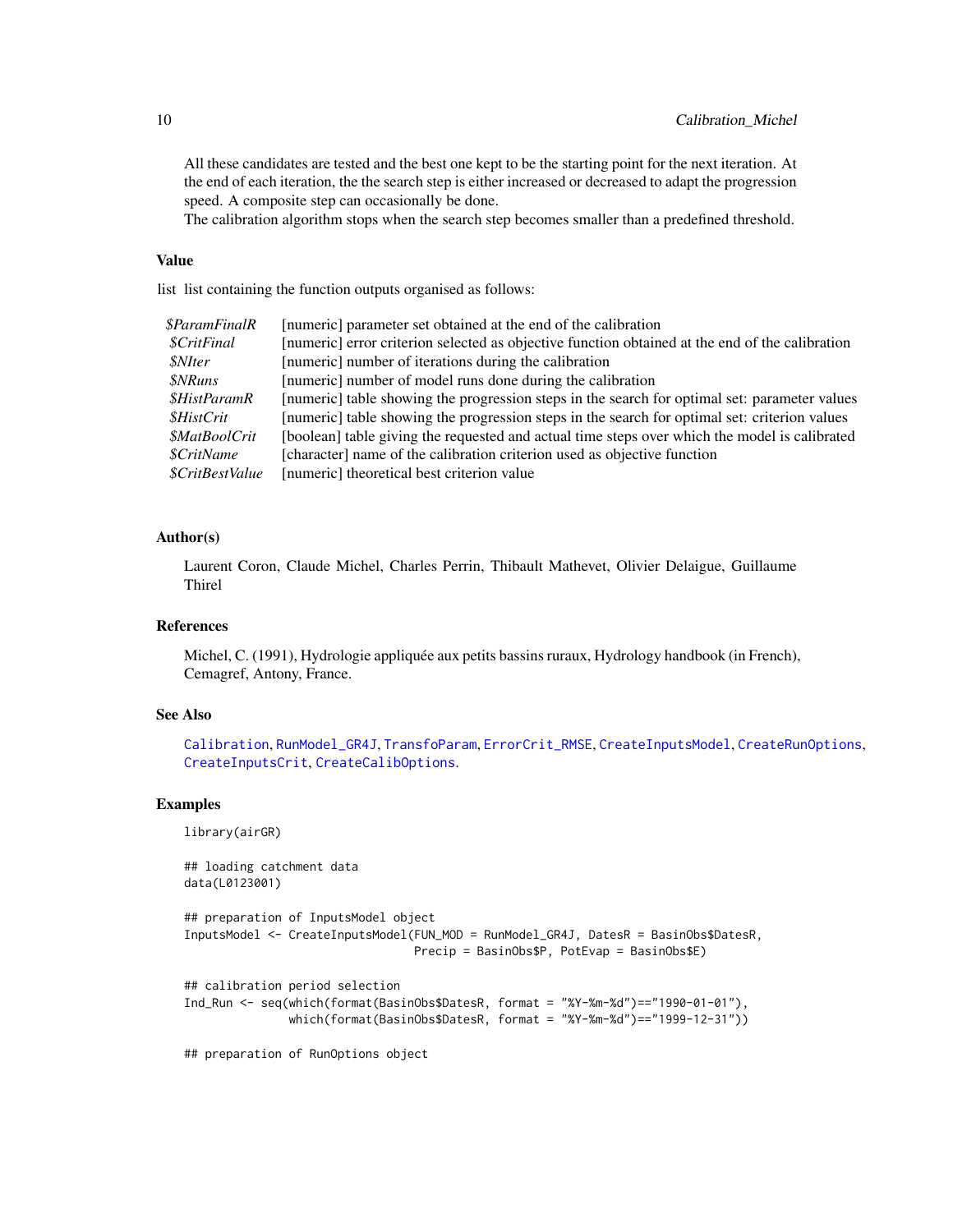All these candidates are tested and the best one kept to be the starting point for the next iteration. At the end of each iteration, the the search step is either increased or decreased to adapt the progression speed. A composite step can occasionally be done.
The calibration algorithm stops when the search step becomes smaller than a predefined threshold.

### Value

list  list containing the function outputs organised as follows:

| | |
|---|---|
| *$ParamFinalR* | [numeric] parameter set obtained at the end of the calibration |
| *$CritFinal* | [numeric] error criterion selected as objective function obtained at the end of the calibration |
| *$NIter* | [numeric] number of iterations during the calibration |
| *$NRuns* | [numeric] number of model runs done during the calibration |
| *$HistParamR* | [numeric] table showing the progression steps in the search for optimal set: parameter values |
| *$HistCrit* | [numeric] table showing the progression steps in the search for optimal set: criterion values |
| *$MatBoolCrit* | [boolean] table giving the requested and actual time steps over which the model is calibrated |
| *$CritName* | [character] name of the calibration criterion used as objective function |
| *$CritBestValue* | [numeric] theoretical best criterion value |

### Author(s)

Laurent Coron, Claude Michel, Charles Perrin, Thibault Mathevet, Olivier Delaigue, Guillaume Thirel

### References

Michel, C. (1991), Hydrologie appliquée aux petits bassins ruraux, Hydrology handbook (in French), Cemagref, Antony, France.

### See Also

Calibration, RunModel_GR4J, TransfoParam, ErrorCrit_RMSE, CreateInputsModel, CreateRunOptions, CreateInputsCrit, CreateCalibOptions.

### Examples

```
library(airGR)

## loading catchment data
data(L0123001)

## preparation of InputsModel object
InputsModel <- CreateInputsModel(FUN_MOD = RunModel_GR4J, DatesR = BasinObs$DatesR,
                                 Precip = BasinObs$P, PotEvap = BasinObs$E)

## calibration period selection
Ind_Run <- seq(which(format(BasinObs$DatesR, format = "%Y-%m-%d")=="1990-01-01"),
               which(format(BasinObs$DatesR, format = "%Y-%m-%d")=="1999-12-31"))

## preparation of RunOptions object
```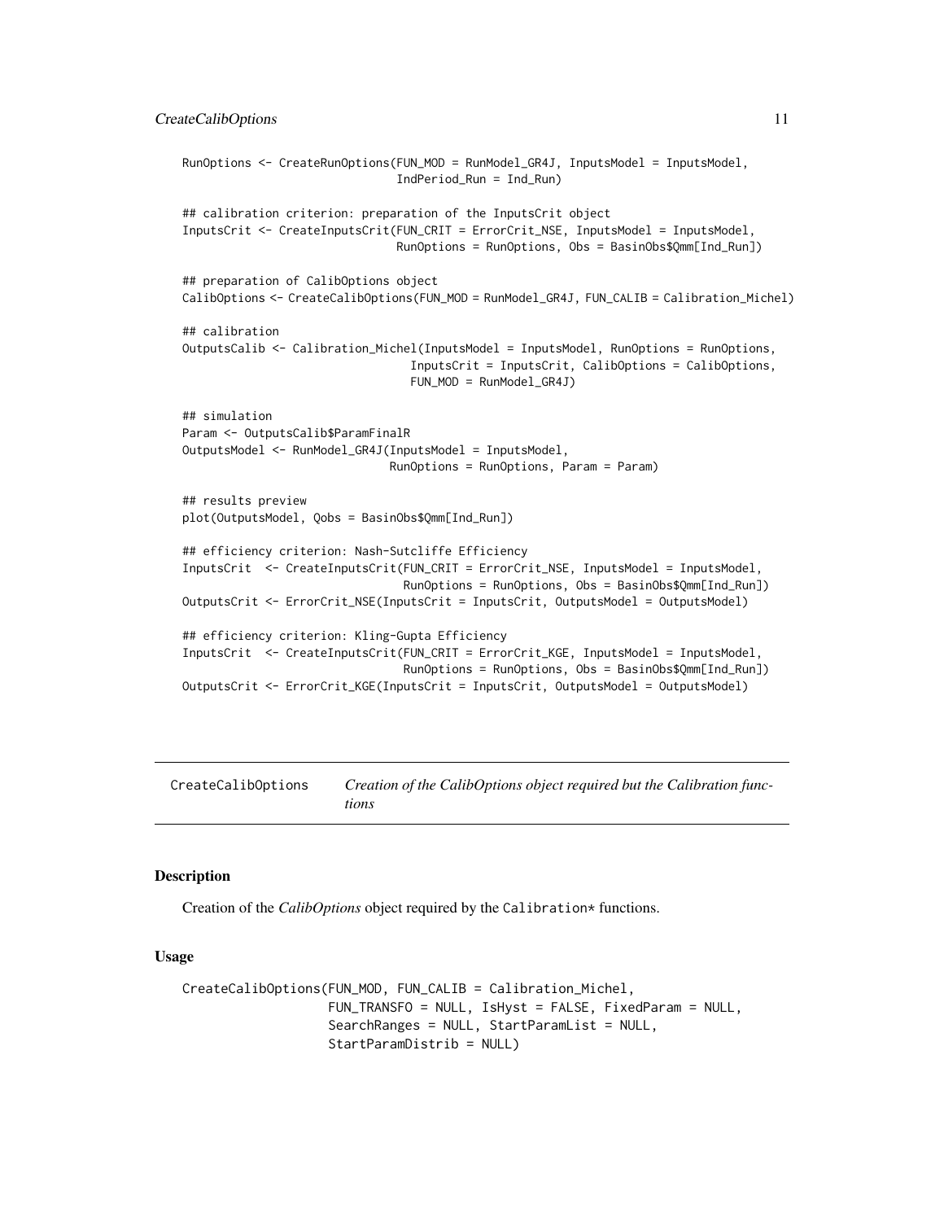```
RunOptions <- CreateRunOptions(FUN_MOD = RunModel_GR4J, InputsModel = InputsModel,
                               IndPeriod_Run = Ind_Run)

## calibration criterion: preparation of the InputsCrit object
InputsCrit <- CreateInputsCrit(FUN_CRIT = ErrorCrit_NSE, InputsModel = InputsModel,
                               RunOptions = RunOptions, Obs = BasinObs$Qmm[Ind_Run])

## preparation of CalibOptions object
CalibOptions <- CreateCalibOptions(FUN_MOD = RunModel_GR4J, FUN_CALIB = Calibration_Michel)

## calibration
OutputsCalib <- Calibration_Michel(InputsModel = InputsModel, RunOptions = RunOptions,
                                   InputsCrit = InputsCrit, CalibOptions = CalibOptions,
                                   FUN_MOD = RunModel_GR4J)

## simulation
Param <- OutputsCalib$ParamFinalR
OutputsModel <- RunModel_GR4J(InputsModel = InputsModel,
                              RunOptions = RunOptions, Param = Param)

## results preview
plot(OutputsModel, Qobs = BasinObs$Qmm[Ind_Run])

## efficiency criterion: Nash-Sutcliffe Efficiency
InputsCrit  <- CreateInputsCrit(FUN_CRIT = ErrorCrit_NSE, InputsModel = InputsModel,
                                RunOptions = RunOptions, Obs = BasinObs$Qmm[Ind_Run])
OutputsCrit <- ErrorCrit_NSE(InputsCrit = InputsCrit, OutputsModel = OutputsModel)

## efficiency criterion: Kling-Gupta Efficiency
InputsCrit  <- CreateInputsCrit(FUN_CRIT = ErrorCrit_KGE, InputsModel = InputsModel,
                                RunOptions = RunOptions, Obs = BasinObs$Qmm[Ind_Run])
OutputsCrit <- ErrorCrit_KGE(InputsCrit = InputsCrit, OutputsModel = OutputsModel)
```

---

`CreateCalibOptions` *Creation of the CalibOptions object required but the Calibration functions*

---

## Description

Creation of the *CalibOptions* object required by the Calibration* functions.

## Usage

```
CreateCalibOptions(FUN_MOD, FUN_CALIB = Calibration_Michel,
                   FUN_TRANSFO = NULL, IsHyst = FALSE, FixedParam = NULL,
                   SearchRanges = NULL, StartParamList = NULL,
                   StartParamDistrib = NULL)
```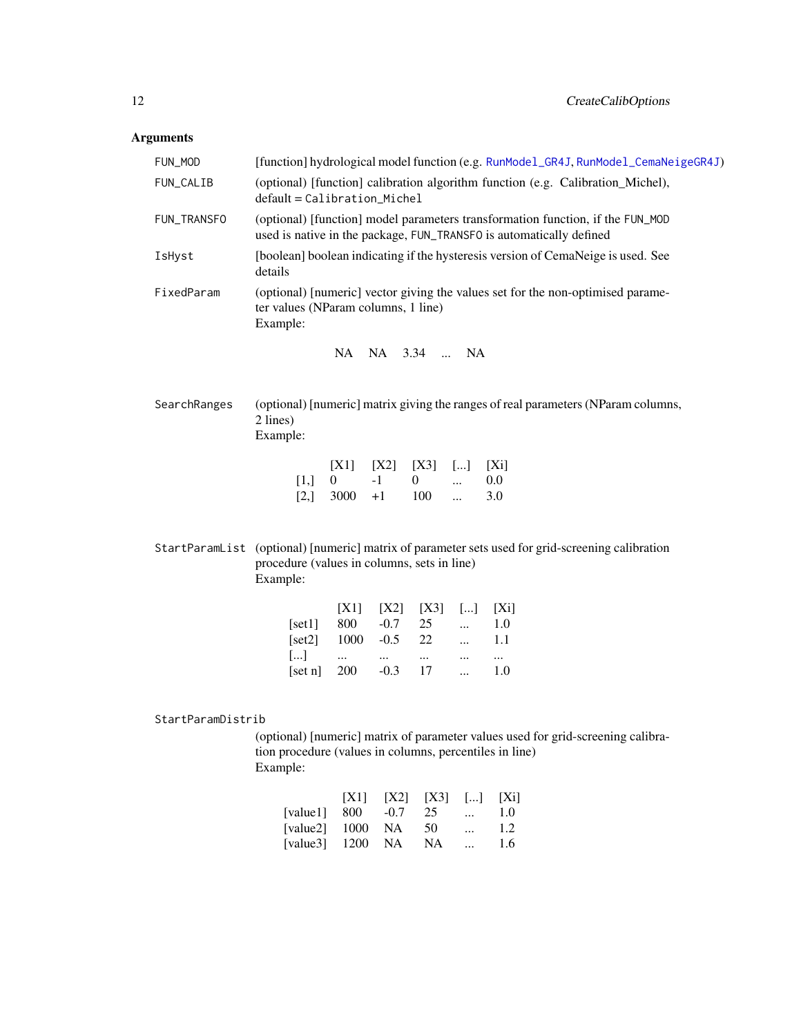## Arguments

**FUN_MOD**
[function] hydrological model function (e.g. RunModel_GR4J, RunModel_CemaNeigeGR4J)

**FUN_CALIB**
(optional) [function] calibration algorithm function (e.g. Calibration_Michel), default = Calibration_Michel

**FUN_TRANSFO**
(optional) [function] model parameters transformation function, if the FUN_MOD used is native in the package, FUN_TRANSFO is automatically defined

**IsHyst**
[boolean] boolean indicating if the hysteresis version of CemaNeige is used. See details

**FixedParam**
(optional) [numeric] vector giving the values set for the non-optimised parameter values (NParam columns, 1 line)
Example:

| | | | | |
|---|---|---|---|---|
| NA | NA | 3.34 | ... | NA |

**SearchRanges**
(optional) [numeric] matrix giving the ranges of real parameters (NParam columns, 2 lines)
Example:

| | [X1] | [X2] | [X3] | [...] | [Xi] |
|---|---|---|---|---|---|
| [1,] | 0 | -1 | 0 | ... | 0.0 |
| [2,] | 3000 | +1 | 100 | ... | 3.0 |

**StartParamList**
(optional) [numeric] matrix of parameter sets used for grid-screening calibration procedure (values in columns, sets in line)
Example:

| | [X1] | [X2] | [X3] | [...] | [Xi] |
|---|---|---|---|---|---|
| [set1] | 800 | -0.7 | 25 | ... | 1.0 |
| [set2] | 1000 | -0.5 | 22 | ... | 1.1 |
| [...] | ... | ... | ... | ... | ... |
| [set n] | 200 | -0.3 | 17 | ... | 1.0 |

**StartParamDistrib**
(optional) [numeric] matrix of parameter values used for grid-screening calibration procedure (values in columns, percentiles in line)
Example:

| | [X1] | [X2] | [X3] | [...] | [Xi] |
|---|---|---|---|---|---|
| [value1] | 800 | -0.7 | 25 | ... | 1.0 |
| [value2] | 1000 | NA | 50 | ... | 1.2 |
| [value3] | 1200 | NA | NA | ... | 1.6 |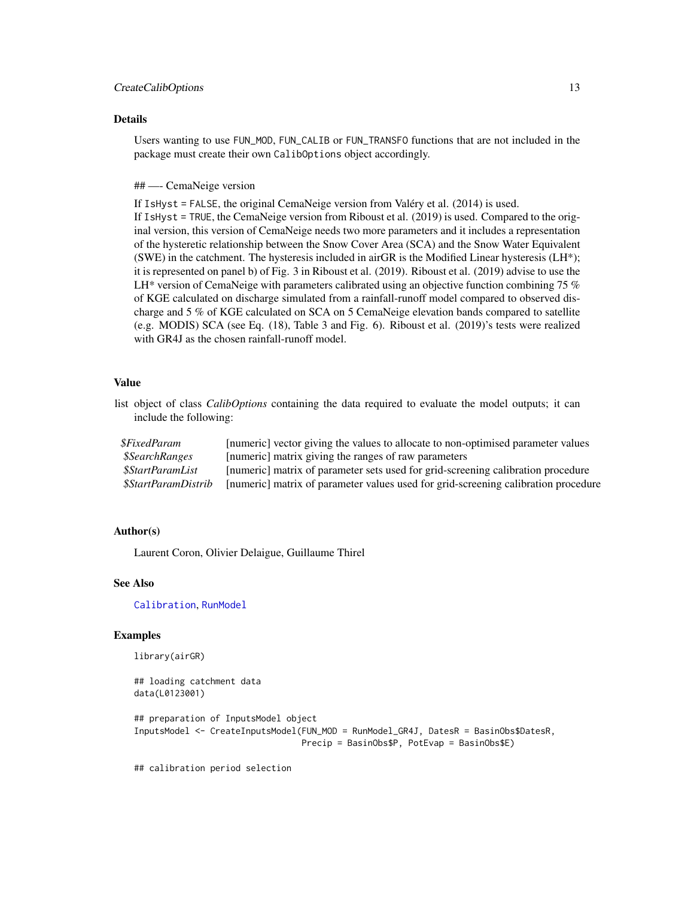### Details

Users wanting to use `FUN_MOD`, `FUN_CALIB` or `FUN_TRANSFO` functions that are not included in the package must create their own `CalibOptions` object accordingly.

## —- CemaNeige version

If `IsHyst = FALSE`, the original CemaNeige version from Valéry et al. (2014) is used.
If `IsHyst = TRUE`, the CemaNeige version from Riboust et al. (2019) is used. Compared to the original version, this version of CemaNeige needs two more parameters and it includes a representation of the hysteretic relationship between the Snow Cover Area (SCA) and the Snow Water Equivalent (SWE) in the catchment. The hysteresis included in airGR is the Modified Linear hysteresis (LH*); it is represented on panel b) of Fig. 3 in Riboust et al. (2019). Riboust et al. (2019) advise to use the LH* version of CemaNeige with parameters calibrated using an objective function combining 75 % of KGE calculated on discharge simulated from a rainfall-runoff model compared to observed discharge and 5 % of KGE calculated on SCA on 5 CemaNeige elevation bands compared to satellite (e.g. MODIS) SCA (see Eq. (18), Table 3 and Fig. 6). Riboust et al. (2019)'s tests were realized with GR4J as the chosen rainfall-runoff model.

### Value

list object of class *CalibOptions* containing the data required to evaluate the model outputs; it can include the following:

| | |
|---|---|
| *$FixedParam* | [numeric] vector giving the values to allocate to non-optimised parameter values |
| *$SearchRanges* | [numeric] matrix giving the ranges of raw parameters |
| *$StartParamList* | [numeric] matrix of parameter sets used for grid-screening calibration procedure |
| *$StartParamDistrib* | [numeric] matrix of parameter values used for grid-screening calibration procedure |

### Author(s)

Laurent Coron, Olivier Delaigue, Guillaume Thirel

### See Also

`Calibration`, `RunModel`

### Examples

```
library(airGR)

## loading catchment data
data(L0123001)

## preparation of InputsModel object
InputsModel <- CreateInputsModel(FUN_MOD = RunModel_GR4J, DatesR = BasinObs$DatesR,
                                 Precip = BasinObs$P, PotEvap = BasinObs$E)

## calibration period selection
```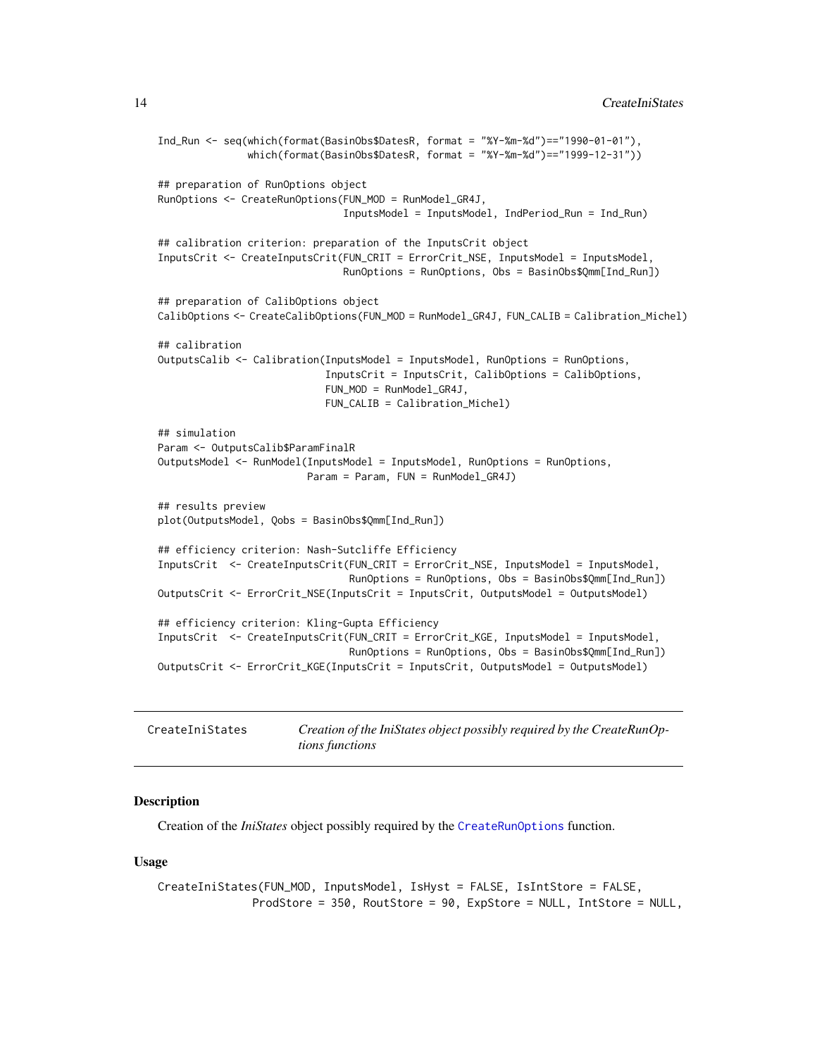```
Ind_Run <- seq(which(format(BasinObs$DatesR, format = "%Y-%m-%d")=="1990-01-01"),
               which(format(BasinObs$DatesR, format = "%Y-%m-%d")=="1999-12-31"))

## preparation of RunOptions object
RunOptions <- CreateRunOptions(FUN_MOD = RunModel_GR4J,
                               InputsModel = InputsModel, IndPeriod_Run = Ind_Run)

## calibration criterion: preparation of the InputsCrit object
InputsCrit <- CreateInputsCrit(FUN_CRIT = ErrorCrit_NSE, InputsModel = InputsModel,
                               RunOptions = RunOptions, Obs = BasinObs$Qmm[Ind_Run])

## preparation of CalibOptions object
CalibOptions <- CreateCalibOptions(FUN_MOD = RunModel_GR4J, FUN_CALIB = Calibration_Michel)

## calibration
OutputsCalib <- Calibration(InputsModel = InputsModel, RunOptions = RunOptions,
                            InputsCrit = InputsCrit, CalibOptions = CalibOptions,
                            FUN_MOD = RunModel_GR4J,
                            FUN_CALIB = Calibration_Michel)

## simulation
Param <- OutputsCalib$ParamFinalR
OutputsModel <- RunModel(InputsModel = InputsModel, RunOptions = RunOptions,
                         Param = Param, FUN = RunModel_GR4J)

## results preview
plot(OutputsModel, Qobs = BasinObs$Qmm[Ind_Run])

## efficiency criterion: Nash-Sutcliffe Efficiency
InputsCrit  <- CreateInputsCrit(FUN_CRIT = ErrorCrit_NSE, InputsModel = InputsModel,
                                RunOptions = RunOptions, Obs = BasinObs$Qmm[Ind_Run])
OutputsCrit <- ErrorCrit_NSE(InputsCrit = InputsCrit, OutputsModel = OutputsModel)

## efficiency criterion: Kling-Gupta Efficiency
InputsCrit  <- CreateInputsCrit(FUN_CRIT = ErrorCrit_KGE, InputsModel = InputsModel,
                                RunOptions = RunOptions, Obs = BasinObs$Qmm[Ind_Run])
OutputsCrit <- ErrorCrit_KGE(InputsCrit = InputsCrit, OutputsModel = OutputsModel)
```

---

## CreateIniStates — *Creation of the IniStates object possibly required by the CreateRunOptions functions*

### Description

Creation of the *IniStates* object possibly required by the CreateRunOptions function.

### Usage

```
CreateIniStates(FUN_MOD, InputsModel, IsHyst = FALSE, IsIntStore = FALSE,
                ProdStore = 350, RoutStore = 90, ExpStore = NULL, IntStore = NULL,
```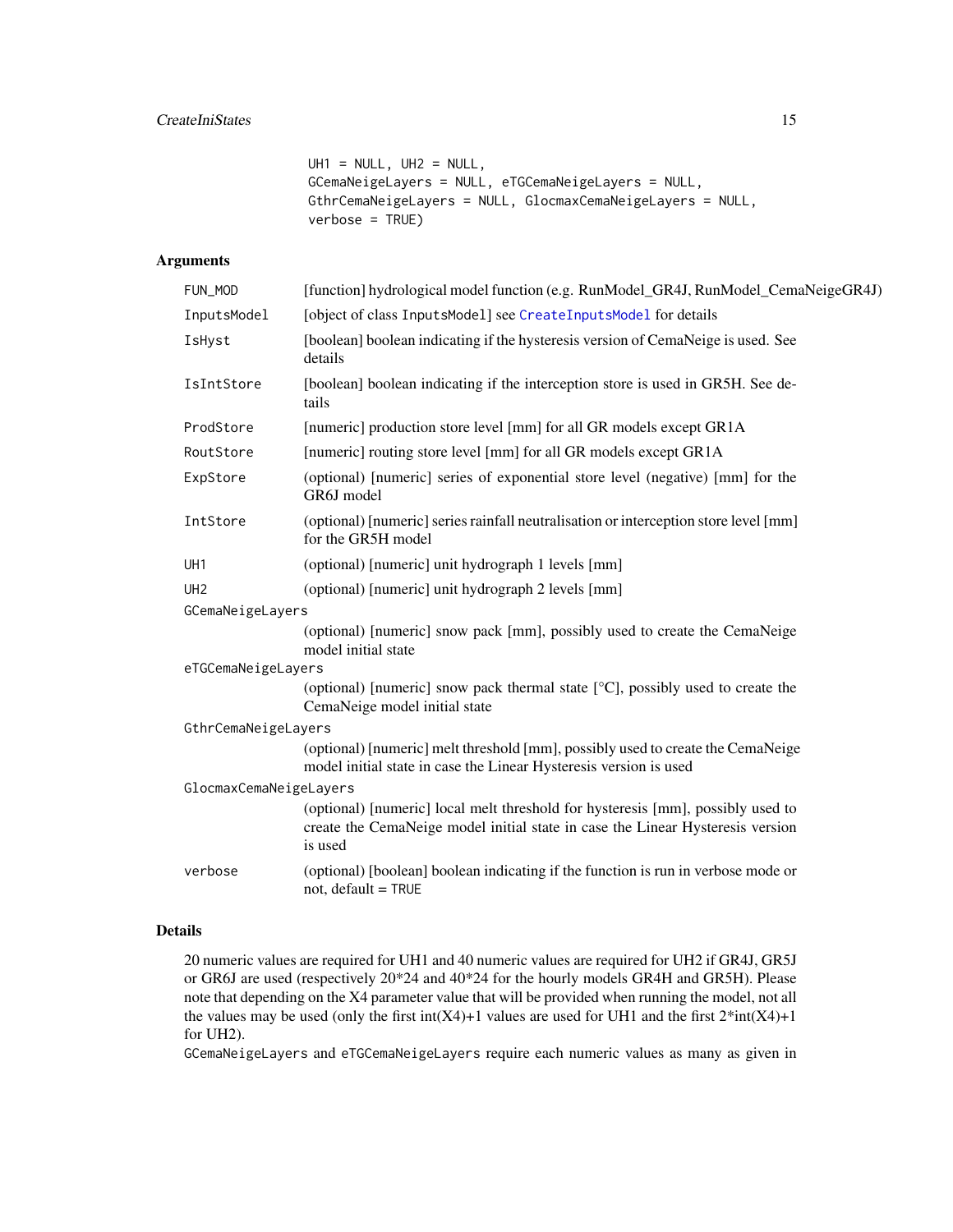```
UH1 = NULL, UH2 = NULL,
GCemaNeigeLayers = NULL, eTGCemaNeigeLayers = NULL,
GthrCemaNeigeLayers = NULL, GlocmaxCemaNeigeLayers = NULL,
verbose = TRUE)
```

## Arguments

| | |
|---|---|
| `FUN_MOD` | [function] hydrological model function (e.g. RunModel_GR4J, RunModel_CemaNeigeGR4J) |
| `InputsModel` | [object of class `InputsModel`] see `CreateInputsModel` for details |
| `IsHyst` | [boolean] boolean indicating if the hysteresis version of CemaNeige is used. See details |
| `IsIntStore` | [boolean] boolean indicating if the interception store is used in GR5H. See details |
| `ProdStore` | [numeric] production store level [mm] for all GR models except GR1A |
| `RoutStore` | [numeric] routing store level [mm] for all GR models except GR1A |
| `ExpStore` | (optional) [numeric] series of exponential store level (negative) [mm] for the GR6J model |
| `IntStore` | (optional) [numeric] series rainfall neutralisation or interception store level [mm] for the GR5H model |
| `UH1` | (optional) [numeric] unit hydrograph 1 levels [mm] |
| `UH2` | (optional) [numeric] unit hydrograph 2 levels [mm] |
| `GCemaNeigeLayers` | (optional) [numeric] snow pack [mm], possibly used to create the CemaNeige model initial state |
| `eTGCemaNeigeLayers` | (optional) [numeric] snow pack thermal state [°C], possibly used to create the CemaNeige model initial state |
| `GthrCemaNeigeLayers` | (optional) [numeric] melt threshold [mm], possibly used to create the CemaNeige model initial state in case the Linear Hysteresis version is used |
| `GlocmaxCemaNeigeLayers` | (optional) [numeric] local melt threshold for hysteresis [mm], possibly used to create the CemaNeige model initial state in case the Linear Hysteresis version is used |
| `verbose` | (optional) [boolean] boolean indicating if the function is run in verbose mode or not, default = `TRUE` |

## Details

20 numeric values are required for UH1 and 40 numeric values are required for UH2 if GR4J, GR5J or GR6J are used (respectively 20*24 and 40*24 for the hourly models GR4H and GR5H). Please note that depending on the X4 parameter value that will be provided when running the model, not all the values may be used (only the first int(X4)+1 values are used for UH1 and the first 2*int(X4)+1 for UH2).

`GCemaNeigeLayers` and `eTGCemaNeigeLayers` require each numeric values as many as given in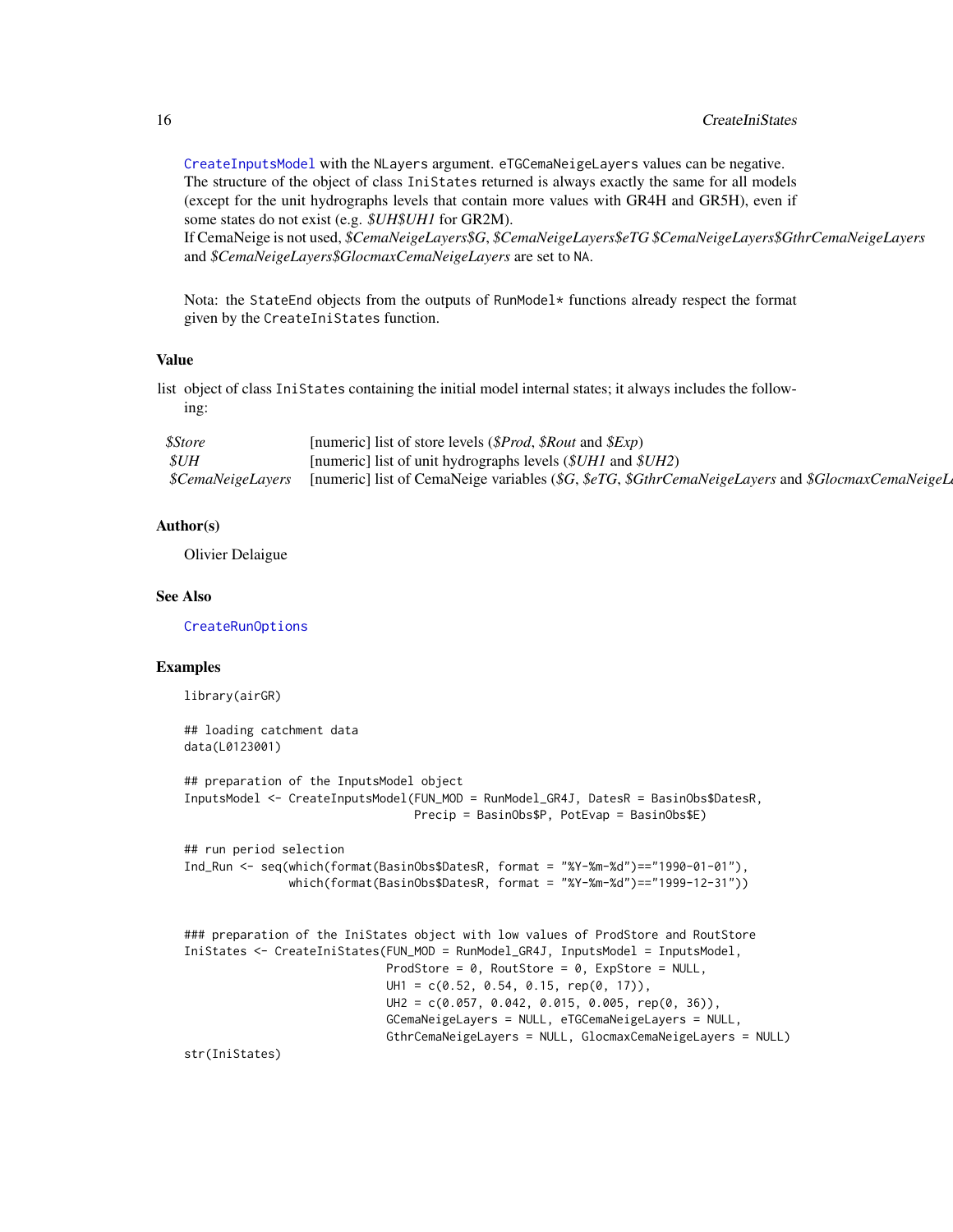CreateInputsModel with the NLayers argument. eTGCemaNeigeLayers values can be negative.
The structure of the object of class IniStates returned is always exactly the same for all models (except for the unit hydrographs levels that contain more values with GR4H and GR5H), even if some states do not exist (e.g. *$UH$UH1* for GR2M).
If CemaNeige is not used, *$CemaNeigeLayers$G*, *$CemaNeigeLayers$eTG* *$CemaNeigeLayers$GthrCemaNeigeLayers* and *$CemaNeigeLayers$GlocmaxCemaNeigeLayers* are set to NA.

Nota: the StateEnd objects from the outputs of RunModel* functions already respect the format given by the CreateIniStates function.

## Value

list object of class IniStates containing the initial model internal states; it always includes the following:

| | |
|---|---|
| *$Store* | [numeric] list of store levels (*$Prod*, *$Rout* and *$Exp*) |
| *$UH* | [numeric] list of unit hydrographs levels (*$UH1* and *$UH2*) |
| *$CemaNeigeLayers* | [numeric] list of CemaNeige variables (*$G*, *$eTG*, *$GthrCemaNeigeLayers* and *$GlocmaxCemaNeigeLayers*) |

## Author(s)

Olivier Delaigue

## See Also

CreateRunOptions

## Examples

```
library(airGR)

## loading catchment data
data(L0123001)

## preparation of the InputsModel object
InputsModel <- CreateInputsModel(FUN_MOD = RunModel_GR4J, DatesR = BasinObs$DatesR,
                                 Precip = BasinObs$P, PotEvap = BasinObs$E)

## run period selection
Ind_Run <- seq(which(format(BasinObs$DatesR, format = "%Y-%m-%d")=="1990-01-01"),
               which(format(BasinObs$DatesR, format = "%Y-%m-%d")=="1999-12-31"))


### preparation of the IniStates object with low values of ProdStore and RoutStore
IniStates <- CreateIniStates(FUN_MOD = RunModel_GR4J, InputsModel = InputsModel,
                             ProdStore = 0, RoutStore = 0, ExpStore = NULL,
                             UH1 = c(0.52, 0.54, 0.15, rep(0, 17)),
                             UH2 = c(0.057, 0.042, 0.015, 0.005, rep(0, 36)),
                             GCemaNeigeLayers = NULL, eTGCemaNeigeLayers = NULL,
                             GthrCemaNeigeLayers = NULL, GlocmaxCemaNeigeLayers = NULL)
str(IniStates)
```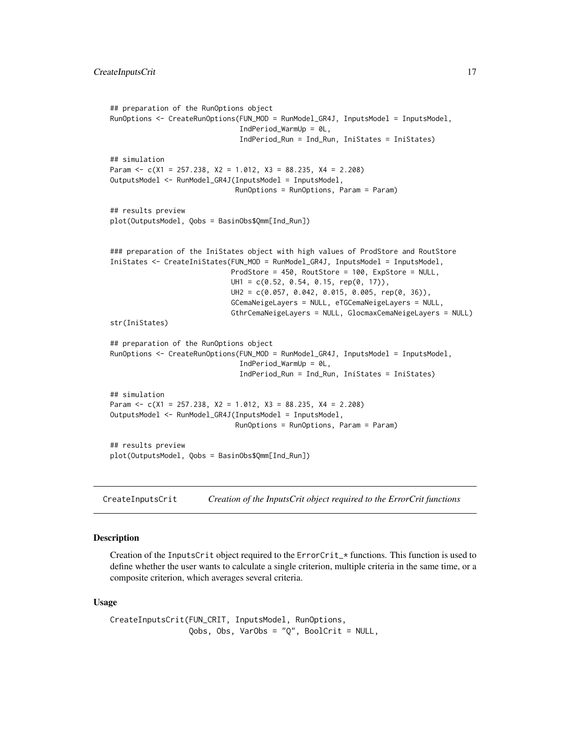```
## preparation of the RunOptions object
RunOptions <- CreateRunOptions(FUN_MOD = RunModel_GR4J, InputsModel = InputsModel,
                               IndPeriod_WarmUp = 0L,
                               IndPeriod_Run = Ind_Run, IniStates = IniStates)

## simulation
Param <- c(X1 = 257.238, X2 = 1.012, X3 = 88.235, X4 = 2.208)
OutputsModel <- RunModel_GR4J(InputsModel = InputsModel,
                              RunOptions = RunOptions, Param = Param)

## results preview
plot(OutputsModel, Qobs = BasinObs$Qmm[Ind_Run])


### preparation of the IniStates object with high values of ProdStore and RoutStore
IniStates <- CreateIniStates(FUN_MOD = RunModel_GR4J, InputsModel = InputsModel,
                             ProdStore = 450, RoutStore = 100, ExpStore = NULL,
                             UH1 = c(0.52, 0.54, 0.15, rep(0, 17)),
                             UH2 = c(0.057, 0.042, 0.015, 0.005, rep(0, 36)),
                             GCemaNeigeLayers = NULL, eTGCemaNeigeLayers = NULL,
                             GthrCemaNeigeLayers = NULL, GlocmaxCemaNeigeLayers = NULL)
str(IniStates)

## preparation of the RunOptions object
RunOptions <- CreateRunOptions(FUN_MOD = RunModel_GR4J, InputsModel = InputsModel,
                               IndPeriod_WarmUp = 0L,
                               IndPeriod_Run = Ind_Run, IniStates = IniStates)

## simulation
Param <- c(X1 = 257.238, X2 = 1.012, X3 = 88.235, X4 = 2.208)
OutputsModel <- RunModel_GR4J(InputsModel = InputsModel,
                              RunOptions = RunOptions, Param = Param)

## results preview
plot(OutputsModel, Qobs = BasinObs$Qmm[Ind_Run])
```

---

## CreateInputsCrit — *Creation of the InputsCrit object required to the ErrorCrit functions*

---

### Description

Creation of the InputsCrit object required to the ErrorCrit_* functions. This function is used to define whether the user wants to calculate a single criterion, multiple criteria in the same time, or a composite criterion, which averages several criteria.

### Usage

```
CreateInputsCrit(FUN_CRIT, InputsModel, RunOptions,
                 Qobs, Obs, VarObs = "Q", BoolCrit = NULL,
```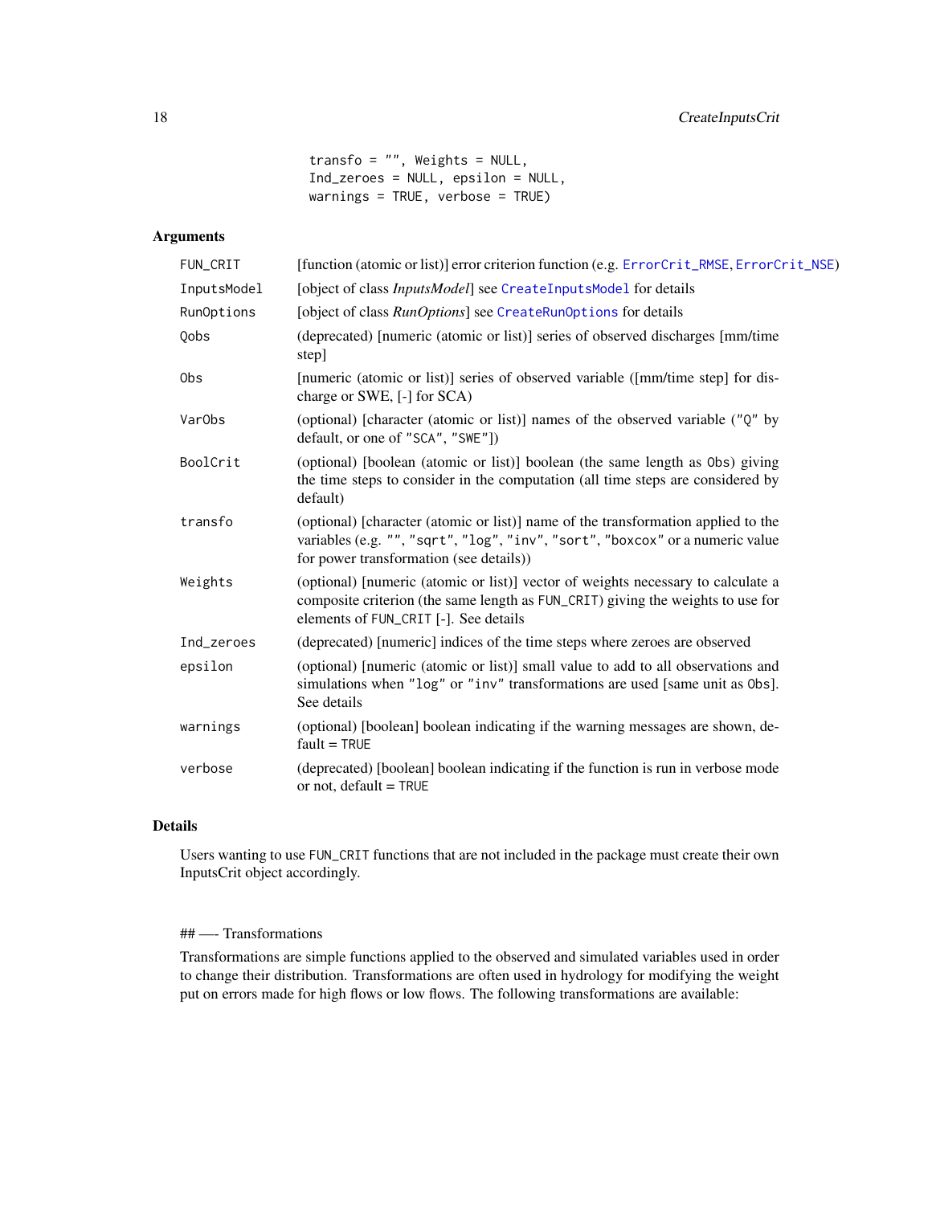```
              transfo = "", Weights = NULL,
              Ind_zeroes = NULL, epsilon = NULL,
              warnings = TRUE, verbose = TRUE)
```

## Arguments

| | |
|---|---|
| `FUN_CRIT` | [function (atomic or list)] error criterion function (e.g. `ErrorCrit_RMSE`, `ErrorCrit_NSE`) |
| `InputsModel` | [object of class *InputsModel*] see `CreateInputsModel` for details |
| `RunOptions` | [object of class *RunOptions*] see `CreateRunOptions` for details |
| `Qobs` | (deprecated) [numeric (atomic or list)] series of observed discharges [mm/time step] |
| `Obs` | [numeric (atomic or list)] series of observed variable ([mm/time step] for discharge or SWE, [-] for SCA) |
| `VarObs` | (optional) [character (atomic or list)] names of the observed variable (`"Q"` by default, or one of `"SCA"`, `"SWE"`]) |
| `BoolCrit` | (optional) [boolean (atomic or list)] boolean (the same length as `Obs`) giving the time steps to consider in the computation (all time steps are considered by default) |
| `transfo` | (optional) [character (atomic or list)] name of the transformation applied to the variables (e.g. `""`, `"sqrt"`, `"log"`, `"inv"`, `"sort"`, `"boxcox"` or a numeric value for power transformation (see details)) |
| `Weights` | (optional) [numeric (atomic or list)] vector of weights necessary to calculate a composite criterion (the same length as `FUN_CRIT`) giving the weights to use for elements of `FUN_CRIT` [-]. See details |
| `Ind_zeroes` | (deprecated) [numeric] indices of the time steps where zeroes are observed |
| `epsilon` | (optional) [numeric (atomic or list)] small value to add to all observations and simulations when `"log"` or `"inv"` transformations are used [same unit as `Obs`]. See details |
| `warnings` | (optional) [boolean] boolean indicating if the warning messages are shown, default = `TRUE` |
| `verbose` | (deprecated) [boolean] boolean indicating if the function is run in verbose mode or not, default = `TRUE` |

## Details

Users wanting to use `FUN_CRIT` functions that are not included in the package must create their own InputsCrit object accordingly.

## —- Transformations

Transformations are simple functions applied to the observed and simulated variables used in order to change their distribution. Transformations are often used in hydrology for modifying the weight put on errors made for high flows or low flows. The following transformations are available: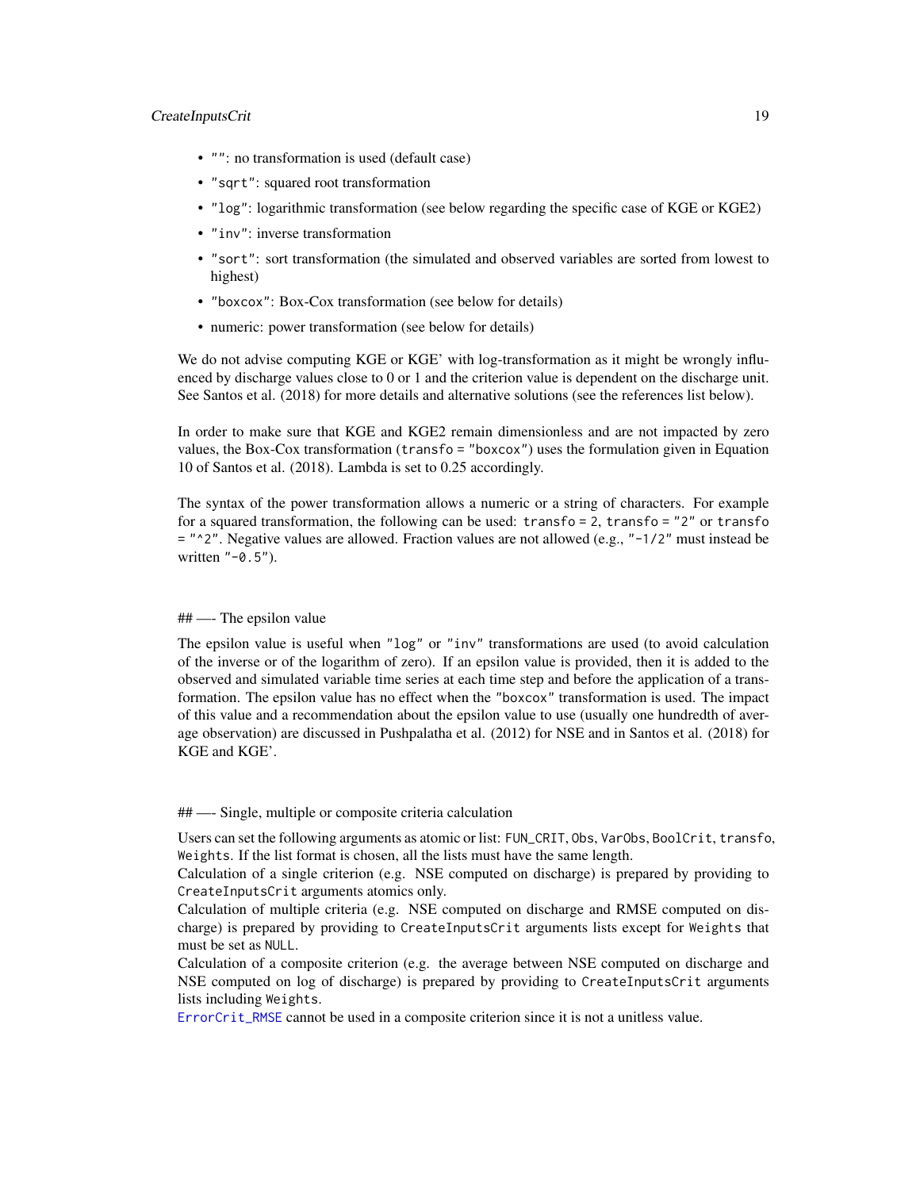- `""`: no transformation is used (default case)
- `"sqrt"`: squared root transformation
- `"log"`: logarithmic transformation (see below regarding the specific case of KGE or KGE2)
- `"inv"`: inverse transformation
- `"sort"`: sort transformation (the simulated and observed variables are sorted from lowest to highest)
- `"boxcox"`: Box-Cox transformation (see below for details)
- numeric: power transformation (see below for details)

We do not advise computing KGE or KGE' with log-transformation as it might be wrongly influenced by discharge values close to 0 or 1 and the criterion value is dependent on the discharge unit. See Santos et al. (2018) for more details and alternative solutions (see the references list below).

In order to make sure that KGE and KGE2 remain dimensionless and are not impacted by zero values, the Box-Cox transformation (`transfo = "boxcox"`) uses the formulation given in Equation 10 of Santos et al. (2018). Lambda is set to 0.25 accordingly.

The syntax of the power transformation allows a numeric or a string of characters. For example for a squared transformation, the following can be used: `transfo = 2`, `transfo = "2"` or `transfo = "^2"`. Negative values are allowed. Fraction values are not allowed (e.g., `"-1/2"` must instead be written `"-0.5"`).

## —- The epsilon value

The epsilon value is useful when `"log"` or `"inv"` transformations are used (to avoid calculation of the inverse or of the logarithm of zero). If an epsilon value is provided, then it is added to the observed and simulated variable time series at each time step and before the application of a transformation. The epsilon value has no effect when the `"boxcox"` transformation is used. The impact of this value and a recommendation about the epsilon value to use (usually one hundredth of average observation) are discussed in Pushpalatha et al. (2012) for NSE and in Santos et al. (2018) for KGE and KGE'.

## —- Single, multiple or composite criteria calculation

Users can set the following arguments as atomic or list: `FUN_CRIT`, `Obs`, `VarObs`, `BoolCrit`, `transfo`, `Weights`. If the list format is chosen, all the lists must have the same length.
Calculation of a single criterion (e.g. NSE computed on discharge) is prepared by providing to `CreateInputsCrit` arguments atomics only.
Calculation of multiple criteria (e.g. NSE computed on discharge and RMSE computed on discharge) is prepared by providing to `CreateInputsCrit` arguments lists except for `Weights` that must be set as `NULL`.
Calculation of a composite criterion (e.g. the average between NSE computed on discharge and NSE computed on log of discharge) is prepared by providing to `CreateInputsCrit` arguments lists including `Weights`.
`ErrorCrit_RMSE` cannot be used in a composite criterion since it is not a unitless value.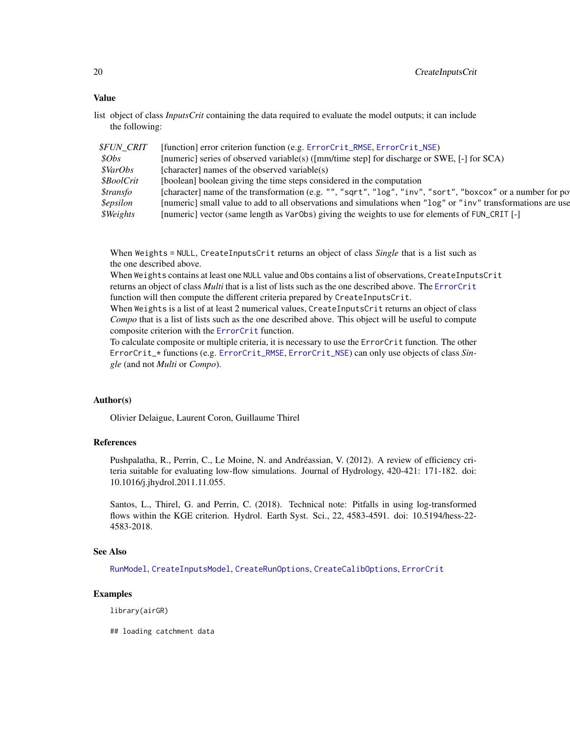## Value

list object of class *InputsCrit* containing the data required to evaluate the model outputs; it can include the following:

| | |
|---|---|
| *$FUN_CRIT* | [function] error criterion function (e.g. ErrorCrit_RMSE, ErrorCrit_NSE) |
| *$Obs* | [numeric] series of observed variable(s) ([mm/time step] for discharge or SWE, [-] for SCA) |
| *$VarObs* | [character] names of the observed variable(s) |
| *$BoolCrit* | [boolean] boolean giving the time steps considered in the computation |
| *$transfo* | [character] name of the transformation (e.g. "", "sqrt", "log", "inv", "sort", "boxcox" or a number for po |
| *$epsilon* | [numeric] small value to add to all observations and simulations when "log" or "inv" transformations are use |
| *$Weights* | [numeric] vector (same length as VarObs) giving the weights to use for elements of FUN_CRIT [-] |

When Weights = NULL, CreateInputsCrit returns an object of class *Single* that is a list such as the one described above.
When Weights contains at least one NULL value and Obs contains a list of observations, CreateInputsCrit returns an object of class *Multi* that is a list of lists such as the one described above. The ErrorCrit function will then compute the different criteria prepared by CreateInputsCrit.
When Weights is a list of at least 2 numerical values, CreateInputsCrit returns an object of class *Compo* that is a list of lists such as the one described above. This object will be useful to compute composite criterion with the ErrorCrit function.
To calculate composite or multiple criteria, it is necessary to use the ErrorCrit function. The other ErrorCrit_* functions (e.g. ErrorCrit_RMSE, ErrorCrit_NSE) can only use objects of class *Single* (and not *Multi* or *Compo*).

## Author(s)

Olivier Delaigue, Laurent Coron, Guillaume Thirel

## References

Pushpalatha, R., Perrin, C., Le Moine, N. and Andréassian, V. (2012). A review of efficiency criteria suitable for evaluating low-flow simulations. Journal of Hydrology, 420-421: 171-182. doi: 10.1016/j.jhydrol.2011.11.055.

Santos, L., Thirel, G. and Perrin, C. (2018). Technical note: Pitfalls in using log-transformed flows within the KGE criterion. Hydrol. Earth Syst. Sci., 22, 4583-4591. doi: 10.5194/hess-22-4583-2018.

## See Also

RunModel, CreateInputsModel, CreateRunOptions, CreateCalibOptions, ErrorCrit

## Examples

```
library(airGR)

## loading catchment data
```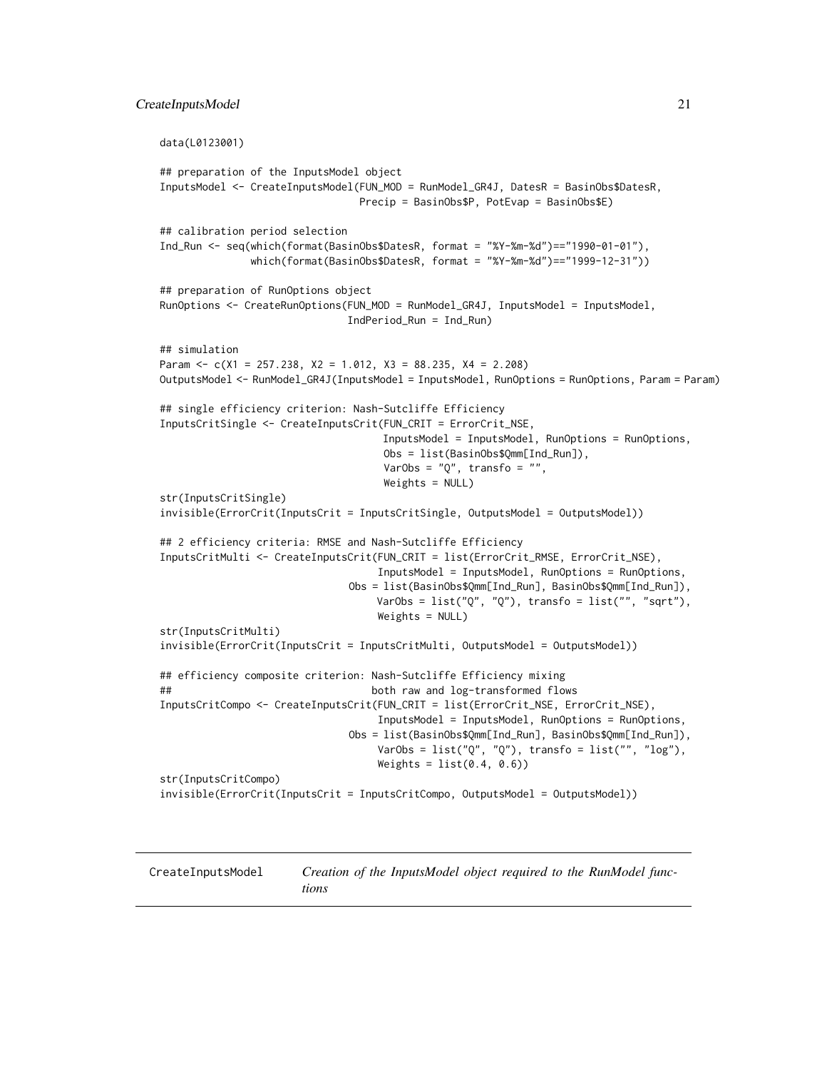```
data(L0123001)

## preparation of the InputsModel object
InputsModel <- CreateInputsModel(FUN_MOD = RunModel_GR4J, DatesR = BasinObs$DatesR,
                                 Precip = BasinObs$P, PotEvap = BasinObs$E)

## calibration period selection
Ind_Run <- seq(which(format(BasinObs$DatesR, format = "%Y-%m-%d")=="1990-01-01"),
               which(format(BasinObs$DatesR, format = "%Y-%m-%d")=="1999-12-31"))

## preparation of RunOptions object
RunOptions <- CreateRunOptions(FUN_MOD = RunModel_GR4J, InputsModel = InputsModel,
                               IndPeriod_Run = Ind_Run)

## simulation
Param <- c(X1 = 257.238, X2 = 1.012, X3 = 88.235, X4 = 2.208)
OutputsModel <- RunModel_GR4J(InputsModel = InputsModel, RunOptions = RunOptions, Param = Param)

## single efficiency criterion: Nash-Sutcliffe Efficiency
InputsCritSingle <- CreateInputsCrit(FUN_CRIT = ErrorCrit_NSE,
                                     InputsModel = InputsModel, RunOptions = RunOptions,
                                     Obs = list(BasinObs$Qmm[Ind_Run]),
                                     VarObs = "Q", transfo = "",
                                     Weights = NULL)
str(InputsCritSingle)
invisible(ErrorCrit(InputsCrit = InputsCritSingle, OutputsModel = OutputsModel))

## 2 efficiency criteria: RMSE and Nash-Sutcliffe Efficiency
InputsCritMulti <- CreateInputsCrit(FUN_CRIT = list(ErrorCrit_RMSE, ErrorCrit_NSE),
                                    InputsModel = InputsModel, RunOptions = RunOptions,
                               Obs = list(BasinObs$Qmm[Ind_Run], BasinObs$Qmm[Ind_Run]),
                                    VarObs = list("Q", "Q"), transfo = list("", "sqrt"),
                                    Weights = NULL)
str(InputsCritMulti)
invisible(ErrorCrit(InputsCrit = InputsCritMulti, OutputsModel = OutputsModel))

## efficiency composite criterion: Nash-Sutcliffe Efficiency mixing
##                                 both raw and log-transformed flows
InputsCritCompo <- CreateInputsCrit(FUN_CRIT = list(ErrorCrit_NSE, ErrorCrit_NSE),
                                    InputsModel = InputsModel, RunOptions = RunOptions,
                               Obs = list(BasinObs$Qmm[Ind_Run], BasinObs$Qmm[Ind_Run]),
                                    VarObs = list("Q", "Q"), transfo = list("", "log"),
                                    Weights = list(0.4, 0.6))
str(InputsCritCompo)
invisible(ErrorCrit(InputsCrit = InputsCritCompo, OutputsModel = OutputsModel))
```

---

CreateInputsModel    *Creation of the InputsModel object required to the RunModel functions*

---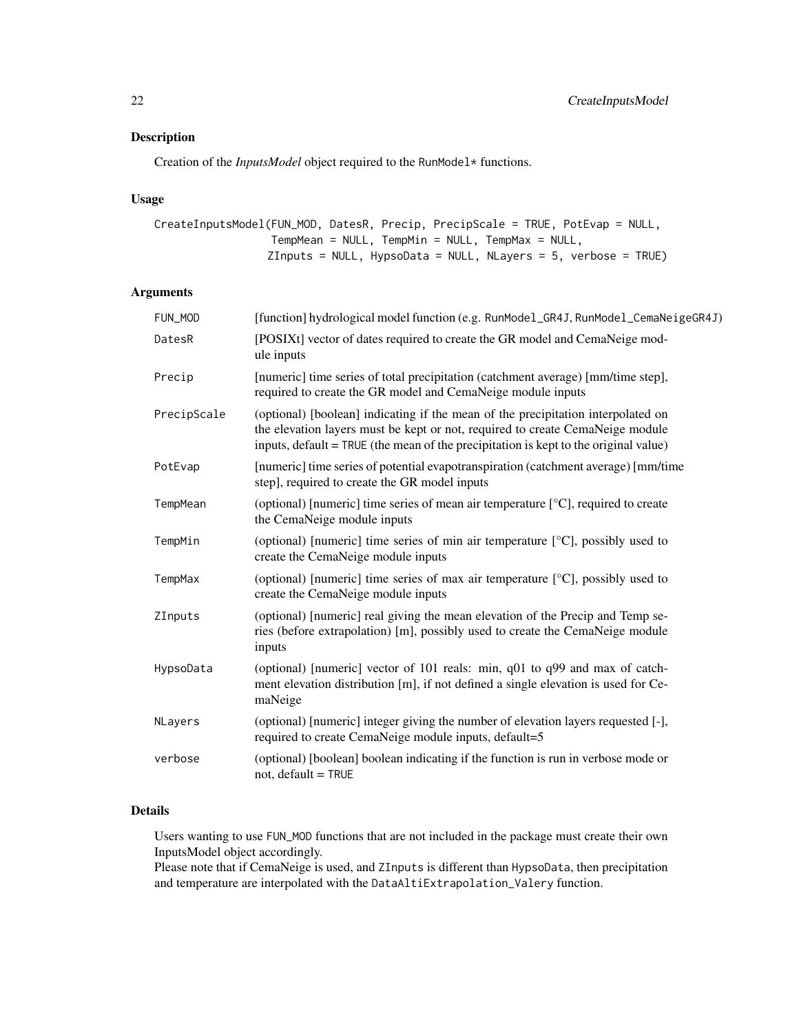## Description

Creation of the *InputsModel* object required to the RunModel* functions.

## Usage

```
CreateInputsModel(FUN_MOD, DatesR, Precip, PrecipScale = TRUE, PotEvap = NULL,
                  TempMean = NULL, TempMin = NULL, TempMax = NULL,
                  ZInputs = NULL, HypsoData = NULL, NLayers = 5, verbose = TRUE)
```

## Arguments

| | |
|---|---|
| FUN_MOD | [function] hydrological model function (e.g. RunModel_GR4J, RunModel_CemaNeigeGR4J) |
| DatesR | [POSIXt] vector of dates required to create the GR model and CemaNeige module inputs |
| Precip | [numeric] time series of total precipitation (catchment average) [mm/time step], required to create the GR model and CemaNeige module inputs |
| PrecipScale | (optional) [boolean] indicating if the mean of the precipitation interpolated on the elevation layers must be kept or not, required to create CemaNeige module inputs, default = TRUE (the mean of the precipitation is kept to the original value) |
| PotEvap | [numeric] time series of potential evapotranspiration (catchment average) [mm/time step], required to create the GR model inputs |
| TempMean | (optional) [numeric] time series of mean air temperature [°C], required to create the CemaNeige module inputs |
| TempMin | (optional) [numeric] time series of min air temperature [°C], possibly used to create the CemaNeige module inputs |
| TempMax | (optional) [numeric] time series of max air temperature [°C], possibly used to create the CemaNeige module inputs |
| ZInputs | (optional) [numeric] real giving the mean elevation of the Precip and Temp series (before extrapolation) [m], possibly used to create the CemaNeige module inputs |
| HypsoData | (optional) [numeric] vector of 101 reals: min, q01 to q99 and max of catchment elevation distribution [m], if not defined a single elevation is used for CemaNeige |
| NLayers | (optional) [numeric] integer giving the number of elevation layers requested [-], required to create CemaNeige module inputs, default=5 |
| verbose | (optional) [boolean] boolean indicating if the function is run in verbose mode or not, default = TRUE |

## Details

Users wanting to use FUN_MOD functions that are not included in the package must create their own InputsModel object accordingly.
Please note that if CemaNeige is used, and ZInputs is different than HypsoData, then precipitation and temperature are interpolated with the DataAltiExtrapolation_Valery function.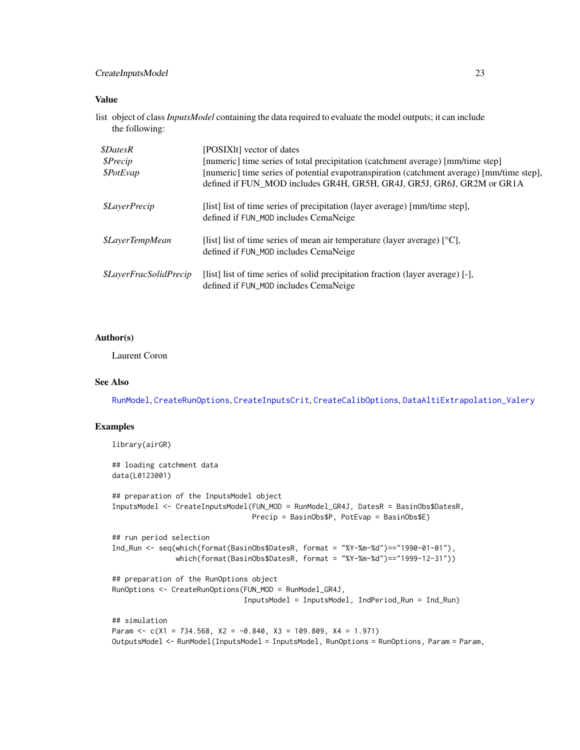## Value

list object of class *InputsModel* containing the data required to evaluate the model outputs; it can include the following:

| | |
|---|---|
| *$DatesR* | [POSIXlt] vector of dates |
| *$Precip* | [numeric] time series of total precipitation (catchment average) [mm/time step] |
| *$PotEvap* | [numeric] time series of potential evapotranspiration (catchment average) [mm/time step], defined if FUN_MOD includes GR4H, GR5H, GR4J, GR5J, GR6J, GR2M or GR1A |
| *$LayerPrecip* | [list] list of time series of precipitation (layer average) [mm/time step], defined if `FUN_MOD` includes CemaNeige |
| *$LayerTempMean* | [list] list of time series of mean air temperature (layer average) [°C], defined if `FUN_MOD` includes CemaNeige |
| *$LayerFracSolidPrecip* | [list] list of time series of solid precipitation fraction (layer average) [-], defined if `FUN_MOD` includes CemaNeige |

## Author(s)

Laurent Coron

## See Also

`RunModel`, `CreateRunOptions`, `CreateInputsCrit`, `CreateCalibOptions`, `DataAltiExtrapolation_Valery`

## Examples

```
library(airGR)

## loading catchment data
data(L0123001)

## preparation of the InputsModel object
InputsModel <- CreateInputsModel(FUN_MOD = RunModel_GR4J, DatesR = BasinObs$DatesR,
                                 Precip = BasinObs$P, PotEvap = BasinObs$E)

## run period selection
Ind_Run <- seq(which(format(BasinObs$DatesR, format = "%Y-%m-%d")=="1990-01-01"),
               which(format(BasinObs$DatesR, format = "%Y-%m-%d")=="1999-12-31"))

## preparation of the RunOptions object
RunOptions <- CreateRunOptions(FUN_MOD = RunModel_GR4J,
                               InputsModel = InputsModel, IndPeriod_Run = Ind_Run)

## simulation
Param <- c(X1 = 734.568, X2 = -0.840, X3 = 109.809, X4 = 1.971)
OutputsModel <- RunModel(InputsModel = InputsModel, RunOptions = RunOptions, Param = Param,
```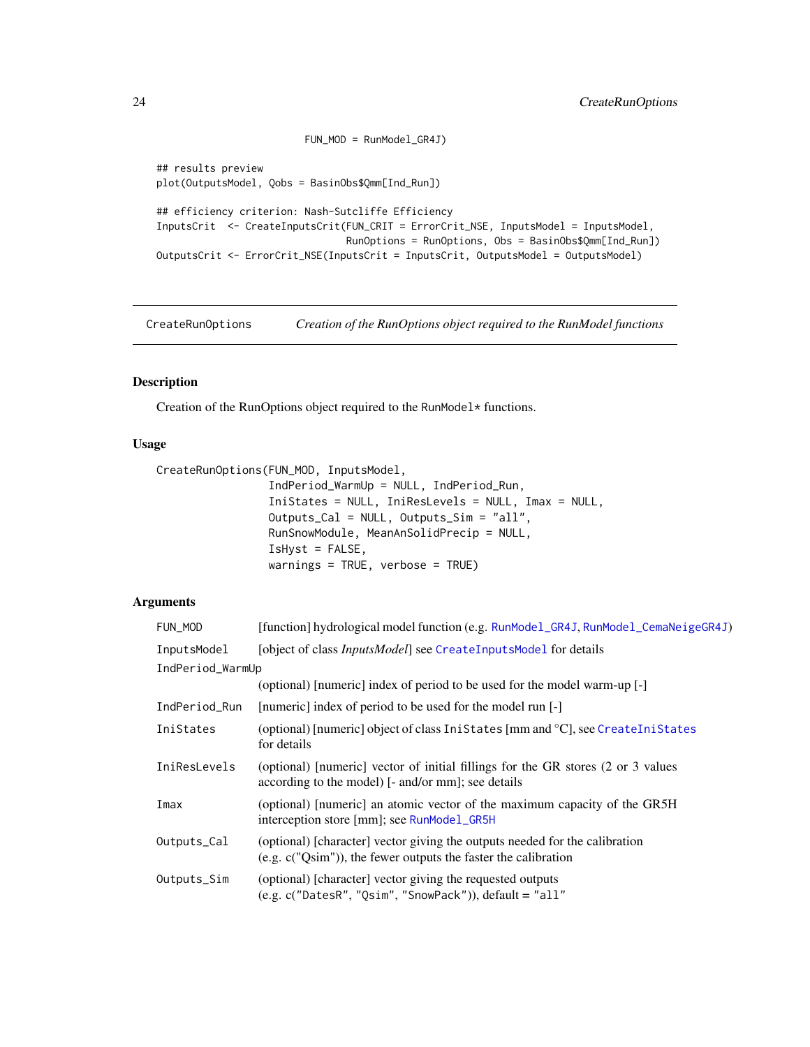```
                            FUN_MOD = RunModel_GR4J)

## results preview
plot(OutputsModel, Qobs = BasinObs$Qmm[Ind_Run])

## efficiency criterion: Nash-Sutcliffe Efficiency
InputsCrit  <- CreateInputsCrit(FUN_CRIT = ErrorCrit_NSE, InputsModel = InputsModel,
                                RunOptions = RunOptions, Obs = BasinObs$Qmm[Ind_Run])
OutputsCrit <- ErrorCrit_NSE(InputsCrit = InputsCrit, OutputsModel = OutputsModel)
```

---

`CreateRunOptions` *Creation of the RunOptions object required to the RunModel functions*

---

## Description

Creation of the RunOptions object required to the `RunModel*` functions.

## Usage

```
CreateRunOptions(FUN_MOD, InputsModel,
                 IndPeriod_WarmUp = NULL, IndPeriod_Run,
                 IniStates = NULL, IniResLevels = NULL, Imax = NULL,
                 Outputs_Cal = NULL, Outputs_Sim = "all",
                 RunSnowModule, MeanAnSolidPrecip = NULL,
                 IsHyst = FALSE,
                 warnings = TRUE, verbose = TRUE)
```

## Arguments

| | |
|---|---|
| `FUN_MOD` | [function] hydrological model function (e.g. `RunModel_GR4J`, `RunModel_CemaNeigeGR4J`) |
| `InputsModel` | [object of class *InputsModel*] see `CreateInputsModel` for details |
| `IndPeriod_WarmUp` | (optional) [numeric] index of period to be used for the model warm-up [-] |
| `IndPeriod_Run` | [numeric] index of period to be used for the model run [-] |
| `IniStates` | (optional) [numeric] object of class `IniStates` [mm and °C], see `CreateIniStates` for details |
| `IniResLevels` | (optional) [numeric] vector of initial fillings for the GR stores (2 or 3 values according to the model) [- and/or mm]; see details |
| `Imax` | (optional) [numeric] an atomic vector of the maximum capacity of the GR5H interception store [mm]; see `RunModel_GR5H` |
| `Outputs_Cal` | (optional) [character] vector giving the outputs needed for the calibration (e.g. c("Qsim")), the fewer outputs the faster the calibration |
| `Outputs_Sim` | (optional) [character] vector giving the requested outputs (e.g. `c("DatesR", "Qsim", "SnowPack")`), default = `"all"` |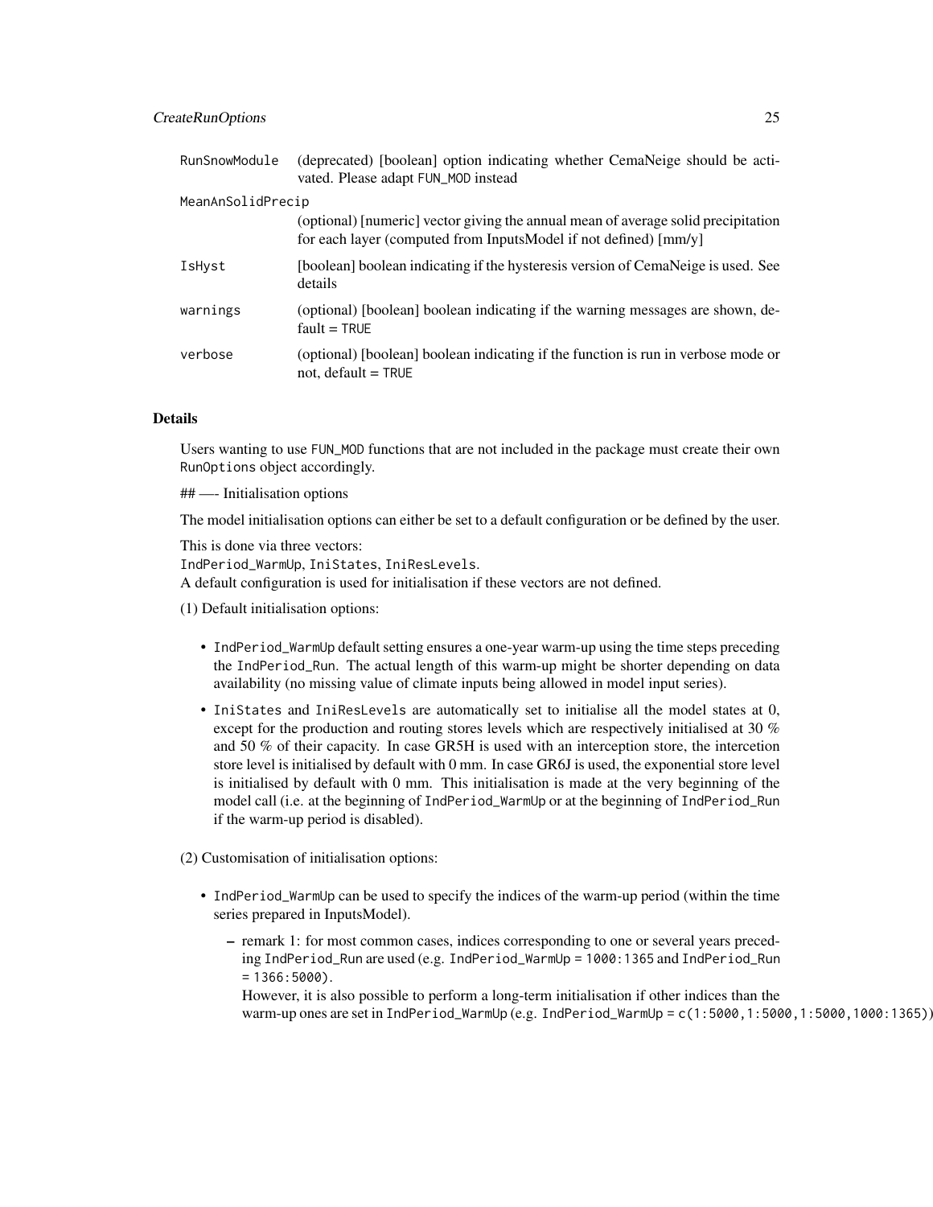| | |
|---|---|
| `RunSnowModule` | (deprecated) [boolean] option indicating whether CemaNeige should be activated. Please adapt `FUN_MOD` instead |
| `MeanAnSolidPrecip` | (optional) [numeric] vector giving the annual mean of average solid precipitation for each layer (computed from InputsModel if not defined) [mm/y] |
| `IsHyst` | [boolean] boolean indicating if the hysteresis version of CemaNeige is used. See details |
| `warnings` | (optional) [boolean] boolean indicating if the warning messages are shown, default = `TRUE` |
| `verbose` | (optional) [boolean] boolean indicating if the function is run in verbose mode or not, default = `TRUE` |

## Details

Users wanting to use `FUN_MOD` functions that are not included in the package must create their own `RunOptions` object accordingly.

## —- Initialisation options

The model initialisation options can either be set to a default configuration or be defined by the user.

This is done via three vectors:
`IndPeriod_WarmUp`, `IniStates`, `IniResLevels`.
A default configuration is used for initialisation if these vectors are not defined.

(1) Default initialisation options:

- `IndPeriod_WarmUp` default setting ensures a one-year warm-up using the time steps preceding the `IndPeriod_Run`. The actual length of this warm-up might be shorter depending on data availability (no missing value of climate inputs being allowed in model input series).
- `IniStates` and `IniResLevels` are automatically set to initialise all the model states at 0, except for the production and routing stores levels which are respectively initialised at 30 % and 50 % of their capacity. In case GR5H is used with an interception store, the intercetion store level is initialised by default with 0 mm. In case GR6J is used, the exponential store level is initialised by default with 0 mm. This initialisation is made at the very beginning of the model call (i.e. at the beginning of `IndPeriod_WarmUp` or at the beginning of `IndPeriod_Run` if the warm-up period is disabled).

(2) Customisation of initialisation options:

- `IndPeriod_WarmUp` can be used to specify the indices of the warm-up period (within the time series prepared in InputsModel).
  - remark 1: for most common cases, indices corresponding to one or several years preceding `IndPeriod_Run` are used (e.g. `IndPeriod_WarmUp = 1000:1365` and `IndPeriod_Run = 1366:5000`).
    However, it is also possible to perform a long-term initialisation if other indices than the warm-up ones are set in `IndPeriod_WarmUp` (e.g. `IndPeriod_WarmUp = c(1:5000,1:5000,1:5000,1000:1365)`).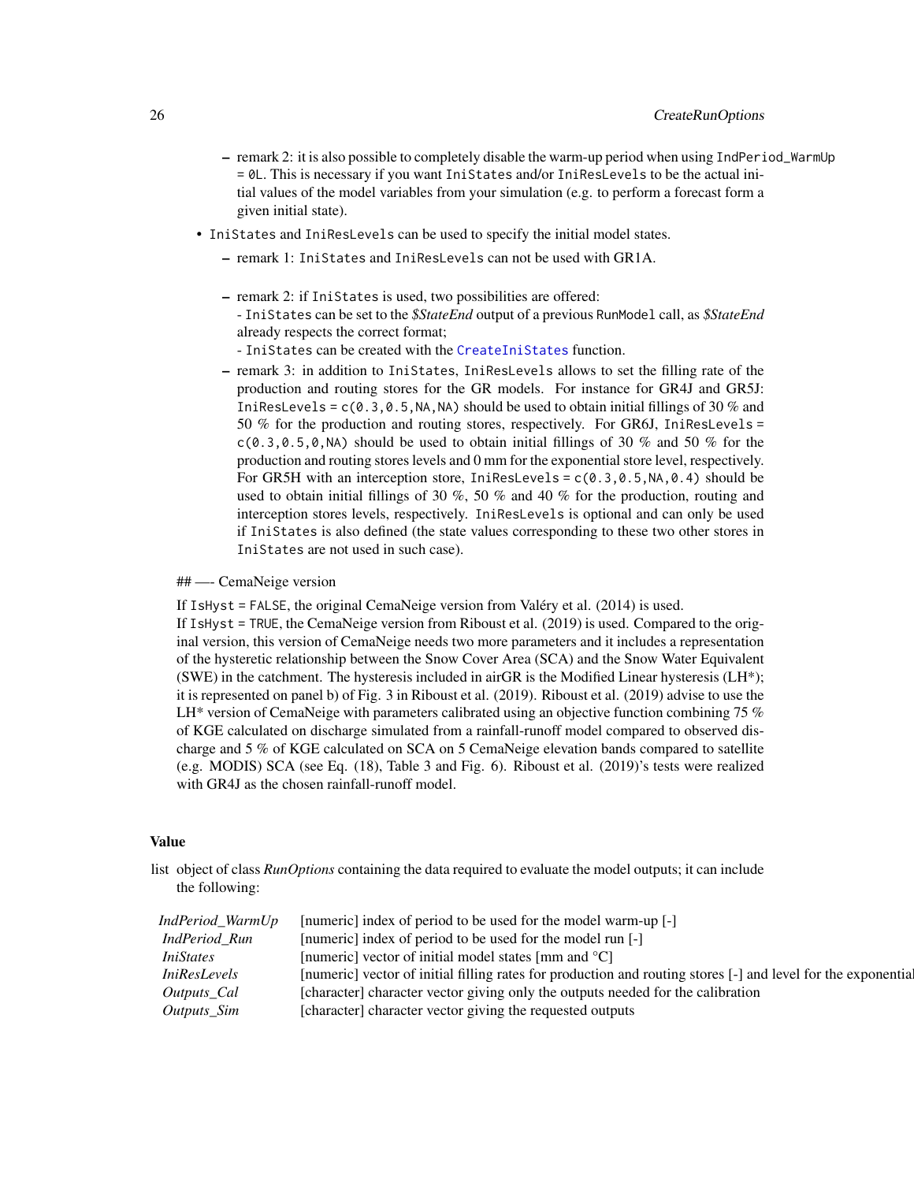- remark 2: it is also possible to completely disable the warm-up period when using `IndPeriod_WarmUp = 0L`. This is necessary if you want `IniStates` and/or `IniResLevels` to be the actual initial values of the model variables from your simulation (e.g. to perform a forecast form a given initial state).

- `IniStates` and `IniResLevels` can be used to specify the initial model states.
  - remark 1: `IniStates` and `IniResLevels` can not be used with GR1A.
  - remark 2: if `IniStates` is used, two possibilities are offered:
    - `IniStates` can be set to the *$StateEnd* output of a previous `RunModel` call, as *$StateEnd* already respects the correct format;
    - `IniStates` can be created with the `CreateIniStates` function.
  - remark 3: in addition to `IniStates`, `IniResLevels` allows to set the filling rate of the production and routing stores for the GR models. For instance for GR4J and GR5J: `IniResLevels = c(0.3,0.5,NA,NA)` should be used to obtain initial fillings of 30 % and 50 % for the production and routing stores, respectively. For GR6J, `IniResLevels = c(0.3,0.5,0,NA)` should be used to obtain initial fillings of 30 % and 50 % for the production and routing stores levels and 0 mm for the exponential store level, respectively. For GR5H with an interception store, `IniResLevels = c(0.3,0.5,NA,0.4)` should be used to obtain initial fillings of 30 %, 50 % and 40 % for the production, routing and interception stores levels, respectively. `IniResLevels` is optional and can only be used if `IniStates` is also defined (the state values corresponding to these two other stores in `IniStates` are not used in such case).

## —- CemaNeige version

If `IsHyst = FALSE`, the original CemaNeige version from Valéry et al. (2014) is used.
If `IsHyst = TRUE`, the CemaNeige version from Riboust et al. (2019) is used. Compared to the original version, this version of CemaNeige needs two more parameters and it includes a representation of the hysteretic relationship between the Snow Cover Area (SCA) and the Snow Water Equivalent (SWE) in the catchment. The hysteresis included in airGR is the Modified Linear hysteresis (LH*); it is represented on panel b) of Fig. 3 in Riboust et al. (2019). Riboust et al. (2019) advise to use the LH* version of CemaNeige with parameters calibrated using an objective function combining 75 % of KGE calculated on discharge simulated from a rainfall-runoff model compared to observed discharge and 5 % of KGE calculated on SCA on 5 CemaNeige elevation bands compared to satellite (e.g. MODIS) SCA (see Eq. (18), Table 3 and Fig. 6). Riboust et al. (2019)'s tests were realized with GR4J as the chosen rainfall-runoff model.

### Value

list object of class *RunOptions* containing the data required to evaluate the model outputs; it can include the following:

| | |
|---|---|
| *IndPeriod_WarmUp* | [numeric] index of period to be used for the model warm-up [-] |
| *IndPeriod_Run* | [numeric] index of period to be used for the model run [-] |
| *IniStates* | [numeric] vector of initial model states [mm and °C] |
| *IniResLevels* | [numeric] vector of initial filling rates for production and routing stores [-] and level for the exponential |
| *Outputs_Cal* | [character] character vector giving only the outputs needed for the calibration |
| *Outputs_Sim* | [character] character vector giving the requested outputs |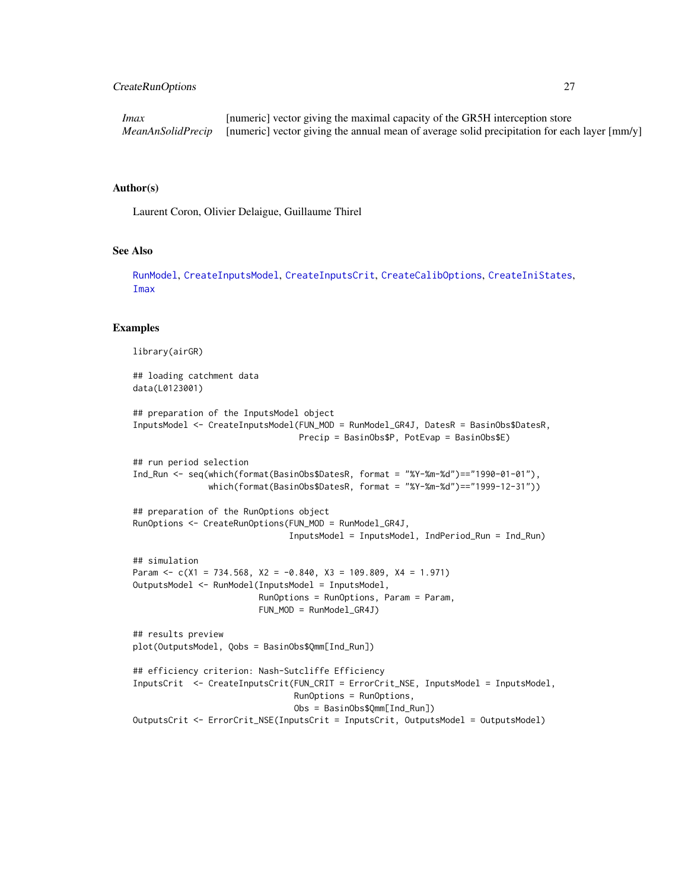| | |
|---|---|
| *Imax* | [numeric] vector giving the maximal capacity of the GR5H interception store |
| *MeanAnSolidPrecip* | [numeric] vector giving the annual mean of average solid precipitation for each layer [mm/y] |

## Author(s)

Laurent Coron, Olivier Delaigue, Guillaume Thirel

## See Also

RunModel, CreateInputsModel, CreateInputsCrit, CreateCalibOptions, CreateIniStates, Imax

## Examples

```
library(airGR)

## loading catchment data
data(L0123001)

## preparation of the InputsModel object
InputsModel <- CreateInputsModel(FUN_MOD = RunModel_GR4J, DatesR = BasinObs$DatesR,
                                 Precip = BasinObs$P, PotEvap = BasinObs$E)

## run period selection
Ind_Run <- seq(which(format(BasinObs$DatesR, format = "%Y-%m-%d")=="1990-01-01"),
               which(format(BasinObs$DatesR, format = "%Y-%m-%d")=="1999-12-31"))

## preparation of the RunOptions object
RunOptions <- CreateRunOptions(FUN_MOD = RunModel_GR4J,
                               InputsModel = InputsModel, IndPeriod_Run = Ind_Run)

## simulation
Param <- c(X1 = 734.568, X2 = -0.840, X3 = 109.809, X4 = 1.971)
OutputsModel <- RunModel(InputsModel = InputsModel,
                         RunOptions = RunOptions, Param = Param,
                         FUN_MOD = RunModel_GR4J)

## results preview
plot(OutputsModel, Qobs = BasinObs$Qmm[Ind_Run])

## efficiency criterion: Nash-Sutcliffe Efficiency
InputsCrit  <- CreateInputsCrit(FUN_CRIT = ErrorCrit_NSE, InputsModel = InputsModel,
                                RunOptions = RunOptions,
                                Obs = BasinObs$Qmm[Ind_Run])
OutputsCrit <- ErrorCrit_NSE(InputsCrit = InputsCrit, OutputsModel = OutputsModel)
```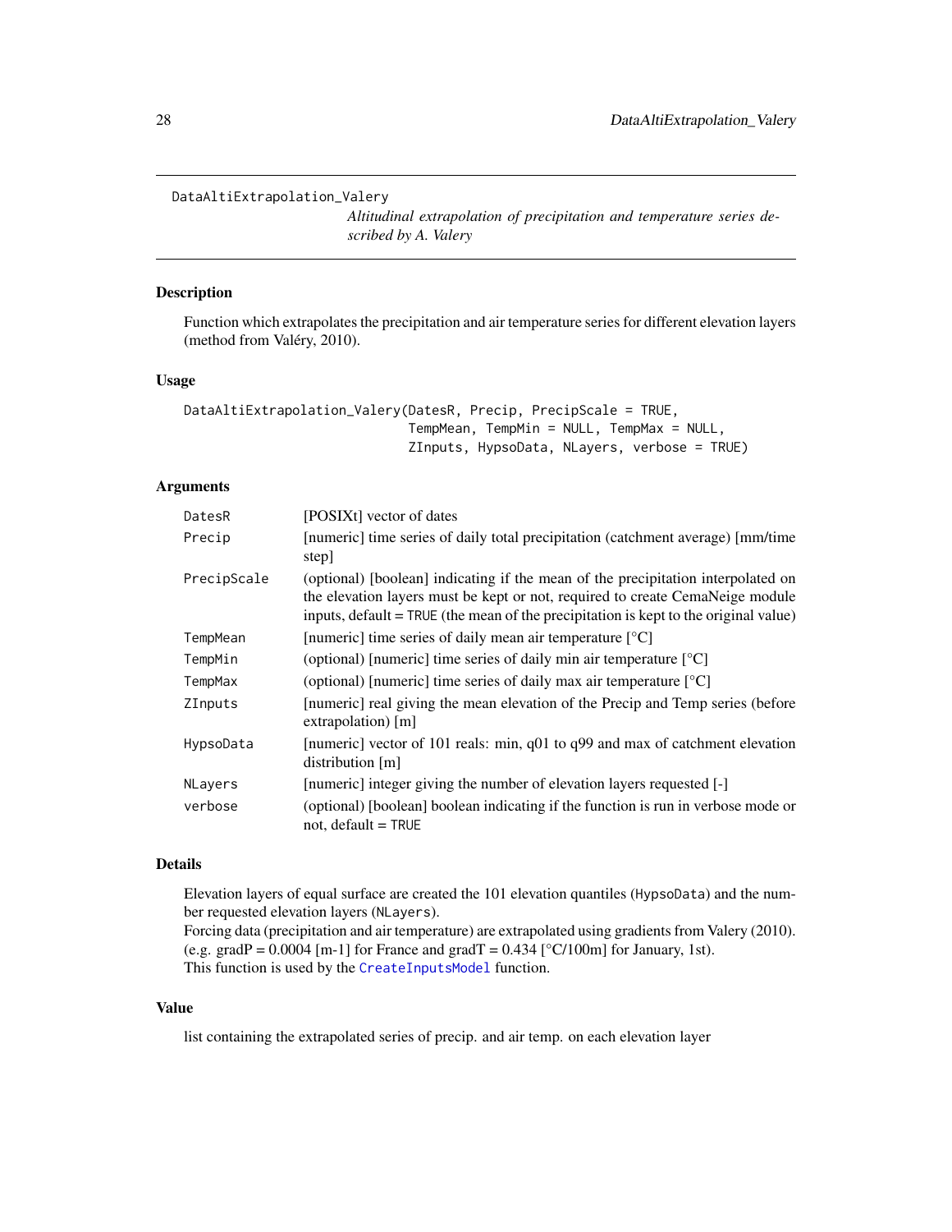# DataAltiExtrapolation_Valery

*Altitudinal extrapolation of precipitation and temperature series described by A. Valery*

## Description

Function which extrapolates the precipitation and air temperature series for different elevation layers (method from Valéry, 2010).

## Usage

```
DataAltiExtrapolation_Valery(DatesR, Precip, PrecipScale = TRUE,
                             TempMean, TempMin = NULL, TempMax = NULL,
                             ZInputs, HypsoData, NLayers, verbose = TRUE)
```

## Arguments

| | |
|---|---|
| `DatesR` | [POSIXt] vector of dates |
| `Precip` | [numeric] time series of daily total precipitation (catchment average) [mm/time step] |
| `PrecipScale` | (optional) [boolean] indicating if the mean of the precipitation interpolated on the elevation layers must be kept or not, required to create CemaNeige module inputs, default = `TRUE` (the mean of the precipitation is kept to the original value) |
| `TempMean` | [numeric] time series of daily mean air temperature [°C] |
| `TempMin` | (optional) [numeric] time series of daily min air temperature [°C] |
| `TempMax` | (optional) [numeric] time series of daily max air temperature [°C] |
| `ZInputs` | [numeric] real giving the mean elevation of the Precip and Temp series (before extrapolation) [m] |
| `HypsoData` | [numeric] vector of 101 reals: min, q01 to q99 and max of catchment elevation distribution [m] |
| `NLayers` | [numeric] integer giving the number of elevation layers requested [-] |
| `verbose` | (optional) [boolean] boolean indicating if the function is run in verbose mode or not, default = `TRUE` |

## Details

Elevation layers of equal surface are created the 101 elevation quantiles (`HypsoData`) and the number requested elevation layers (`NLayers`).
Forcing data (precipitation and air temperature) are extrapolated using gradients from Valery (2010). (e.g. gradP = 0.0004 [m-1] for France and gradT = 0.434 [°C/100m] for January, 1st).
This function is used by the `CreateInputsModel` function.

## Value

list containing the extrapolated series of precip. and air temp. on each elevation layer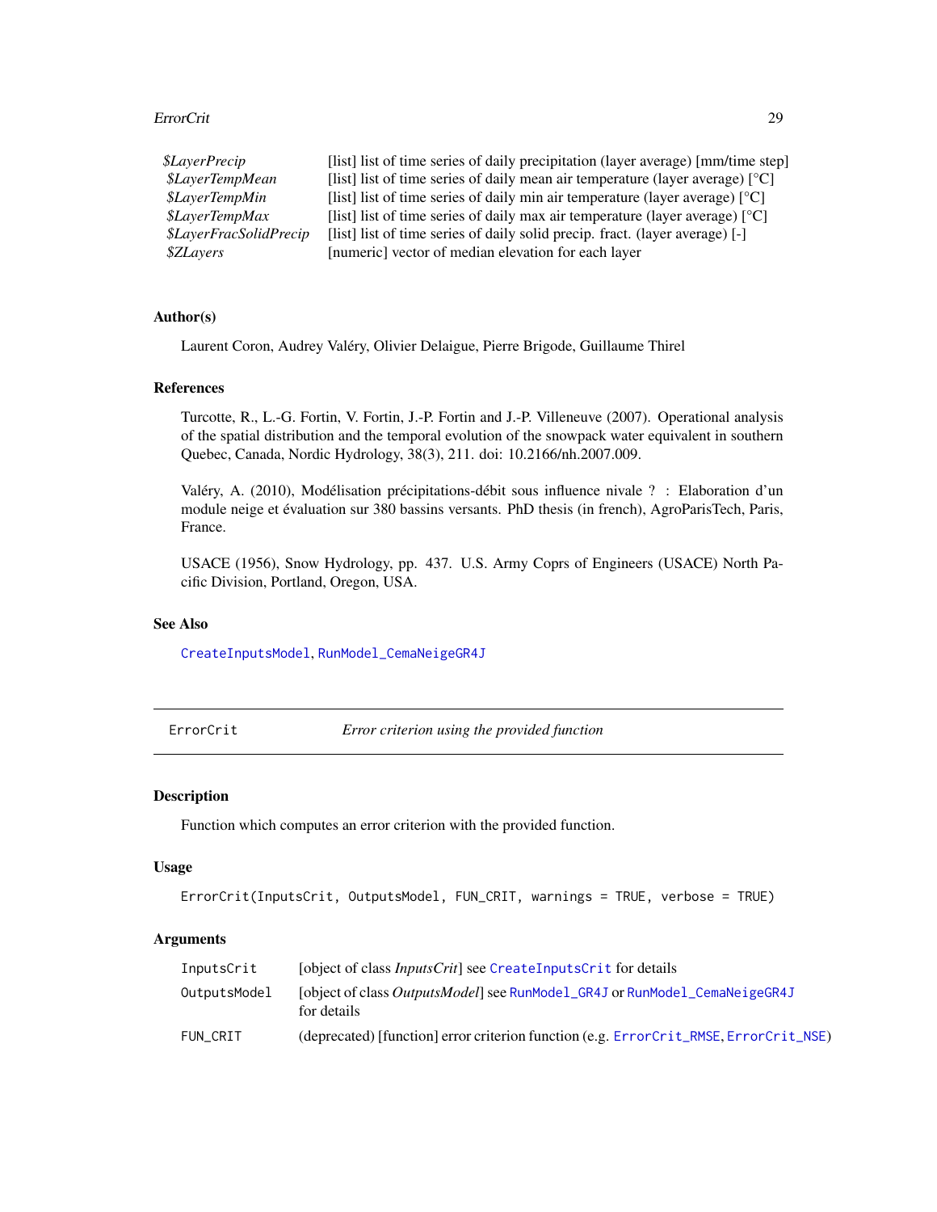| | |
|---|---|
| *$LayerPrecip* | [list] list of time series of daily precipitation (layer average) [mm/time step] |
| *$LayerTempMean* | [list] list of time series of daily mean air temperature (layer average) [°C] |
| *$LayerTempMin* | [list] list of time series of daily min air temperature (layer average) [°C] |
| *$LayerTempMax* | [list] list of time series of daily max air temperature (layer average) [°C] |
| *$LayerFracSolidPrecip* | [list] list of time series of daily solid precip. fract. (layer average) [-] |
| *$ZLayers* | [numeric] vector of median elevation for each layer |

### Author(s)

Laurent Coron, Audrey Valéry, Olivier Delaigue, Pierre Brigode, Guillaume Thirel

### References

Turcotte, R., L.-G. Fortin, V. Fortin, J.-P. Fortin and J.-P. Villeneuve (2007). Operational analysis of the spatial distribution and the temporal evolution of the snowpack water equivalent in southern Quebec, Canada, Nordic Hydrology, 38(3), 211. doi: 10.2166/nh.2007.009.

Valéry, A. (2010), Modélisation précipitations-débit sous influence nivale ? : Elaboration d'un module neige et évaluation sur 380 bassins versants. PhD thesis (in french), AgroParisTech, Paris, France.

USACE (1956), Snow Hydrology, pp. 437. U.S. Army Coprs of Engineers (USACE) North Pacific Division, Portland, Oregon, USA.

### See Also

`CreateInputsModel`, `RunModel_CemaNeigeGR4J`

---

## ErrorCrit — *Error criterion using the provided function*

### Description

Function which computes an error criterion with the provided function.

### Usage

```
ErrorCrit(InputsCrit, OutputsModel, FUN_CRIT, warnings = TRUE, verbose = TRUE)
```

### Arguments

| | |
|---|---|
| `InputsCrit` | [object of class *InputsCrit*] see `CreateInputsCrit` for details |
| `OutputsModel` | [object of class *OutputsModel*] see `RunModel_GR4J` or `RunModel_CemaNeigeGR4J` for details |
| `FUN_CRIT` | (deprecated) [function] error criterion function (e.g. `ErrorCrit_RMSE`, `ErrorCrit_NSE`) |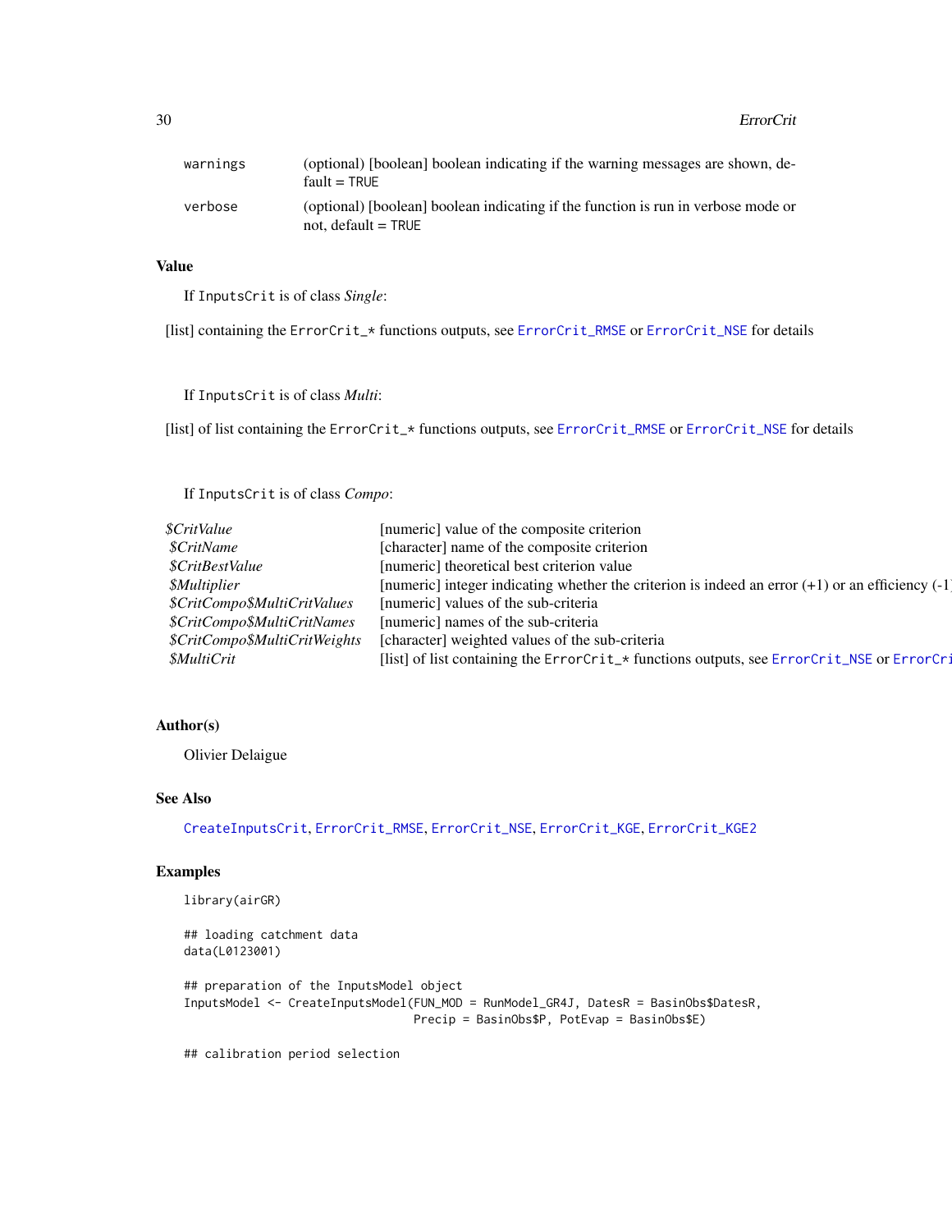| | |
|---|---|
| warnings | (optional) [boolean] boolean indicating if the warning messages are shown, default = TRUE |
| verbose | (optional) [boolean] boolean indicating if the function is run in verbose mode or not, default = TRUE |

## Value

If InputsCrit is of class *Single*:

[list] containing the ErrorCrit_* functions outputs, see ErrorCrit_RMSE or ErrorCrit_NSE for details

If InputsCrit is of class *Multi*:

[list] of list containing the ErrorCrit_* functions outputs, see ErrorCrit_RMSE or ErrorCrit_NSE for details

If InputsCrit is of class *Compo*:

| | |
|---|---|
| *$CritValue* | [numeric] value of the composite criterion |
| *$CritName* | [character] name of the composite criterion |
| *$CritBestValue* | [numeric] theoretical best criterion value |
| *$Multiplier* | [numeric] integer indicating whether the criterion is indeed an error (+1) or an efficiency (-1) |
| *$CritCompo$MultiCritValues* | [numeric] values of the sub-criteria |
| *$CritCompo$MultiCritNames* | [numeric] names of the sub-criteria |
| *$CritCompo$MultiCritWeights* | [character] weighted values of the sub-criteria |
| *$MultiCrit* | [list] of list containing the ErrorCrit_* functions outputs, see ErrorCrit_NSE or ErrorCri |

## Author(s)

Olivier Delaigue

## See Also

CreateInputsCrit, ErrorCrit_RMSE, ErrorCrit_NSE, ErrorCrit_KGE, ErrorCrit_KGE2

## Examples

```
library(airGR)

## loading catchment data
data(L0123001)

## preparation of the InputsModel object
InputsModel <- CreateInputsModel(FUN_MOD = RunModel_GR4J, DatesR = BasinObs$DatesR,
                                 Precip = BasinObs$P, PotEvap = BasinObs$E)

## calibration period selection
```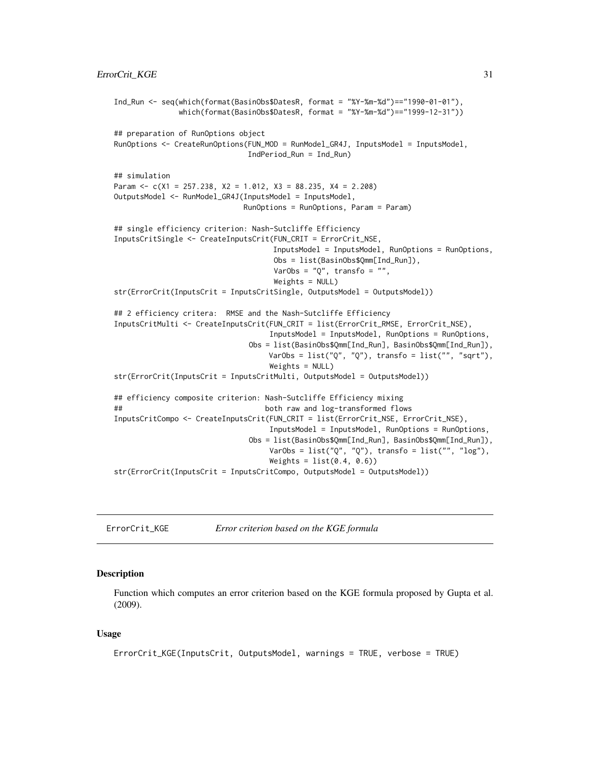```
Ind_Run <- seq(which(format(BasinObs$DatesR, format = "%Y-%m-%d")=="1990-01-01"),
               which(format(BasinObs$DatesR, format = "%Y-%m-%d")=="1999-12-31"))

## preparation of RunOptions object
RunOptions <- CreateRunOptions(FUN_MOD = RunModel_GR4J, InputsModel = InputsModel,
                               IndPeriod_Run = Ind_Run)

## simulation
Param <- c(X1 = 257.238, X2 = 1.012, X3 = 88.235, X4 = 2.208)
OutputsModel <- RunModel_GR4J(InputsModel = InputsModel,
                              RunOptions = RunOptions, Param = Param)

## single efficiency criterion: Nash-Sutcliffe Efficiency
InputsCritSingle <- CreateInputsCrit(FUN_CRIT = ErrorCrit_NSE,
                                     InputsModel = InputsModel, RunOptions = RunOptions,
                                     Obs = list(BasinObs$Qmm[Ind_Run]),
                                     VarObs = "Q", transfo = "",
                                     Weights = NULL)
str(ErrorCrit(InputsCrit = InputsCritSingle, OutputsModel = OutputsModel))

## 2 efficiency critera:  RMSE and the Nash-Sutcliffe Efficiency
InputsCritMulti <- CreateInputsCrit(FUN_CRIT = list(ErrorCrit_RMSE, ErrorCrit_NSE),
                                    InputsModel = InputsModel, RunOptions = RunOptions,
                               Obs = list(BasinObs$Qmm[Ind_Run], BasinObs$Qmm[Ind_Run]),
                                    VarObs = list("Q", "Q"), transfo = list("", "sqrt"),
                                    Weights = NULL)
str(ErrorCrit(InputsCrit = InputsCritMulti, OutputsModel = OutputsModel))

## efficiency composite criterion: Nash-Sutcliffe Efficiency mixing
##                                  both raw and log-transformed flows
InputsCritCompo <- CreateInputsCrit(FUN_CRIT = list(ErrorCrit_NSE, ErrorCrit_NSE),
                                    InputsModel = InputsModel, RunOptions = RunOptions,
                               Obs = list(BasinObs$Qmm[Ind_Run], BasinObs$Qmm[Ind_Run]),
                                    VarObs = list("Q", "Q"), transfo = list("", "log"),
                                    Weights = list(0.4, 0.6))
str(ErrorCrit(InputsCrit = InputsCritCompo, OutputsModel = OutputsModel))
```

## ErrorCrit_KGE — *Error criterion based on the KGE formula*

### Description

Function which computes an error criterion based on the KGE formula proposed by Gupta et al. (2009).

### Usage

```
ErrorCrit_KGE(InputsCrit, OutputsModel, warnings = TRUE, verbose = TRUE)
```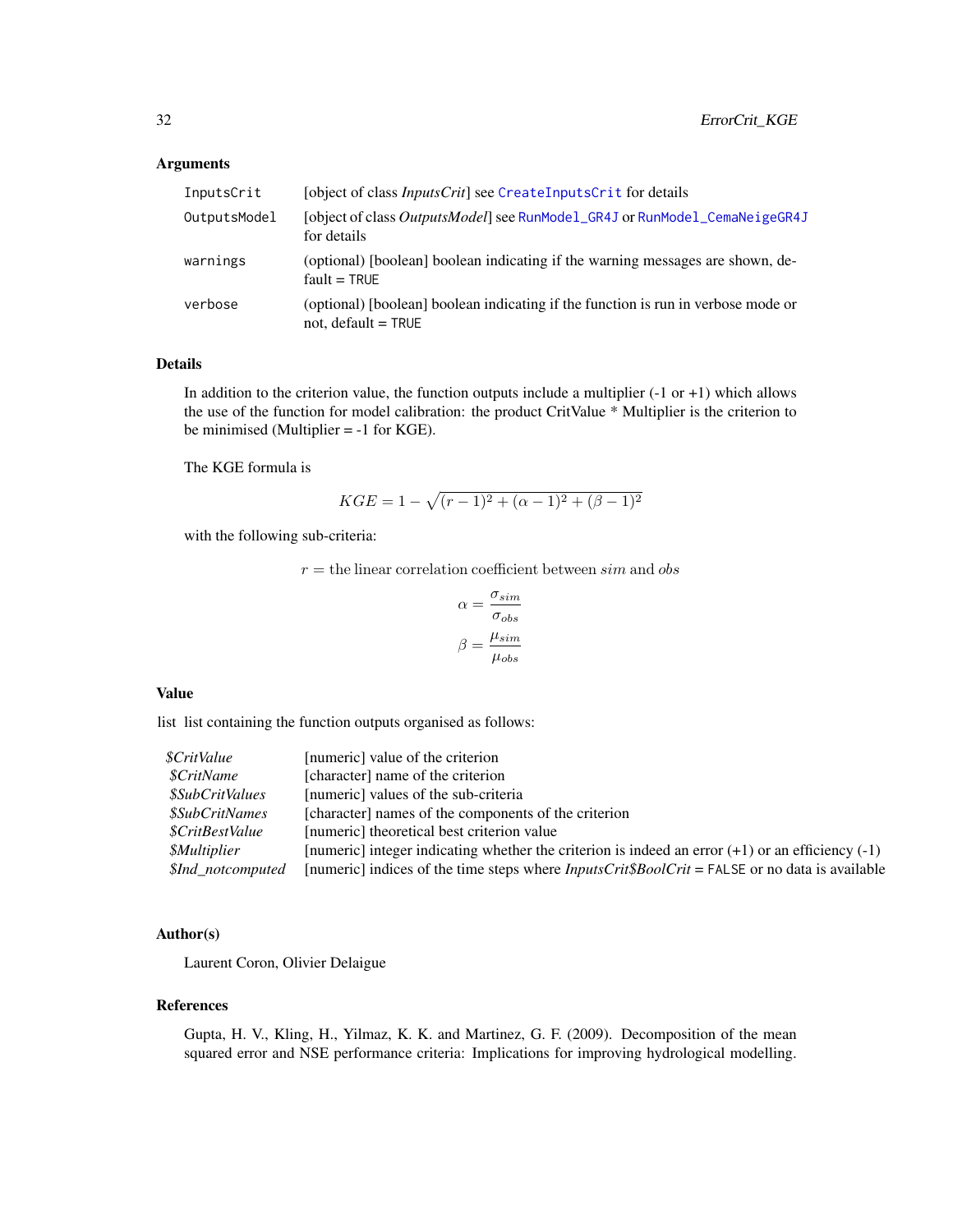### Arguments

| | |
|---|---|
| InputsCrit | [object of class *InputsCrit*] see CreateInputsCrit for details |
| OutputsModel | [object of class *OutputsModel*] see RunModel_GR4J or RunModel_CemaNeigeGR4J for details |
| warnings | (optional) [boolean] boolean indicating if the warning messages are shown, default = TRUE |
| verbose | (optional) [boolean] boolean indicating if the function is run in verbose mode or not, default = TRUE |

### Details

In addition to the criterion value, the function outputs include a multiplier (-1 or +1) which allows the use of the function for model calibration: the product CritValue * Multiplier is the criterion to be minimised (Multiplier = -1 for KGE).

The KGE formula is

$$KGE = 1 - \sqrt{(r-1)^2 + (\alpha - 1)^2 + (\beta - 1)^2}$$

with the following sub-criteria:

$$r = \text{the linear correlation coefficient between } sim \text{ and } obs$$

$$\alpha = \frac{\sigma_{sim}}{\sigma_{obs}}$$

$$\beta = \frac{\mu_{sim}}{\mu_{obs}}$$

### Value

list list containing the function outputs organised as follows:

| | |
|---|---|
| *$CritValue* | [numeric] value of the criterion |
| *$CritName* | [character] name of the criterion |
| *$SubCritValues* | [numeric] values of the sub-criteria |
| *$SubCritNames* | [character] names of the components of the criterion |
| *$CritBestValue* | [numeric] theoretical best criterion value |
| *$Multiplier* | [numeric] integer indicating whether the criterion is indeed an error (+1) or an efficiency (-1) |
| *$Ind_notcomputed* | [numeric] indices of the time steps where *InputsCrit$BoolCrit* = FALSE or no data is available |

### Author(s)

Laurent Coron, Olivier Delaigue

### References

Gupta, H. V., Kling, H., Yilmaz, K. K. and Martinez, G. F. (2009). Decomposition of the mean squared error and NSE performance criteria: Implications for improving hydrological modelling.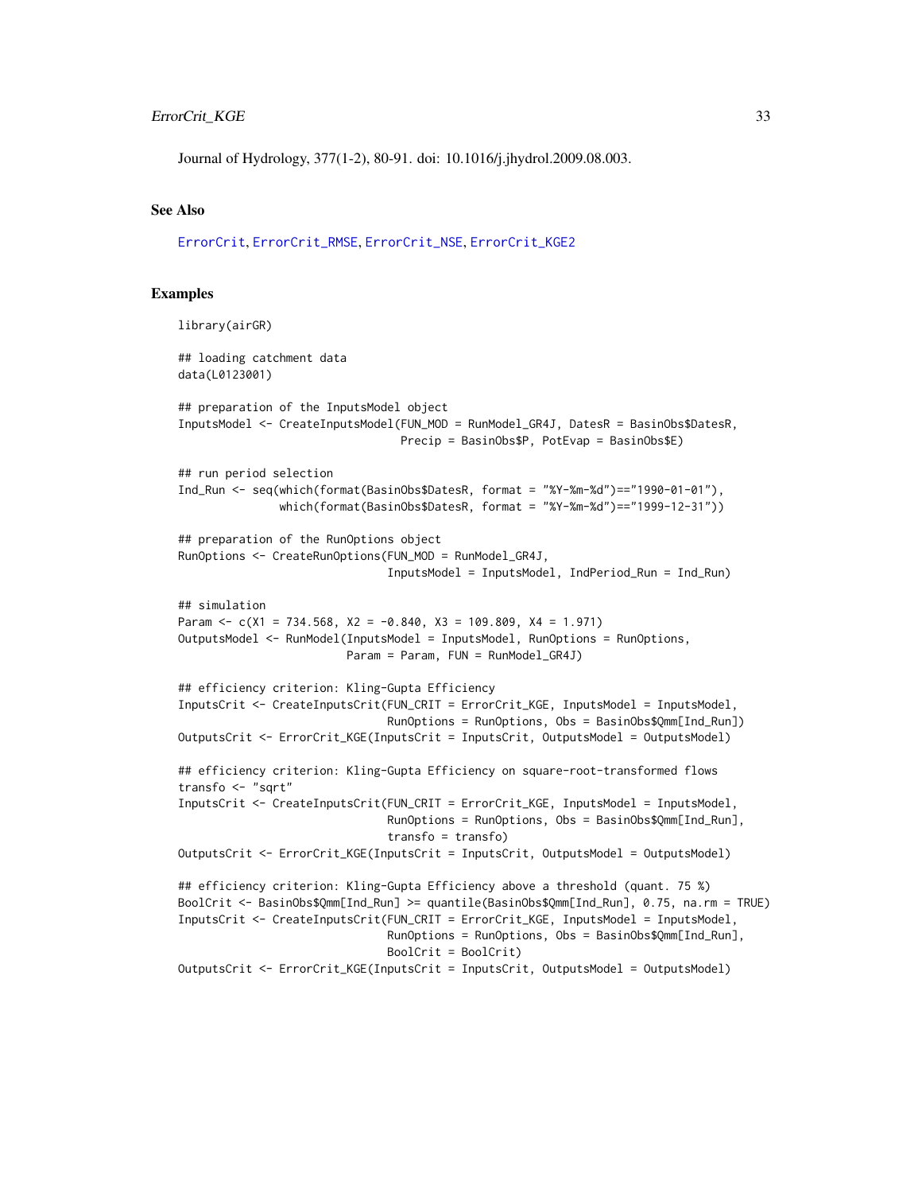Journal of Hydrology, 377(1-2), 80-91. doi: 10.1016/j.jhydrol.2009.08.003.

## See Also

ErrorCrit, ErrorCrit_RMSE, ErrorCrit_NSE, ErrorCrit_KGE2

## Examples

```
library(airGR)

## loading catchment data
data(L0123001)

## preparation of the InputsModel object
InputsModel <- CreateInputsModel(FUN_MOD = RunModel_GR4J, DatesR = BasinObs$DatesR,
                                 Precip = BasinObs$P, PotEvap = BasinObs$E)

## run period selection
Ind_Run <- seq(which(format(BasinObs$DatesR, format = "%Y-%m-%d")=="1990-01-01"),
               which(format(BasinObs$DatesR, format = "%Y-%m-%d")=="1999-12-31"))

## preparation of the RunOptions object
RunOptions <- CreateRunOptions(FUN_MOD = RunModel_GR4J,
                               InputsModel = InputsModel, IndPeriod_Run = Ind_Run)

## simulation
Param <- c(X1 = 734.568, X2 = -0.840, X3 = 109.809, X4 = 1.971)
OutputsModel <- RunModel(InputsModel = InputsModel, RunOptions = RunOptions,
                         Param = Param, FUN = RunModel_GR4J)

## efficiency criterion: Kling-Gupta Efficiency
InputsCrit <- CreateInputsCrit(FUN_CRIT = ErrorCrit_KGE, InputsModel = InputsModel,
                               RunOptions = RunOptions, Obs = BasinObs$Qmm[Ind_Run])
OutputsCrit <- ErrorCrit_KGE(InputsCrit = InputsCrit, OutputsModel = OutputsModel)

## efficiency criterion: Kling-Gupta Efficiency on square-root-transformed flows
transfo <- "sqrt"
InputsCrit <- CreateInputsCrit(FUN_CRIT = ErrorCrit_KGE, InputsModel = InputsModel,
                               RunOptions = RunOptions, Obs = BasinObs$Qmm[Ind_Run],
                               transfo = transfo)
OutputsCrit <- ErrorCrit_KGE(InputsCrit = InputsCrit, OutputsModel = OutputsModel)

## efficiency criterion: Kling-Gupta Efficiency above a threshold (quant. 75 %)
BoolCrit <- BasinObs$Qmm[Ind_Run] >= quantile(BasinObs$Qmm[Ind_Run], 0.75, na.rm = TRUE)
InputsCrit <- CreateInputsCrit(FUN_CRIT = ErrorCrit_KGE, InputsModel = InputsModel,
                               RunOptions = RunOptions, Obs = BasinObs$Qmm[Ind_Run],
                               BoolCrit = BoolCrit)
OutputsCrit <- ErrorCrit_KGE(InputsCrit = InputsCrit, OutputsModel = OutputsModel)
```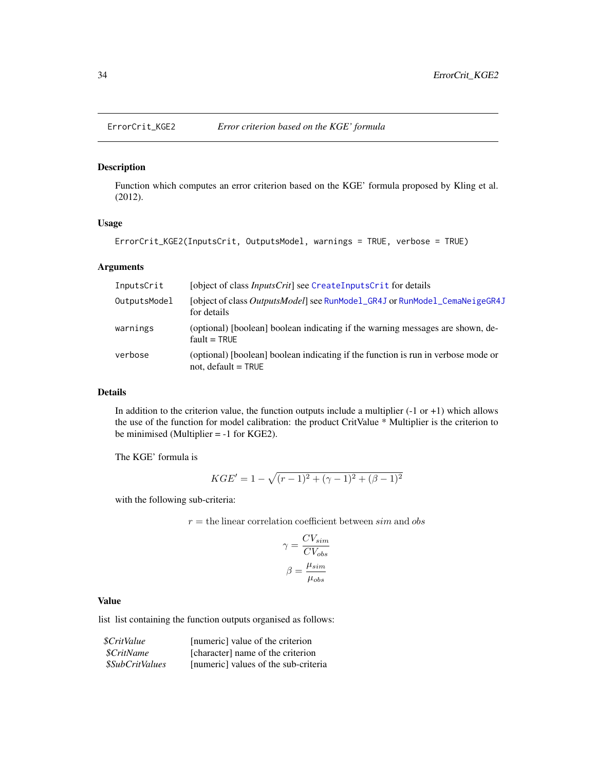# ErrorCrit_KGE2 *Error criterion based on the KGE' formula*

## Description

Function which computes an error criterion based on the KGE' formula proposed by Kling et al. (2012).

## Usage

```
ErrorCrit_KGE2(InputsCrit, OutputsModel, warnings = TRUE, verbose = TRUE)
```

## Arguments

| | |
|---|---|
| InputsCrit | [object of class *InputsCrit*] see CreateInputsCrit for details |
| OutputsModel | [object of class *OutputsModel*] see RunModel_GR4J or RunModel_CemaNeigeGR4J for details |
| warnings | (optional) [boolean] boolean indicating if the warning messages are shown, default = TRUE |
| verbose | (optional) [boolean] boolean indicating if the function is run in verbose mode or not, default = TRUE |

## Details

In addition to the criterion value, the function outputs include a multiplier (-1 or +1) which allows the use of the function for model calibration: the product CritValue * Multiplier is the criterion to be minimised (Multiplier = -1 for KGE2).

The KGE' formula is

$$KGE' = 1 - \sqrt{(r-1)^2 + (\gamma - 1)^2 + (\beta - 1)^2}$$

with the following sub-criteria:

$$r = \text{the linear correlation coefficient between } sim \text{ and } obs$$

$$\gamma = \frac{CV_{sim}}{CV_{obs}}$$

$$\beta = \frac{\mu_{sim}}{\mu_{obs}}$$

## Value

list list containing the function outputs organised as follows:

| | |
|---|---|
| *$CritValue* | [numeric] value of the criterion |
| *$CritName* | [character] name of the criterion |
| *$SubCritValues* | [numeric] values of the sub-criteria |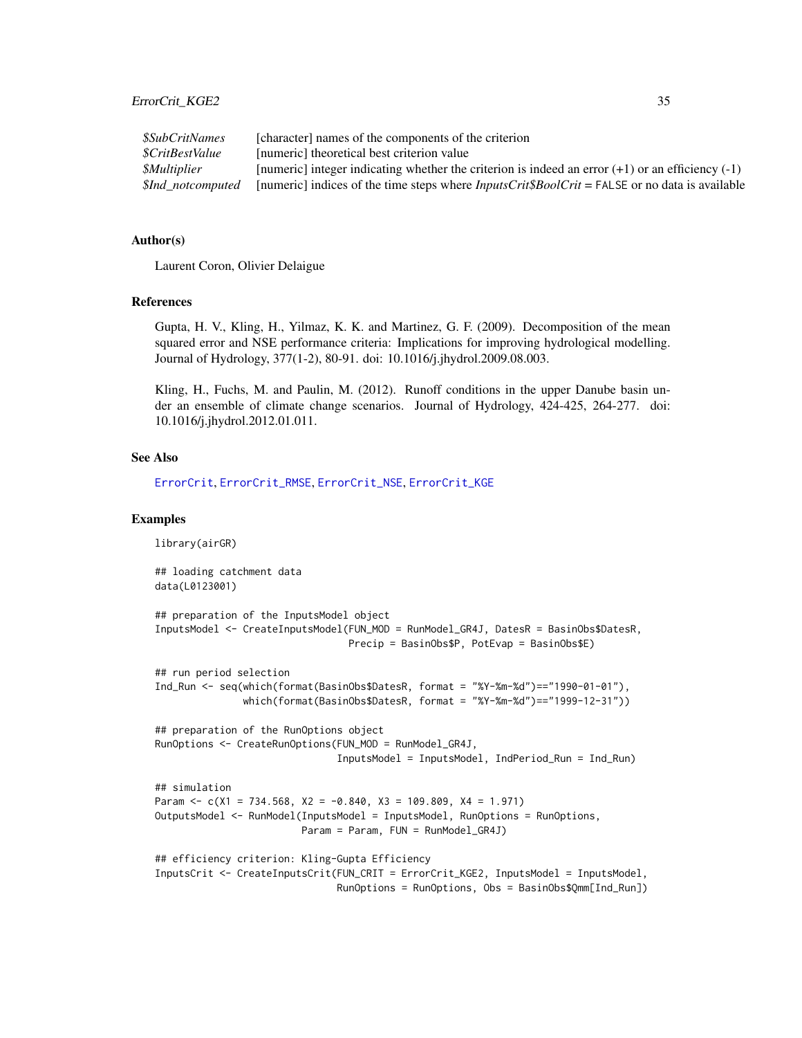| | |
|---|---|
| *$SubCritNames* | [character] names of the components of the criterion |
| *$CritBestValue* | [numeric] theoretical best criterion value |
| *$Multiplier* | [numeric] integer indicating whether the criterion is indeed an error (+1) or an efficiency (-1) |
| *$Ind_notcomputed* | [numeric] indices of the time steps where *InputsCrit$BoolCrit* = FALSE or no data is available |

## Author(s)

Laurent Coron, Olivier Delaigue

## References

Gupta, H. V., Kling, H., Yilmaz, K. K. and Martinez, G. F. (2009). Decomposition of the mean squared error and NSE performance criteria: Implications for improving hydrological modelling. Journal of Hydrology, 377(1-2), 80-91. doi: 10.1016/j.jhydrol.2009.08.003.

Kling, H., Fuchs, M. and Paulin, M. (2012). Runoff conditions in the upper Danube basin under an ensemble of climate change scenarios. Journal of Hydrology, 424-425, 264-277. doi: 10.1016/j.jhydrol.2012.01.011.

## See Also

ErrorCrit, ErrorCrit_RMSE, ErrorCrit_NSE, ErrorCrit_KGE

## Examples

```
library(airGR)

## loading catchment data
data(L0123001)

## preparation of the InputsModel object
InputsModel <- CreateInputsModel(FUN_MOD = RunModel_GR4J, DatesR = BasinObs$DatesR,
                                 Precip = BasinObs$P, PotEvap = BasinObs$E)

## run period selection
Ind_Run <- seq(which(format(BasinObs$DatesR, format = "%Y-%m-%d")=="1990-01-01"),
               which(format(BasinObs$DatesR, format = "%Y-%m-%d")=="1999-12-31"))

## preparation of the RunOptions object
RunOptions <- CreateRunOptions(FUN_MOD = RunModel_GR4J,
                               InputsModel = InputsModel, IndPeriod_Run = Ind_Run)

## simulation
Param <- c(X1 = 734.568, X2 = -0.840, X3 = 109.809, X4 = 1.971)
OutputsModel <- RunModel(InputsModel = InputsModel, RunOptions = RunOptions,
                         Param = Param, FUN = RunModel_GR4J)

## efficiency criterion: Kling-Gupta Efficiency
InputsCrit <- CreateInputsCrit(FUN_CRIT = ErrorCrit_KGE2, InputsModel = InputsModel,
                               RunOptions = RunOptions, Obs = BasinObs$Qmm[Ind_Run])
```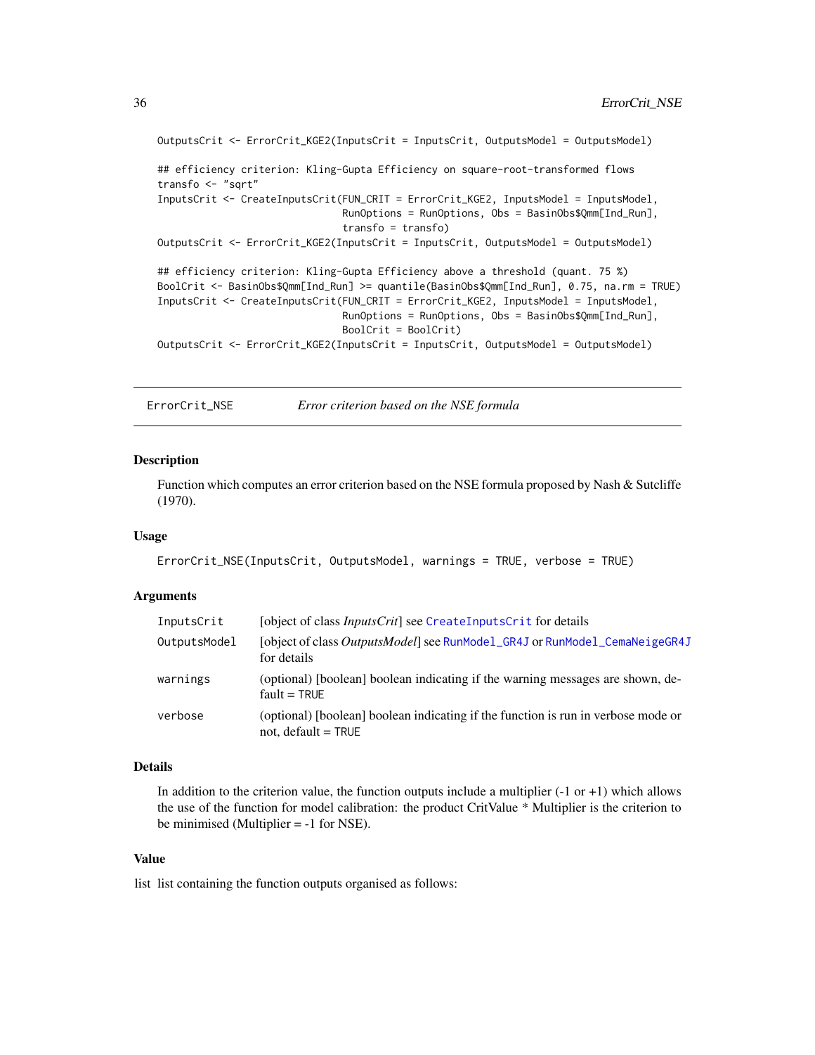```
OutputsCrit <- ErrorCrit_KGE2(InputsCrit = InputsCrit, OutputsModel = OutputsModel)

## efficiency criterion: Kling-Gupta Efficiency on square-root-transformed flows
transfo <- "sqrt"
InputsCrit <- CreateInputsCrit(FUN_CRIT = ErrorCrit_KGE2, InputsModel = InputsModel,
                               RunOptions = RunOptions, Obs = BasinObs$Qmm[Ind_Run],
                               transfo = transfo)
OutputsCrit <- ErrorCrit_KGE2(InputsCrit = InputsCrit, OutputsModel = OutputsModel)

## efficiency criterion: Kling-Gupta Efficiency above a threshold (quant. 75 %)
BoolCrit <- BasinObs$Qmm[Ind_Run] >= quantile(BasinObs$Qmm[Ind_Run], 0.75, na.rm = TRUE)
InputsCrit <- CreateInputsCrit(FUN_CRIT = ErrorCrit_KGE2, InputsModel = InputsModel,
                               RunOptions = RunOptions, Obs = BasinObs$Qmm[Ind_Run],
                               BoolCrit = BoolCrit)
OutputsCrit <- ErrorCrit_KGE2(InputsCrit = InputsCrit, OutputsModel = OutputsModel)
```

---

# ErrorCrit_NSE — *Error criterion based on the NSE formula*

---

## Description

Function which computes an error criterion based on the NSE formula proposed by Nash & Sutcliffe (1970).

## Usage

```
ErrorCrit_NSE(InputsCrit, OutputsModel, warnings = TRUE, verbose = TRUE)
```

## Arguments

| | |
|---|---|
| InputsCrit | [object of class *InputsCrit*] see CreateInputsCrit for details |
| OutputsModel | [object of class *OutputsModel*] see RunModel_GR4J or RunModel_CemaNeigeGR4J for details |
| warnings | (optional) [boolean] boolean indicating if the warning messages are shown, default = TRUE |
| verbose | (optional) [boolean] boolean indicating if the function is run in verbose mode or not, default = TRUE |

## Details

In addition to the criterion value, the function outputs include a multiplier (-1 or +1) which allows the use of the function for model calibration: the product CritValue * Multiplier is the criterion to be minimised (Multiplier = -1 for NSE).

## Value

list list containing the function outputs organised as follows: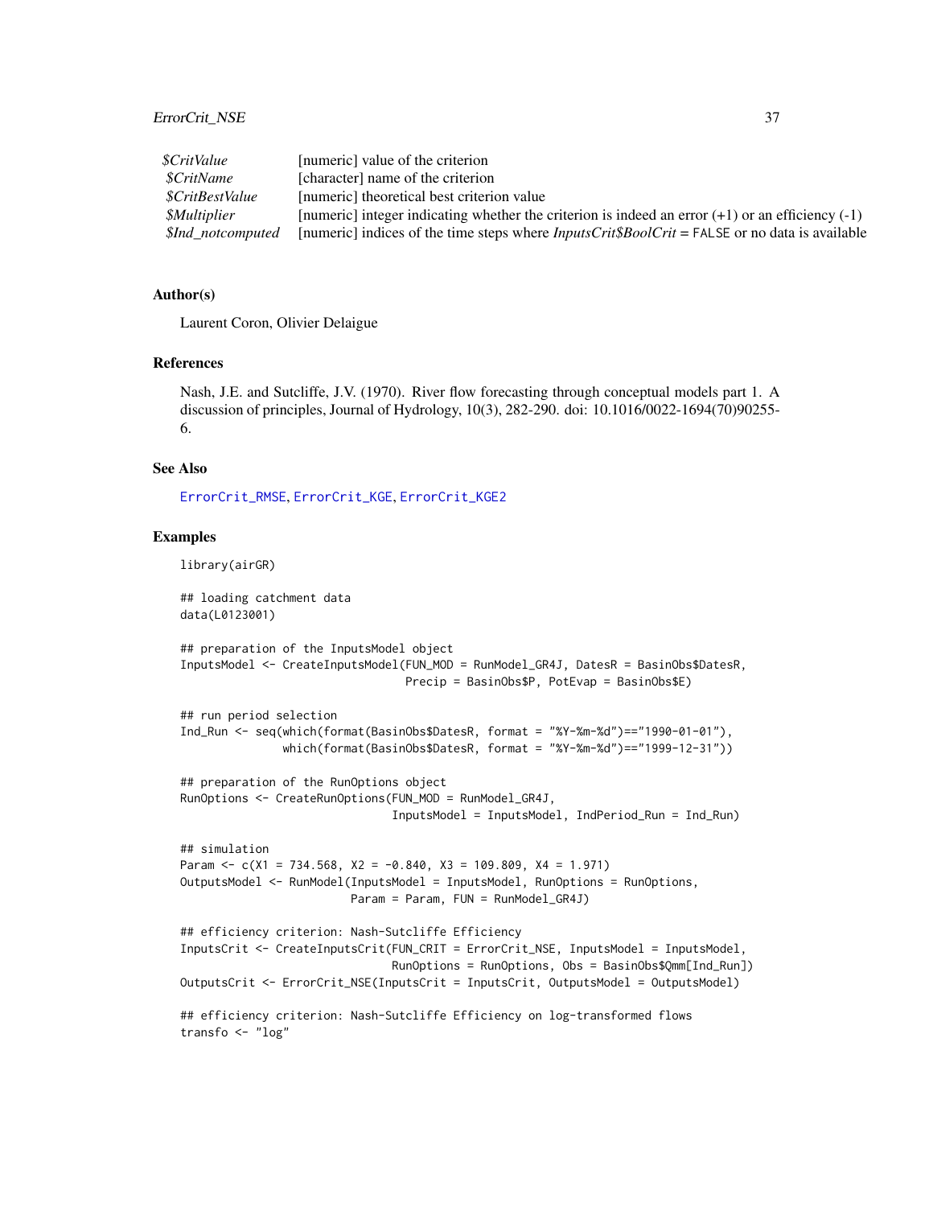| | |
|---|---|
| *$CritValue* | [numeric] value of the criterion |
| *$CritName* | [character] name of the criterion |
| *$CritBestValue* | [numeric] theoretical best criterion value |
| *$Multiplier* | [numeric] integer indicating whether the criterion is indeed an error (+1) or an efficiency (-1) |
| *$Ind_notcomputed* | [numeric] indices of the time steps where *InputsCrit$BoolCrit* = FALSE or no data is available |

### Author(s)

Laurent Coron, Olivier Delaigue

### References

Nash, J.E. and Sutcliffe, J.V. (1970). River flow forecasting through conceptual models part 1. A discussion of principles, Journal of Hydrology, 10(3), 282-290. doi: 10.1016/0022-1694(70)90255-6.

### See Also

ErrorCrit_RMSE, ErrorCrit_KGE, ErrorCrit_KGE2

### Examples

```
library(airGR)

## loading catchment data
data(L0123001)

## preparation of the InputsModel object
InputsModel <- CreateInputsModel(FUN_MOD = RunModel_GR4J, DatesR = BasinObs$DatesR,
                                 Precip = BasinObs$P, PotEvap = BasinObs$E)

## run period selection
Ind_Run <- seq(which(format(BasinObs$DatesR, format = "%Y-%m-%d")=="1990-01-01"),
               which(format(BasinObs$DatesR, format = "%Y-%m-%d")=="1999-12-31"))

## preparation of the RunOptions object
RunOptions <- CreateRunOptions(FUN_MOD = RunModel_GR4J,
                               InputsModel = InputsModel, IndPeriod_Run = Ind_Run)

## simulation
Param <- c(X1 = 734.568, X2 = -0.840, X3 = 109.809, X4 = 1.971)
OutputsModel <- RunModel(InputsModel = InputsModel, RunOptions = RunOptions,
                         Param = Param, FUN = RunModel_GR4J)

## efficiency criterion: Nash-Sutcliffe Efficiency
InputsCrit <- CreateInputsCrit(FUN_CRIT = ErrorCrit_NSE, InputsModel = InputsModel,
                               RunOptions = RunOptions, Obs = BasinObs$Qmm[Ind_Run])
OutputsCrit <- ErrorCrit_NSE(InputsCrit = InputsCrit, OutputsModel = OutputsModel)

## efficiency criterion: Nash-Sutcliffe Efficiency on log-transformed flows
transfo <- "log"
```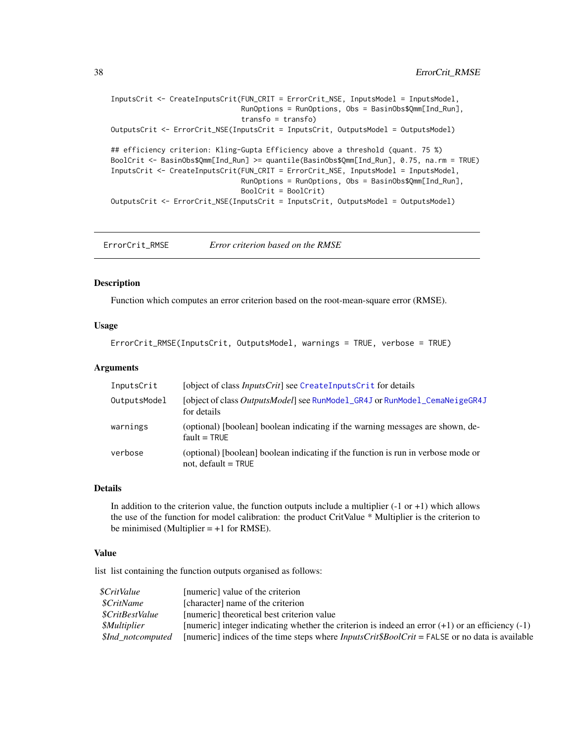```
InputsCrit <- CreateInputsCrit(FUN_CRIT = ErrorCrit_NSE, InputsModel = InputsModel,
                               RunOptions = RunOptions, Obs = BasinObs$Qmm[Ind_Run],
                               transfo = transfo)
OutputsCrit <- ErrorCrit_NSE(InputsCrit = InputsCrit, OutputsModel = OutputsModel)

## efficiency criterion: Kling-Gupta Efficiency above a threshold (quant. 75 %)
BoolCrit <- BasinObs$Qmm[Ind_Run] >= quantile(BasinObs$Qmm[Ind_Run], 0.75, na.rm = TRUE)
InputsCrit <- CreateInputsCrit(FUN_CRIT = ErrorCrit_NSE, InputsModel = InputsModel,
                               RunOptions = RunOptions, Obs = BasinObs$Qmm[Ind_Run],
                               BoolCrit = BoolCrit)
OutputsCrit <- ErrorCrit_NSE(InputsCrit = InputsCrit, OutputsModel = OutputsModel)
```

---

## ErrorCrit_RMSE — *Error criterion based on the RMSE*

---

### Description

Function which computes an error criterion based on the root-mean-square error (RMSE).

### Usage

```
ErrorCrit_RMSE(InputsCrit, OutputsModel, warnings = TRUE, verbose = TRUE)
```

### Arguments

| | |
|---|---|
| `InputsCrit` | [object of class *InputsCrit*] see `CreateInputsCrit` for details |
| `OutputsModel` | [object of class *OutputsModel*] see `RunModel_GR4J` or `RunModel_CemaNeigeGR4J` for details |
| `warnings` | (optional) [boolean] boolean indicating if the warning messages are shown, default = `TRUE` |
| `verbose` | (optional) [boolean] boolean indicating if the function is run in verbose mode or not, default = `TRUE` |

### Details

In addition to the criterion value, the function outputs include a multiplier (-1 or +1) which allows the use of the function for model calibration: the product CritValue * Multiplier is the criterion to be minimised (Multiplier = +1 for RMSE).

### Value

list list containing the function outputs organised as follows:

| | |
|---|---|
| *$CritValue* | [numeric] value of the criterion |
| *$CritName* | [character] name of the criterion |
| *$CritBestValue* | [numeric] theoretical best criterion value |
| *$Multiplier* | [numeric] integer indicating whether the criterion is indeed an error (+1) or an efficiency (-1) |
| *$Ind_notcomputed* | [numeric] indices of the time steps where *InputsCrit$BoolCrit* = `FALSE` or no data is available |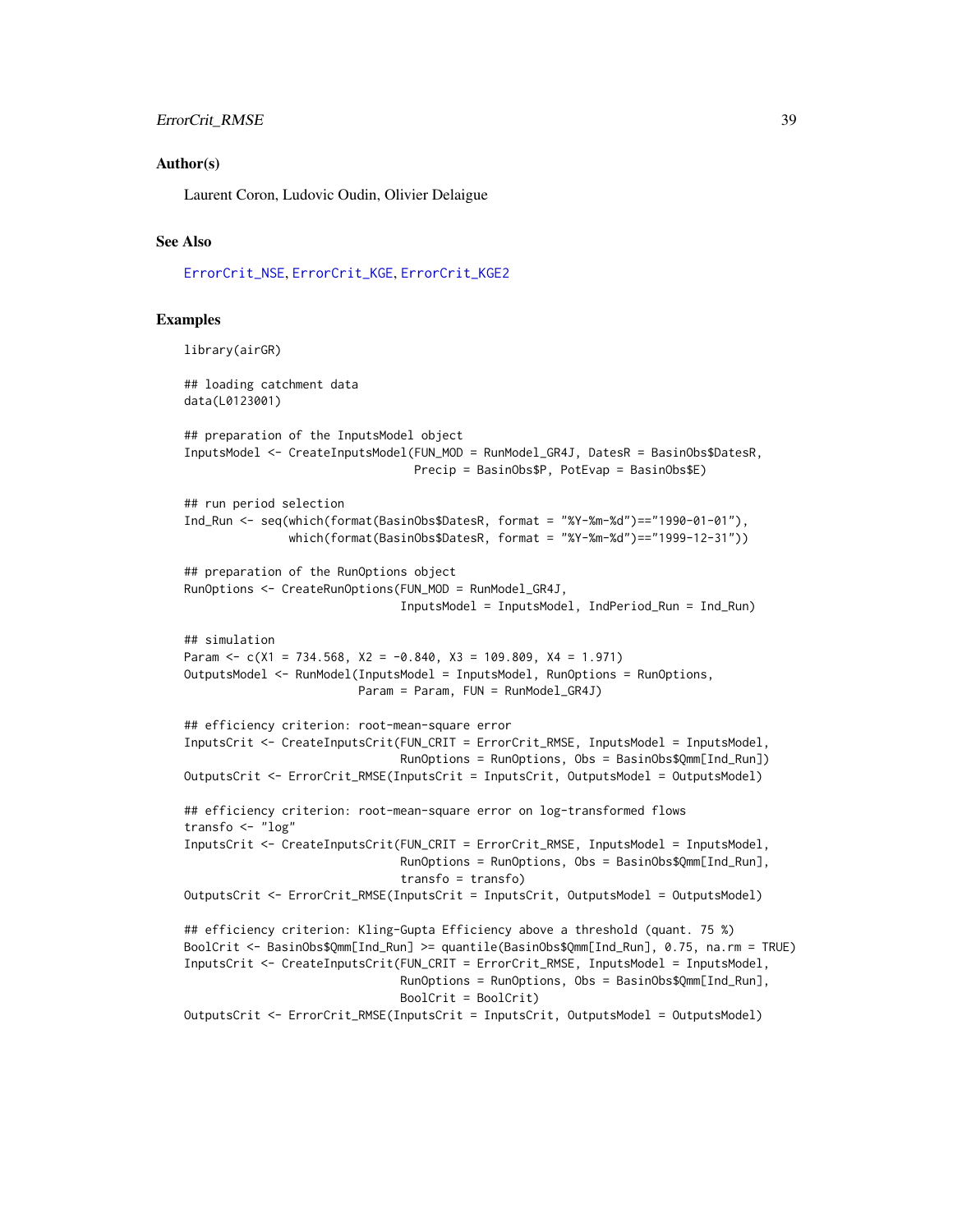### Author(s)

Laurent Coron, Ludovic Oudin, Olivier Delaigue

### See Also

ErrorCrit_NSE, ErrorCrit_KGE, ErrorCrit_KGE2

### Examples

```
library(airGR)

## loading catchment data
data(L0123001)

## preparation of the InputsModel object
InputsModel <- CreateInputsModel(FUN_MOD = RunModel_GR4J, DatesR = BasinObs$DatesR,
                                 Precip = BasinObs$P, PotEvap = BasinObs$E)

## run period selection
Ind_Run <- seq(which(format(BasinObs$DatesR, format = "%Y-%m-%d")=="1990-01-01"),
               which(format(BasinObs$DatesR, format = "%Y-%m-%d")=="1999-12-31"))

## preparation of the RunOptions object
RunOptions <- CreateRunOptions(FUN_MOD = RunModel_GR4J,
                               InputsModel = InputsModel, IndPeriod_Run = Ind_Run)

## simulation
Param <- c(X1 = 734.568, X2 = -0.840, X3 = 109.809, X4 = 1.971)
OutputsModel <- RunModel(InputsModel = InputsModel, RunOptions = RunOptions,
                         Param = Param, FUN = RunModel_GR4J)

## efficiency criterion: root-mean-square error
InputsCrit <- CreateInputsCrit(FUN_CRIT = ErrorCrit_RMSE, InputsModel = InputsModel,
                               RunOptions = RunOptions, Obs = BasinObs$Qmm[Ind_Run])
OutputsCrit <- ErrorCrit_RMSE(InputsCrit = InputsCrit, OutputsModel = OutputsModel)

## efficiency criterion: root-mean-square error on log-transformed flows
transfo <- "log"
InputsCrit <- CreateInputsCrit(FUN_CRIT = ErrorCrit_RMSE, InputsModel = InputsModel,
                               RunOptions = RunOptions, Obs = BasinObs$Qmm[Ind_Run],
                               transfo = transfo)
OutputsCrit <- ErrorCrit_RMSE(InputsCrit = InputsCrit, OutputsModel = OutputsModel)

## efficiency criterion: Kling-Gupta Efficiency above a threshold (quant. 75 %)
BoolCrit <- BasinObs$Qmm[Ind_Run] >= quantile(BasinObs$Qmm[Ind_Run], 0.75, na.rm = TRUE)
InputsCrit <- CreateInputsCrit(FUN_CRIT = ErrorCrit_RMSE, InputsModel = InputsModel,
                               RunOptions = RunOptions, Obs = BasinObs$Qmm[Ind_Run],
                               BoolCrit = BoolCrit)
OutputsCrit <- ErrorCrit_RMSE(InputsCrit = InputsCrit, OutputsModel = OutputsModel)
```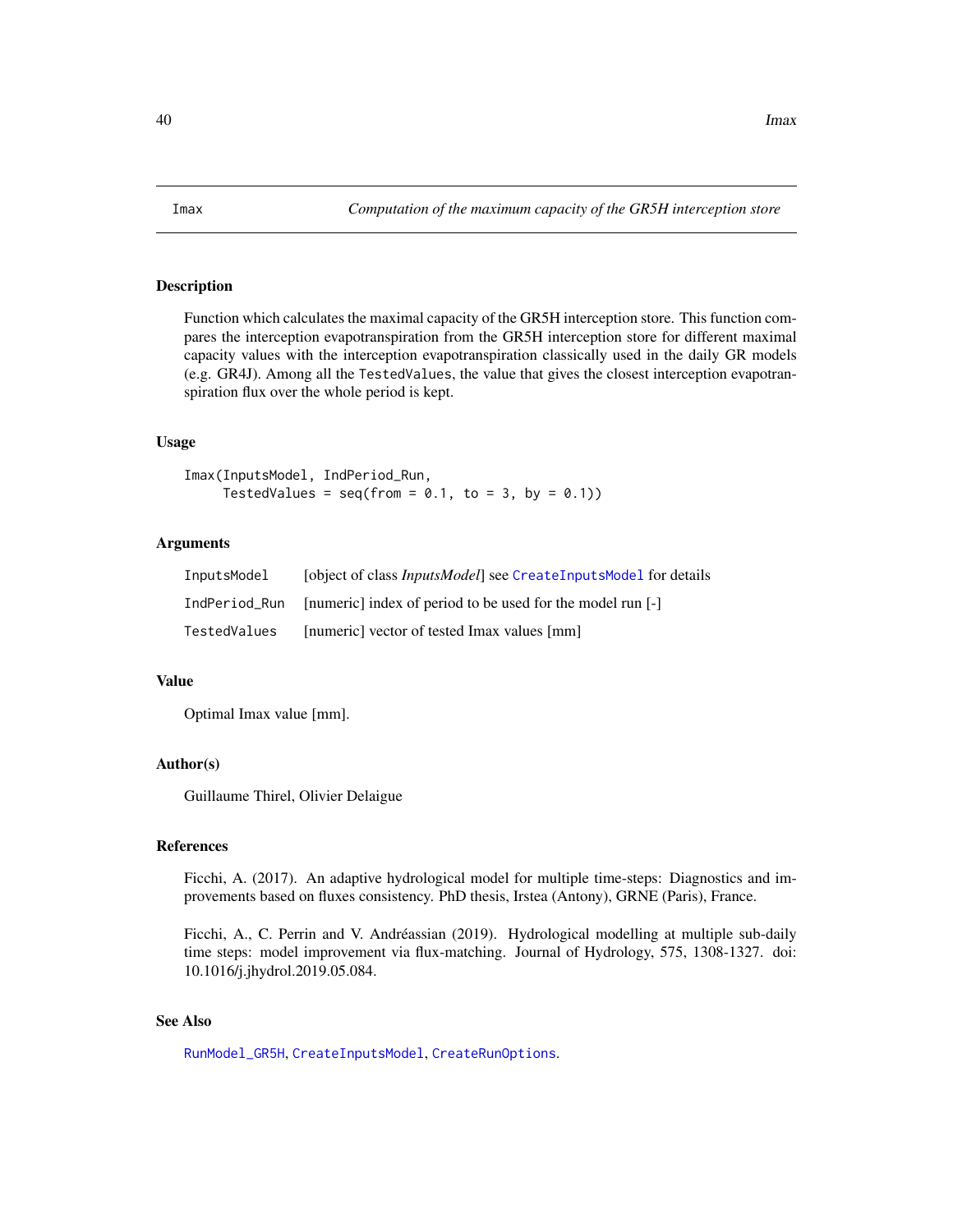# Imax — Computation of the maximum capacity of the GR5H interception store

## Description

Function which calculates the maximal capacity of the GR5H interception store. This function compares the interception evapotranspiration from the GR5H interception store for different maximal capacity values with the interception evapotranspiration classically used in the daily GR models (e.g. GR4J). Among all the `TestedValues`, the value that gives the closest interception evapotranspiration flux over the whole period is kept.

## Usage

```
Imax(InputsModel, IndPeriod_Run,
     TestedValues = seq(from = 0.1, to = 3, by = 0.1))
```

## Arguments

| | |
|---|---|
| `InputsModel` | [object of class *InputsModel*] see `CreateInputsModel` for details |
| `IndPeriod_Run` | [numeric] index of period to be used for the model run [-] |
| `TestedValues` | [numeric] vector of tested Imax values [mm] |

## Value

Optimal Imax value [mm].

## Author(s)

Guillaume Thirel, Olivier Delaigue

## References

Ficchi, A. (2017). An adaptive hydrological model for multiple time-steps: Diagnostics and improvements based on fluxes consistency. PhD thesis, Irstea (Antony), GRNE (Paris), France.

Ficchi, A., C. Perrin and V. Andréassian (2019). Hydrological modelling at multiple sub-daily time steps: model improvement via flux-matching. Journal of Hydrology, 575, 1308-1327. doi: 10.1016/j.jhydrol.2019.05.084.

## See Also

`RunModel_GR5H`, `CreateInputsModel`, `CreateRunOptions`.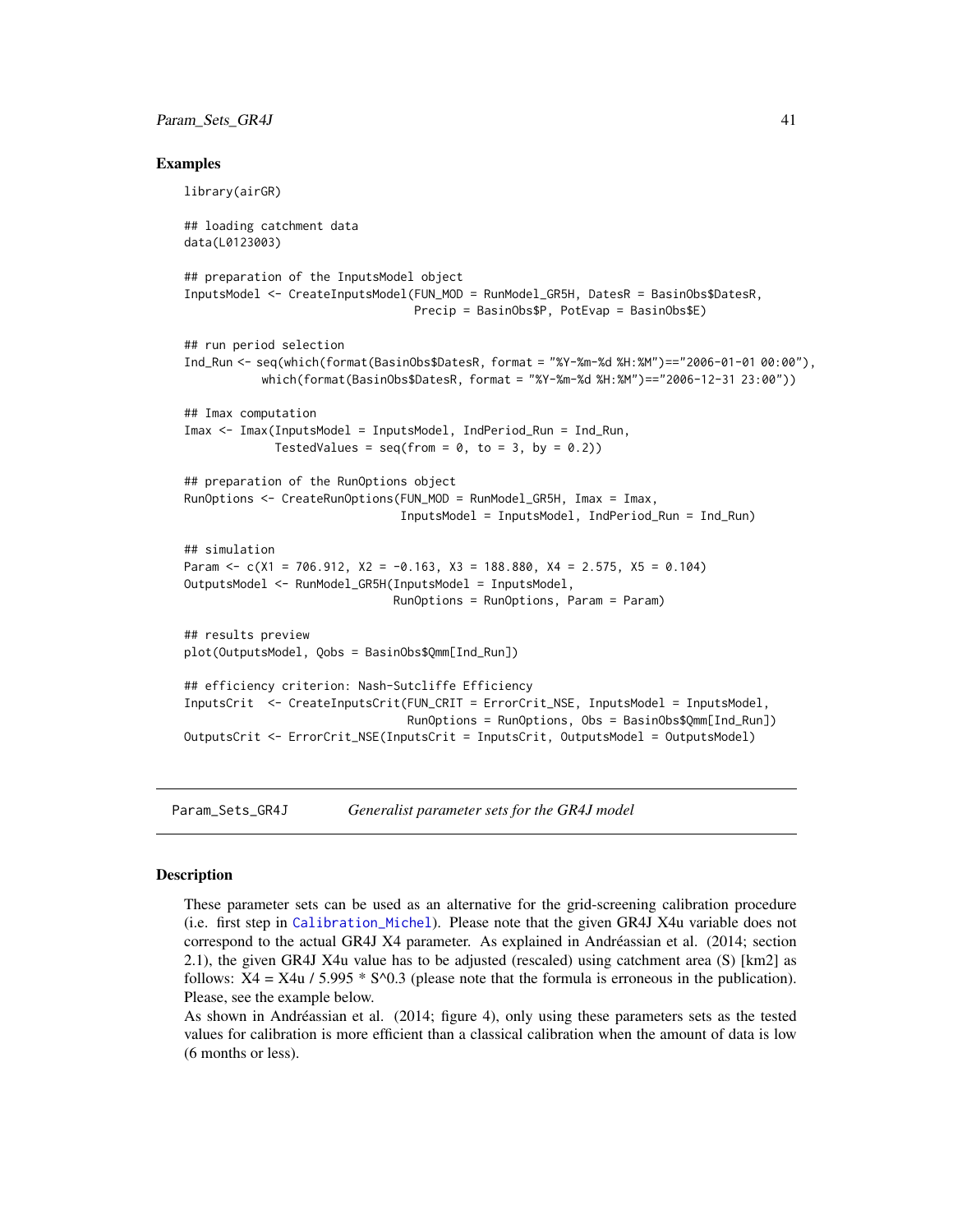## Examples

```
library(airGR)

## loading catchment data
data(L0123003)

## preparation of the InputsModel object
InputsModel <- CreateInputsModel(FUN_MOD = RunModel_GR5H, DatesR = BasinObs$DatesR,
                                 Precip = BasinObs$P, PotEvap = BasinObs$E)

## run period selection
Ind_Run <- seq(which(format(BasinObs$DatesR, format = "%Y-%m-%d %H:%M")=="2006-01-01 00:00"),
           which(format(BasinObs$DatesR, format = "%Y-%m-%d %H:%M")=="2006-12-31 23:00"))

## Imax computation
Imax <- Imax(InputsModel = InputsModel, IndPeriod_Run = Ind_Run,
             TestedValues = seq(from = 0, to = 3, by = 0.2))

## preparation of the RunOptions object
RunOptions <- CreateRunOptions(FUN_MOD = RunModel_GR5H, Imax = Imax,
                               InputsModel = InputsModel, IndPeriod_Run = Ind_Run)

## simulation
Param <- c(X1 = 706.912, X2 = -0.163, X3 = 188.880, X4 = 2.575, X5 = 0.104)
OutputsModel <- RunModel_GR5H(InputsModel = InputsModel,
                              RunOptions = RunOptions, Param = Param)

## results preview
plot(OutputsModel, Qobs = BasinObs$Qmm[Ind_Run])

## efficiency criterion: Nash-Sutcliffe Efficiency
InputsCrit  <- CreateInputsCrit(FUN_CRIT = ErrorCrit_NSE, InputsModel = InputsModel,
                                RunOptions = RunOptions, Obs = BasinObs$Qmm[Ind_Run])
OutputsCrit <- ErrorCrit_NSE(InputsCrit = InputsCrit, OutputsModel = OutputsModel)
```

# Param_Sets_GR4J — *Generalist parameter sets for the GR4J model*

## Description

These parameter sets can be used as an alternative for the grid-screening calibration procedure (i.e. first step in Calibration_Michel). Please note that the given GR4J X4u variable does not correspond to the actual GR4J X4 parameter. As explained in Andréassian et al. (2014; section 2.1), the given GR4J X4u value has to be adjusted (rescaled) using catchment area (S) [km2] as follows: $X4 = X4u / 5.995 * S^{0.3}$ (please note that the formula is erroneous in the publication). Please, see the example below.

As shown in Andréassian et al. (2014; figure 4), only using these parameters sets as the tested values for calibration is more efficient than a classical calibration when the amount of data is low (6 months or less).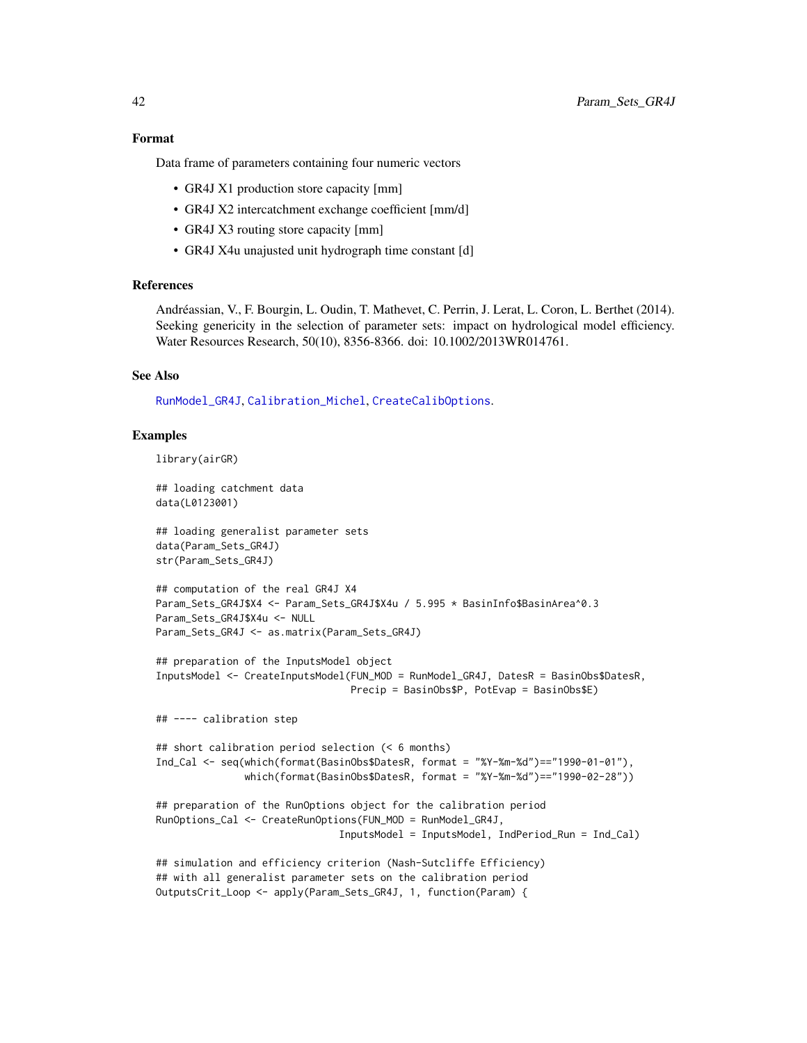## Format

Data frame of parameters containing four numeric vectors

- GR4J X1 production store capacity [mm]
- GR4J X2 intercatchment exchange coefficient [mm/d]
- GR4J X3 routing store capacity [mm]
- GR4J X4u unajusted unit hydrograph time constant [d]

## References

Andréassian, V., F. Bourgin, L. Oudin, T. Mathevet, C. Perrin, J. Lerat, L. Coron, L. Berthet (2014). Seeking genericity in the selection of parameter sets: impact on hydrological model efficiency. Water Resources Research, 50(10), 8356-8366. doi: 10.1002/2013WR014761.

## See Also

RunModel_GR4J, Calibration_Michel, CreateCalibOptions.

## Examples

```
library(airGR)

## loading catchment data
data(L0123001)

## loading generalist parameter sets
data(Param_Sets_GR4J)
str(Param_Sets_GR4J)

## computation of the real GR4J X4
Param_Sets_GR4J$X4 <- Param_Sets_GR4J$X4u / 5.995 * BasinInfo$BasinArea^0.3
Param_Sets_GR4J$X4u <- NULL
Param_Sets_GR4J <- as.matrix(Param_Sets_GR4J)

## preparation of the InputsModel object
InputsModel <- CreateInputsModel(FUN_MOD = RunModel_GR4J, DatesR = BasinObs$DatesR,
                                 Precip = BasinObs$P, PotEvap = BasinObs$E)

## ---- calibration step

## short calibration period selection (< 6 months)
Ind_Cal <- seq(which(format(BasinObs$DatesR, format = "%Y-%m-%d")=="1990-01-01"),
               which(format(BasinObs$DatesR, format = "%Y-%m-%d")=="1990-02-28"))

## preparation of the RunOptions object for the calibration period
RunOptions_Cal <- CreateRunOptions(FUN_MOD = RunModel_GR4J,
                                   InputsModel = InputsModel, IndPeriod_Run = Ind_Cal)

## simulation and efficiency criterion (Nash-Sutcliffe Efficiency)
## with all generalist parameter sets on the calibration period
OutputsCrit_Loop <- apply(Param_Sets_GR4J, 1, function(Param) {
```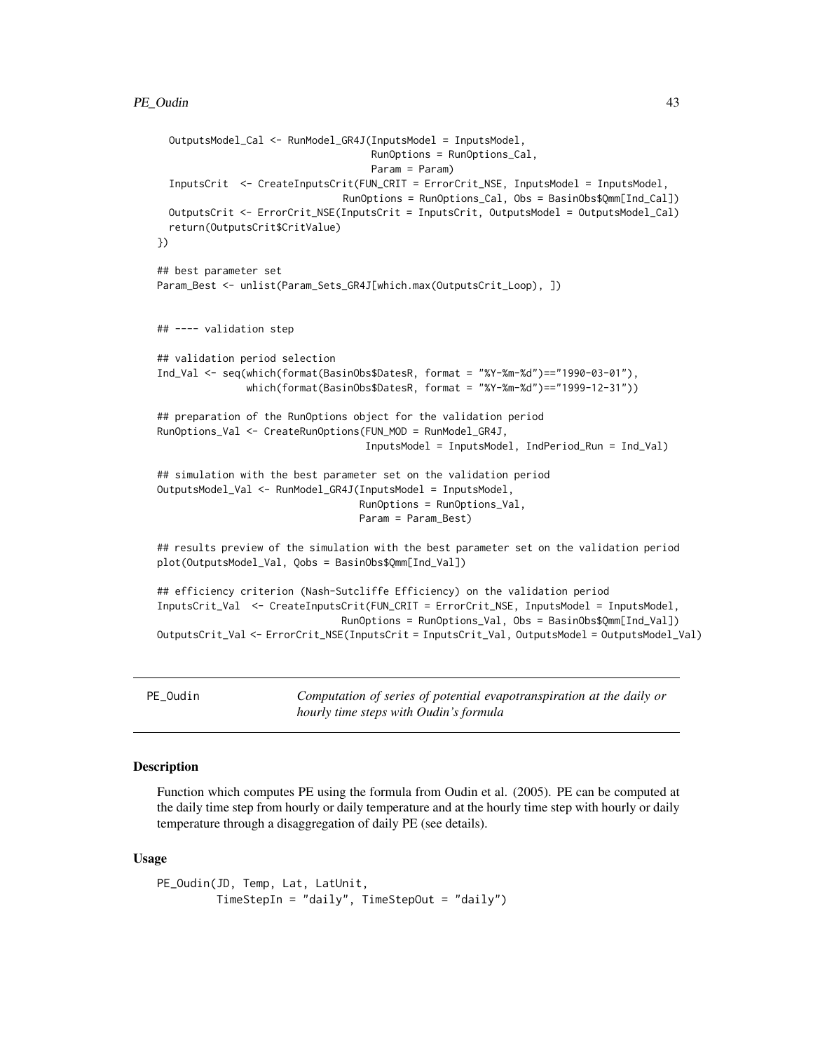```
  OutputsModel_Cal <- RunModel_GR4J(InputsModel = InputsModel,
                                    RunOptions = RunOptions_Cal,
                                    Param = Param)
  InputsCrit  <- CreateInputsCrit(FUN_CRIT = ErrorCrit_NSE, InputsModel = InputsModel,
                                  RunOptions = RunOptions_Cal, Obs = BasinObs$Qmm[Ind_Cal])
  OutputsCrit <- ErrorCrit_NSE(InputsCrit = InputsCrit, OutputsModel = OutputsModel_Cal)
  return(OutputsCrit$CritValue)
})

## best parameter set
Param_Best <- unlist(Param_Sets_GR4J[which.max(OutputsCrit_Loop), ])


## ---- validation step

## validation period selection
Ind_Val <- seq(which(format(BasinObs$DatesR, format = "%Y-%m-%d")=="1990-03-01"),
               which(format(BasinObs$DatesR, format = "%Y-%m-%d")=="1999-12-31"))

## preparation of the RunOptions object for the validation period
RunOptions_Val <- CreateRunOptions(FUN_MOD = RunModel_GR4J,
                                   InputsModel = InputsModel, IndPeriod_Run = Ind_Val)

## simulation with the best parameter set on the validation period
OutputsModel_Val <- RunModel_GR4J(InputsModel = InputsModel,
                                  RunOptions = RunOptions_Val,
                                  Param = Param_Best)

## results preview of the simulation with the best parameter set on the validation period
plot(OutputsModel_Val, Qobs = BasinObs$Qmm[Ind_Val])

## efficiency criterion (Nash-Sutcliffe Efficiency) on the validation period
InputsCrit_Val  <- CreateInputsCrit(FUN_CRIT = ErrorCrit_NSE, InputsModel = InputsModel,
                                   RunOptions = RunOptions_Val, Obs = BasinObs$Qmm[Ind_Val])
OutputsCrit_Val <- ErrorCrit_NSE(InputsCrit = InputsCrit_Val, OutputsModel = OutputsModel_Val)
```

---

PE_Oudin — *Computation of series of potential evapotranspiration at the daily or hourly time steps with Oudin's formula*

---

## Description

Function which computes PE using the formula from Oudin et al. (2005). PE can be computed at the daily time step from hourly or daily temperature and at the hourly time step with hourly or daily temperature through a disaggregation of daily PE (see details).

## Usage

```
PE_Oudin(JD, Temp, Lat, LatUnit,
         TimeStepIn = "daily", TimeStepOut = "daily")
```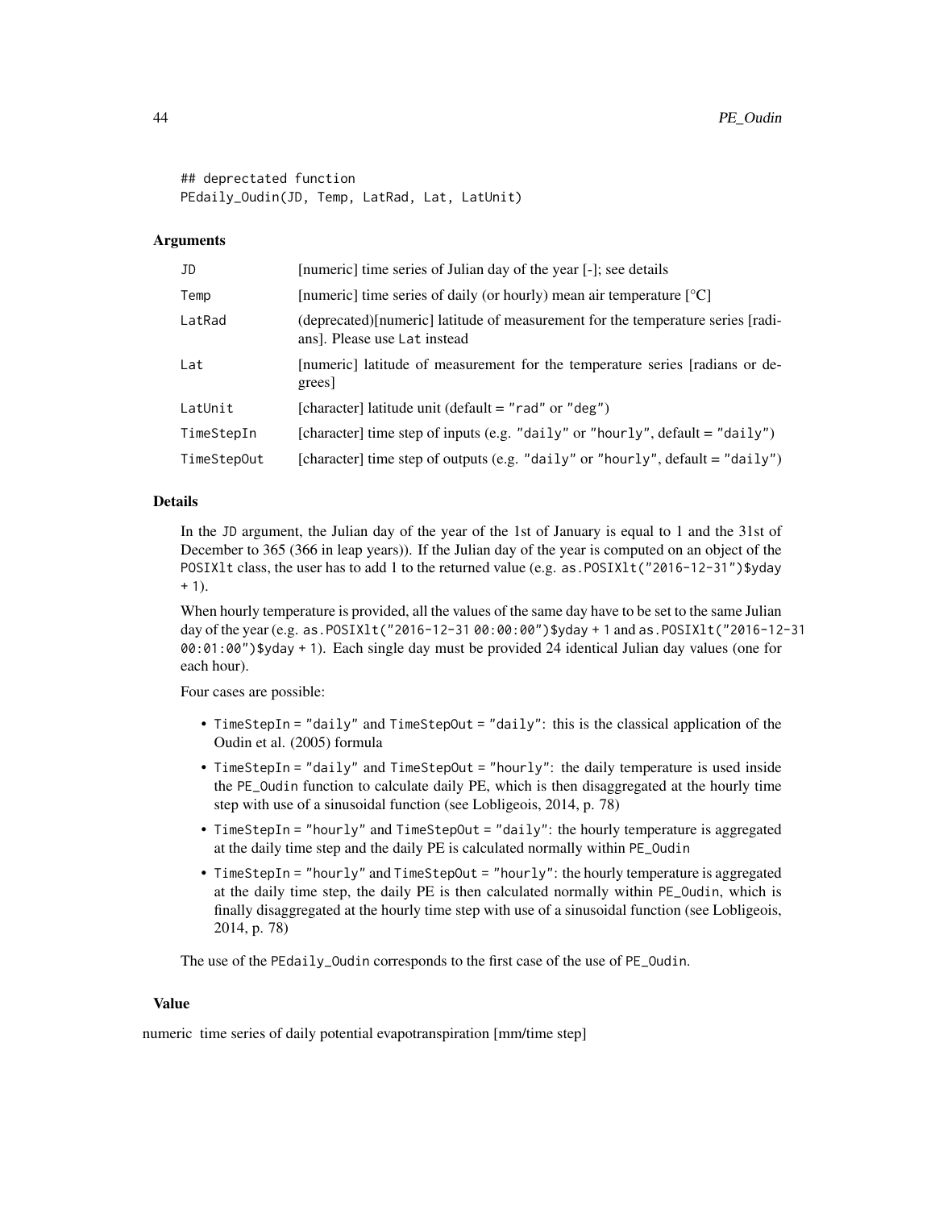```
## deprectated function
PEdaily_Oudin(JD, Temp, LatRad, Lat, LatUnit)
```

### Arguments

| | |
|---|---|
| JD | [numeric] time series of Julian day of the year [-]; see details |
| Temp | [numeric] time series of daily (or hourly) mean air temperature [°C] |
| LatRad | (deprecated)[numeric] latitude of measurement for the temperature series [radians]. Please use Lat instead |
| Lat | [numeric] latitude of measurement for the temperature series [radians or degrees] |
| LatUnit | [character] latitude unit (default = "rad" or "deg") |
| TimeStepIn | [character] time step of inputs (e.g. "daily" or "hourly", default = "daily") |
| TimeStepOut | [character] time step of outputs (e.g. "daily" or "hourly", default = "daily") |

### Details

In the JD argument, the Julian day of the year of the 1st of January is equal to 1 and the 31st of December to 365 (366 in leap years)). If the Julian day of the year is computed on an object of the POSIXlt class, the user has to add 1 to the returned value (e.g. as.POSIXlt("2016-12-31")$yday + 1).

When hourly temperature is provided, all the values of the same day have to be set to the same Julian day of the year (e.g. as.POSIXlt("2016-12-31 00:00:00")$yday + 1 and as.POSIXlt("2016-12-31 00:01:00")$yday + 1). Each single day must be provided 24 identical Julian day values (one for each hour).

Four cases are possible:

- TimeStepIn = "daily" and TimeStepOut = "daily": this is the classical application of the Oudin et al. (2005) formula
- TimeStepIn = "daily" and TimeStepOut = "hourly": the daily temperature is used inside the PE_Oudin function to calculate daily PE, which is then disaggregated at the hourly time step with use of a sinusoidal function (see Lobligeois, 2014, p. 78)
- TimeStepIn = "hourly" and TimeStepOut = "daily": the hourly temperature is aggregated at the daily time step and the daily PE is calculated normally within PE_Oudin
- TimeStepIn = "hourly" and TimeStepOut = "hourly": the hourly temperature is aggregated at the daily time step, the daily PE is then calculated normally within PE_Oudin, which is finally disaggregated at the hourly time step with use of a sinusoidal function (see Lobligeois, 2014, p. 78)

The use of the PEdaily_Oudin corresponds to the first case of the use of PE_Oudin.

### Value

numeric time series of daily potential evapotranspiration [mm/time step]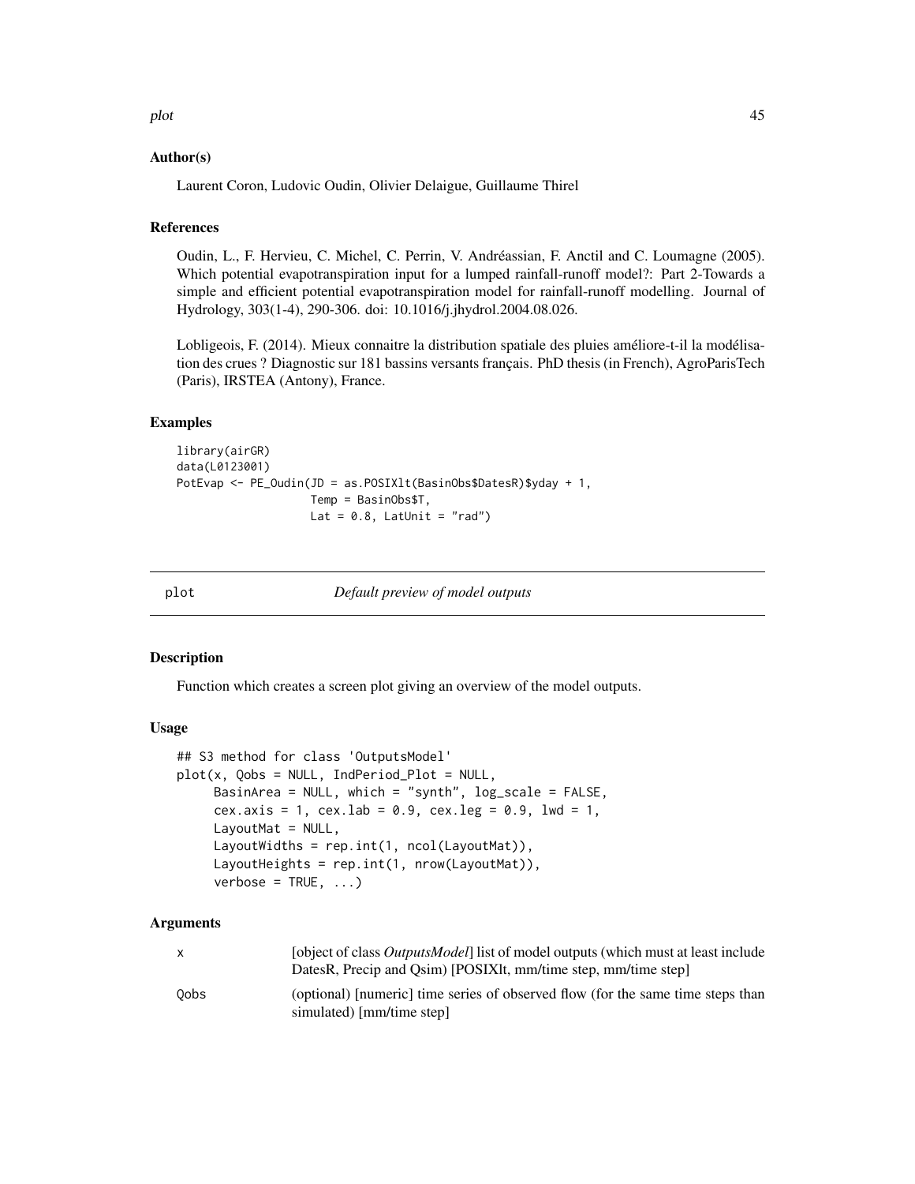### Author(s)

Laurent Coron, Ludovic Oudin, Olivier Delaigue, Guillaume Thirel

### References

Oudin, L., F. Hervieu, C. Michel, C. Perrin, V. Andréassian, F. Anctil and C. Loumagne (2005). Which potential evapotranspiration input for a lumped rainfall-runoff model?: Part 2-Towards a simple and efficient potential evapotranspiration model for rainfall-runoff modelling. Journal of Hydrology, 303(1-4), 290-306. doi: 10.1016/j.jhydrol.2004.08.026.

Lobligeois, F. (2014). Mieux connaitre la distribution spatiale des pluies améliore-t-il la modélisation des crues ? Diagnostic sur 181 bassins versants français. PhD thesis (in French), AgroParisTech (Paris), IRSTEA (Antony), France.

### Examples

```
library(airGR)
data(L0123001)
PotEvap <- PE_Oudin(JD = as.POSIXlt(BasinObs$DatesR)$yday + 1,
                    Temp = BasinObs$T,
                    Lat = 0.8, LatUnit = "rad")
```

---

## plot — *Default preview of model outputs*

---

### Description

Function which creates a screen plot giving an overview of the model outputs.

### Usage

```
## S3 method for class 'OutputsModel'
plot(x, Qobs = NULL, IndPeriod_Plot = NULL,
     BasinArea = NULL, which = "synth", log_scale = FALSE,
     cex.axis = 1, cex.lab = 0.9, cex.leg = 0.9, lwd = 1,
     LayoutMat = NULL,
     LayoutWidths = rep.int(1, ncol(LayoutMat)),
     LayoutHeights = rep.int(1, nrow(LayoutMat)),
     verbose = TRUE, ...)
```

### Arguments

| | |
|---|---|
| x | [object of class *OutputsModel*] list of model outputs (which must at least include DatesR, Precip and Qsim) [POSIXlt, mm/time step, mm/time step] |
| Qobs | (optional) [numeric] time series of observed flow (for the same time steps than simulated) [mm/time step] |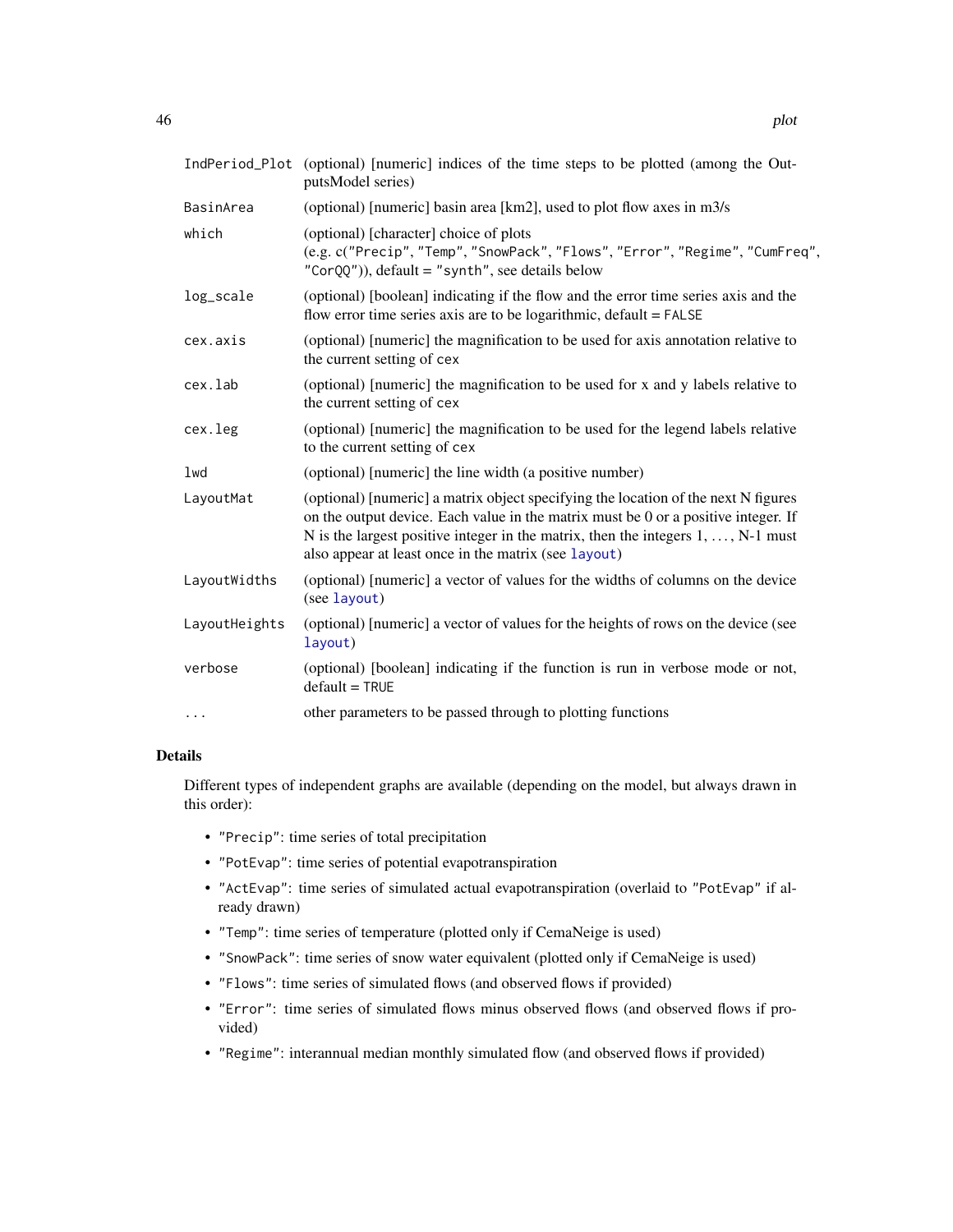| | |
|---|---|
| `IndPeriod_Plot` | (optional) [numeric] indices of the time steps to be plotted (among the OutputsModel series) |
| `BasinArea` | (optional) [numeric] basin area [km2], used to plot flow axes in m3/s |
| `which` | (optional) [character] choice of plots (e.g. c("Precip", "Temp", "SnowPack", "Flows", "Error", "Regime", "CumFreq", "CorQQ")), default = "synth", see details below |
| `log_scale` | (optional) [boolean] indicating if the flow and the error time series axis and the flow error time series axis are to be logarithmic, default = FALSE |
| `cex.axis` | (optional) [numeric] the magnification to be used for axis annotation relative to the current setting of cex |
| `cex.lab` | (optional) [numeric] the magnification to be used for x and y labels relative to the current setting of cex |
| `cex.leg` | (optional) [numeric] the magnification to be used for the legend labels relative to the current setting of cex |
| `lwd` | (optional) [numeric] the line width (a positive number) |
| `LayoutMat` | (optional) [numeric] a matrix object specifying the location of the next N figures on the output device. Each value in the matrix must be 0 or a positive integer. If N is the largest positive integer in the matrix, then the integers 1, ..., N-1 must also appear at least once in the matrix (see layout) |
| `LayoutWidths` | (optional) [numeric] a vector of values for the widths of columns on the device (see layout) |
| `LayoutHeights` | (optional) [numeric] a vector of values for the heights of rows on the device (see layout) |
| `verbose` | (optional) [boolean] indicating if the function is run in verbose mode or not, default = TRUE |
| `...` | other parameters to be passed through to plotting functions |

## Details

Different types of independent graphs are available (depending on the model, but always drawn in this order):

- "Precip": time series of total precipitation
- "PotEvap": time series of potential evapotranspiration
- "ActEvap": time series of simulated actual evapotranspiration (overlaid to "PotEvap" if already drawn)
- "Temp": time series of temperature (plotted only if CemaNeige is used)
- "SnowPack": time series of snow water equivalent (plotted only if CemaNeige is used)
- "Flows": time series of simulated flows (and observed flows if provided)
- "Error": time series of simulated flows minus observed flows (and observed flows if provided)
- "Regime": interannual median monthly simulated flow (and observed flows if provided)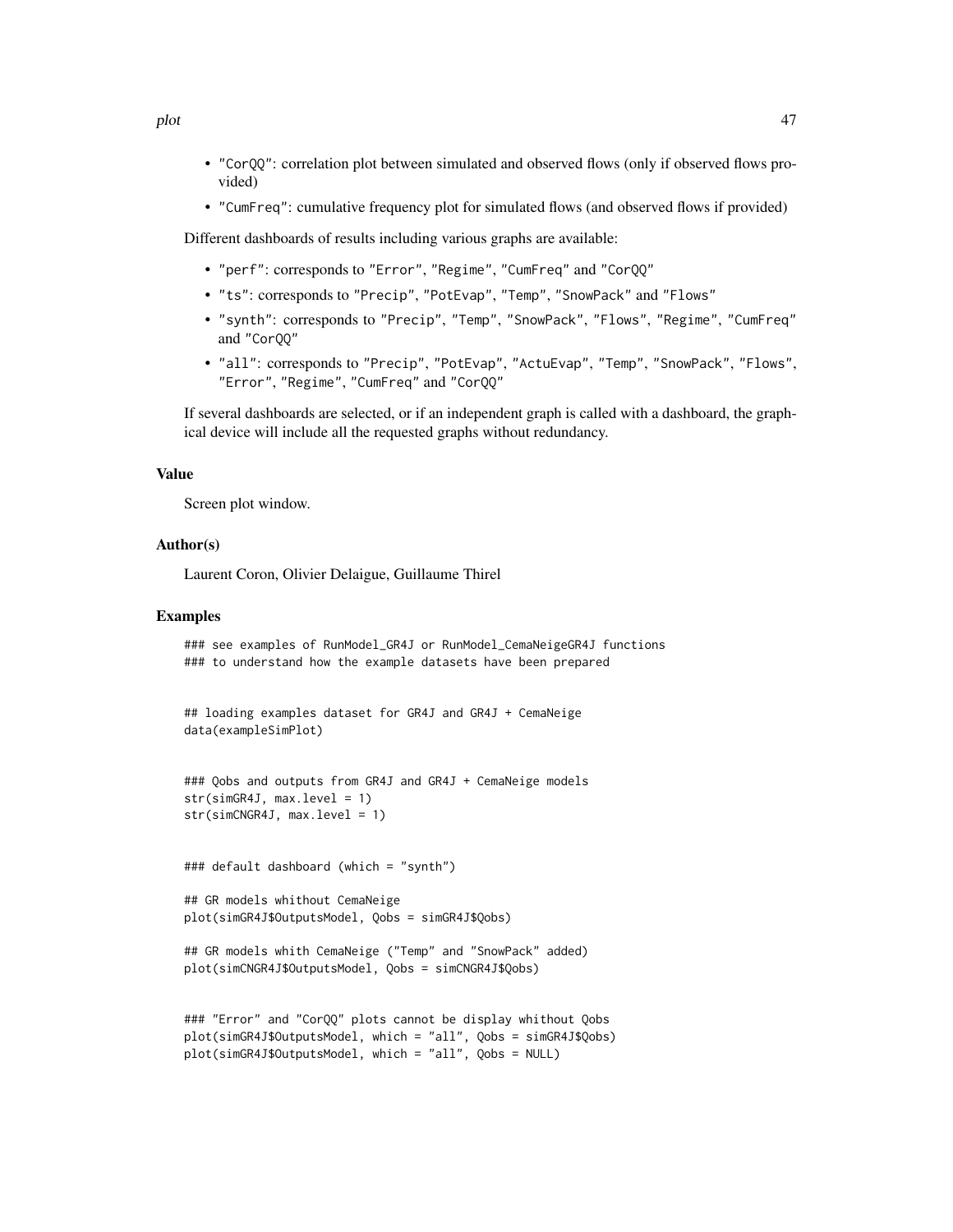- "CorQQ": correlation plot between simulated and observed flows (only if observed flows provided)
- "CumFreq": cumulative frequency plot for simulated flows (and observed flows if provided)

Different dashboards of results including various graphs are available:

- "perf": corresponds to "Error", "Regime", "CumFreq" and "CorQQ"
- "ts": corresponds to "Precip", "PotEvap", "Temp", "SnowPack" and "Flows"
- "synth": corresponds to "Precip", "Temp", "SnowPack", "Flows", "Regime", "CumFreq" and "CorQQ"
- "all": corresponds to "Precip", "PotEvap", "ActuEvap", "Temp", "SnowPack", "Flows", "Error", "Regime", "CumFreq" and "CorQQ"

If several dashboards are selected, or if an independent graph is called with a dashboard, the graphical device will include all the requested graphs without redundancy.

### Value

Screen plot window.

### Author(s)

Laurent Coron, Olivier Delaigue, Guillaume Thirel

### Examples

```
### see examples of RunModel_GR4J or RunModel_CemaNeigeGR4J functions
### to understand how the example datasets have been prepared


## loading examples dataset for GR4J and GR4J + CemaNeige
data(exampleSimPlot)


### Qobs and outputs from GR4J and GR4J + CemaNeige models
str(simGR4J, max.level = 1)
str(simCNGR4J, max.level = 1)


### default dashboard (which = "synth")

## GR models whithout CemaNeige
plot(simGR4J$OutputsModel, Qobs = simGR4J$Qobs)

## GR models whith CemaNeige ("Temp" and "SnowPack" added)
plot(simCNGR4J$OutputsModel, Qobs = simCNGR4J$Qobs)


### "Error" and "CorQQ" plots cannot be display whithout Qobs
plot(simGR4J$OutputsModel, which = "all", Qobs = simGR4J$Qobs)
plot(simGR4J$OutputsModel, which = "all", Qobs = NULL)
```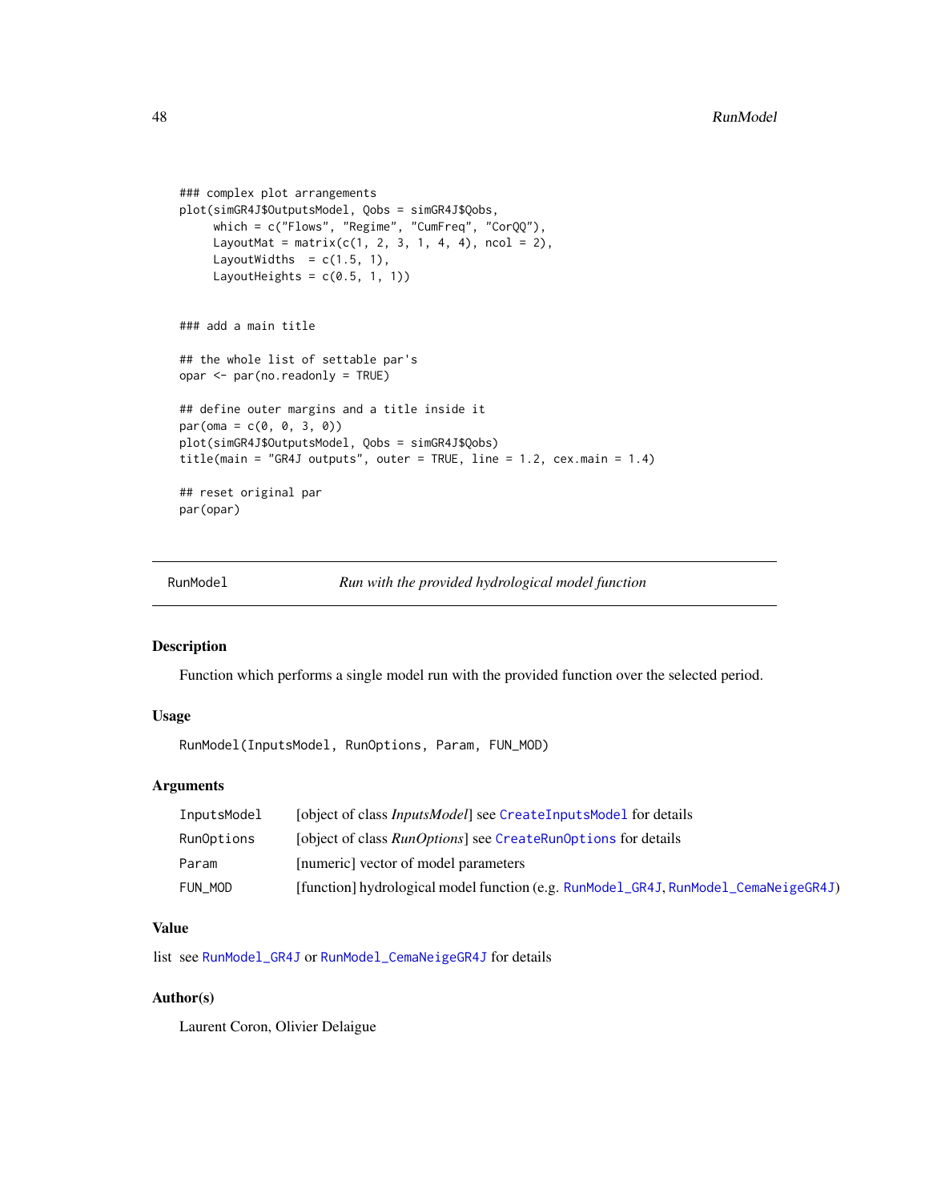```
### complex plot arrangements
plot(simGR4J$OutputsModel, Qobs = simGR4J$Qobs,
     which = c("Flows", "Regime", "CumFreq", "CorQQ"),
     LayoutMat = matrix(c(1, 2, 3, 1, 4, 4), ncol = 2),
     LayoutWidths  = c(1.5, 1),
     LayoutHeights = c(0.5, 1, 1))


### add a main title

## the whole list of settable par's
opar <- par(no.readonly = TRUE)

## define outer margins and a title inside it
par(oma = c(0, 0, 3, 0))
plot(simGR4J$OutputsModel, Qobs = simGR4J$Qobs)
title(main = "GR4J outputs", outer = TRUE, line = 1.2, cex.main = 1.4)

## reset original par
par(opar)
```

---

## RunModel — *Run with the provided hydrological model function*

---

### Description

Function which performs a single model run with the provided function over the selected period.

### Usage

```
RunModel(InputsModel, RunOptions, Param, FUN_MOD)
```

### Arguments

| | |
|---|---|
| InputsModel | [object of class *InputsModel*] see CreateInputsModel for details |
| RunOptions | [object of class *RunOptions*] see CreateRunOptions for details |
| Param | [numeric] vector of model parameters |
| FUN_MOD | [function] hydrological model function (e.g. RunModel_GR4J, RunModel_CemaNeigeGR4J) |

### Value

list see RunModel_GR4J or RunModel_CemaNeigeGR4J for details

### Author(s)

Laurent Coron, Olivier Delaigue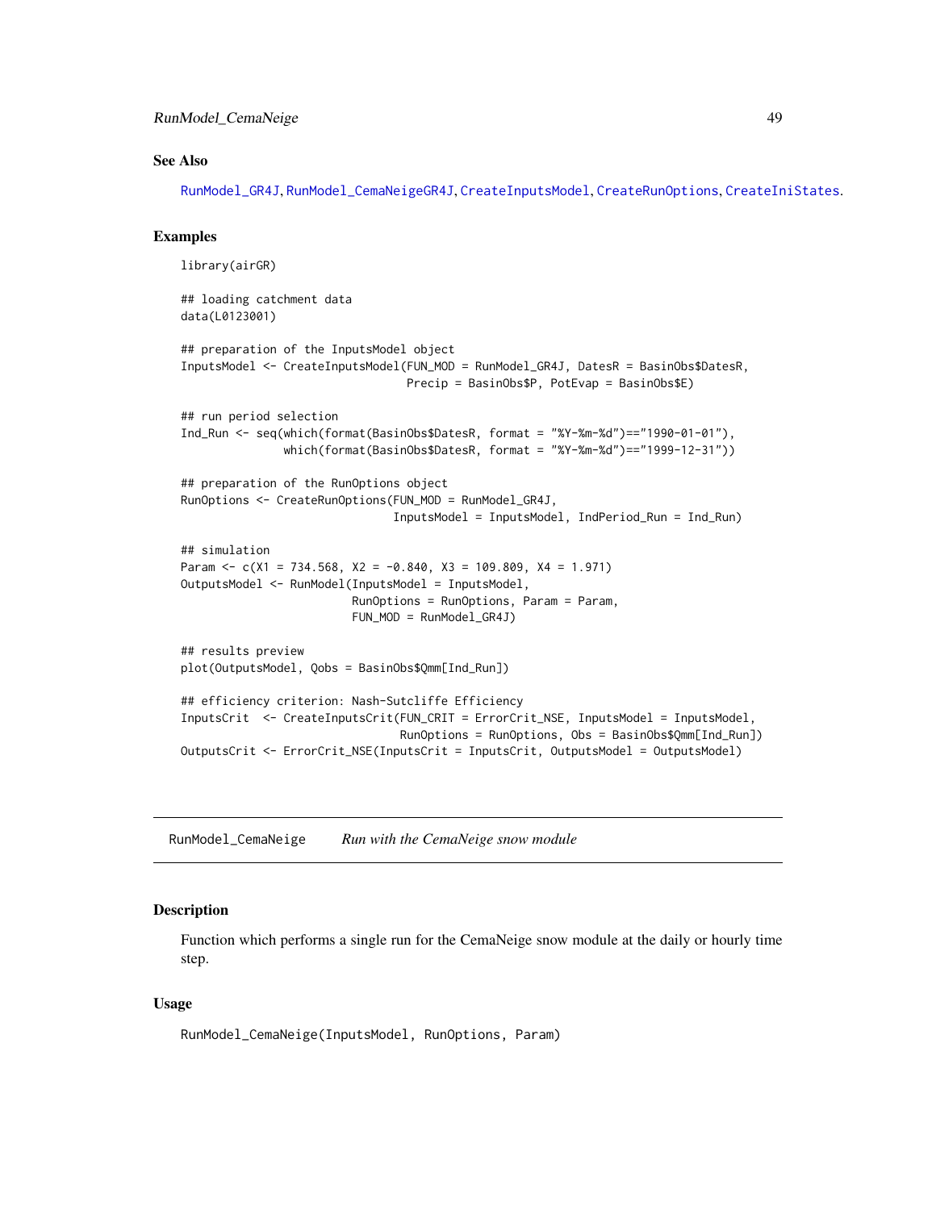## See Also

RunModel_GR4J, RunModel_CemaNeigeGR4J, CreateInputsModel, CreateRunOptions, CreateIniStates.

## Examples

```
library(airGR)

## loading catchment data
data(L0123001)

## preparation of the InputsModel object
InputsModel <- CreateInputsModel(FUN_MOD = RunModel_GR4J, DatesR = BasinObs$DatesR,
                                 Precip = BasinObs$P, PotEvap = BasinObs$E)

## run period selection
Ind_Run <- seq(which(format(BasinObs$DatesR, format = "%Y-%m-%d")=="1990-01-01"),
               which(format(BasinObs$DatesR, format = "%Y-%m-%d")=="1999-12-31"))

## preparation of the RunOptions object
RunOptions <- CreateRunOptions(FUN_MOD = RunModel_GR4J,
                               InputsModel = InputsModel, IndPeriod_Run = Ind_Run)

## simulation
Param <- c(X1 = 734.568, X2 = -0.840, X3 = 109.809, X4 = 1.971)
OutputsModel <- RunModel(InputsModel = InputsModel,
                         RunOptions = RunOptions, Param = Param,
                         FUN_MOD = RunModel_GR4J)

## results preview
plot(OutputsModel, Qobs = BasinObs$Qmm[Ind_Run])

## efficiency criterion: Nash-Sutcliffe Efficiency
InputsCrit  <- CreateInputsCrit(FUN_CRIT = ErrorCrit_NSE, InputsModel = InputsModel,
                                RunOptions = RunOptions, Obs = BasinObs$Qmm[Ind_Run])
OutputsCrit <- ErrorCrit_NSE(InputsCrit = InputsCrit, OutputsModel = OutputsModel)
```

---

# RunModel_CemaNeige — *Run with the CemaNeige snow module*

---

## Description

Function which performs a single run for the CemaNeige snow module at the daily or hourly time step.

## Usage

```
RunModel_CemaNeige(InputsModel, RunOptions, Param)
```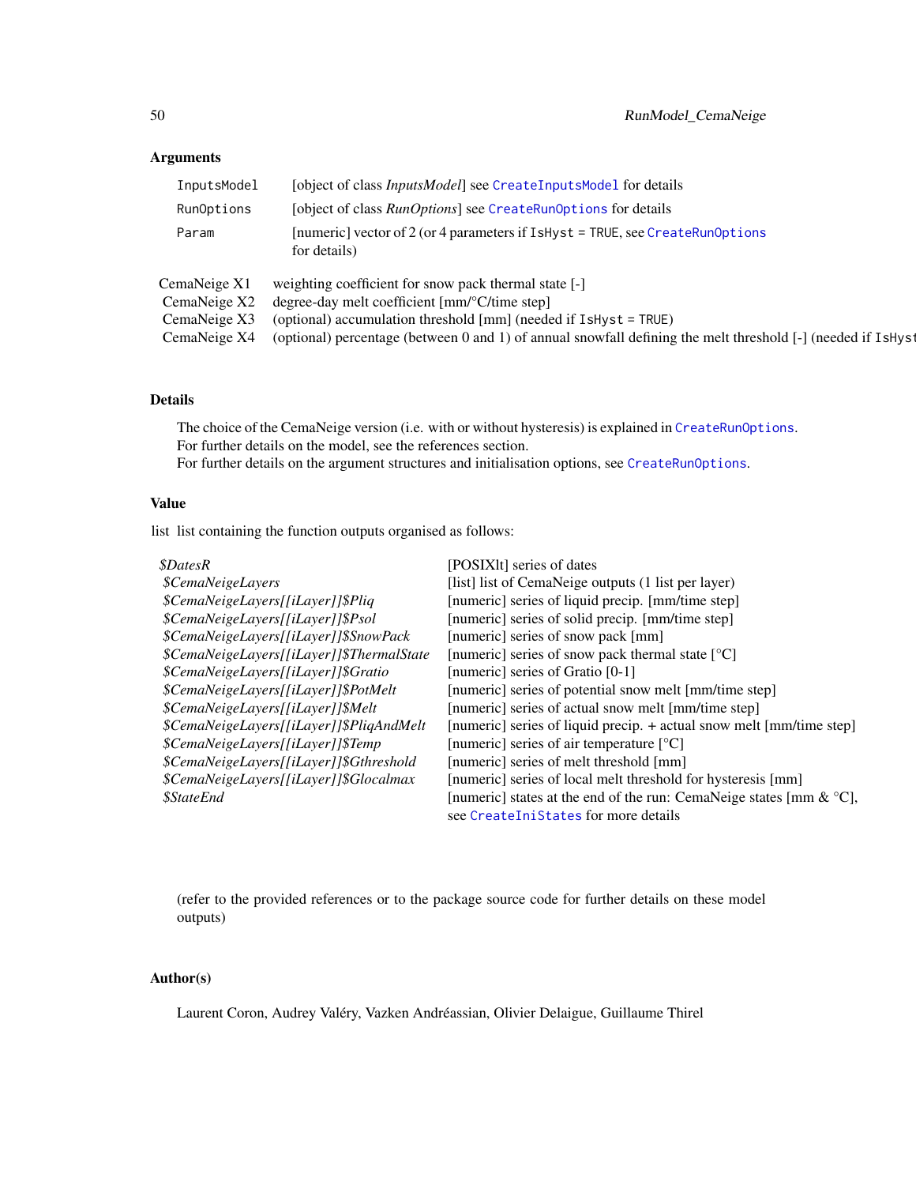### Arguments

| | |
|---|---|
| InputsModel | [object of class *InputsModel*] see CreateInputsModel for details |
| RunOptions | [object of class *RunOptions*] see CreateRunOptions for details |
| Param | [numeric] vector of 2 (or 4 parameters if IsHyst = TRUE, see CreateRunOptions for details) |

| | |
|---|---|
| CemaNeige X1 | weighting coefficient for snow pack thermal state [-] |
| CemaNeige X2 | degree-day melt coefficient [mm/°C/time step] |
| CemaNeige X3 | (optional) accumulation threshold [mm] (needed if IsHyst = TRUE) |
| CemaNeige X4 | (optional) percentage (between 0 and 1) of annual snowfall defining the melt threshold [-] (needed if IsHyst |

### Details

The choice of the CemaNeige version (i.e. with or without hysteresis) is explained in CreateRunOptions.
For further details on the model, see the references section.
For further details on the argument structures and initialisation options, see CreateRunOptions.

### Value

list list containing the function outputs organised as follows:

| | |
|---|---|
| *$DatesR* | [POSIXlt] series of dates |
| *$CemaNeigeLayers* | [list] list of CemaNeige outputs (1 list per layer) |
| *$CemaNeigeLayers[[iLayer]]$Pliq* | [numeric] series of liquid precip. [mm/time step] |
| *$CemaNeigeLayers[[iLayer]]$Psol* | [numeric] series of solid precip. [mm/time step] |
| *$CemaNeigeLayers[[iLayer]]$SnowPack* | [numeric] series of snow pack [mm] |
| *$CemaNeigeLayers[[iLayer]]$ThermalState* | [numeric] series of snow pack thermal state [°C] |
| *$CemaNeigeLayers[[iLayer]]$Gratio* | [numeric] series of Gratio [0-1] |
| *$CemaNeigeLayers[[iLayer]]$PotMelt* | [numeric] series of potential snow melt [mm/time step] |
| *$CemaNeigeLayers[[iLayer]]$Melt* | [numeric] series of actual snow melt [mm/time step] |
| *$CemaNeigeLayers[[iLayer]]$PliqAndMelt* | [numeric] series of liquid precip. + actual snow melt [mm/time step] |
| *$CemaNeigeLayers[[iLayer]]$Temp* | [numeric] series of air temperature [°C] |
| *$CemaNeigeLayers[[iLayer]]$Gthreshold* | [numeric] series of melt threshold [mm] |
| *$CemaNeigeLayers[[iLayer]]$Glocalmax* | [numeric] series of local melt threshold for hysteresis [mm] |
| *$StateEnd* | [numeric] states at the end of the run: CemaNeige states [mm & °C], see CreateIniStates for more details |

(refer to the provided references or to the package source code for further details on these model outputs)

### Author(s)

Laurent Coron, Audrey Valéry, Vazken Andréassian, Olivier Delaigue, Guillaume Thirel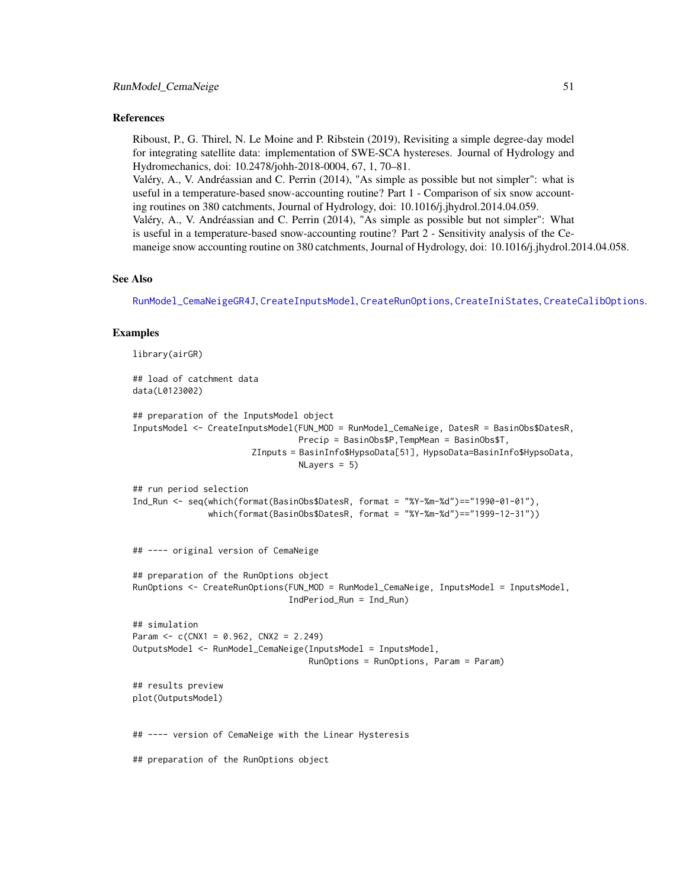### References

Riboust, P., G. Thirel, N. Le Moine and P. Ribstein (2019), Revisiting a simple degree-day model for integrating satellite data: implementation of SWE-SCA hystereses. Journal of Hydrology and Hydromechanics, doi: 10.2478/johh-2018-0004, 67, 1, 70–81.
Valéry, A., V. Andréassian and C. Perrin (2014), "As simple as possible but not simpler": what is useful in a temperature-based snow-accounting routine? Part 1 - Comparison of six snow accounting routines on 380 catchments, Journal of Hydrology, doi: 10.1016/j.jhydrol.2014.04.059.
Valéry, A., V. Andréassian and C. Perrin (2014), "As simple as possible but not simpler": What is useful in a temperature-based snow-accounting routine? Part 2 - Sensitivity analysis of the Cemaneige snow accounting routine on 380 catchments, Journal of Hydrology, doi: 10.1016/j.jhydrol.2014.04.058.

### See Also

RunModel_CemaNeigeGR4J, CreateInputsModel, CreateRunOptions, CreateIniStates, CreateCalibOptions.

### Examples

```
library(airGR)

## load of catchment data
data(L0123002)

## preparation of the InputsModel object
InputsModel <- CreateInputsModel(FUN_MOD = RunModel_CemaNeige, DatesR = BasinObs$DatesR,
                                 Precip = BasinObs$P,TempMean = BasinObs$T,
                        ZInputs = BasinInfo$HypsoData[51], HypsoData=BasinInfo$HypsoData,
                                 NLayers = 5)

## run period selection
Ind_Run <- seq(which(format(BasinObs$DatesR, format = "%Y-%m-%d")=="1990-01-01"),
               which(format(BasinObs$DatesR, format = "%Y-%m-%d")=="1999-12-31"))


## ---- original version of CemaNeige

## preparation of the RunOptions object
RunOptions <- CreateRunOptions(FUN_MOD = RunModel_CemaNeige, InputsModel = InputsModel,
                               IndPeriod_Run = Ind_Run)

## simulation
Param <- c(CNX1 = 0.962, CNX2 = 2.249)
OutputsModel <- RunModel_CemaNeige(InputsModel = InputsModel,
                                   RunOptions = RunOptions, Param = Param)

## results preview
plot(OutputsModel)


## ---- version of CemaNeige with the Linear Hysteresis

## preparation of the RunOptions object
```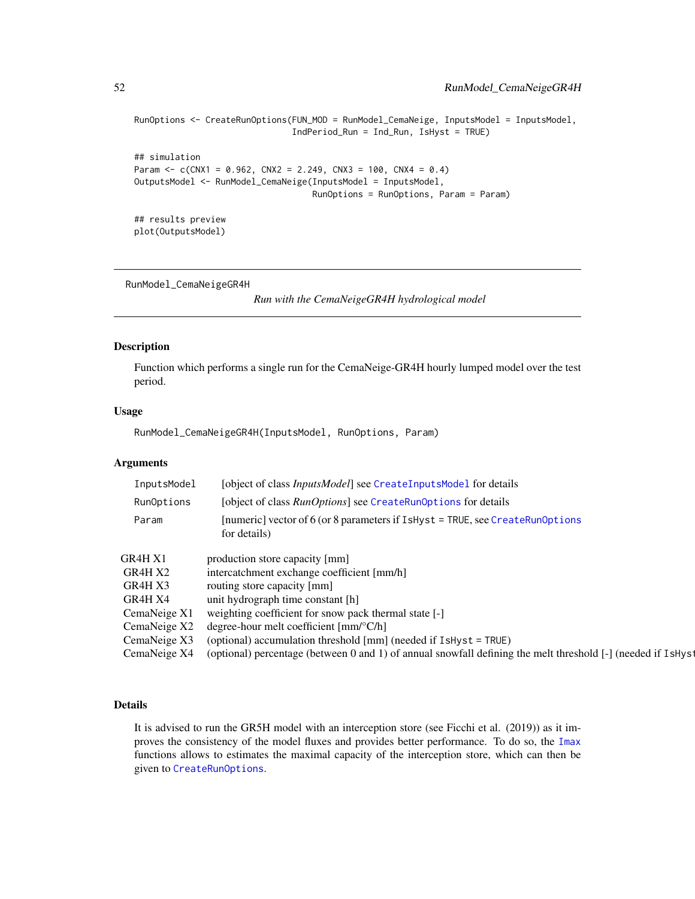```
RunOptions <- CreateRunOptions(FUN_MOD = RunModel_CemaNeige, InputsModel = InputsModel,
                               IndPeriod_Run = Ind_Run, IsHyst = TRUE)

## simulation
Param <- c(CNX1 = 0.962, CNX2 = 2.249, CNX3 = 100, CNX4 = 0.4)
OutputsModel <- RunModel_CemaNeige(InputsModel = InputsModel,
                                   RunOptions = RunOptions, Param = Param)

## results preview
plot(OutputsModel)
```

---

RunModel_CemaNeigeGR4H

*Run with the CemaNeigeGR4H hydrological model*

---

## Description

Function which performs a single run for the CemaNeige-GR4H hourly lumped model over the test period.

## Usage

```
RunModel_CemaNeigeGR4H(InputsModel, RunOptions, Param)
```

## Arguments

| | |
|---|---|
| `InputsModel` | [object of class *InputsModel*] see `CreateInputsModel` for details |
| `RunOptions` | [object of class *RunOptions*] see `CreateRunOptions` for details |
| `Param` | [numeric] vector of 6 (or 8 parameters if `IsHyst = TRUE`, see `CreateRunOptions` for details) |

| | |
|---|---|
| GR4H X1 | production store capacity [mm] |
| GR4H X2 | intercatchment exchange coefficient [mm/h] |
| GR4H X3 | routing store capacity [mm] |
| GR4H X4 | unit hydrograph time constant [h] |
| CemaNeige X1 | weighting coefficient for snow pack thermal state [-] |
| CemaNeige X2 | degree-hour melt coefficient [mm/°C/h] |
| CemaNeige X3 | (optional) accumulation threshold [mm] (needed if `IsHyst = TRUE`) |
| CemaNeige X4 | (optional) percentage (between 0 and 1) of annual snowfall defining the melt threshold [-] (needed if `IsHyst` |

## Details

It is advised to run the GR5H model with an interception store (see Ficchi et al. (2019)) as it improves the consistency of the model fluxes and provides better performance. To do so, the `Imax` functions allows to estimates the maximal capacity of the interception store, which can then be given to `CreateRunOptions`.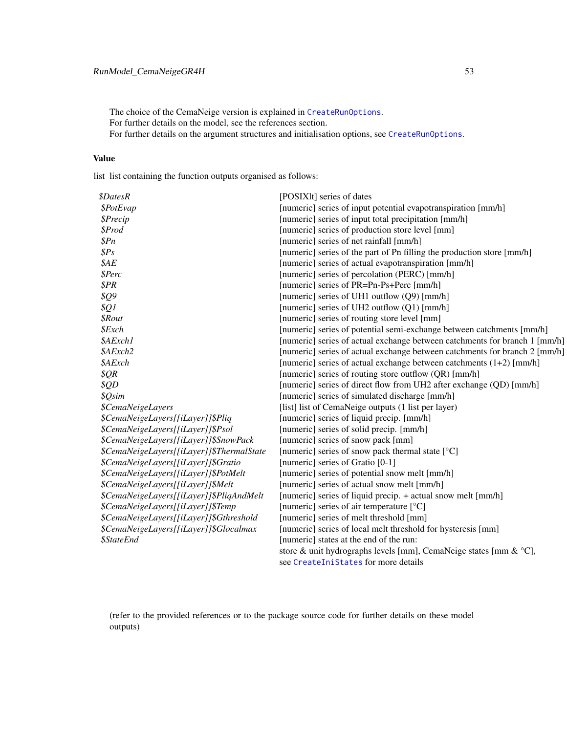The choice of the CemaNeige version is explained in `CreateRunOptions`.
For further details on the model, see the references section.
For further details on the argument structures and initialisation options, see `CreateRunOptions`.

### Value

list list containing the function outputs organised as follows:

| | |
|---|---|
| *$DatesR* | [POSIXlt] series of dates |
| *$PotEvap* | [numeric] series of input potential evapotranspiration [mm/h] |
| *$Precip* | [numeric] series of input total precipitation [mm/h] |
| *$Prod* | [numeric] series of production store level [mm] |
| *$Pn* | [numeric] series of net rainfall [mm/h] |
| *$Ps* | [numeric] series of the part of Pn filling the production store [mm/h] |
| *$AE* | [numeric] series of actual evapotranspiration [mm/h] |
| *$Perc* | [numeric] series of percolation (PERC) [mm/h] |
| *$PR* | [numeric] series of PR=Pn-Ps+Perc [mm/h] |
| *$Q9* | [numeric] series of UH1 outflow (Q9) [mm/h] |
| *$Q1* | [numeric] series of UH2 outflow (Q1) [mm/h] |
| *$Rout* | [numeric] series of routing store level [mm] |
| *$Exch* | [numeric] series of potential semi-exchange between catchments [mm/h] |
| *$AExch1* | [numeric] series of actual exchange between catchments for branch 1 [mm/h] |
| *$AExch2* | [numeric] series of actual exchange between catchments for branch 2 [mm/h] |
| *$AExch* | [numeric] series of actual exchange between catchments (1+2) [mm/h] |
| *$QR* | [numeric] series of routing store outflow (QR) [mm/h] |
| *$QD* | [numeric] series of direct flow from UH2 after exchange (QD) [mm/h] |
| *$Qsim* | [numeric] series of simulated discharge [mm/h] |
| *$CemaNeigeLayers* | [list] list of CemaNeige outputs (1 list per layer) |
| *$CemaNeigeLayers[[iLayer]]$Pliq* | [numeric] series of liquid precip. [mm/h] |
| *$CemaNeigeLayers[[iLayer]]$Psol* | [numeric] series of solid precip. [mm/h] |
| *$CemaNeigeLayers[[iLayer]]$SnowPack* | [numeric] series of snow pack [mm] |
| *$CemaNeigeLayers[[iLayer]]$ThermalState* | [numeric] series of snow pack thermal state [°C] |
| *$CemaNeigeLayers[[iLayer]]$Gratio* | [numeric] series of Gratio [0-1] |
| *$CemaNeigeLayers[[iLayer]]$PotMelt* | [numeric] series of potential snow melt [mm/h] |
| *$CemaNeigeLayers[[iLayer]]$Melt* | [numeric] series of actual snow melt [mm/h] |
| *$CemaNeigeLayers[[iLayer]]$PliqAndMelt* | [numeric] series of liquid precip. + actual snow melt [mm/h] |
| *$CemaNeigeLayers[[iLayer]]$Temp* | [numeric] series of air temperature [°C] |
| *$CemaNeigeLayers[[iLayer]]$Gthreshold* | [numeric] series of melt threshold [mm] |
| *$CemaNeigeLayers[[iLayer]]$Glocalmax* | [numeric] series of local melt threshold for hysteresis [mm] |
| *$StateEnd* | [numeric] states at the end of the run: store & unit hydrographs levels [mm], CemaNeige states [mm & °C], see `CreateIniStates` for more details |

(refer to the provided references or to the package source code for further details on these model outputs)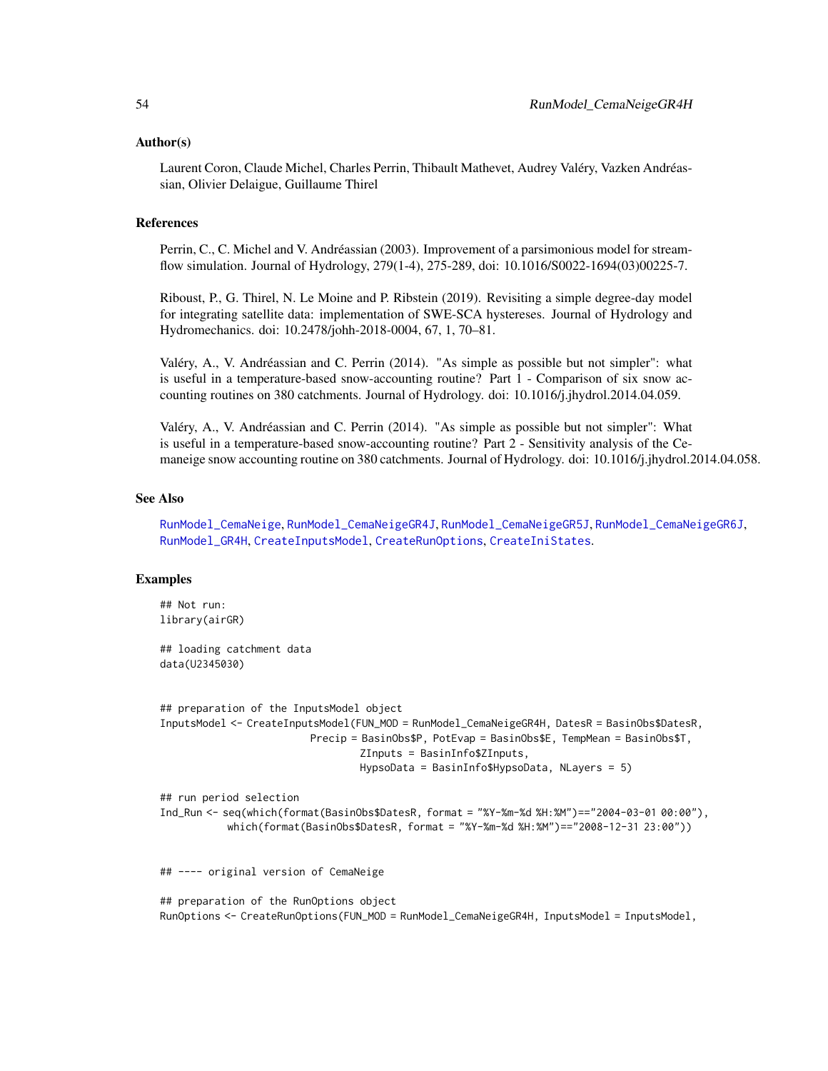### Author(s)

Laurent Coron, Claude Michel, Charles Perrin, Thibault Mathevet, Audrey Valéry, Vazken Andréassian, Olivier Delaigue, Guillaume Thirel

### References

Perrin, C., C. Michel and V. Andréassian (2003). Improvement of a parsimonious model for streamflow simulation. Journal of Hydrology, 279(1-4), 275-289, doi: 10.1016/S0022-1694(03)00225-7.

Riboust, P., G. Thirel, N. Le Moine and P. Ribstein (2019). Revisiting a simple degree-day model for integrating satellite data: implementation of SWE-SCA hystereses. Journal of Hydrology and Hydromechanics. doi: 10.2478/johh-2018-0004, 67, 1, 70–81.

Valéry, A., V. Andréassian and C. Perrin (2014). "As simple as possible but not simpler": what is useful in a temperature-based snow-accounting routine? Part 1 - Comparison of six snow accounting routines on 380 catchments. Journal of Hydrology. doi: 10.1016/j.jhydrol.2014.04.059.

Valéry, A., V. Andréassian and C. Perrin (2014). "As simple as possible but not simpler": What is useful in a temperature-based snow-accounting routine? Part 2 - Sensitivity analysis of the Cemaneige snow accounting routine on 380 catchments. Journal of Hydrology. doi: 10.1016/j.jhydrol.2014.04.058.

### See Also

RunModel_CemaNeige, RunModel_CemaNeigeGR4J, RunModel_CemaNeigeGR5J, RunModel_CemaNeigeGR6J, RunModel_GR4H, CreateInputsModel, CreateRunOptions, CreateIniStates.

### Examples

```
## Not run:
library(airGR)

## loading catchment data
data(U2345030)


## preparation of the InputsModel object
InputsModel <- CreateInputsModel(FUN_MOD = RunModel_CemaNeigeGR4H, DatesR = BasinObs$DatesR,
                         Precip = BasinObs$P, PotEvap = BasinObs$E, TempMean = BasinObs$T,
                                 ZInputs = BasinInfo$ZInputs,
                                 HypsoData = BasinInfo$HypsoData, NLayers = 5)

## run period selection
Ind_Run <- seq(which(format(BasinObs$DatesR, format = "%Y-%m-%d %H:%M")=="2004-03-01 00:00"),
           which(format(BasinObs$DatesR, format = "%Y-%m-%d %H:%M")=="2008-12-31 23:00"))


## ---- original version of CemaNeige

## preparation of the RunOptions object
RunOptions <- CreateRunOptions(FUN_MOD = RunModel_CemaNeigeGR4H, InputsModel = InputsModel,
```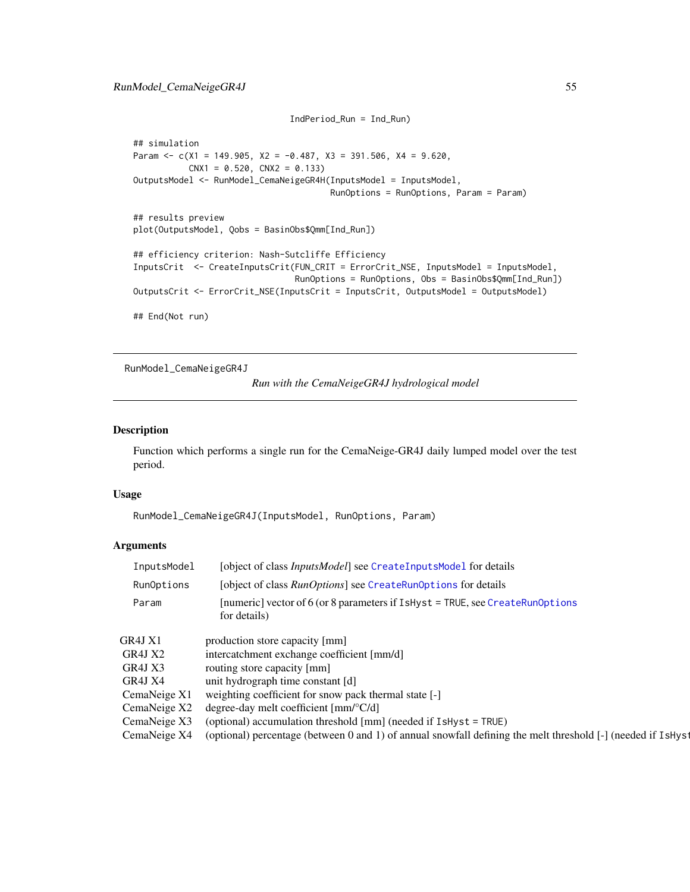```
                                    IndPeriod_Run = Ind_Run)

## simulation
Param <- c(X1 = 149.905, X2 = -0.487, X3 = 391.506, X4 = 9.620,
           CNX1 = 0.520, CNX2 = 0.133)
OutputsModel <- RunModel_CemaNeigeGR4H(InputsModel = InputsModel,
                                       RunOptions = RunOptions, Param = Param)

## results preview
plot(OutputsModel, Qobs = BasinObs$Qmm[Ind_Run])

## efficiency criterion: Nash-Sutcliffe Efficiency
InputsCrit  <- CreateInputsCrit(FUN_CRIT = ErrorCrit_NSE, InputsModel = InputsModel,
                                RunOptions = RunOptions, Obs = BasinObs$Qmm[Ind_Run])
OutputsCrit <- ErrorCrit_NSE(InputsCrit = InputsCrit, OutputsModel = OutputsModel)

## End(Not run)
```

---

RunModel_CemaNeigeGR4J

*Run with the CemaNeigeGR4J hydrological model*

---

## Description

Function which performs a single run for the CemaNeige-GR4J daily lumped model over the test period.

## Usage

```
RunModel_CemaNeigeGR4J(InputsModel, RunOptions, Param)
```

## Arguments

| | |
|---|---|
| `InputsModel` | [object of class *InputsModel*] see `CreateInputsModel` for details |
| `RunOptions` | [object of class *RunOptions*] see `CreateRunOptions` for details |
| `Param` | [numeric] vector of 6 (or 8 parameters if `IsHyst = TRUE`, see `CreateRunOptions` for details) |

| | |
|---|---|
| GR4J X1 | production store capacity [mm] |
| GR4J X2 | intercatchment exchange coefficient [mm/d] |
| GR4J X3 | routing store capacity [mm] |
| GR4J X4 | unit hydrograph time constant [d] |
| CemaNeige X1 | weighting coefficient for snow pack thermal state [-] |
| CemaNeige X2 | degree-day melt coefficient [mm/°C/d] |
| CemaNeige X3 | (optional) accumulation threshold [mm] (needed if `IsHyst = TRUE`) |
| CemaNeige X4 | (optional) percentage (between 0 and 1) of annual snowfall defining the melt threshold [-] (needed if `IsHyst` |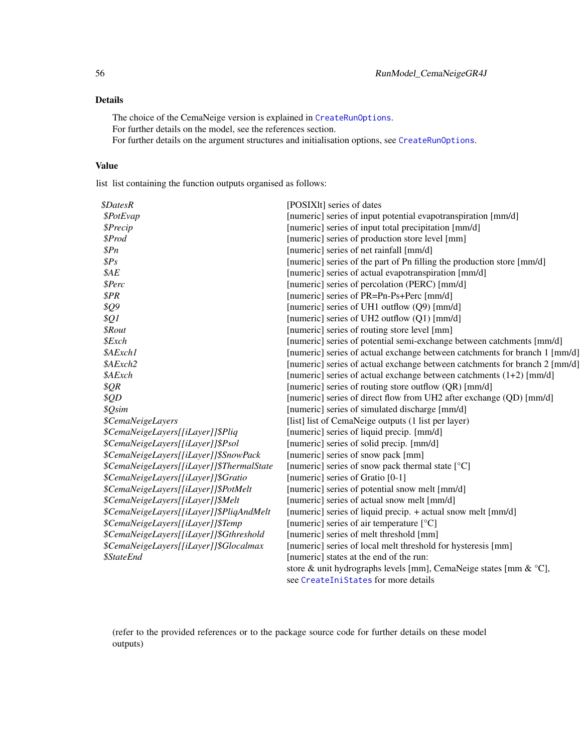## Details

The choice of the CemaNeige version is explained in CreateRunOptions.
For further details on the model, see the references section.
For further details on the argument structures and initialisation options, see CreateRunOptions.

## Value

list list containing the function outputs organised as follows:

| | |
|---|---|
| *$DatesR* | [POSIXlt] series of dates |
| *$PotEvap* | [numeric] series of input potential evapotranspiration [mm/d] |
| *$Precip* | [numeric] series of input total precipitation [mm/d] |
| *$Prod* | [numeric] series of production store level [mm] |
| *$Pn* | [numeric] series of net rainfall [mm/d] |
| *$Ps* | [numeric] series of the part of Pn filling the production store [mm/d] |
| *$AE* | [numeric] series of actual evapotranspiration [mm/d] |
| *$Perc* | [numeric] series of percolation (PERC) [mm/d] |
| *$PR* | [numeric] series of PR=Pn-Ps+Perc [mm/d] |
| *$Q9* | [numeric] series of UH1 outflow (Q9) [mm/d] |
| *$Q1* | [numeric] series of UH2 outflow (Q1) [mm/d] |
| *$Rout* | [numeric] series of routing store level [mm] |
| *$Exch* | [numeric] series of potential semi-exchange between catchments [mm/d] |
| *$AExch1* | [numeric] series of actual exchange between catchments for branch 1 [mm/d] |
| *$AExch2* | [numeric] series of actual exchange between catchments for branch 2 [mm/d] |
| *$AExch* | [numeric] series of actual exchange between catchments (1+2) [mm/d] |
| *$QR* | [numeric] series of routing store outflow (QR) [mm/d] |
| *$QD* | [numeric] series of direct flow from UH2 after exchange (QD) [mm/d] |
| *$Qsim* | [numeric] series of simulated discharge [mm/d] |
| *$CemaNeigeLayers* | [list] list of CemaNeige outputs (1 list per layer) |
| *$CemaNeigeLayers[[iLayer]]$Pliq* | [numeric] series of liquid precip. [mm/d] |
| *$CemaNeigeLayers[[iLayer]]$Psol* | [numeric] series of solid precip. [mm/d] |
| *$CemaNeigeLayers[[iLayer]]$SnowPack* | [numeric] series of snow pack [mm] |
| *$CemaNeigeLayers[[iLayer]]$ThermalState* | [numeric] series of snow pack thermal state [°C] |
| *$CemaNeigeLayers[[iLayer]]$Gratio* | [numeric] series of Gratio [0-1] |
| *$CemaNeigeLayers[[iLayer]]$PotMelt* | [numeric] series of potential snow melt [mm/d] |
| *$CemaNeigeLayers[[iLayer]]$Melt* | [numeric] series of actual snow melt [mm/d] |
| *$CemaNeigeLayers[[iLayer]]$PliqAndMelt* | [numeric] series of liquid precip. + actual snow melt [mm/d] |
| *$CemaNeigeLayers[[iLayer]]$Temp* | [numeric] series of air temperature [°C] |
| *$CemaNeigeLayers[[iLayer]]$Gthreshold* | [numeric] series of melt threshold [mm] |
| *$CemaNeigeLayers[[iLayer]]$Glocalmax* | [numeric] series of local melt threshold for hysteresis [mm] |
| *$StateEnd* | [numeric] states at the end of the run: store & unit hydrographs levels [mm], CemaNeige states [mm & °C], see CreateIniStates for more details |

(refer to the provided references or to the package source code for further details on these model outputs)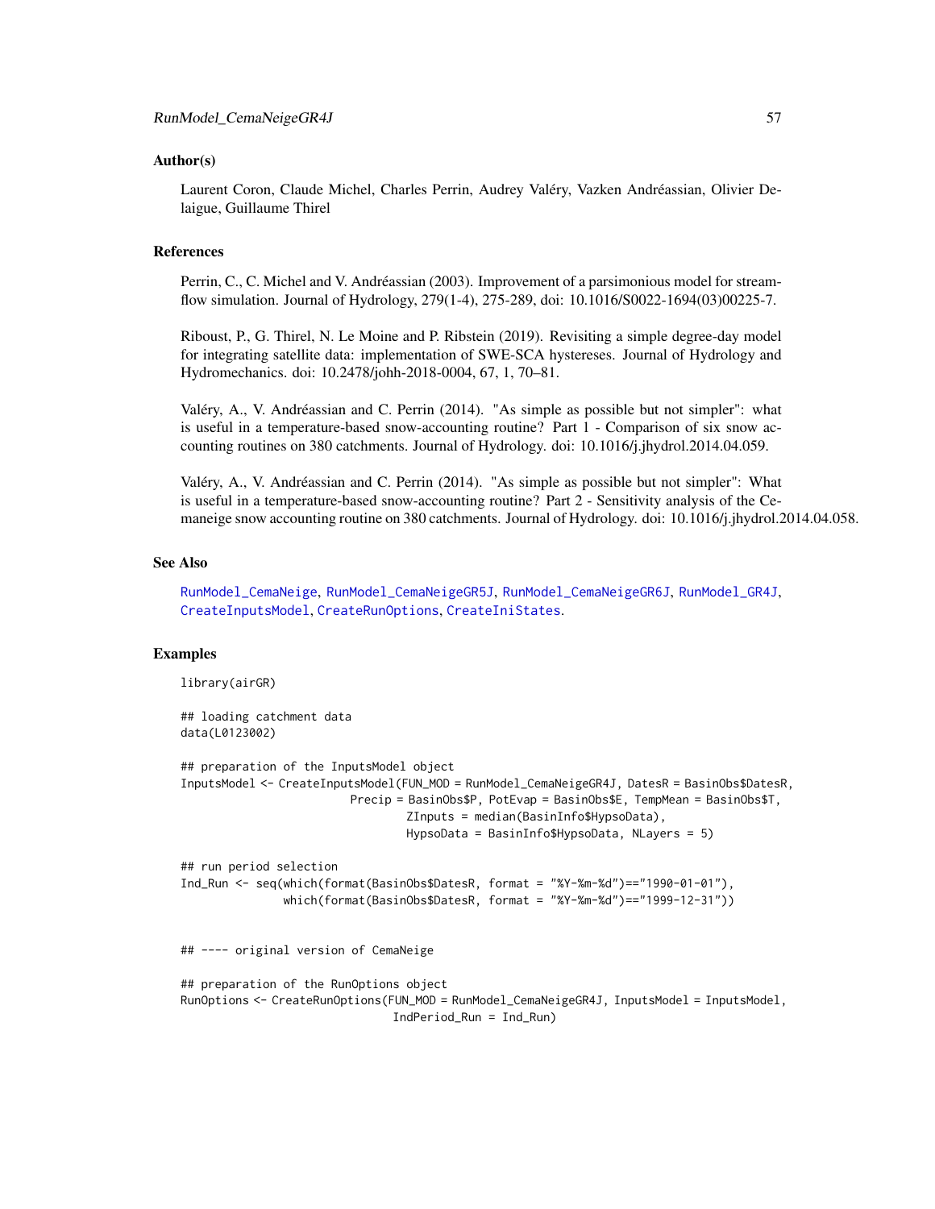### Author(s)

Laurent Coron, Claude Michel, Charles Perrin, Audrey Valéry, Vazken Andréassian, Olivier Delaigue, Guillaume Thirel

### References

Perrin, C., C. Michel and V. Andréassian (2003). Improvement of a parsimonious model for streamflow simulation. Journal of Hydrology, 279(1-4), 275-289, doi: 10.1016/S0022-1694(03)00225-7.

Riboust, P., G. Thirel, N. Le Moine and P. Ribstein (2019). Revisiting a simple degree-day model for integrating satellite data: implementation of SWE-SCA hystereses. Journal of Hydrology and Hydromechanics. doi: 10.2478/johh-2018-0004, 67, 1, 70–81.

Valéry, A., V. Andréassian and C. Perrin (2014). "As simple as possible but not simpler": what is useful in a temperature-based snow-accounting routine? Part 1 - Comparison of six snow accounting routines on 380 catchments. Journal of Hydrology. doi: 10.1016/j.jhydrol.2014.04.059.

Valéry, A., V. Andréassian and C. Perrin (2014). "As simple as possible but not simpler": What is useful in a temperature-based snow-accounting routine? Part 2 - Sensitivity analysis of the Cemaneige snow accounting routine on 380 catchments. Journal of Hydrology. doi: 10.1016/j.jhydrol.2014.04.058.

### See Also

RunModel_CemaNeige, RunModel_CemaNeigeGR5J, RunModel_CemaNeigeGR6J, RunModel_GR4J, CreateInputsModel, CreateRunOptions, CreateIniStates.

### Examples

```
library(airGR)

## loading catchment data
data(L0123002)

## preparation of the InputsModel object
InputsModel <- CreateInputsModel(FUN_MOD = RunModel_CemaNeigeGR4J, DatesR = BasinObs$DatesR,
                         Precip = BasinObs$P, PotEvap = BasinObs$E, TempMean = BasinObs$T,
                                  ZInputs = median(BasinInfo$HypsoData),
                                  HypsoData = BasinInfo$HypsoData, NLayers = 5)

## run period selection
Ind_Run <- seq(which(format(BasinObs$DatesR, format = "%Y-%m-%d")=="1990-01-01"),
               which(format(BasinObs$DatesR, format = "%Y-%m-%d")=="1999-12-31"))


## ---- original version of CemaNeige

## preparation of the RunOptions object
RunOptions <- CreateRunOptions(FUN_MOD = RunModel_CemaNeigeGR4J, InputsModel = InputsModel,
                               IndPeriod_Run = Ind_Run)
```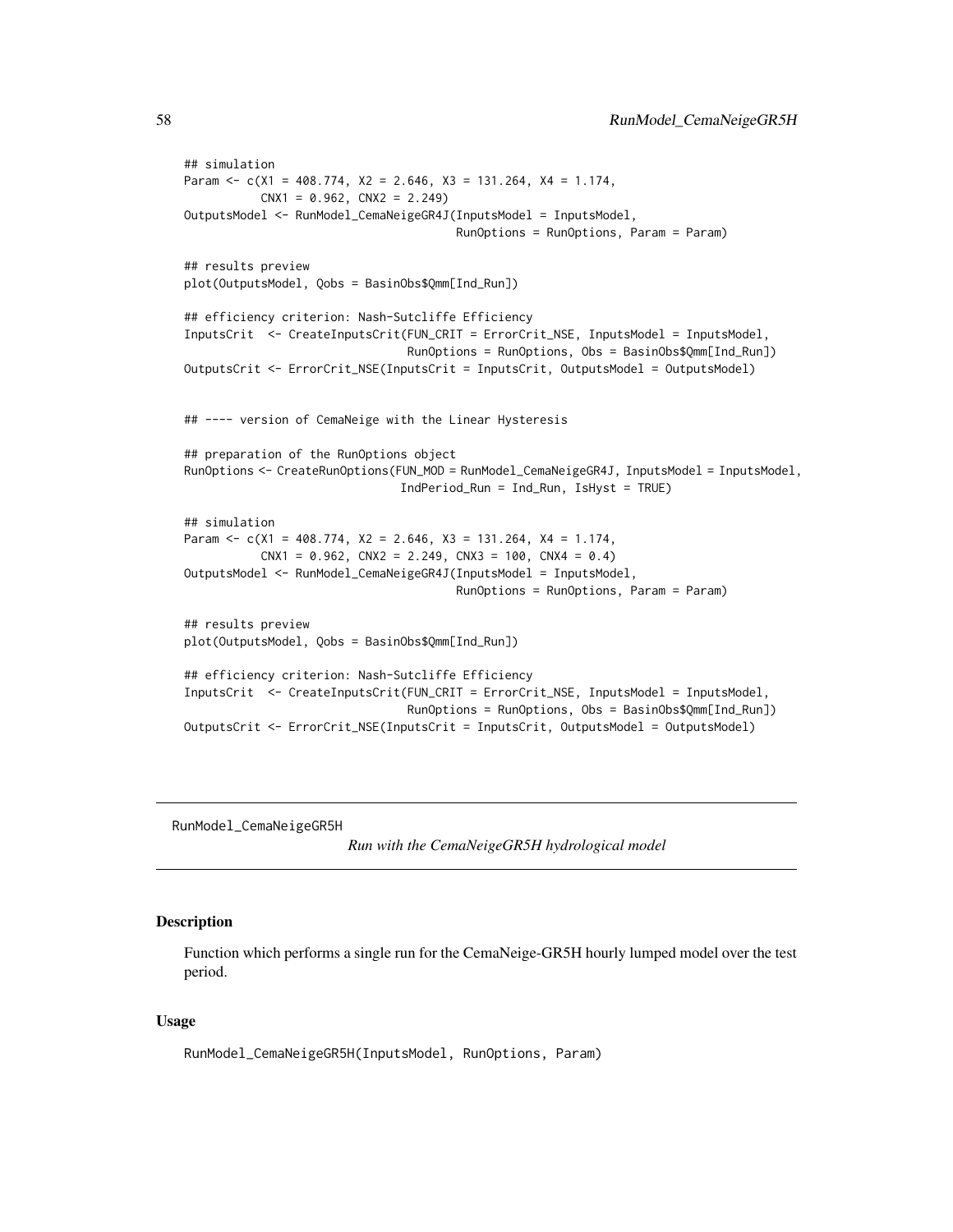```
## simulation
Param <- c(X1 = 408.774, X2 = 2.646, X3 = 131.264, X4 = 1.174,
           CNX1 = 0.962, CNX2 = 2.249)
OutputsModel <- RunModel_CemaNeigeGR4J(InputsModel = InputsModel,
                                        RunOptions = RunOptions, Param = Param)

## results preview
plot(OutputsModel, Qobs = BasinObs$Qmm[Ind_Run])

## efficiency criterion: Nash-Sutcliffe Efficiency
InputsCrit  <- CreateInputsCrit(FUN_CRIT = ErrorCrit_NSE, InputsModel = InputsModel,
                                RunOptions = RunOptions, Obs = BasinObs$Qmm[Ind_Run])
OutputsCrit <- ErrorCrit_NSE(InputsCrit = InputsCrit, OutputsModel = OutputsModel)


## ---- version of CemaNeige with the Linear Hysteresis

## preparation of the RunOptions object
RunOptions <- CreateRunOptions(FUN_MOD = RunModel_CemaNeigeGR4J, InputsModel = InputsModel,
                               IndPeriod_Run = Ind_Run, IsHyst = TRUE)

## simulation
Param <- c(X1 = 408.774, X2 = 2.646, X3 = 131.264, X4 = 1.174,
           CNX1 = 0.962, CNX2 = 2.249, CNX3 = 100, CNX4 = 0.4)
OutputsModel <- RunModel_CemaNeigeGR4J(InputsModel = InputsModel,
                                        RunOptions = RunOptions, Param = Param)

## results preview
plot(OutputsModel, Qobs = BasinObs$Qmm[Ind_Run])

## efficiency criterion: Nash-Sutcliffe Efficiency
InputsCrit  <- CreateInputsCrit(FUN_CRIT = ErrorCrit_NSE, InputsModel = InputsModel,
                                RunOptions = RunOptions, Obs = BasinObs$Qmm[Ind_Run])
OutputsCrit <- ErrorCrit_NSE(InputsCrit = InputsCrit, OutputsModel = OutputsModel)
```

---

## RunModel_CemaNeigeGR5H — *Run with the CemaNeigeGR5H hydrological model*

---

### Description

Function which performs a single run for the CemaNeige-GR5H hourly lumped model over the test period.

### Usage

```
RunModel_CemaNeigeGR5H(InputsModel, RunOptions, Param)
```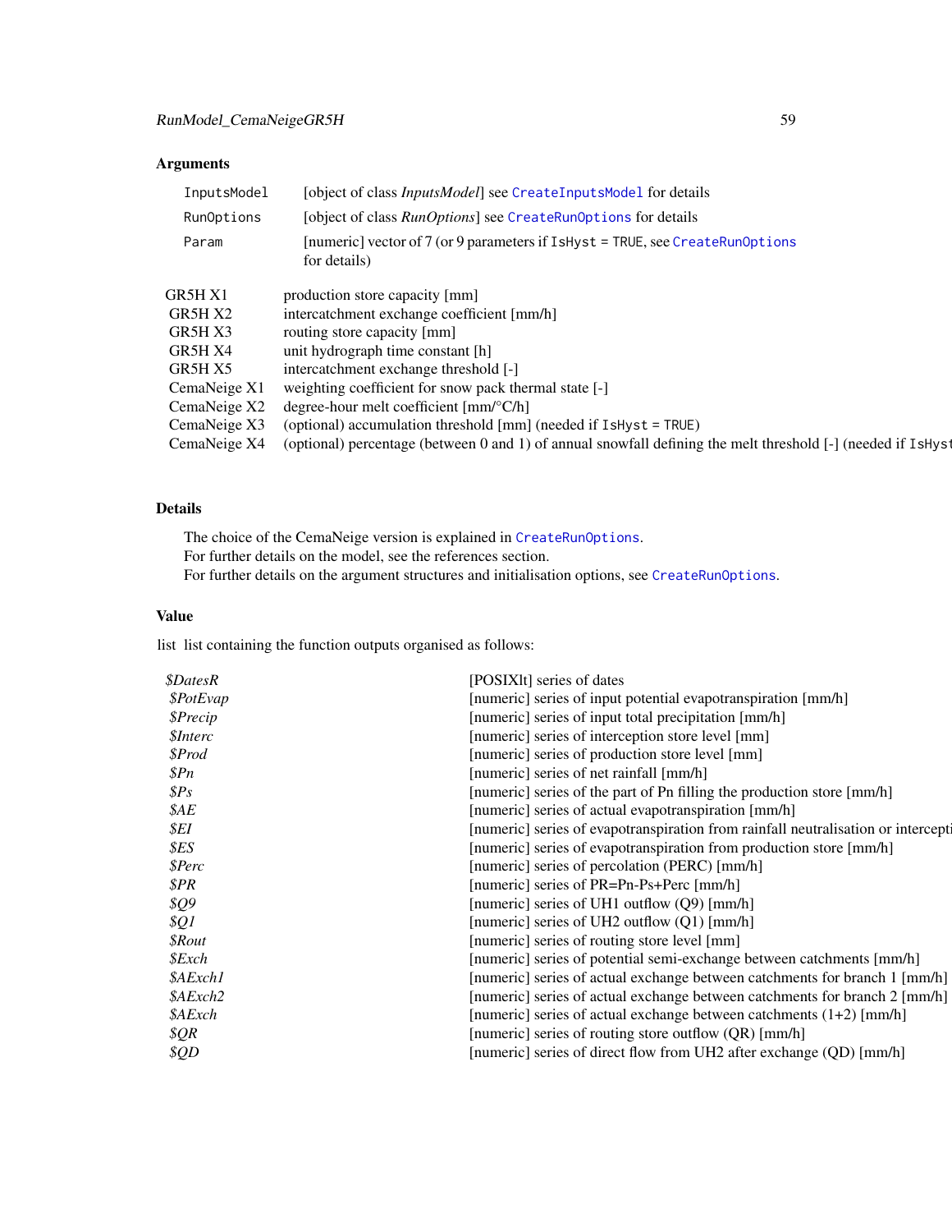### Arguments

| | |
|---|---|
| `InputsModel` | [object of class *InputsModel*] see `CreateInputsModel` for details |
| `RunOptions` | [object of class *RunOptions*] see `CreateRunOptions` for details |
| `Param` | [numeric] vector of 7 (or 9 parameters if `IsHyst = TRUE`, see `CreateRunOptions` for details) |

| | |
|---|---|
| GR5H X1 | production store capacity [mm] |
| GR5H X2 | intercatchment exchange coefficient [mm/h] |
| GR5H X3 | routing store capacity [mm] |
| GR5H X4 | unit hydrograph time constant [h] |
| GR5H X5 | intercatchment exchange threshold [-] |
| CemaNeige X1 | weighting coefficient for snow pack thermal state [-] |
| CemaNeige X2 | degree-hour melt coefficient [mm/°C/h] |
| CemaNeige X3 | (optional) accumulation threshold [mm] (needed if `IsHyst = TRUE`) |
| CemaNeige X4 | (optional) percentage (between 0 and 1) of annual snowfall defining the melt threshold [-] (needed if `IsHyst` |

### Details

The choice of the CemaNeige version is explained in `CreateRunOptions`.
For further details on the model, see the references section.
For further details on the argument structures and initialisation options, see `CreateRunOptions`.

### Value

list list containing the function outputs organised as follows:

| | |
|---|---|
| *$DatesR* | [POSIXlt] series of dates |
| *$PotEvap* | [numeric] series of input potential evapotranspiration [mm/h] |
| *$Precip* | [numeric] series of input total precipitation [mm/h] |
| *$Interc* | [numeric] series of interception store level [mm] |
| *$Prod* | [numeric] series of production store level [mm] |
| *$Pn* | [numeric] series of net rainfall [mm/h] |
| *$Ps* | [numeric] series of the part of Pn filling the production store [mm/h] |
| *$AE* | [numeric] series of actual evapotranspiration [mm/h] |
| *$EI* | [numeric] series of evapotranspiration from rainfall neutralisation or intercepti |
| *$ES* | [numeric] series of evapotranspiration from production store [mm/h] |
| *$Perc* | [numeric] series of percolation (PERC) [mm/h] |
| *$PR* | [numeric] series of PR=Pn-Ps+Perc [mm/h] |
| *$Q9* | [numeric] series of UH1 outflow (Q9) [mm/h] |
| *$Q1* | [numeric] series of UH2 outflow (Q1) [mm/h] |
| *$Rout* | [numeric] series of routing store level [mm] |
| *$Exch* | [numeric] series of potential semi-exchange between catchments [mm/h] |
| *$AExch1* | [numeric] series of actual exchange between catchments for branch 1 [mm/h] |
| *$AExch2* | [numeric] series of actual exchange between catchments for branch 2 [mm/h] |
| *$AExch* | [numeric] series of actual exchange between catchments (1+2) [mm/h] |
| *$QR* | [numeric] series of routing store outflow (QR) [mm/h] |
| *$QD* | [numeric] series of direct flow from UH2 after exchange (QD) [mm/h] |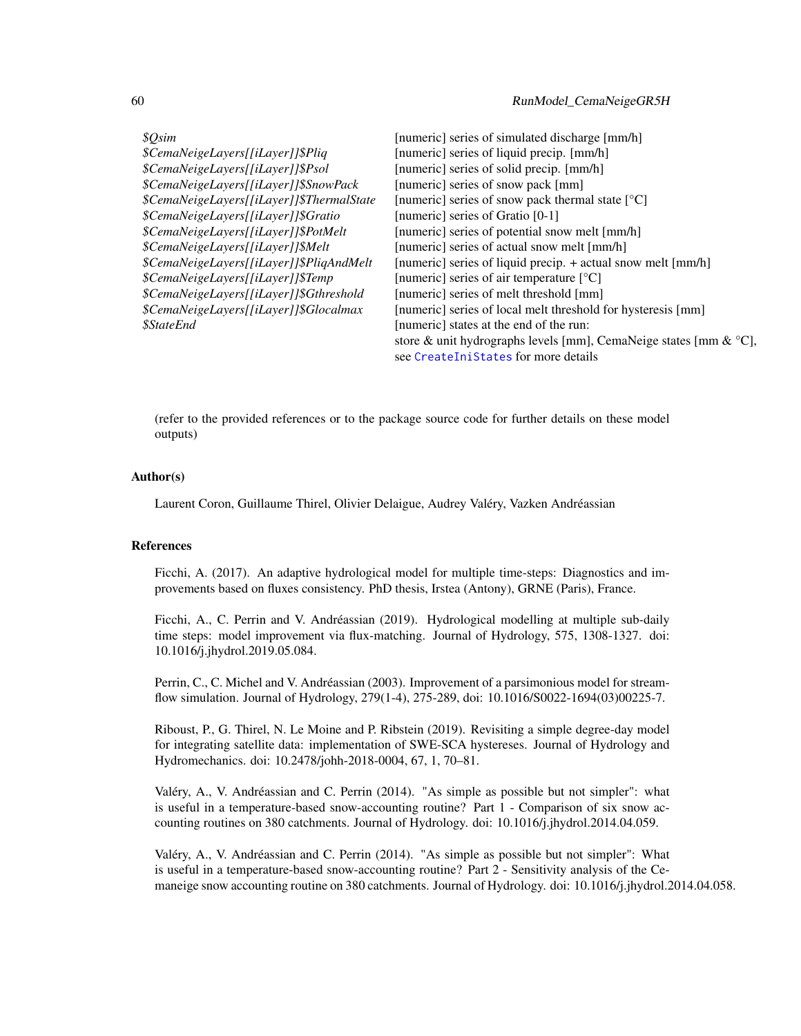| | |
|---|---|
| *$Qsim* | [numeric] series of simulated discharge [mm/h] |
| *$CemaNeigeLayers[[iLayer]]$Pliq* | [numeric] series of liquid precip. [mm/h] |
| *$CemaNeigeLayers[[iLayer]]$Psol* | [numeric] series of solid precip. [mm/h] |
| *$CemaNeigeLayers[[iLayer]]$SnowPack* | [numeric] series of snow pack [mm] |
| *$CemaNeigeLayers[[iLayer]]$ThermalState* | [numeric] series of snow pack thermal state [°C] |
| *$CemaNeigeLayers[[iLayer]]$Gratio* | [numeric] series of Gratio [0-1] |
| *$CemaNeigeLayers[[iLayer]]$PotMelt* | [numeric] series of potential snow melt [mm/h] |
| *$CemaNeigeLayers[[iLayer]]$Melt* | [numeric] series of actual snow melt [mm/h] |
| *$CemaNeigeLayers[[iLayer]]$PliqAndMelt* | [numeric] series of liquid precip. + actual snow melt [mm/h] |
| *$CemaNeigeLayers[[iLayer]]$Temp* | [numeric] series of air temperature [°C] |
| *$CemaNeigeLayers[[iLayer]]$Gthreshold* | [numeric] series of melt threshold [mm] |
| *$CemaNeigeLayers[[iLayer]]$Glocalmax* | [numeric] series of local melt threshold for hysteresis [mm] |
| *$StateEnd* | [numeric] states at the end of the run: store & unit hydrographs levels [mm], CemaNeige states [mm & °C], see `CreateIniStates` for more details |

(refer to the provided references or to the package source code for further details on these model outputs)

## Author(s)

Laurent Coron, Guillaume Thirel, Olivier Delaigue, Audrey Valéry, Vazken Andréassian

## References

Ficchi, A. (2017). An adaptive hydrological model for multiple time-steps: Diagnostics and improvements based on fluxes consistency. PhD thesis, Irstea (Antony), GRNE (Paris), France.

Ficchi, A., C. Perrin and V. Andréassian (2019). Hydrological modelling at multiple sub-daily time steps: model improvement via flux-matching. Journal of Hydrology, 575, 1308-1327. doi: 10.1016/j.jhydrol.2019.05.084.

Perrin, C., C. Michel and V. Andréassian (2003). Improvement of a parsimonious model for streamflow simulation. Journal of Hydrology, 279(1-4), 275-289, doi: 10.1016/S0022-1694(03)00225-7.

Riboust, P., G. Thirel, N. Le Moine and P. Ribstein (2019). Revisiting a simple degree-day model for integrating satellite data: implementation of SWE-SCA hystereses. Journal of Hydrology and Hydromechanics. doi: 10.2478/johh-2018-0004, 67, 1, 70–81.

Valéry, A., V. Andréassian and C. Perrin (2014). "As simple as possible but not simpler": what is useful in a temperature-based snow-accounting routine? Part 1 - Comparison of six snow accounting routines on 380 catchments. Journal of Hydrology. doi: 10.1016/j.jhydrol.2014.04.059.

Valéry, A., V. Andréassian and C. Perrin (2014). "As simple as possible but not simpler": What is useful in a temperature-based snow-accounting routine? Part 2 - Sensitivity analysis of the Cemaneige snow accounting routine on 380 catchments. Journal of Hydrology. doi: 10.1016/j.jhydrol.2014.04.058.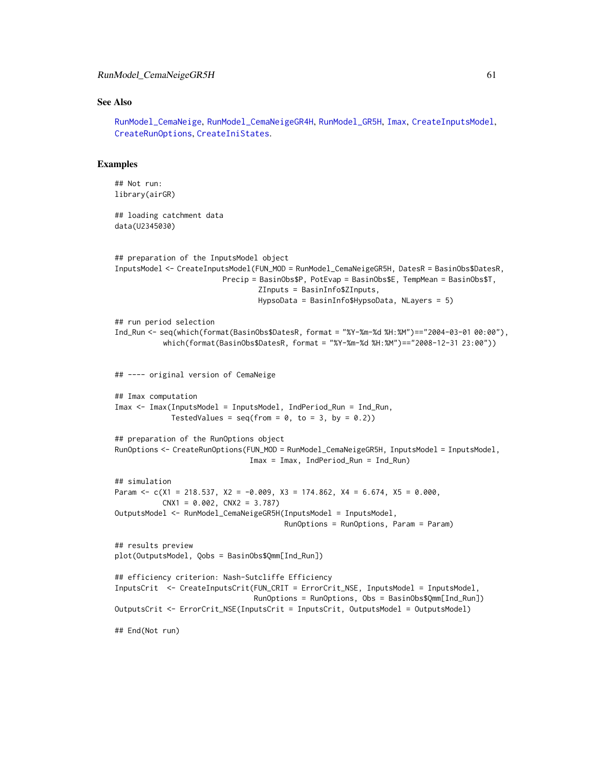## See Also

RunModel_CemaNeige, RunModel_CemaNeigeGR4H, RunModel_GR5H, Imax, CreateInputsModel, CreateRunOptions, CreateIniStates.

## Examples

```
## Not run:
library(airGR)

## loading catchment data
data(U2345030)


## preparation of the InputsModel object
InputsModel <- CreateInputsModel(FUN_MOD = RunModel_CemaNeigeGR5H, DatesR = BasinObs$DatesR,
                          Precip = BasinObs$P, PotEvap = BasinObs$E, TempMean = BasinObs$T,
                                   ZInputs = BasinInfo$ZInputs,
                                   HypsoData = BasinInfo$HypsoData, NLayers = 5)

## run period selection
Ind_Run <- seq(which(format(BasinObs$DatesR, format = "%Y-%m-%d %H:%M")=="2004-03-01 00:00"),
             which(format(BasinObs$DatesR, format = "%Y-%m-%d %H:%M")=="2008-12-31 23:00"))


## ---- original version of CemaNeige

## Imax computation
Imax <- Imax(InputsModel = InputsModel, IndPeriod_Run = Ind_Run,
             TestedValues = seq(from = 0, to = 3, by = 0.2))

## preparation of the RunOptions object
RunOptions <- CreateRunOptions(FUN_MOD = RunModel_CemaNeigeGR5H, InputsModel = InputsModel,
                               Imax = Imax, IndPeriod_Run = Ind_Run)

## simulation
Param <- c(X1 = 218.537, X2 = -0.009, X3 = 174.862, X4 = 6.674, X5 = 0.000,
           CNX1 = 0.002, CNX2 = 3.787)
OutputsModel <- RunModel_CemaNeigeGR5H(InputsModel = InputsModel,
                                       RunOptions = RunOptions, Param = Param)

## results preview
plot(OutputsModel, Qobs = BasinObs$Qmm[Ind_Run])

## efficiency criterion: Nash-Sutcliffe Efficiency
InputsCrit  <- CreateInputsCrit(FUN_CRIT = ErrorCrit_NSE, InputsModel = InputsModel,
                                RunOptions = RunOptions, Obs = BasinObs$Qmm[Ind_Run])
OutputsCrit <- ErrorCrit_NSE(InputsCrit = InputsCrit, OutputsModel = OutputsModel)

## End(Not run)
```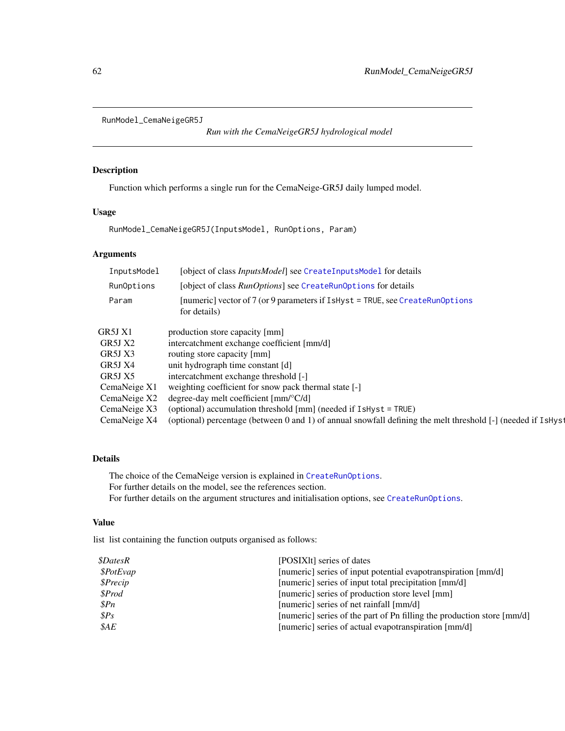## RunModel_CemaNeigeGR5J

*Run with the CemaNeigeGR5J hydrological model*

### Description

Function which performs a single run for the CemaNeige-GR5J daily lumped model.

### Usage

```
RunModel_CemaNeigeGR5J(InputsModel, RunOptions, Param)
```

### Arguments

| | |
|---|---|
| InputsModel | [object of class *InputsModel*] see `CreateInputsModel` for details |
| RunOptions | [object of class *RunOptions*] see `CreateRunOptions` for details |
| Param | [numeric] vector of 7 (or 9 parameters if `IsHyst = TRUE`, see `CreateRunOptions` for details) |

| | |
|---|---|
| GR5J X1 | production store capacity [mm] |
| GR5J X2 | intercatchment exchange coefficient [mm/d] |
| GR5J X3 | routing store capacity [mm] |
| GR5J X4 | unit hydrograph time constant [d] |
| GR5J X5 | intercatchment exchange threshold [-] |
| CemaNeige X1 | weighting coefficient for snow pack thermal state [-] |
| CemaNeige X2 | degree-day melt coefficient [mm/°C/d] |
| CemaNeige X3 | (optional) accumulation threshold [mm] (needed if `IsHyst = TRUE`) |
| CemaNeige X4 | (optional) percentage (between 0 and 1) of annual snowfall defining the melt threshold [-] (needed if `IsHyst` |

### Details

The choice of the CemaNeige version is explained in `CreateRunOptions`.
For further details on the model, see the references section.
For further details on the argument structures and initialisation options, see `CreateRunOptions`.

### Value

list list containing the function outputs organised as follows:

| | |
|---|---|
| *$DatesR* | [POSIXlt] series of dates |
| *$PotEvap* | [numeric] series of input potential evapotranspiration [mm/d] |
| *$Precip* | [numeric] series of input total precipitation [mm/d] |
| *$Prod* | [numeric] series of production store level [mm] |
| *$Pn* | [numeric] series of net rainfall [mm/d] |
| *$Ps* | [numeric] series of the part of Pn filling the production store [mm/d] |
| *$AE* | [numeric] series of actual evapotranspiration [mm/d] |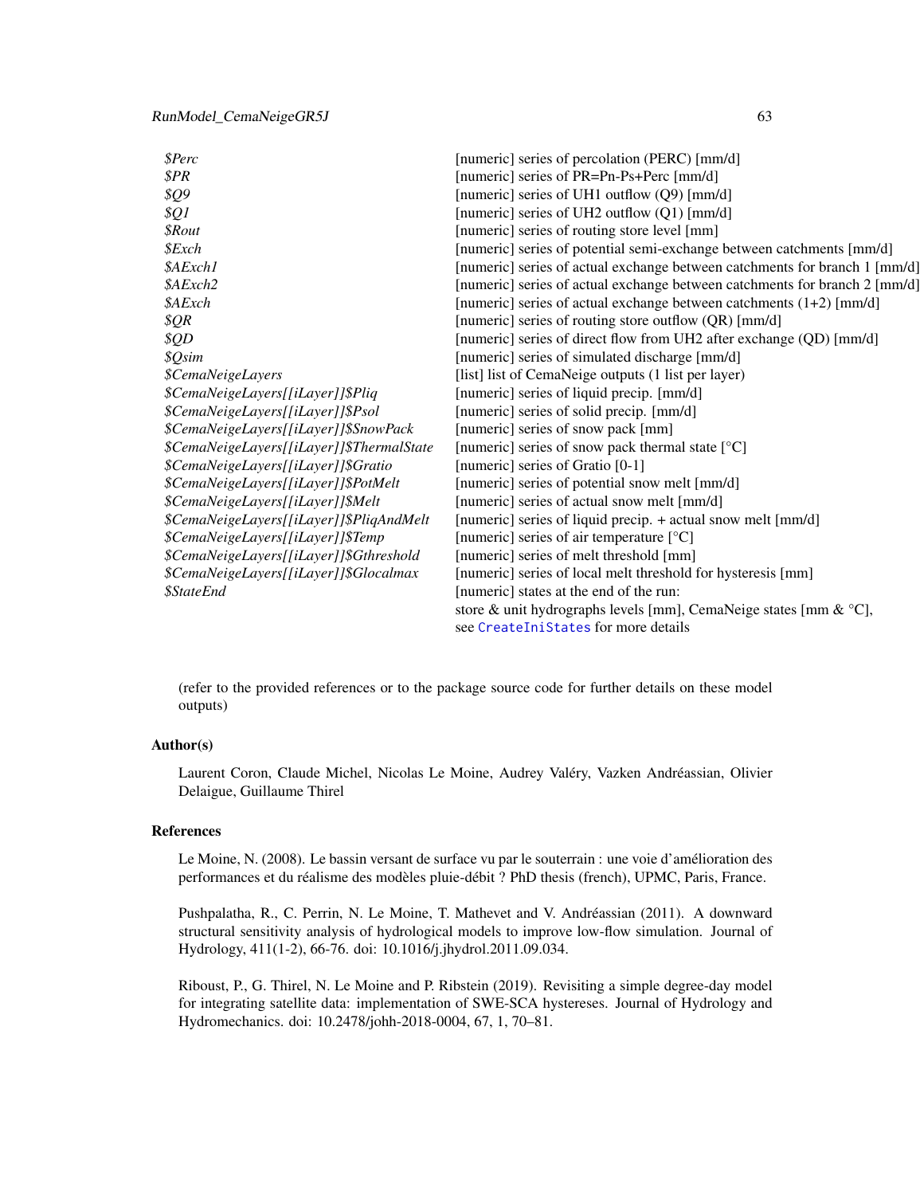| | |
|---|---|
| *$Perc* | [numeric] series of percolation (PERC) [mm/d] |
| *$PR* | [numeric] series of PR=Pn-Ps+Perc [mm/d] |
| *$Q9* | [numeric] series of UH1 outflow (Q9) [mm/d] |
| *$Q1* | [numeric] series of UH2 outflow (Q1) [mm/d] |
| *$Rout* | [numeric] series of routing store level [mm] |
| *$Exch* | [numeric] series of potential semi-exchange between catchments [mm/d] |
| *$AExch1* | [numeric] series of actual exchange between catchments for branch 1 [mm/d] |
| *$AExch2* | [numeric] series of actual exchange between catchments for branch 2 [mm/d] |
| *$AExch* | [numeric] series of actual exchange between catchments (1+2) [mm/d] |
| *$QR* | [numeric] series of routing store outflow (QR) [mm/d] |
| *$QD* | [numeric] series of direct flow from UH2 after exchange (QD) [mm/d] |
| *$Qsim* | [numeric] series of simulated discharge [mm/d] |
| *$CemaNeigeLayers* | [list] list of CemaNeige outputs (1 list per layer) |
| *$CemaNeigeLayers[[iLayer]]$Pliq* | [numeric] series of liquid precip. [mm/d] |
| *$CemaNeigeLayers[[iLayer]]$Psol* | [numeric] series of solid precip. [mm/d] |
| *$CemaNeigeLayers[[iLayer]]$SnowPack* | [numeric] series of snow pack [mm] |
| *$CemaNeigeLayers[[iLayer]]$ThermalState* | [numeric] series of snow pack thermal state [°C] |
| *$CemaNeigeLayers[[iLayer]]$Gratio* | [numeric] series of Gratio [0-1] |
| *$CemaNeigeLayers[[iLayer]]$PotMelt* | [numeric] series of potential snow melt [mm/d] |
| *$CemaNeigeLayers[[iLayer]]$Melt* | [numeric] series of actual snow melt [mm/d] |
| *$CemaNeigeLayers[[iLayer]]$PliqAndMelt* | [numeric] series of liquid precip. + actual snow melt [mm/d] |
| *$CemaNeigeLayers[[iLayer]]$Temp* | [numeric] series of air temperature [°C] |
| *$CemaNeigeLayers[[iLayer]]$Gthreshold* | [numeric] series of melt threshold [mm] |
| *$CemaNeigeLayers[[iLayer]]$Glocalmax* | [numeric] series of local melt threshold for hysteresis [mm] |
| *$StateEnd* | [numeric] states at the end of the run: store & unit hydrographs levels [mm], CemaNeige states [mm & °C], see `CreateIniStates` for more details |

(refer to the provided references or to the package source code for further details on these model outputs)

## Author(s)

Laurent Coron, Claude Michel, Nicolas Le Moine, Audrey Valéry, Vazken Andréassian, Olivier Delaigue, Guillaume Thirel

## References

Le Moine, N. (2008). Le bassin versant de surface vu par le souterrain : une voie d'amélioration des performances et du réalisme des modèles pluie-débit ? PhD thesis (french), UPMC, Paris, France.

Pushpalatha, R., C. Perrin, N. Le Moine, T. Mathevet and V. Andréassian (2011). A downward structural sensitivity analysis of hydrological models to improve low-flow simulation. Journal of Hydrology, 411(1-2), 66-76. doi: 10.1016/j.jhydrol.2011.09.034.

Riboust, P., G. Thirel, N. Le Moine and P. Ribstein (2019). Revisiting a simple degree-day model for integrating satellite data: implementation of SWE-SCA hystereses. Journal of Hydrology and Hydromechanics. doi: 10.2478/johh-2018-0004, 67, 1, 70–81.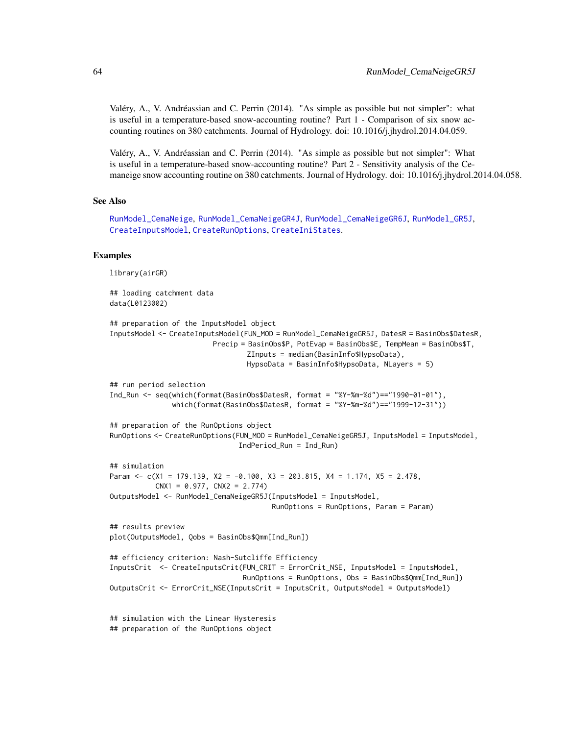Valéry, A., V. Andréassian and C. Perrin (2014). "As simple as possible but not simpler": what is useful in a temperature-based snow-accounting routine? Part 1 - Comparison of six snow accounting routines on 380 catchments. Journal of Hydrology. doi: 10.1016/j.jhydrol.2014.04.059.

Valéry, A., V. Andréassian and C. Perrin (2014). "As simple as possible but not simpler": What is useful in a temperature-based snow-accounting routine? Part 2 - Sensitivity analysis of the Cemaneige snow accounting routine on 380 catchments. Journal of Hydrology. doi: 10.1016/j.jhydrol.2014.04.058.

### See Also

RunModel_CemaNeige, RunModel_CemaNeigeGR4J, RunModel_CemaNeigeGR6J, RunModel_GR5J, CreateInputsModel, CreateRunOptions, CreateIniStates.

### Examples

```
library(airGR)

## loading catchment data
data(L0123002)

## preparation of the InputsModel object
InputsModel <- CreateInputsModel(FUN_MOD = RunModel_CemaNeigeGR5J, DatesR = BasinObs$DatesR,
                                 Precip = BasinObs$P, PotEvap = BasinObs$E, TempMean = BasinObs$T,
                                        ZInputs = median(BasinInfo$HypsoData),
                                        HypsoData = BasinInfo$HypsoData, NLayers = 5)

## run period selection
Ind_Run <- seq(which(format(BasinObs$DatesR, format = "%Y-%m-%d")=="1990-01-01"),
               which(format(BasinObs$DatesR, format = "%Y-%m-%d")=="1999-12-31"))

## preparation of the RunOptions object
RunOptions <- CreateRunOptions(FUN_MOD = RunModel_CemaNeigeGR5J, InputsModel = InputsModel,
                               IndPeriod_Run = Ind_Run)

## simulation
Param <- c(X1 = 179.139, X2 = -0.100, X3 = 203.815, X4 = 1.174, X5 = 2.478,
           CNX1 = 0.977, CNX2 = 2.774)
OutputsModel <- RunModel_CemaNeigeGR5J(InputsModel = InputsModel,
                                       RunOptions = RunOptions, Param = Param)

## results preview
plot(OutputsModel, Qobs = BasinObs$Qmm[Ind_Run])

## efficiency criterion: Nash-Sutcliffe Efficiency
InputsCrit  <- CreateInputsCrit(FUN_CRIT = ErrorCrit_NSE, InputsModel = InputsModel,
                                RunOptions = RunOptions, Obs = BasinObs$Qmm[Ind_Run])
OutputsCrit <- ErrorCrit_NSE(InputsCrit = InputsCrit, OutputsModel = OutputsModel)


## simulation with the Linear Hysteresis
## preparation of the RunOptions object
```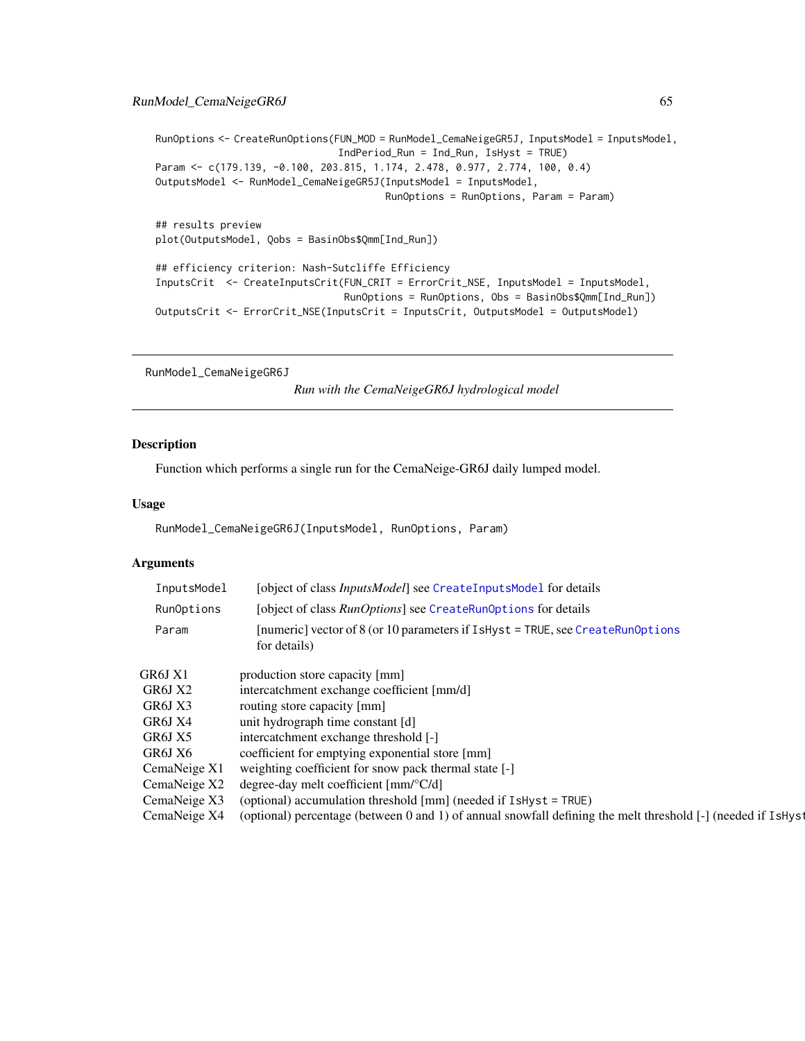```
RunOptions <- CreateRunOptions(FUN_MOD = RunModel_CemaNeigeGR5J, InputsModel = InputsModel,
                               IndPeriod_Run = Ind_Run, IsHyst = TRUE)
Param <- c(179.139, -0.100, 203.815, 1.174, 2.478, 0.977, 2.774, 100, 0.4)
OutputsModel <- RunModel_CemaNeigeGR5J(InputsModel = InputsModel,
                                       RunOptions = RunOptions, Param = Param)

## results preview
plot(OutputsModel, Qobs = BasinObs$Qmm[Ind_Run])

## efficiency criterion: Nash-Sutcliffe Efficiency
InputsCrit  <- CreateInputsCrit(FUN_CRIT = ErrorCrit_NSE, InputsModel = InputsModel,
                                RunOptions = RunOptions, Obs = BasinObs$Qmm[Ind_Run])
OutputsCrit <- ErrorCrit_NSE(InputsCrit = InputsCrit, OutputsModel = OutputsModel)
```

---

RunModel_CemaNeigeGR6J    *Run with the CemaNeigeGR6J hydrological model*

---

## Description

Function which performs a single run for the CemaNeige-GR6J daily lumped model.

## Usage

```
RunModel_CemaNeigeGR6J(InputsModel, RunOptions, Param)
```

## Arguments

| | |
|---|---|
| `InputsModel` | [object of class *InputsModel*] see `CreateInputsModel` for details |
| `RunOptions` | [object of class *RunOptions*] see `CreateRunOptions` for details |
| `Param` | [numeric] vector of 8 (or 10 parameters if `IsHyst = TRUE`, see `CreateRunOptions` for details) |

| | |
|---|---|
| GR6J X1 | production store capacity [mm] |
| GR6J X2 | intercatchment exchange coefficient [mm/d] |
| GR6J X3 | routing store capacity [mm] |
| GR6J X4 | unit hydrograph time constant [d] |
| GR6J X5 | intercatchment exchange threshold [-] |
| GR6J X6 | coefficient for emptying exponential store [mm] |
| CemaNeige X1 | weighting coefficient for snow pack thermal state [-] |
| CemaNeige X2 | degree-day melt coefficient [mm/°C/d] |
| CemaNeige X3 | (optional) accumulation threshold [mm] (needed if `IsHyst = TRUE`) |
| CemaNeige X4 | (optional) percentage (between 0 and 1) of annual snowfall defining the melt threshold [-] (needed if `IsHyst` |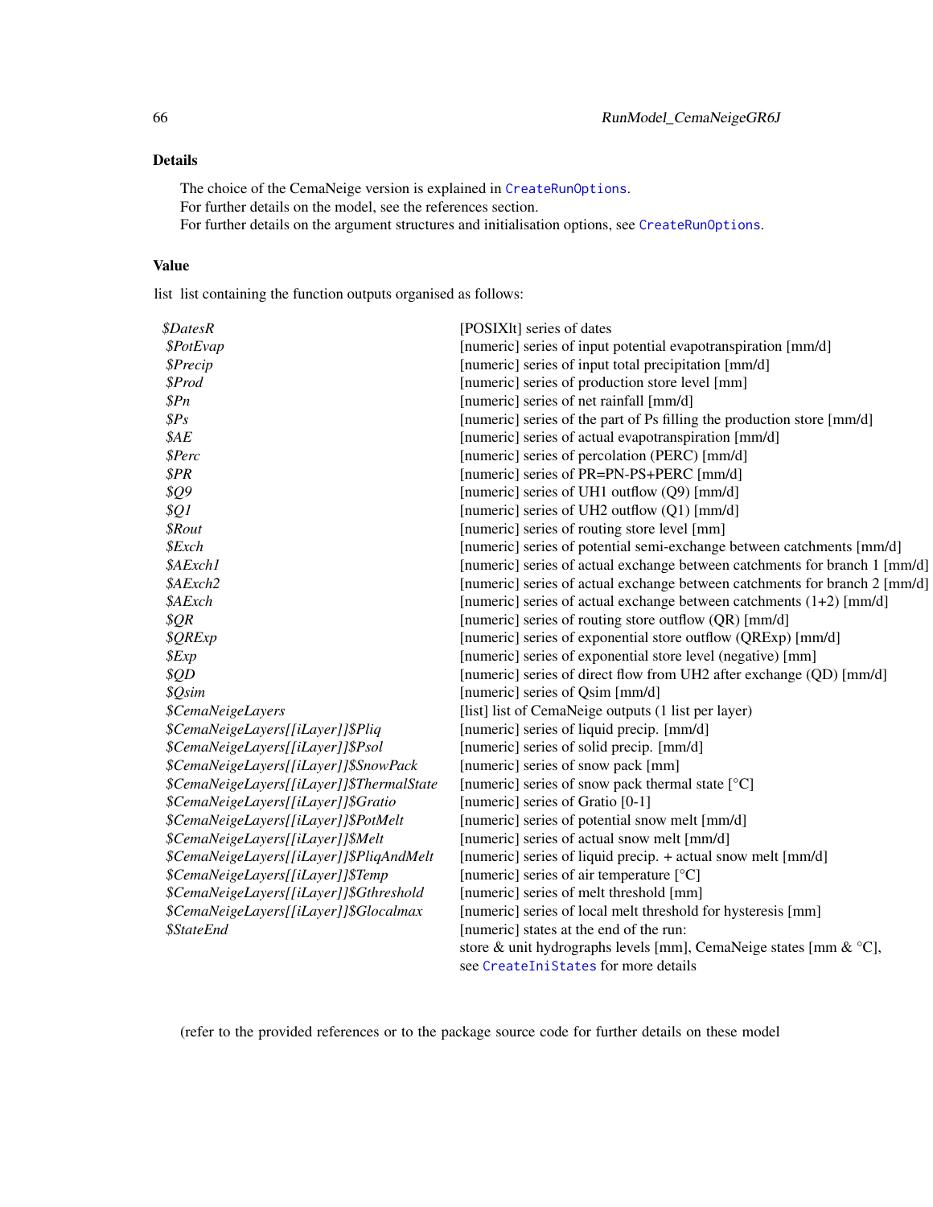## Details

The choice of the CemaNeige version is explained in CreateRunOptions.
For further details on the model, see the references section.
For further details on the argument structures and initialisation options, see CreateRunOptions.

## Value

list list containing the function outputs organised as follows:

| | |
|---|---|
| *$DatesR* | [POSIXlt] series of dates |
| *$PotEvap* | [numeric] series of input potential evapotranspiration [mm/d] |
| *$Precip* | [numeric] series of input total precipitation [mm/d] |
| *$Prod* | [numeric] series of production store level [mm] |
| *$Pn* | [numeric] series of net rainfall [mm/d] |
| *$Ps* | [numeric] series of the part of Ps filling the production store [mm/d] |
| *$AE* | [numeric] series of actual evapotranspiration [mm/d] |
| *$Perc* | [numeric] series of percolation (PERC) [mm/d] |
| *$PR* | [numeric] series of PR=PN-PS+PERC [mm/d] |
| *$Q9* | [numeric] series of UH1 outflow (Q9) [mm/d] |
| *$Q1* | [numeric] series of UH2 outflow (Q1) [mm/d] |
| *$Rout* | [numeric] series of routing store level [mm] |
| *$Exch* | [numeric] series of potential semi-exchange between catchments [mm/d] |
| *$AExch1* | [numeric] series of actual exchange between catchments for branch 1 [mm/d] |
| *$AExch2* | [numeric] series of actual exchange between catchments for branch 2 [mm/d] |
| *$AExch* | [numeric] series of actual exchange between catchments (1+2) [mm/d] |
| *$QR* | [numeric] series of routing store outflow (QR) [mm/d] |
| *$QRExp* | [numeric] series of exponential store outflow (QRExp) [mm/d] |
| *$Exp* | [numeric] series of exponential store level (negative) [mm] |
| *$QD* | [numeric] series of direct flow from UH2 after exchange (QD) [mm/d] |
| *$Qsim* | [numeric] series of Qsim [mm/d] |
| *$CemaNeigeLayers* | [list] list of CemaNeige outputs (1 list per layer) |
| *$CemaNeigeLayers[[iLayer]]$Pliq* | [numeric] series of liquid precip. [mm/d] |
| *$CemaNeigeLayers[[iLayer]]$Psol* | [numeric] series of solid precip. [mm/d] |
| *$CemaNeigeLayers[[iLayer]]$SnowPack* | [numeric] series of snow pack [mm] |
| *$CemaNeigeLayers[[iLayer]]$ThermalState* | [numeric] series of snow pack thermal state [°C] |
| *$CemaNeigeLayers[[iLayer]]$Gratio* | [numeric] series of Gratio [0-1] |
| *$CemaNeigeLayers[[iLayer]]$PotMelt* | [numeric] series of potential snow melt [mm/d] |
| *$CemaNeigeLayers[[iLayer]]$Melt* | [numeric] series of actual snow melt [mm/d] |
| *$CemaNeigeLayers[[iLayer]]$PliqAndMelt* | [numeric] series of liquid precip. + actual snow melt [mm/d] |
| *$CemaNeigeLayers[[iLayer]]$Temp* | [numeric] series of air temperature [°C] |
| *$CemaNeigeLayers[[iLayer]]$Gthreshold* | [numeric] series of melt threshold [mm] |
| *$CemaNeigeLayers[[iLayer]]$Glocalmax* | [numeric] series of local melt threshold for hysteresis [mm] |
| *$StateEnd* | [numeric] states at the end of the run: store & unit hydrographs levels [mm], CemaNeige states [mm & °C], see CreateIniStates for more details |

(refer to the provided references or to the package source code for further details on these model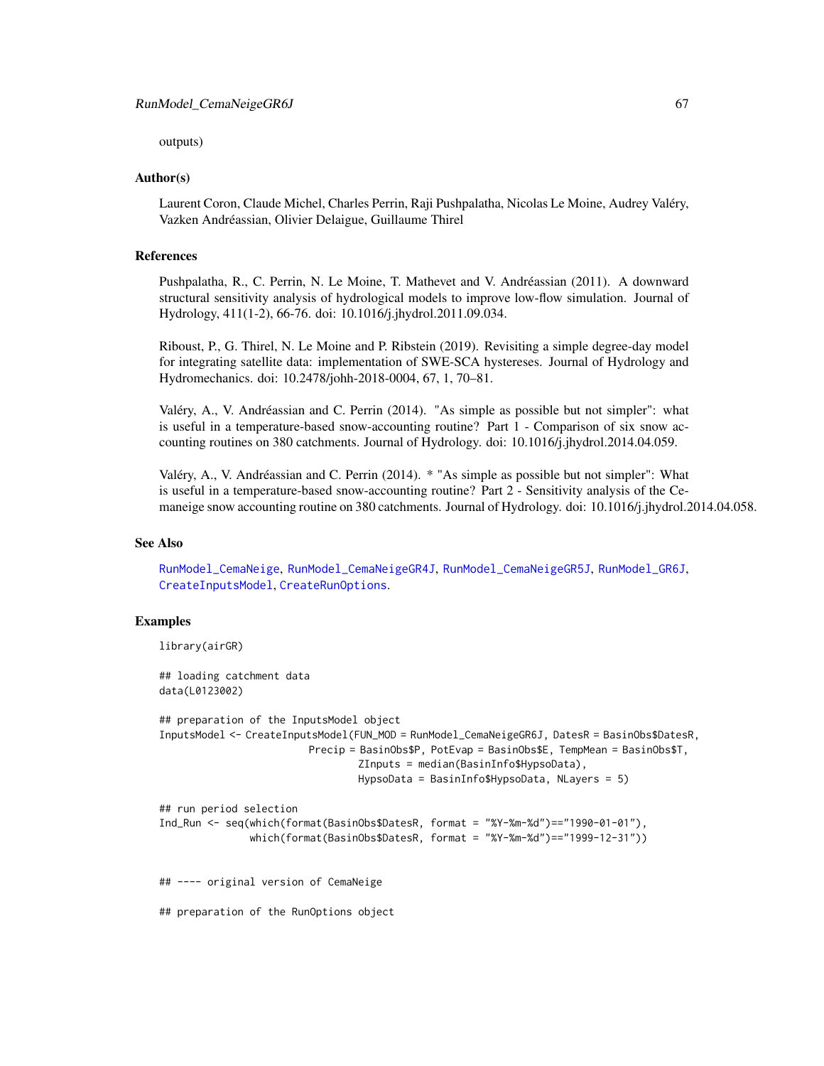outputs)

### Author(s)

Laurent Coron, Claude Michel, Charles Perrin, Raji Pushpalatha, Nicolas Le Moine, Audrey Valéry, Vazken Andréassian, Olivier Delaigue, Guillaume Thirel

### References

Pushpalatha, R., C. Perrin, N. Le Moine, T. Mathevet and V. Andréassian (2011). A downward structural sensitivity analysis of hydrological models to improve low-flow simulation. Journal of Hydrology, 411(1-2), 66-76. doi: 10.1016/j.jhydrol.2011.09.034.

Riboust, P., G. Thirel, N. Le Moine and P. Ribstein (2019). Revisiting a simple degree-day model for integrating satellite data: implementation of SWE-SCA hystereses. Journal of Hydrology and Hydromechanics. doi: 10.2478/johh-2018-0004, 67, 1, 70–81.

Valéry, A., V. Andréassian and C. Perrin (2014). "As simple as possible but not simpler": what is useful in a temperature-based snow-accounting routine? Part 1 - Comparison of six snow accounting routines on 380 catchments. Journal of Hydrology. doi: 10.1016/j.jhydrol.2014.04.059.

Valéry, A., V. Andréassian and C. Perrin (2014). * "As simple as possible but not simpler": What is useful in a temperature-based snow-accounting routine? Part 2 - Sensitivity analysis of the Cemaneige snow accounting routine on 380 catchments. Journal of Hydrology. doi: 10.1016/j.jhydrol.2014.04.058.

### See Also

RunModel_CemaNeige, RunModel_CemaNeigeGR4J, RunModel_CemaNeigeGR5J, RunModel_GR6J, CreateInputsModel, CreateRunOptions.

### Examples

```
library(airGR)

## loading catchment data
data(L0123002)

## preparation of the InputsModel object
InputsModel <- CreateInputsModel(FUN_MOD = RunModel_CemaNeigeGR6J, DatesR = BasinObs$DatesR,
                         Precip = BasinObs$P, PotEvap = BasinObs$E, TempMean = BasinObs$T,
                                 ZInputs = median(BasinInfo$HypsoData),
                                 HypsoData = BasinInfo$HypsoData, NLayers = 5)

## run period selection
Ind_Run <- seq(which(format(BasinObs$DatesR, format = "%Y-%m-%d")=="1990-01-01"),
               which(format(BasinObs$DatesR, format = "%Y-%m-%d")=="1999-12-31"))


## ---- original version of CemaNeige

## preparation of the RunOptions object
```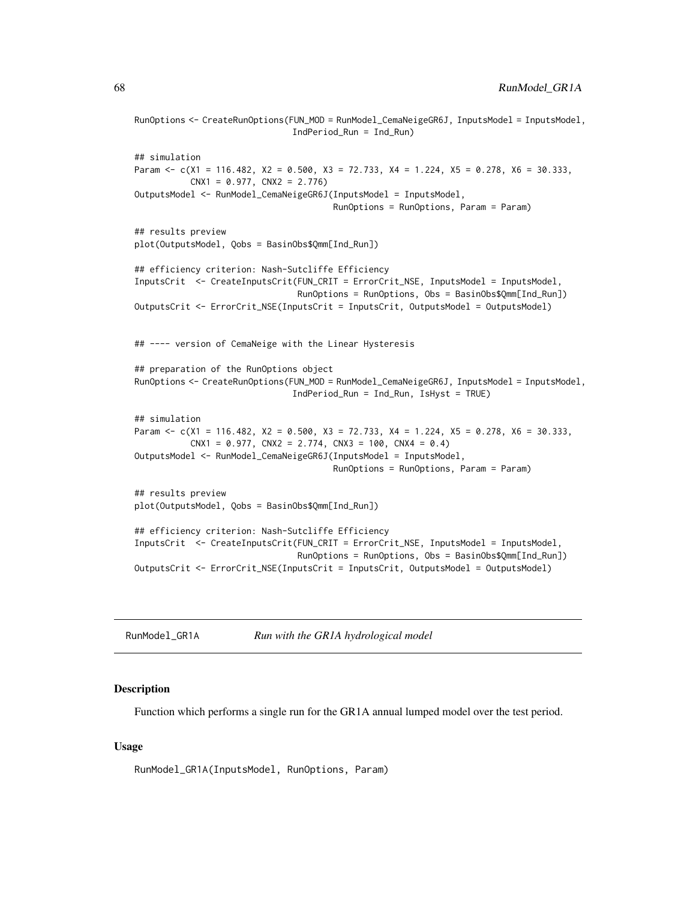```
RunOptions <- CreateRunOptions(FUN_MOD = RunModel_CemaNeigeGR6J, InputsModel = InputsModel,
                               IndPeriod_Run = Ind_Run)

## simulation
Param <- c(X1 = 116.482, X2 = 0.500, X3 = 72.733, X4 = 1.224, X5 = 0.278, X6 = 30.333,
           CNX1 = 0.977, CNX2 = 2.776)
OutputsModel <- RunModel_CemaNeigeGR6J(InputsModel = InputsModel,
                                       RunOptions = RunOptions, Param = Param)

## results preview
plot(OutputsModel, Qobs = BasinObs$Qmm[Ind_Run])

## efficiency criterion: Nash-Sutcliffe Efficiency
InputsCrit  <- CreateInputsCrit(FUN_CRIT = ErrorCrit_NSE, InputsModel = InputsModel,
                                RunOptions = RunOptions, Obs = BasinObs$Qmm[Ind_Run])
OutputsCrit <- ErrorCrit_NSE(InputsCrit = InputsCrit, OutputsModel = OutputsModel)


## ---- version of CemaNeige with the Linear Hysteresis

## preparation of the RunOptions object
RunOptions <- CreateRunOptions(FUN_MOD = RunModel_CemaNeigeGR6J, InputsModel = InputsModel,
                               IndPeriod_Run = Ind_Run, IsHyst = TRUE)

## simulation
Param <- c(X1 = 116.482, X2 = 0.500, X3 = 72.733, X4 = 1.224, X5 = 0.278, X6 = 30.333,
           CNX1 = 0.977, CNX2 = 2.774, CNX3 = 100, CNX4 = 0.4)
OutputsModel <- RunModel_CemaNeigeGR6J(InputsModel = InputsModel,
                                       RunOptions = RunOptions, Param = Param)

## results preview
plot(OutputsModel, Qobs = BasinObs$Qmm[Ind_Run])

## efficiency criterion: Nash-Sutcliffe Efficiency
InputsCrit  <- CreateInputsCrit(FUN_CRIT = ErrorCrit_NSE, InputsModel = InputsModel,
                                RunOptions = RunOptions, Obs = BasinObs$Qmm[Ind_Run])
OutputsCrit <- ErrorCrit_NSE(InputsCrit = InputsCrit, OutputsModel = OutputsModel)
```

---

## RunModel_GR1A — *Run with the GR1A hydrological model*

### Description

Function which performs a single run for the GR1A annual lumped model over the test period.

### Usage

```
RunModel_GR1A(InputsModel, RunOptions, Param)
```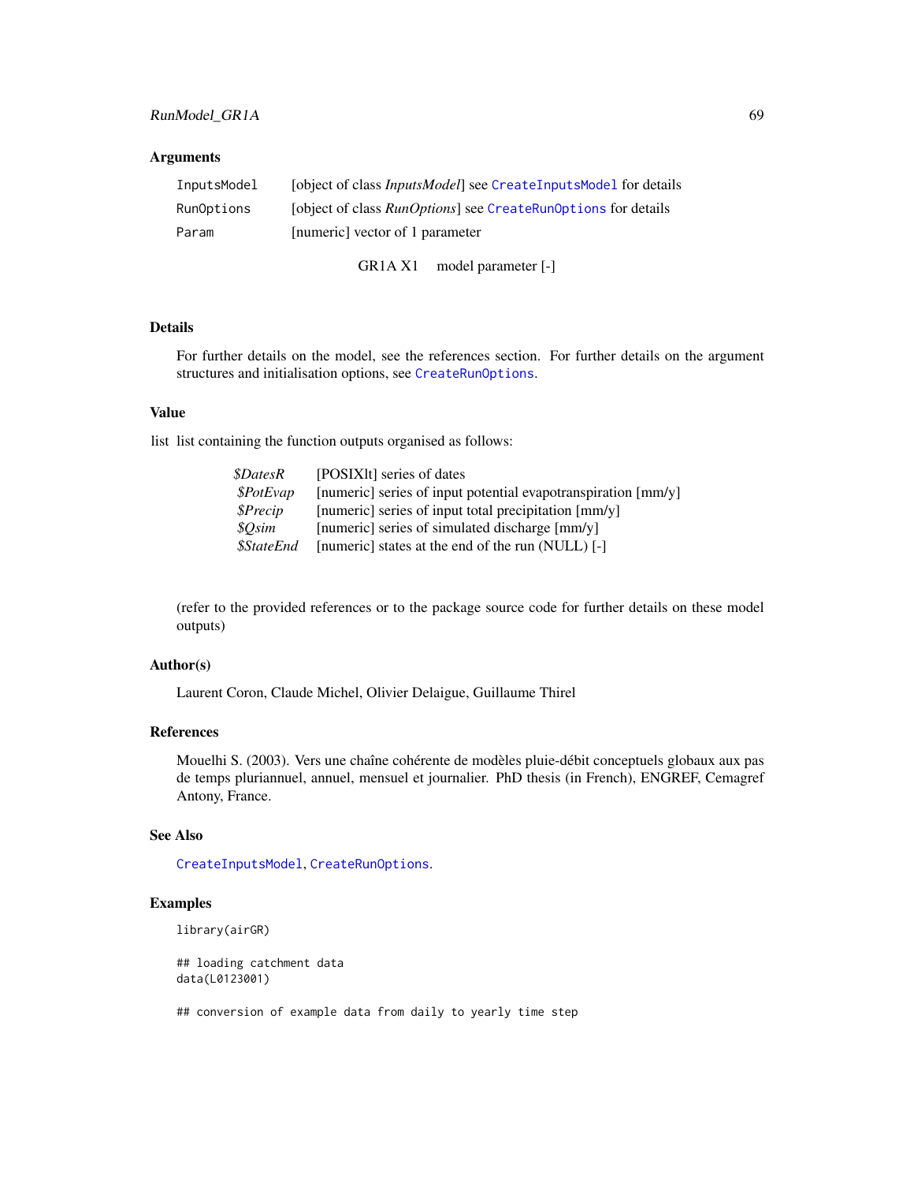### Arguments

| | |
|---|---|
| InputsModel | [object of class *InputsModel*] see CreateInputsModel for details |
| RunOptions | [object of class *RunOptions*] see CreateRunOptions for details |
| Param | [numeric] vector of 1 parameter |

GR1A X1 model parameter [-]

### Details

For further details on the model, see the references section. For further details on the argument structures and initialisation options, see CreateRunOptions.

### Value

list list containing the function outputs organised as follows:

| | |
|---|---|
| *$DatesR* | [POSIXlt] series of dates |
| *$PotEvap* | [numeric] series of input potential evapotranspiration [mm/y] |
| *$Precip* | [numeric] series of input total precipitation [mm/y] |
| *$Qsim* | [numeric] series of simulated discharge [mm/y] |
| *$StateEnd* | [numeric] states at the end of the run (NULL) [-] |

(refer to the provided references or to the package source code for further details on these model outputs)

### Author(s)

Laurent Coron, Claude Michel, Olivier Delaigue, Guillaume Thirel

### References

Mouelhi S. (2003). Vers une chaîne cohérente de modèles pluie-débit conceptuels globaux aux pas de temps pluriannuel, annuel, mensuel et journalier. PhD thesis (in French), ENGREF, Cemagref Antony, France.

### See Also

CreateInputsModel, CreateRunOptions.

### Examples

```
library(airGR)

## loading catchment data
data(L0123001)

## conversion of example data from daily to yearly time step
```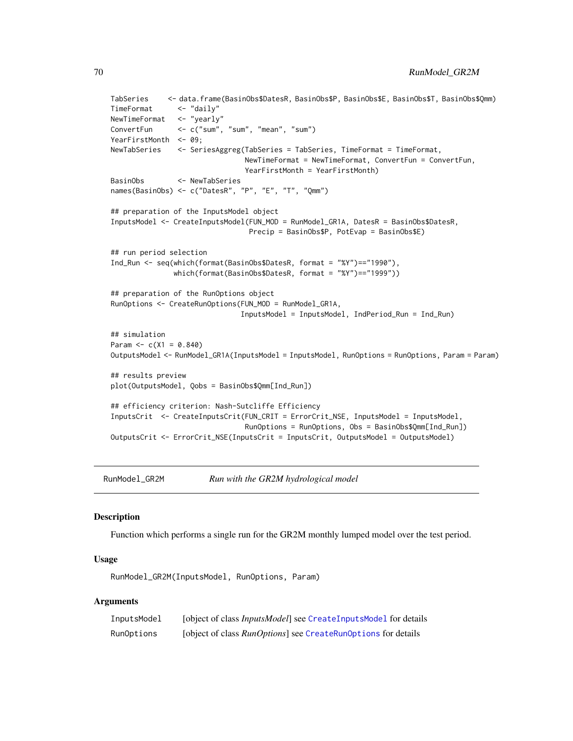```
TabSeries     <- data.frame(BasinObs$DatesR, BasinObs$P, BasinObs$E, BasinObs$T, BasinObs$Qmm)
TimeFormat      <- "daily"
NewTimeFormat   <- "yearly"
ConvertFun      <- c("sum", "sum", "mean", "sum")
YearFirstMonth  <- 09;
NewTabSeries    <- SeriesAggreg(TabSeries = TabSeries, TimeFormat = TimeFormat,
                                NewTimeFormat = NewTimeFormat, ConvertFun = ConvertFun,
                                YearFirstMonth = YearFirstMonth)
BasinObs        <- NewTabSeries
names(BasinObs) <- c("DatesR", "P", "E", "T", "Qmm")

## preparation of the InputsModel object
InputsModel <- CreateInputsModel(FUN_MOD = RunModel_GR1A, DatesR = BasinObs$DatesR,
                                 Precip = BasinObs$P, PotEvap = BasinObs$E)

## run period selection
Ind_Run <- seq(which(format(BasinObs$DatesR, format = "%Y")=="1990"),
               which(format(BasinObs$DatesR, format = "%Y")=="1999"))

## preparation of the RunOptions object
RunOptions <- CreateRunOptions(FUN_MOD = RunModel_GR1A,
                               InputsModel = InputsModel, IndPeriod_Run = Ind_Run)

## simulation
Param <- c(X1 = 0.840)
OutputsModel <- RunModel_GR1A(InputsModel = InputsModel, RunOptions = RunOptions, Param = Param)

## results preview
plot(OutputsModel, Qobs = BasinObs$Qmm[Ind_Run])

## efficiency criterion: Nash-Sutcliffe Efficiency
InputsCrit  <- CreateInputsCrit(FUN_CRIT = ErrorCrit_NSE, InputsModel = InputsModel,
                                RunOptions = RunOptions, Obs = BasinObs$Qmm[Ind_Run])
OutputsCrit <- ErrorCrit_NSE(InputsCrit = InputsCrit, OutputsModel = OutputsModel)
```

---

RunModel_GR2M    *Run with the GR2M hydrological model*

---

## Description

Function which performs a single run for the GR2M monthly lumped model over the test period.

## Usage

```
RunModel_GR2M(InputsModel, RunOptions, Param)
```

## Arguments

| | |
|---|---|
| InputsModel | [object of class *InputsModel*] see CreateInputsModel for details |
| RunOptions | [object of class *RunOptions*] see CreateRunOptions for details |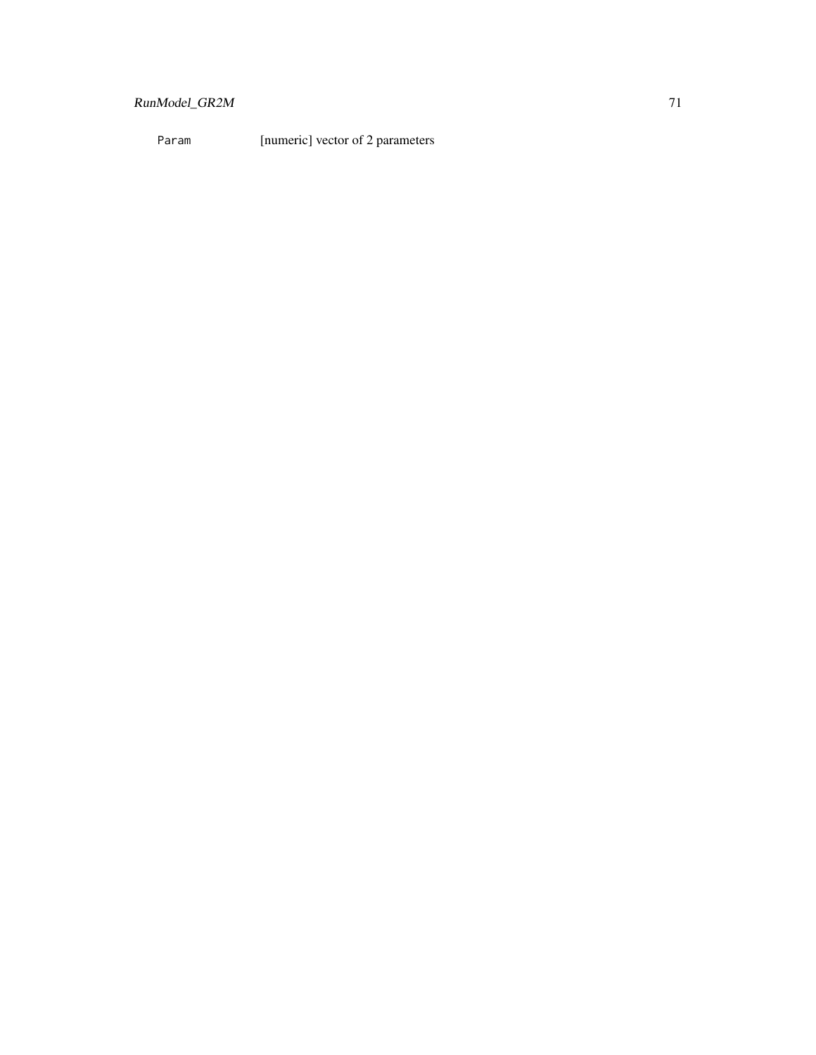| | |
|---|---|
| `Param` | [numeric] vector of 2 parameters |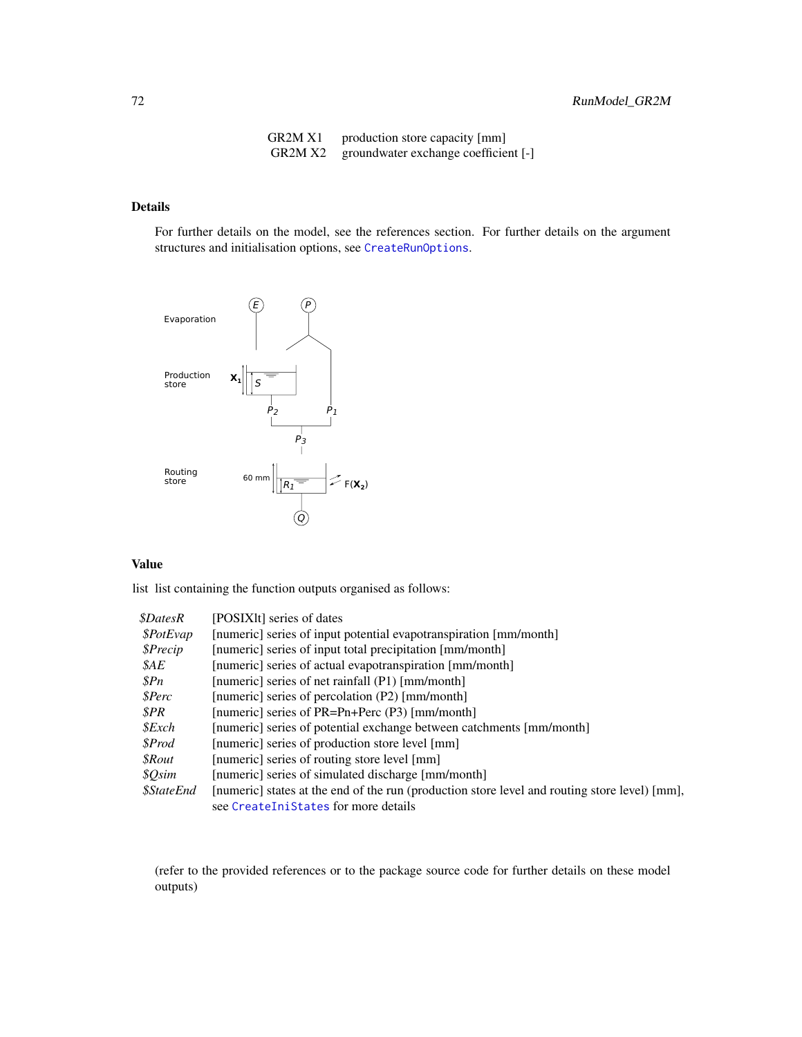| | |
|---|---|
| GR2M X1 | production store capacity [mm] |
| GR2M X2 | groundwater exchange coefficient [-] |

## Details

For further details on the model, see the references section. For further details on the argument structures and initialisation options, see `CreateRunOptions`.

## Value

list list containing the function outputs organised as follows:

| | |
|---|---|
| *$DatesR* | [POSIXlt] series of dates |
| *$PotEvap* | [numeric] series of input potential evapotranspiration [mm/month] |
| *$Precip* | [numeric] series of input total precipitation [mm/month] |
| *$AE* | [numeric] series of actual evapotranspiration [mm/month] |
| *$Pn* | [numeric] series of net rainfall (P1) [mm/month] |
| *$Perc* | [numeric] series of percolation (P2) [mm/month] |
| *$PR* | [numeric] series of PR=Pn+Perc (P3) [mm/month] |
| *$Exch* | [numeric] series of potential exchange between catchments [mm/month] |
| *$Prod* | [numeric] series of production store level [mm] |
| *$Rout* | [numeric] series of routing store level [mm] |
| *$Qsim* | [numeric] series of simulated discharge [mm/month] |
| *$StateEnd* | [numeric] states at the end of the run (production store level and routing store level) [mm], see `CreateIniStates` for more details |

(refer to the provided references or to the package source code for further details on these model outputs)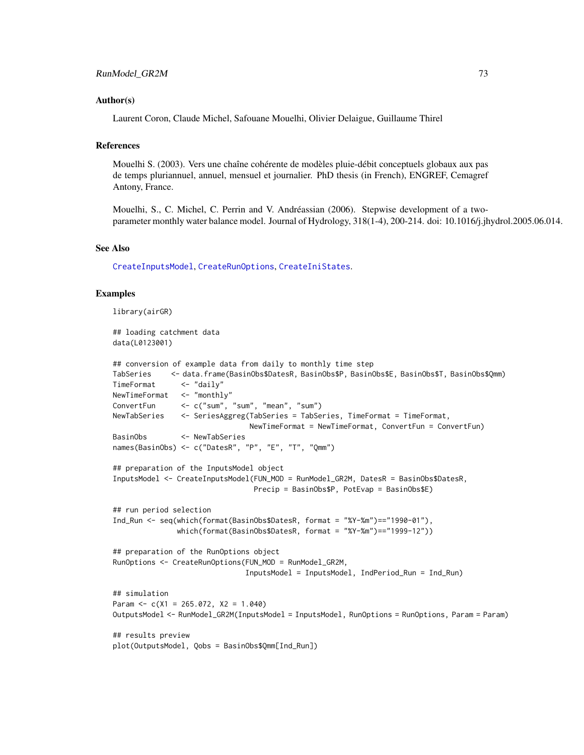## Author(s)

Laurent Coron, Claude Michel, Safouane Mouelhi, Olivier Delaigue, Guillaume Thirel

## References

Mouelhi S. (2003). Vers une chaîne cohérente de modèles pluie-débit conceptuels globaux aux pas de temps pluriannuel, annuel, mensuel et journalier. PhD thesis (in French), ENGREF, Cemagref Antony, France.

Mouelhi, S., C. Michel, C. Perrin and V. Andréassian (2006). Stepwise development of a two-parameter monthly water balance model. Journal of Hydrology, 318(1-4), 200-214. doi: 10.1016/j.jhydrol.2005.06.014.

## See Also

CreateInputsModel, CreateRunOptions, CreateIniStates.

## Examples

```
library(airGR)

## loading catchment data
data(L0123001)

## conversion of example data from daily to monthly time step
TabSeries     <- data.frame(BasinObs$DatesR, BasinObs$P, BasinObs$E, BasinObs$T, BasinObs$Qmm)
TimeFormat      <- "daily"
NewTimeFormat   <- "monthly"
ConvertFun      <- c("sum", "sum", "mean", "sum")
NewTabSeries    <- SeriesAggreg(TabSeries = TabSeries, TimeFormat = TimeFormat,
                                NewTimeFormat = NewTimeFormat, ConvertFun = ConvertFun)
BasinObs        <- NewTabSeries
names(BasinObs) <- c("DatesR", "P", "E", "T", "Qmm")

## preparation of the InputsModel object
InputsModel <- CreateInputsModel(FUN_MOD = RunModel_GR2M, DatesR = BasinObs$DatesR,
                                 Precip = BasinObs$P, PotEvap = BasinObs$E)

## run period selection
Ind_Run <- seq(which(format(BasinObs$DatesR, format = "%Y-%m")=="1990-01"),
               which(format(BasinObs$DatesR, format = "%Y-%m")=="1999-12"))

## preparation of the RunOptions object
RunOptions <- CreateRunOptions(FUN_MOD = RunModel_GR2M,
                               InputsModel = InputsModel, IndPeriod_Run = Ind_Run)

## simulation
Param <- c(X1 = 265.072, X2 = 1.040)
OutputsModel <- RunModel_GR2M(InputsModel = InputsModel, RunOptions = RunOptions, Param = Param)

## results preview
plot(OutputsModel, Qobs = BasinObs$Qmm[Ind_Run])
```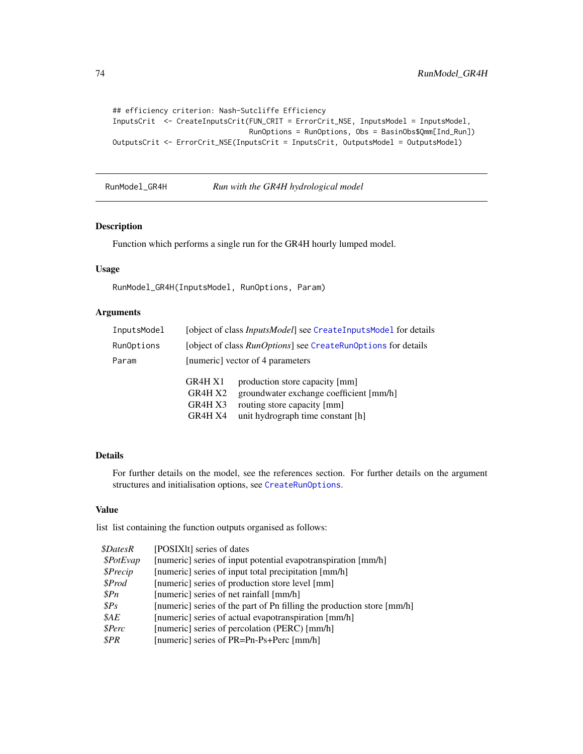```
## efficiency criterion: Nash-Sutcliffe Efficiency
InputsCrit  <- CreateInputsCrit(FUN_CRIT = ErrorCrit_NSE, InputsModel = InputsModel,
                                RunOptions = RunOptions, Obs = BasinObs$Qmm[Ind_Run])
OutputsCrit <- ErrorCrit_NSE(InputsCrit = InputsCrit, OutputsModel = OutputsModel)
```

---

## RunModel_GR4H — *Run with the GR4H hydrological model*

### Description

Function which performs a single run for the GR4H hourly lumped model.

### Usage

```
RunModel_GR4H(InputsModel, RunOptions, Param)
```

### Arguments

| | |
|---|---|
| `InputsModel` | [object of class *InputsModel*] see `CreateInputsModel` for details |
| `RunOptions` | [object of class *RunOptions*] see `CreateRunOptions` for details |
| `Param` | [numeric] vector of 4 parameters |

| | |
|---|---|
| GR4H X1 | production store capacity [mm] |
| GR4H X2 | groundwater exchange coefficient [mm/h] |
| GR4H X3 | routing store capacity [mm] |
| GR4H X4 | unit hydrograph time constant [h] |

### Details

For further details on the model, see the references section. For further details on the argument structures and initialisation options, see `CreateRunOptions`.

### Value

list list containing the function outputs organised as follows:

| | |
|---|---|
| *$DatesR* | [POSIXlt] series of dates |
| *$PotEvap* | [numeric] series of input potential evapotranspiration [mm/h] |
| *$Precip* | [numeric] series of input total precipitation [mm/h] |
| *$Prod* | [numeric] series of production store level [mm] |
| *$Pn* | [numeric] series of net rainfall [mm/h] |
| *$Ps* | [numeric] series of the part of Pn filling the production store [mm/h] |
| *$AE* | [numeric] series of actual evapotranspiration [mm/h] |
| *$Perc* | [numeric] series of percolation (PERC) [mm/h] |
| *$PR* | [numeric] series of PR=Pn-Ps+Perc [mm/h] |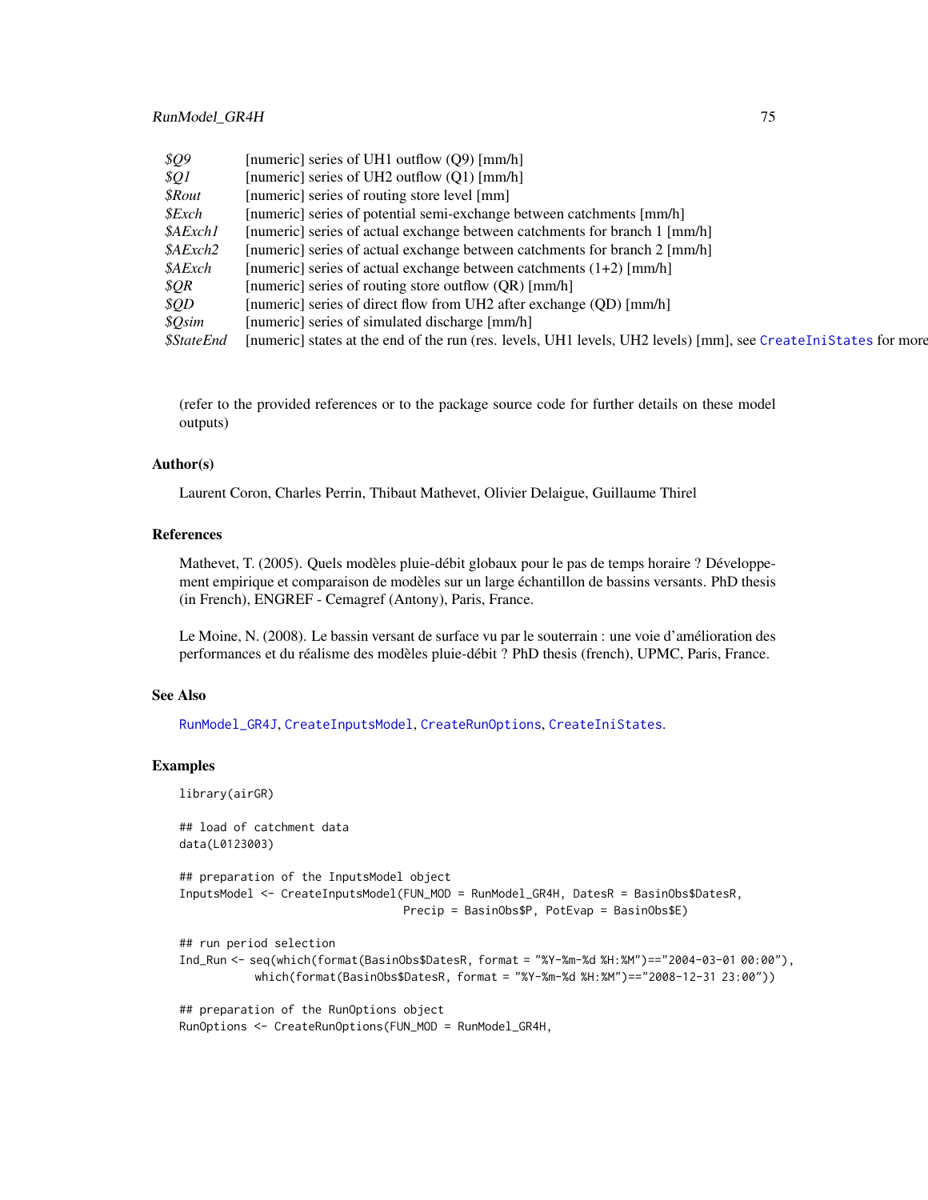| | |
|---|---|
| *$Q9* | [numeric] series of UH1 outflow (Q9) [mm/h] |
| *$Q1* | [numeric] series of UH2 outflow (Q1) [mm/h] |
| *$Rout* | [numeric] series of routing store level [mm] |
| *$Exch* | [numeric] series of potential semi-exchange between catchments [mm/h] |
| *$AExch1* | [numeric] series of actual exchange between catchments for branch 1 [mm/h] |
| *$AExch2* | [numeric] series of actual exchange between catchments for branch 2 [mm/h] |
| *$AExch* | [numeric] series of actual exchange between catchments (1+2) [mm/h] |
| *$QR* | [numeric] series of routing store outflow (QR) [mm/h] |
| *$QD* | [numeric] series of direct flow from UH2 after exchange (QD) [mm/h] |
| *$Qsim* | [numeric] series of simulated discharge [mm/h] |
| *$StateEnd* | [numeric] states at the end of the run (res. levels, UH1 levels, UH2 levels) [mm], see CreateIniStates for more |

(refer to the provided references or to the package source code for further details on these model outputs)

### Author(s)

Laurent Coron, Charles Perrin, Thibaut Mathevet, Olivier Delaigue, Guillaume Thirel

### References

Mathevet, T. (2005). Quels modèles pluie-débit globaux pour le pas de temps horaire ? Développement empirique et comparaison de modèles sur un large échantillon de bassins versants. PhD thesis (in French), ENGREF - Cemagref (Antony), Paris, France.

Le Moine, N. (2008). Le bassin versant de surface vu par le souterrain : une voie d'amélioration des performances et du réalisme des modèles pluie-débit ? PhD thesis (french), UPMC, Paris, France.

### See Also

RunModel_GR4J, CreateInputsModel, CreateRunOptions, CreateIniStates.

### Examples

```
library(airGR)

## load of catchment data
data(L0123003)

## preparation of the InputsModel object
InputsModel <- CreateInputsModel(FUN_MOD = RunModel_GR4H, DatesR = BasinObs$DatesR,
                                 Precip = BasinObs$P, PotEvap = BasinObs$E)

## run period selection
Ind_Run <- seq(which(format(BasinObs$DatesR, format = "%Y-%m-%d %H:%M")=="2004-03-01 00:00"),
               which(format(BasinObs$DatesR, format = "%Y-%m-%d %H:%M")=="2008-12-31 23:00"))

## preparation of the RunOptions object
RunOptions <- CreateRunOptions(FUN_MOD = RunModel_GR4H,
```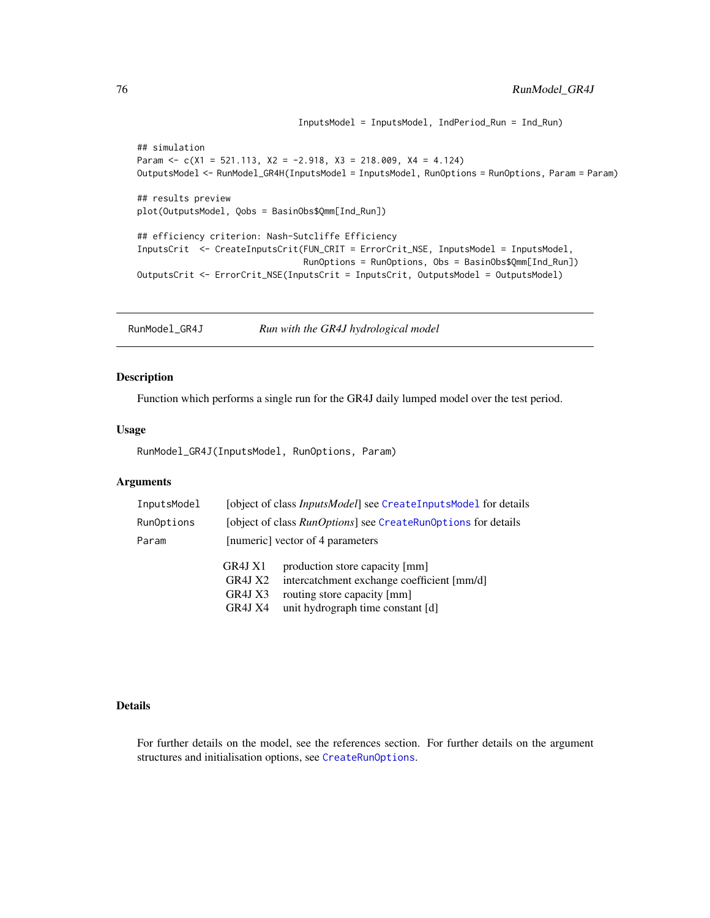```
                                  InputsModel = InputsModel, IndPeriod_Run = Ind_Run)

## simulation
Param <- c(X1 = 521.113, X2 = -2.918, X3 = 218.009, X4 = 4.124)
OutputsModel <- RunModel_GR4H(InputsModel = InputsModel, RunOptions = RunOptions, Param = Param)

## results preview
plot(OutputsModel, Qobs = BasinObs$Qmm[Ind_Run])

## efficiency criterion: Nash-Sutcliffe Efficiency
InputsCrit  <- CreateInputsCrit(FUN_CRIT = ErrorCrit_NSE, InputsModel = InputsModel,
                                RunOptions = RunOptions, Obs = BasinObs$Qmm[Ind_Run])
OutputsCrit <- ErrorCrit_NSE(InputsCrit = InputsCrit, OutputsModel = OutputsModel)
```

---

## RunModel_GR4J — *Run with the GR4J hydrological model*

---

### Description

Function which performs a single run for the GR4J daily lumped model over the test period.

### Usage

```
RunModel_GR4J(InputsModel, RunOptions, Param)
```

### Arguments

| | |
|---|---|
| `InputsModel` | [object of class *InputsModel*] see `CreateInputsModel` for details |
| `RunOptions` | [object of class *RunOptions*] see `CreateRunOptions` for details |
| `Param` | [numeric] vector of 4 parameters |

| | |
|---|---|
| GR4J X1 | production store capacity [mm] |
| GR4J X2 | intercatchment exchange coefficient [mm/d] |
| GR4J X3 | routing store capacity [mm] |
| GR4J X4 | unit hydrograph time constant [d] |

### Details

For further details on the model, see the references section. For further details on the argument structures and initialisation options, see `CreateRunOptions`.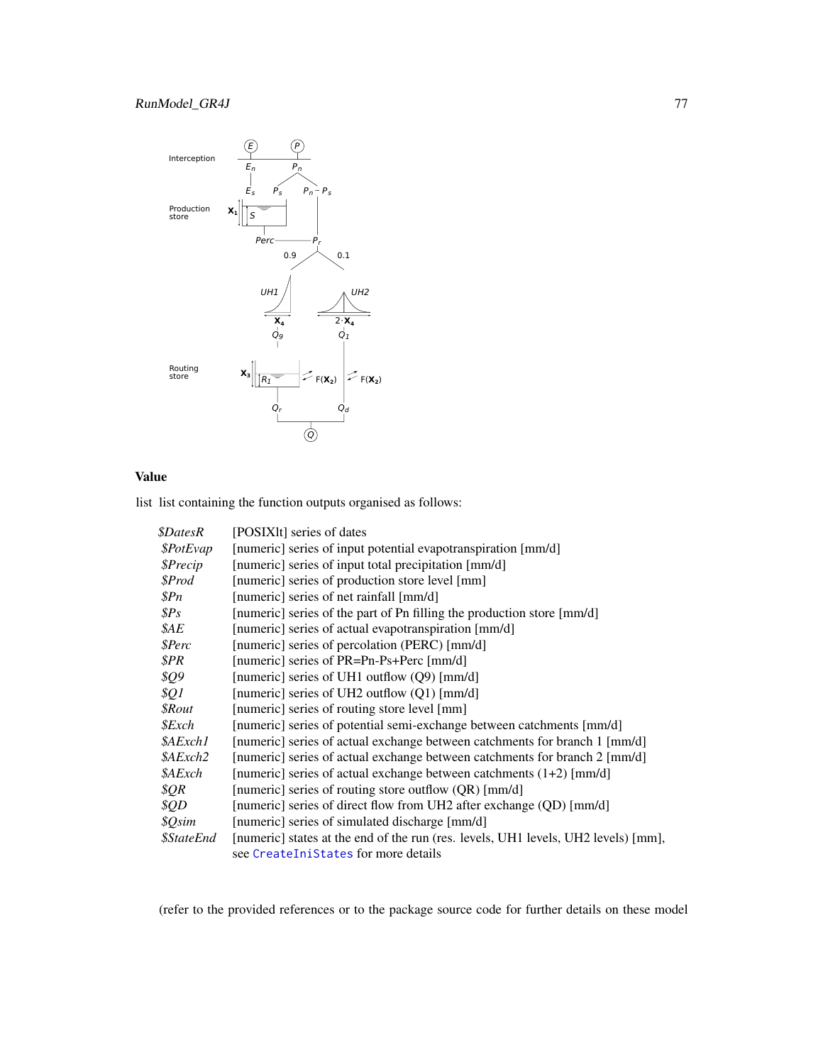## Value

list list containing the function outputs organised as follows:

| | |
|---|---|
| *$DatesR* | [POSIXlt] series of dates |
| *$PotEvap* | [numeric] series of input potential evapotranspiration [mm/d] |
| *$Precip* | [numeric] series of input total precipitation [mm/d] |
| *$Prod* | [numeric] series of production store level [mm] |
| *$Pn* | [numeric] series of net rainfall [mm/d] |
| *$Ps* | [numeric] series of the part of Pn filling the production store [mm/d] |
| *$AE* | [numeric] series of actual evapotranspiration [mm/d] |
| *$Perc* | [numeric] series of percolation (PERC) [mm/d] |
| *$PR* | [numeric] series of PR=Pn-Ps+Perc [mm/d] |
| *$Q9* | [numeric] series of UH1 outflow (Q9) [mm/d] |
| *$Q1* | [numeric] series of UH2 outflow (Q1) [mm/d] |
| *$Rout* | [numeric] series of routing store level [mm] |
| *$Exch* | [numeric] series of potential semi-exchange between catchments [mm/d] |
| *$AExch1* | [numeric] series of actual exchange between catchments for branch 1 [mm/d] |
| *$AExch2* | [numeric] series of actual exchange between catchments for branch 2 [mm/d] |
| *$AExch* | [numeric] series of actual exchange between catchments (1+2) [mm/d] |
| *$QR* | [numeric] series of routing store outflow (QR) [mm/d] |
| *$QD* | [numeric] series of direct flow from UH2 after exchange (QD) [mm/d] |
| *$Qsim* | [numeric] series of simulated discharge [mm/d] |
| *$StateEnd* | [numeric] states at the end of the run (res. levels, UH1 levels, UH2 levels) [mm], see CreateIniStates for more details |

(refer to the provided references or to the package source code for further details on these model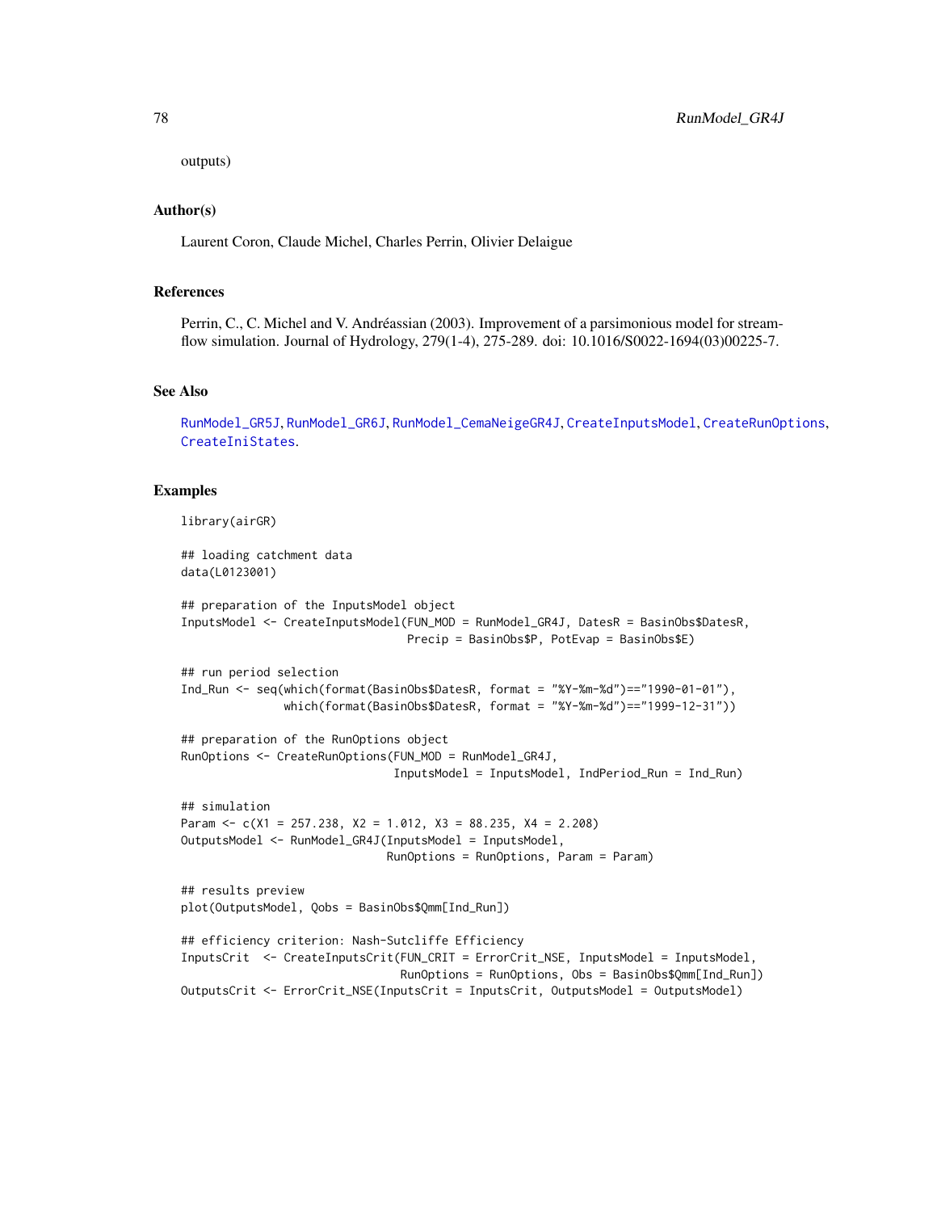outputs)

## Author(s)

Laurent Coron, Claude Michel, Charles Perrin, Olivier Delaigue

## References

Perrin, C., C. Michel and V. Andréassian (2003). Improvement of a parsimonious model for streamflow simulation. Journal of Hydrology, 279(1-4), 275-289. doi: 10.1016/S0022-1694(03)00225-7.

## See Also

RunModel_GR5J, RunModel_GR6J, RunModel_CemaNeigeGR4J, CreateInputsModel, CreateRunOptions, CreateIniStates.

## Examples

```
library(airGR)

## loading catchment data
data(L0123001)

## preparation of the InputsModel object
InputsModel <- CreateInputsModel(FUN_MOD = RunModel_GR4J, DatesR = BasinObs$DatesR,
                                 Precip = BasinObs$P, PotEvap = BasinObs$E)

## run period selection
Ind_Run <- seq(which(format(BasinObs$DatesR, format = "%Y-%m-%d")=="1990-01-01"),
               which(format(BasinObs$DatesR, format = "%Y-%m-%d")=="1999-12-31"))

## preparation of the RunOptions object
RunOptions <- CreateRunOptions(FUN_MOD = RunModel_GR4J,
                               InputsModel = InputsModel, IndPeriod_Run = Ind_Run)

## simulation
Param <- c(X1 = 257.238, X2 = 1.012, X3 = 88.235, X4 = 2.208)
OutputsModel <- RunModel_GR4J(InputsModel = InputsModel,
                              RunOptions = RunOptions, Param = Param)

## results preview
plot(OutputsModel, Qobs = BasinObs$Qmm[Ind_Run])

## efficiency criterion: Nash-Sutcliffe Efficiency
InputsCrit  <- CreateInputsCrit(FUN_CRIT = ErrorCrit_NSE, InputsModel = InputsModel,
                                RunOptions = RunOptions, Obs = BasinObs$Qmm[Ind_Run])
OutputsCrit <- ErrorCrit_NSE(InputsCrit = InputsCrit, OutputsModel = OutputsModel)
```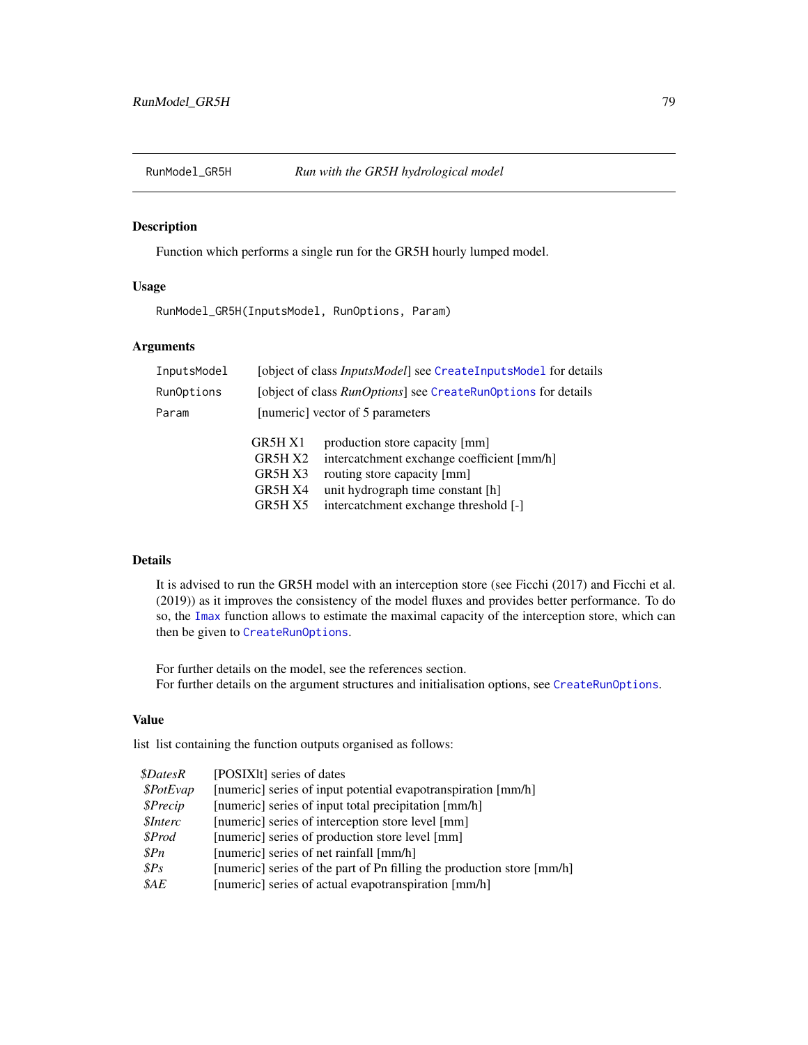RunModel_GR5H *Run with the GR5H hydrological model*

## Description

Function which performs a single run for the GR5H hourly lumped model.

## Usage

```
RunModel_GR5H(InputsModel, RunOptions, Param)
```

## Arguments

| | |
|---|---|
| InputsModel | [object of class *InputsModel*] see CreateInputsModel for details |
| RunOptions | [object of class *RunOptions*] see CreateRunOptions for details |
| Param | [numeric] vector of 5 parameters |

| | |
|---|---|
| GR5H X1 | production store capacity [mm] |
| GR5H X2 | intercatchment exchange coefficient [mm/h] |
| GR5H X3 | routing store capacity [mm] |
| GR5H X4 | unit hydrograph time constant [h] |
| GR5H X5 | intercatchment exchange threshold [-] |

## Details

It is advised to run the GR5H model with an interception store (see Ficchi (2017) and Ficchi et al. (2019)) as it improves the consistency of the model fluxes and provides better performance. To do so, the Imax function allows to estimate the maximal capacity of the interception store, which can then be given to CreateRunOptions.

For further details on the model, see the references section.
For further details on the argument structures and initialisation options, see CreateRunOptions.

## Value

list list containing the function outputs organised as follows:

| | |
|---|---|
| *$DatesR* | [POSIXlt] series of dates |
| *$PotEvap* | [numeric] series of input potential evapotranspiration [mm/h] |
| *$Precip* | [numeric] series of input total precipitation [mm/h] |
| *$Interc* | [numeric] series of interception store level [mm] |
| *$Prod* | [numeric] series of production store level [mm] |
| *$Pn* | [numeric] series of net rainfall [mm/h] |
| *$Ps* | [numeric] series of the part of Pn filling the production store [mm/h] |
| *$AE* | [numeric] series of actual evapotranspiration [mm/h] |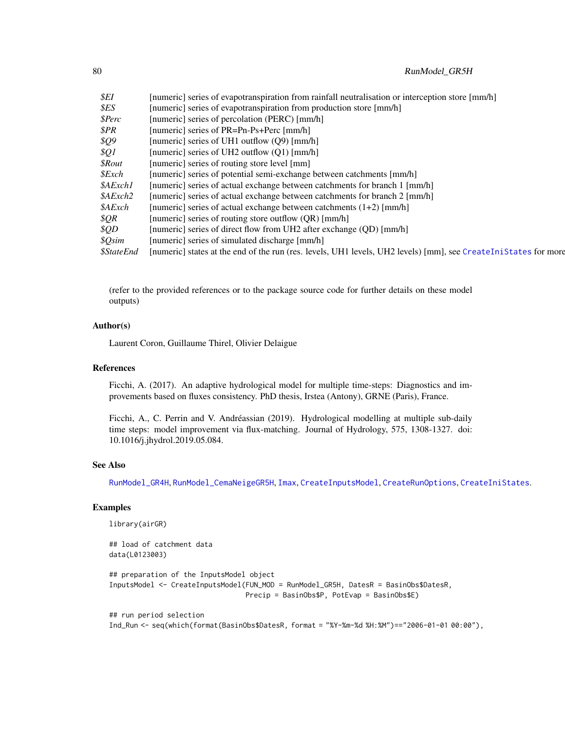| | |
|---|---|
| *$EI* | [numeric] series of evapotranspiration from rainfall neutralisation or interception store [mm/h] |
| *$ES* | [numeric] series of evapotranspiration from production store [mm/h] |
| *$Perc* | [numeric] series of percolation (PERC) [mm/h] |
| *$PR* | [numeric] series of PR=Pn-Ps+Perc [mm/h] |
| *$Q9* | [numeric] series of UH1 outflow (Q9) [mm/h] |
| *$Q1* | [numeric] series of UH2 outflow (Q1) [mm/h] |
| *$Rout* | [numeric] series of routing store level [mm] |
| *$Exch* | [numeric] series of potential semi-exchange between catchments [mm/h] |
| *$AExch1* | [numeric] series of actual exchange between catchments for branch 1 [mm/h] |
| *$AExch2* | [numeric] series of actual exchange between catchments for branch 2 [mm/h] |
| *$AExch* | [numeric] series of actual exchange between catchments (1+2) [mm/h] |
| *$QR* | [numeric] series of routing store outflow (QR) [mm/h] |
| *$QD* | [numeric] series of direct flow from UH2 after exchange (QD) [mm/h] |
| *$Qsim* | [numeric] series of simulated discharge [mm/h] |
| *$StateEnd* | [numeric] states at the end of the run (res. levels, UH1 levels, UH2 levels) [mm], see `CreateIniStates` for more |

(refer to the provided references or to the package source code for further details on these model outputs)

## Author(s)

Laurent Coron, Guillaume Thirel, Olivier Delaigue

## References

Ficchi, A. (2017). An adaptive hydrological model for multiple time-steps: Diagnostics and improvements based on fluxes consistency. PhD thesis, Irstea (Antony), GRNE (Paris), France.

Ficchi, A., C. Perrin and V. Andréassian (2019). Hydrological modelling at multiple sub-daily time steps: model improvement via flux-matching. Journal of Hydrology, 575, 1308-1327. doi: 10.1016/j.jhydrol.2019.05.084.

## See Also

`RunModel_GR4H`, `RunModel_CemaNeigeGR5H`, `Imax`, `CreateInputsModel`, `CreateRunOptions`, `CreateIniStates`.

## Examples

```
library(airGR)

## load of catchment data
data(L0123003)

## preparation of the InputsModel object
InputsModel <- CreateInputsModel(FUN_MOD = RunModel_GR5H, DatesR = BasinObs$DatesR,
                                 Precip = BasinObs$P, PotEvap = BasinObs$E)

## run period selection
Ind_Run <- seq(which(format(BasinObs$DatesR, format = "%Y-%m-%d %H:%M")=="2006-01-01 00:00"),
```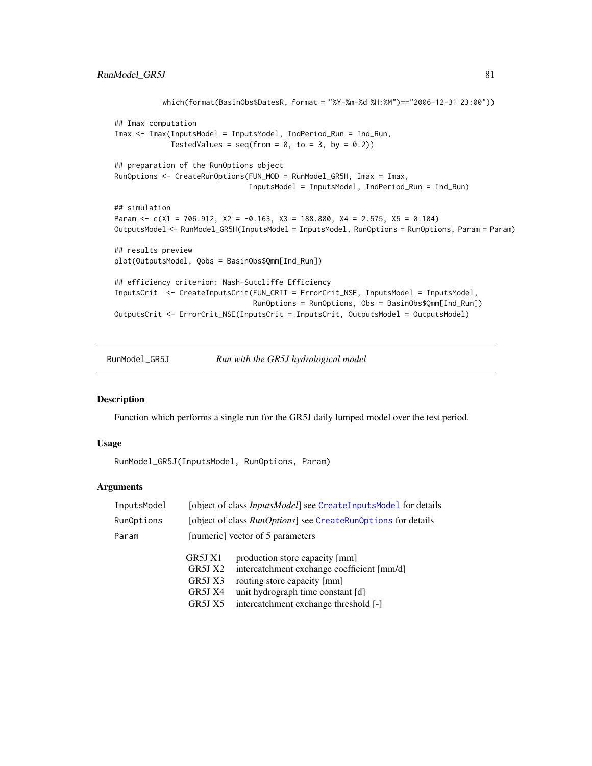```
            which(format(BasinObs$DatesR, format = "%Y-%m-%d %H:%M")=="2006-12-31 23:00"))

## Imax computation
Imax <- Imax(InputsModel = InputsModel, IndPeriod_Run = Ind_Run,
             TestedValues = seq(from = 0, to = 3, by = 0.2))

## preparation of the RunOptions object
RunOptions <- CreateRunOptions(FUN_MOD = RunModel_GR5H, Imax = Imax,
                               InputsModel = InputsModel, IndPeriod_Run = Ind_Run)

## simulation
Param <- c(X1 = 706.912, X2 = -0.163, X3 = 188.880, X4 = 2.575, X5 = 0.104)
OutputsModel <- RunModel_GR5H(InputsModel = InputsModel, RunOptions = RunOptions, Param = Param)

## results preview
plot(OutputsModel, Qobs = BasinObs$Qmm[Ind_Run])

## efficiency criterion: Nash-Sutcliffe Efficiency
InputsCrit  <- CreateInputsCrit(FUN_CRIT = ErrorCrit_NSE, InputsModel = InputsModel,
                                RunOptions = RunOptions, Obs = BasinObs$Qmm[Ind_Run])
OutputsCrit <- ErrorCrit_NSE(InputsCrit = InputsCrit, OutputsModel = OutputsModel)
```

---

`RunModel_GR5J` *Run with the GR5J hydrological model*

---

## Description

Function which performs a single run for the GR5J daily lumped model over the test period.

## Usage

```
RunModel_GR5J(InputsModel, RunOptions, Param)
```

## Arguments

| | |
|---|---|
| `InputsModel` | [object of class *InputsModel*] see `CreateInputsModel` for details |
| `RunOptions` | [object of class *RunOptions*] see `CreateRunOptions` for details |
| `Param` | [numeric] vector of 5 parameters |

| | |
|---|---|
| GR5J X1 | production store capacity [mm] |
| GR5J X2 | intercatchment exchange coefficient [mm/d] |
| GR5J X3 | routing store capacity [mm] |
| GR5J X4 | unit hydrograph time constant [d] |
| GR5J X5 | intercatchment exchange threshold [-] |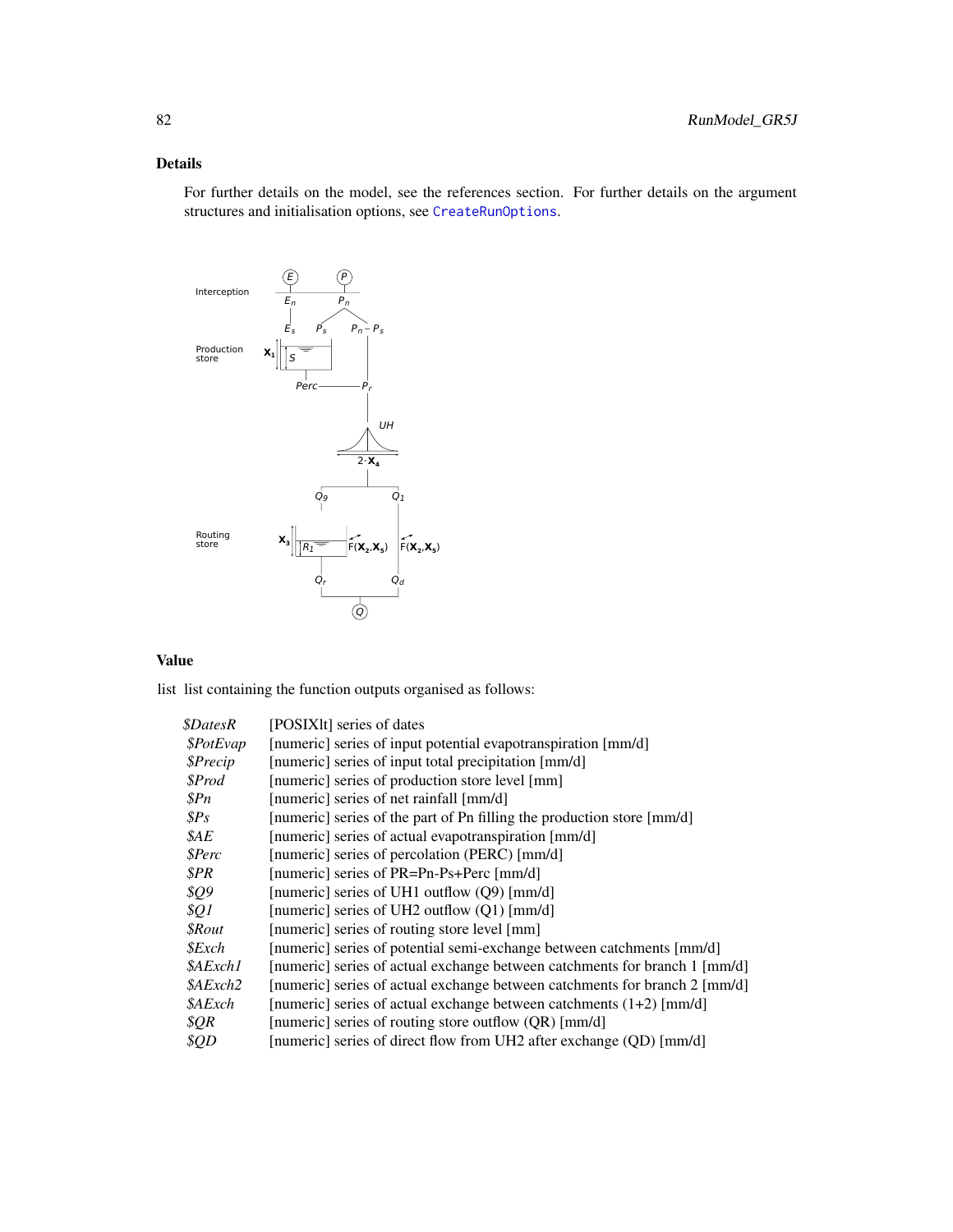## Details

For further details on the model, see the references section. For further details on the argument structures and initialisation options, see CreateRunOptions.

## Value

list list containing the function outputs organised as follows:

| | |
|---|---|
| *$DatesR* | [POSIXlt] series of dates |
| *$PotEvap* | [numeric] series of input potential evapotranspiration [mm/d] |
| *$Precip* | [numeric] series of input total precipitation [mm/d] |
| *$Prod* | [numeric] series of production store level [mm] |
| *$Pn* | [numeric] series of net rainfall [mm/d] |
| *$Ps* | [numeric] series of the part of Pn filling the production store [mm/d] |
| *$AE* | [numeric] series of actual evapotranspiration [mm/d] |
| *$Perc* | [numeric] series of percolation (PERC) [mm/d] |
| *$PR* | [numeric] series of PR=Pn-Ps+Perc [mm/d] |
| *$Q9* | [numeric] series of UH1 outflow (Q9) [mm/d] |
| *$Q1* | [numeric] series of UH2 outflow (Q1) [mm/d] |
| *$Rout* | [numeric] series of routing store level [mm] |
| *$Exch* | [numeric] series of potential semi-exchange between catchments [mm/d] |
| *$AExch1* | [numeric] series of actual exchange between catchments for branch 1 [mm/d] |
| *$AExch2* | [numeric] series of actual exchange between catchments for branch 2 [mm/d] |
| *$AExch* | [numeric] series of actual exchange between catchments (1+2) [mm/d] |
| *$QR* | [numeric] series of routing store outflow (QR) [mm/d] |
| *$QD* | [numeric] series of direct flow from UH2 after exchange (QD) [mm/d] |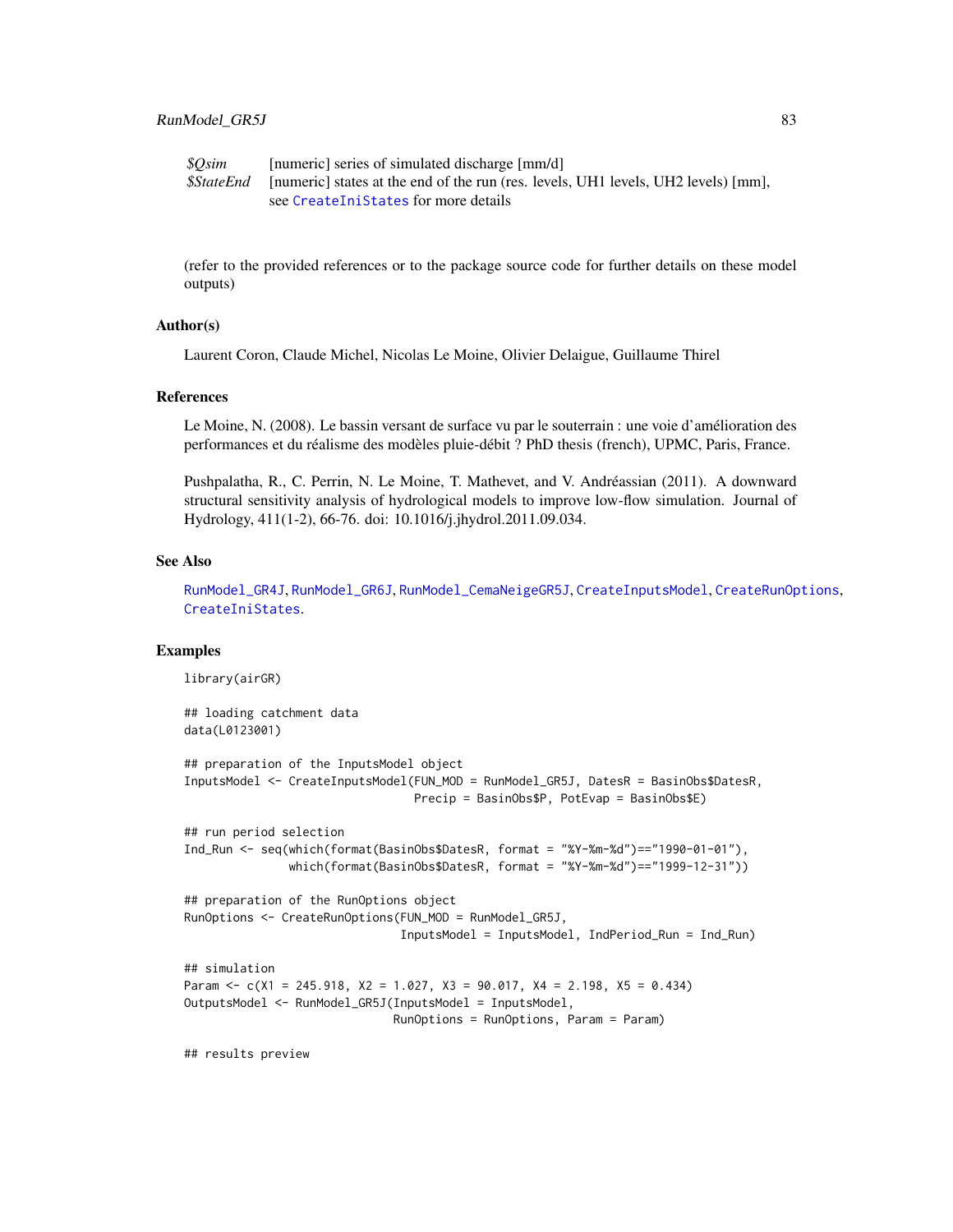| | |
|---|---|
| *$Qsim* | [numeric] series of simulated discharge [mm/d] |
| *$StateEnd* | [numeric] states at the end of the run (res. levels, UH1 levels, UH2 levels) [mm], see CreateIniStates for more details |

(refer to the provided references or to the package source code for further details on these model outputs)

### Author(s)

Laurent Coron, Claude Michel, Nicolas Le Moine, Olivier Delaigue, Guillaume Thirel

### References

Le Moine, N. (2008). Le bassin versant de surface vu par le souterrain : une voie d'amélioration des performances et du réalisme des modèles pluie-débit ? PhD thesis (french), UPMC, Paris, France.

Pushpalatha, R., C. Perrin, N. Le Moine, T. Mathevet, and V. Andréassian (2011). A downward structural sensitivity analysis of hydrological models to improve low-flow simulation. Journal of Hydrology, 411(1-2), 66-76. doi: 10.1016/j.jhydrol.2011.09.034.

### See Also

RunModel_GR4J, RunModel_GR6J, RunModel_CemaNeigeGR5J, CreateInputsModel, CreateRunOptions, CreateIniStates.

### Examples

```
library(airGR)

## loading catchment data
data(L0123001)

## preparation of the InputsModel object
InputsModel <- CreateInputsModel(FUN_MOD = RunModel_GR5J, DatesR = BasinObs$DatesR,
                                 Precip = BasinObs$P, PotEvap = BasinObs$E)

## run period selection
Ind_Run <- seq(which(format(BasinObs$DatesR, format = "%Y-%m-%d")=="1990-01-01"),
               which(format(BasinObs$DatesR, format = "%Y-%m-%d")=="1999-12-31"))

## preparation of the RunOptions object
RunOptions <- CreateRunOptions(FUN_MOD = RunModel_GR5J,
                               InputsModel = InputsModel, IndPeriod_Run = Ind_Run)

## simulation
Param <- c(X1 = 245.918, X2 = 1.027, X3 = 90.017, X4 = 2.198, X5 = 0.434)
OutputsModel <- RunModel_GR5J(InputsModel = InputsModel,
                              RunOptions = RunOptions, Param = Param)

## results preview
```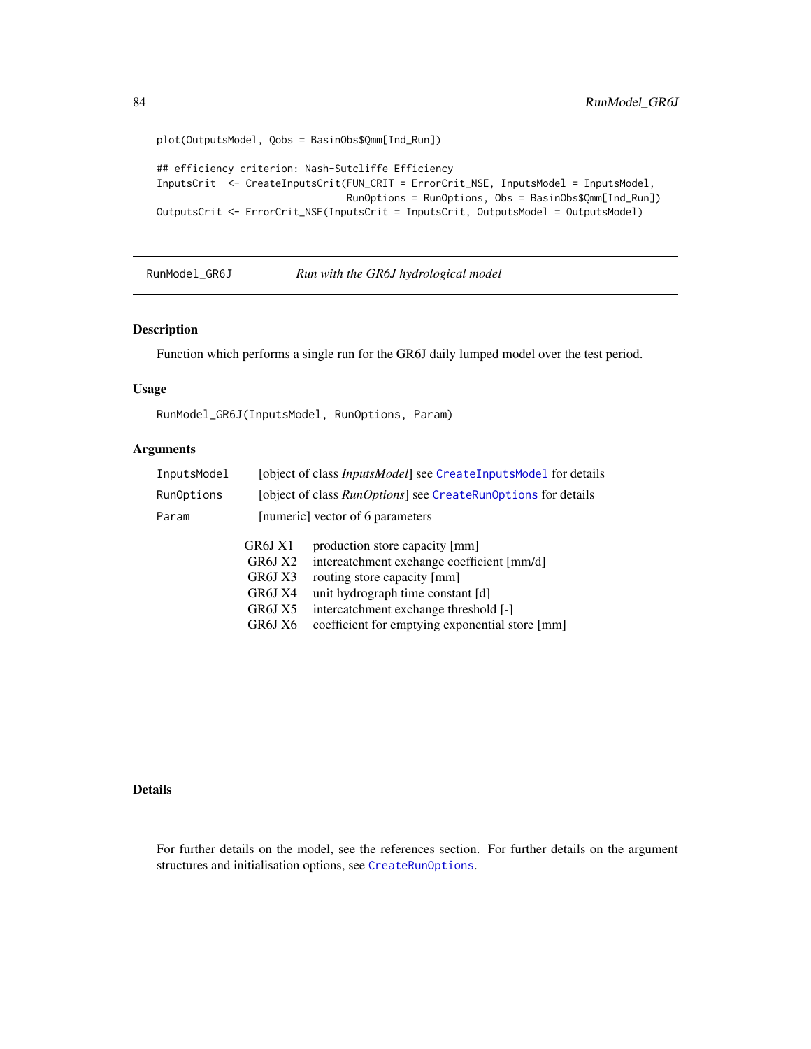```
plot(OutputsModel, Qobs = BasinObs$Qmm[Ind_Run])

## efficiency criterion: Nash-Sutcliffe Efficiency
InputsCrit  <- CreateInputsCrit(FUN_CRIT = ErrorCrit_NSE, InputsModel = InputsModel,
                                RunOptions = RunOptions, Obs = BasinObs$Qmm[Ind_Run])
OutputsCrit <- ErrorCrit_NSE(InputsCrit = InputsCrit, OutputsModel = OutputsModel)
```

---

## RunModel_GR6J — *Run with the GR6J hydrological model*

### Description

Function which performs a single run for the GR6J daily lumped model over the test period.

### Usage

```
RunModel_GR6J(InputsModel, RunOptions, Param)
```

### Arguments

| | |
|---|---|
| `InputsModel` | [object of class *InputsModel*] see `CreateInputsModel` for details |
| `RunOptions` | [object of class *RunOptions*] see `CreateRunOptions` for details |
| `Param` | [numeric] vector of 6 parameters |

| | |
|---|---|
| GR6J X1 | production store capacity [mm] |
| GR6J X2 | intercatchment exchange coefficient [mm/d] |
| GR6J X3 | routing store capacity [mm] |
| GR6J X4 | unit hydrograph time constant [d] |
| GR6J X5 | intercatchment exchange threshold [-] |
| GR6J X6 | coefficient for emptying exponential store [mm] |

### Details

For further details on the model, see the references section. For further details on the argument structures and initialisation options, see `CreateRunOptions`.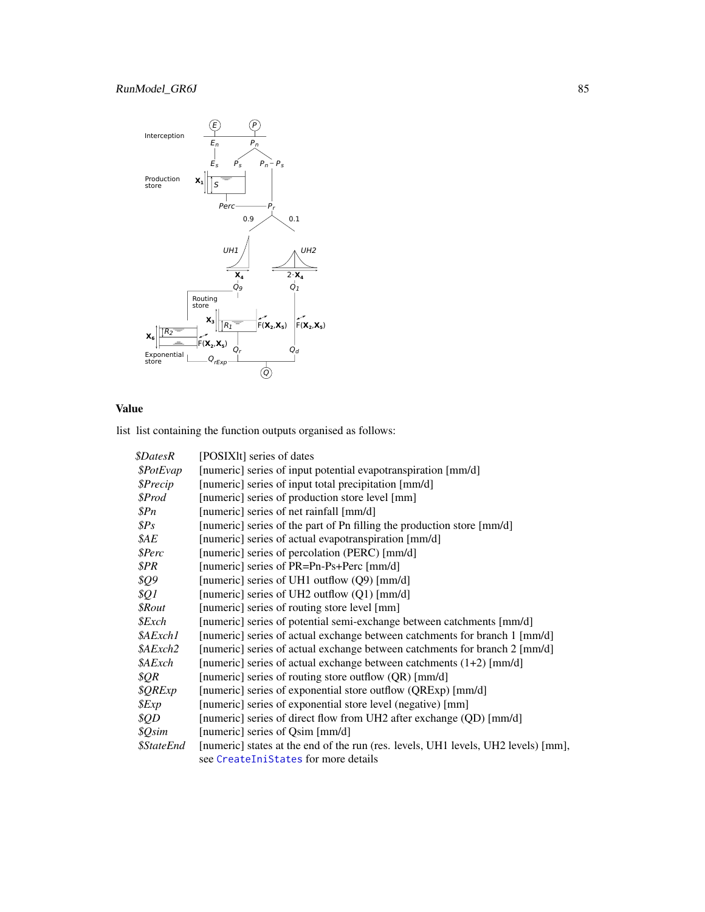## Value

list list containing the function outputs organised as follows:

| | |
|---|---|
| *$DatesR* | [POSIXlt] series of dates |
| *$PotEvap* | [numeric] series of input potential evapotranspiration [mm/d] |
| *$Precip* | [numeric] series of input total precipitation [mm/d] |
| *$Prod* | [numeric] series of production store level [mm] |
| *$Pn* | [numeric] series of net rainfall [mm/d] |
| *$Ps* | [numeric] series of the part of Pn filling the production store [mm/d] |
| *$AE* | [numeric] series of actual evapotranspiration [mm/d] |
| *$Perc* | [numeric] series of percolation (PERC) [mm/d] |
| *$PR* | [numeric] series of PR=Pn-Ps+Perc [mm/d] |
| *$Q9* | [numeric] series of UH1 outflow (Q9) [mm/d] |
| *$Q1* | [numeric] series of UH2 outflow (Q1) [mm/d] |
| *$Rout* | [numeric] series of routing store level [mm] |
| *$Exch* | [numeric] series of potential semi-exchange between catchments [mm/d] |
| *$AExch1* | [numeric] series of actual exchange between catchments for branch 1 [mm/d] |
| *$AExch2* | [numeric] series of actual exchange between catchments for branch 2 [mm/d] |
| *$AExch* | [numeric] series of actual exchange between catchments (1+2) [mm/d] |
| *$QR* | [numeric] series of routing store outflow (QR) [mm/d] |
| *$QRExp* | [numeric] series of exponential store outflow (QRExp) [mm/d] |
| *$Exp* | [numeric] series of exponential store level (negative) [mm] |
| *$QD* | [numeric] series of direct flow from UH2 after exchange (QD) [mm/d] |
| *$Qsim* | [numeric] series of Qsim [mm/d] |
| *$StateEnd* | [numeric] states at the end of the run (res. levels, UH1 levels, UH2 levels) [mm], see CreateIniStates for more details |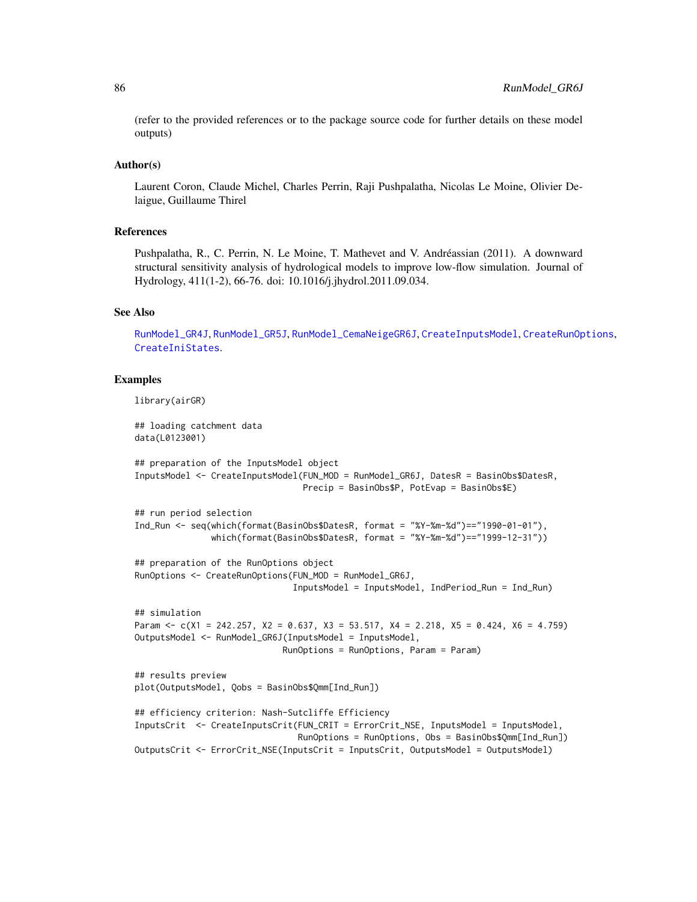(refer to the provided references or to the package source code for further details on these model outputs)

### Author(s)

Laurent Coron, Claude Michel, Charles Perrin, Raji Pushpalatha, Nicolas Le Moine, Olivier Delaigue, Guillaume Thirel

### References

Pushpalatha, R., C. Perrin, N. Le Moine, T. Mathevet and V. Andréassian (2011). A downward structural sensitivity analysis of hydrological models to improve low-flow simulation. Journal of Hydrology, 411(1-2), 66-76. doi: 10.1016/j.jhydrol.2011.09.034.

### See Also

RunModel_GR4J, RunModel_GR5J, RunModel_CemaNeigeGR6J, CreateInputsModel, CreateRunOptions, CreateIniStates.

### Examples

```
library(airGR)

## loading catchment data
data(L0123001)

## preparation of the InputsModel object
InputsModel <- CreateInputsModel(FUN_MOD = RunModel_GR6J, DatesR = BasinObs$DatesR,
                                 Precip = BasinObs$P, PotEvap = BasinObs$E)

## run period selection
Ind_Run <- seq(which(format(BasinObs$DatesR, format = "%Y-%m-%d")=="1990-01-01"),
               which(format(BasinObs$DatesR, format = "%Y-%m-%d")=="1999-12-31"))

## preparation of the RunOptions object
RunOptions <- CreateRunOptions(FUN_MOD = RunModel_GR6J,
                               InputsModel = InputsModel, IndPeriod_Run = Ind_Run)

## simulation
Param <- c(X1 = 242.257, X2 = 0.637, X3 = 53.517, X4 = 2.218, X5 = 0.424, X6 = 4.759)
OutputsModel <- RunModel_GR6J(InputsModel = InputsModel,
                              RunOptions = RunOptions, Param = Param)

## results preview
plot(OutputsModel, Qobs = BasinObs$Qmm[Ind_Run])

## efficiency criterion: Nash-Sutcliffe Efficiency
InputsCrit  <- CreateInputsCrit(FUN_CRIT = ErrorCrit_NSE, InputsModel = InputsModel,
                                RunOptions = RunOptions, Obs = BasinObs$Qmm[Ind_Run])
OutputsCrit <- ErrorCrit_NSE(InputsCrit = InputsCrit, OutputsModel = OutputsModel)
```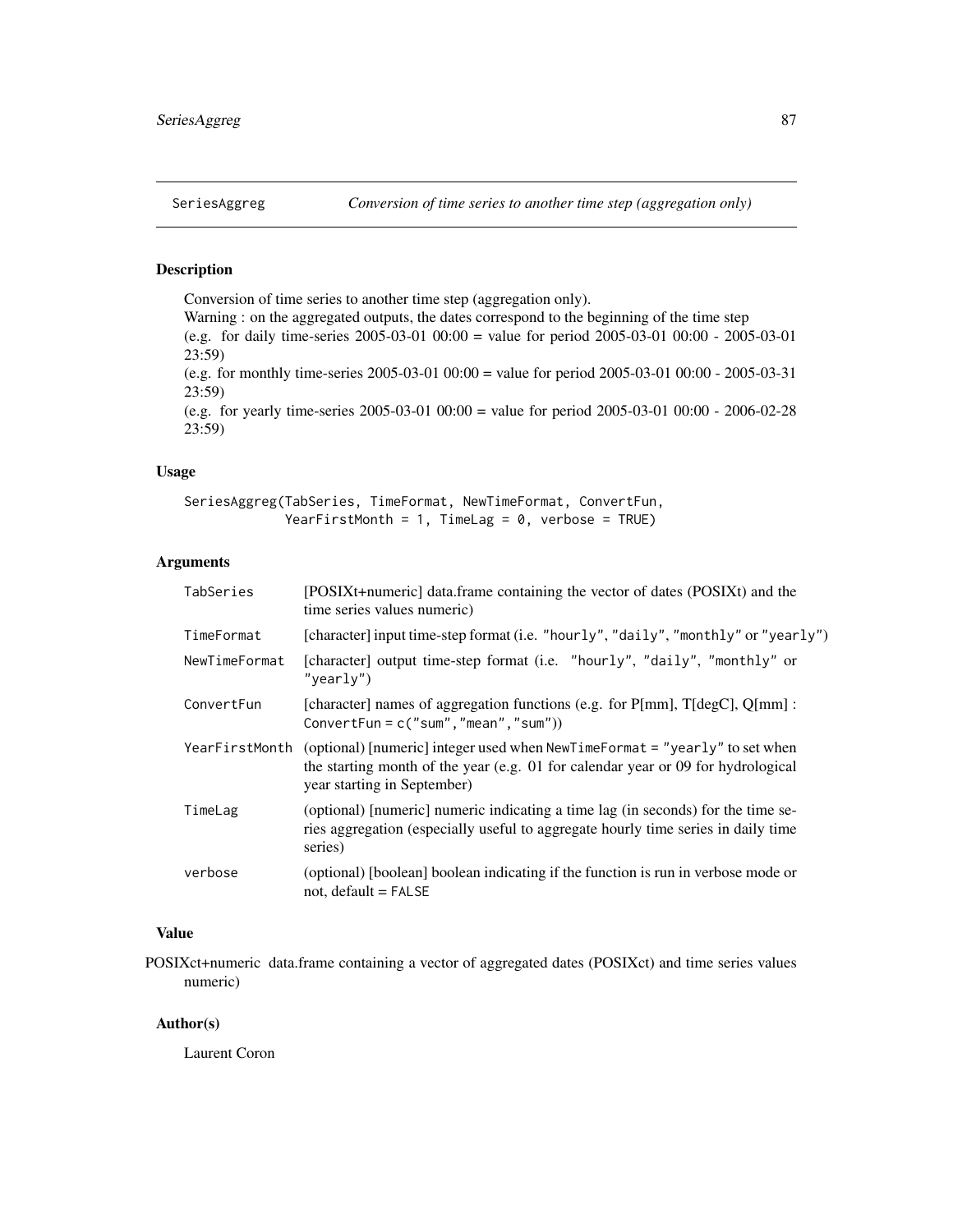SeriesAggreg *Conversion of time series to another time step (aggregation only)*

## Description

Conversion of time series to another time step (aggregation only).
Warning : on the aggregated outputs, the dates correspond to the beginning of the time step
(e.g. for daily time-series 2005-03-01 00:00 = value for period 2005-03-01 00:00 - 2005-03-01 23:59)
(e.g. for monthly time-series 2005-03-01 00:00 = value for period 2005-03-01 00:00 - 2005-03-31 23:59)
(e.g. for yearly time-series 2005-03-01 00:00 = value for period 2005-03-01 00:00 - 2006-02-28 23:59)

## Usage

```
SeriesAggreg(TabSeries, TimeFormat, NewTimeFormat, ConvertFun,
             YearFirstMonth = 1, TimeLag = 0, verbose = TRUE)
```

## Arguments

| | |
|---|---|
| TabSeries | [POSIXt+numeric] data.frame containing the vector of dates (POSIXt) and the time series values numeric) |
| TimeFormat | [character] input time-step format (i.e. "hourly", "daily", "monthly" or "yearly") |
| NewTimeFormat | [character] output time-step format (i.e. "hourly", "daily", "monthly" or "yearly") |
| ConvertFun | [character] names of aggregation functions (e.g. for P[mm], T[degC], Q[mm] : ConvertFun = c("sum","mean","sum")) |
| YearFirstMonth | (optional) [numeric] integer used when NewTimeFormat = "yearly" to set when the starting month of the year (e.g. 01 for calendar year or 09 for hydrological year starting in September) |
| TimeLag | (optional) [numeric] numeric indicating a time lag (in seconds) for the time series aggregation (especially useful to aggregate hourly time series in daily time series) |
| verbose | (optional) [boolean] boolean indicating if the function is run in verbose mode or not, default = FALSE |

## Value

POSIXct+numeric data.frame containing a vector of aggregated dates (POSIXct) and time series values numeric)

## Author(s)

Laurent Coron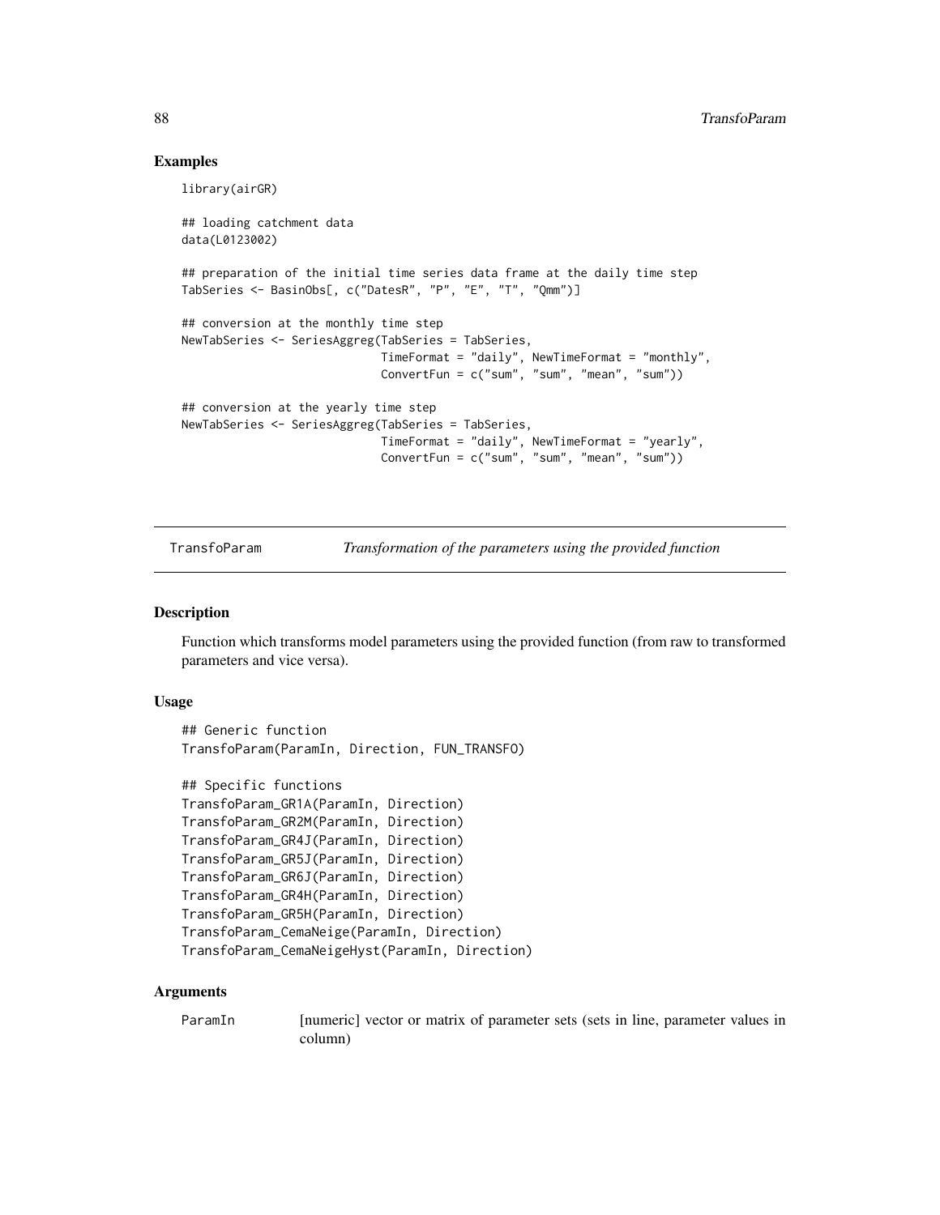## Examples

```
library(airGR)

## loading catchment data
data(L0123002)

## preparation of the initial time series data frame at the daily time step
TabSeries <- BasinObs[, c("DatesR", "P", "E", "T", "Qmm")]

## conversion at the monthly time step
NewTabSeries <- SeriesAggreg(TabSeries = TabSeries,
                             TimeFormat = "daily", NewTimeFormat = "monthly",
                             ConvertFun = c("sum", "sum", "mean", "sum"))

## conversion at the yearly time step
NewTabSeries <- SeriesAggreg(TabSeries = TabSeries,
                             TimeFormat = "daily", NewTimeFormat = "yearly",
                             ConvertFun = c("sum", "sum", "mean", "sum"))
```

---

# TransfoParam — *Transformation of the parameters using the provided function*

---

## Description

Function which transforms model parameters using the provided function (from raw to transformed parameters and vice versa).

## Usage

```
## Generic function
TransfoParam(ParamIn, Direction, FUN_TRANSFO)

## Specific functions
TransfoParam_GR1A(ParamIn, Direction)
TransfoParam_GR2M(ParamIn, Direction)
TransfoParam_GR4J(ParamIn, Direction)
TransfoParam_GR5J(ParamIn, Direction)
TransfoParam_GR6J(ParamIn, Direction)
TransfoParam_GR4H(ParamIn, Direction)
TransfoParam_GR5H(ParamIn, Direction)
TransfoParam_CemaNeige(ParamIn, Direction)
TransfoParam_CemaNeigeHyst(ParamIn, Direction)
```

## Arguments

`ParamIn` [numeric] vector or matrix of parameter sets (sets in line, parameter values in column)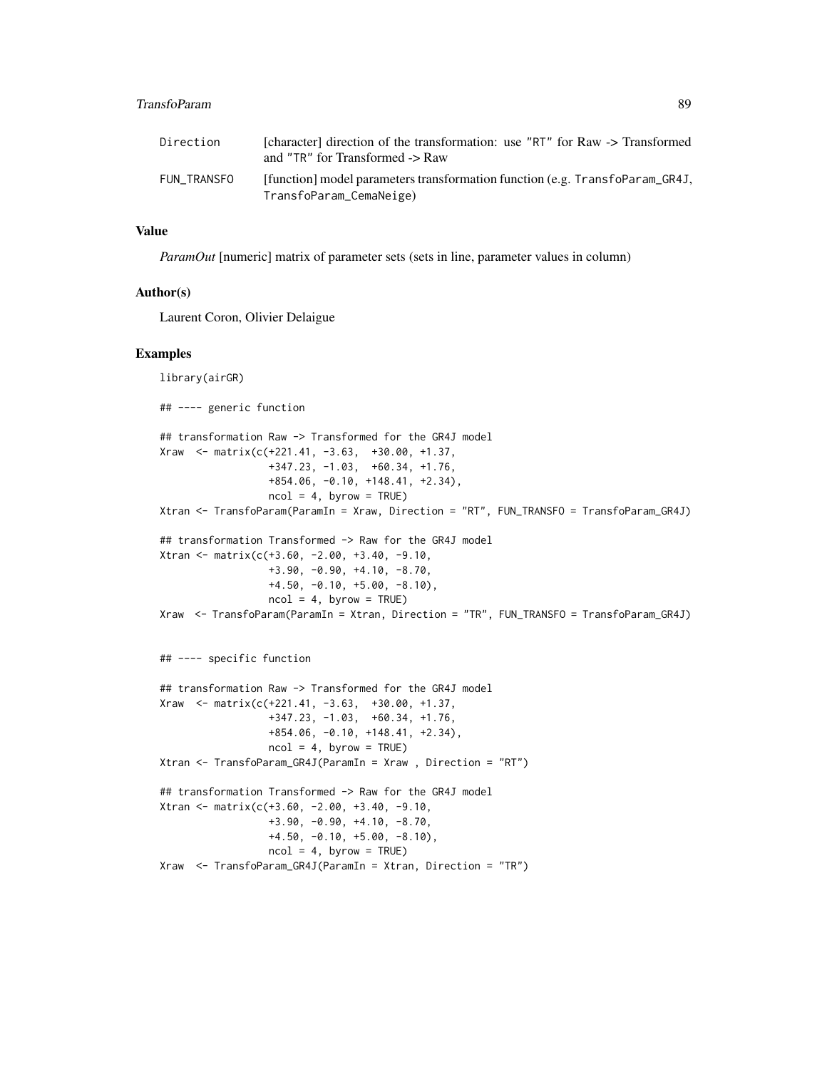| | |
|---|---|
| Direction | [character] direction of the transformation: use "RT" for Raw -> Transformed and "TR" for Transformed -> Raw |
| FUN_TRANSFO | [function] model parameters transformation function (e.g. TransfoParam_GR4J, TransfoParam_CemaNeige) |

## Value

*ParamOut* [numeric] matrix of parameter sets (sets in line, parameter values in column)

## Author(s)

Laurent Coron, Olivier Delaigue

## Examples

```
library(airGR)

## ---- generic function

## transformation Raw -> Transformed for the GR4J model
Xraw  <- matrix(c(+221.41, -3.63,  +30.00, +1.37,
                  +347.23, -1.03,  +60.34, +1.76,
                  +854.06, -0.10, +148.41, +2.34),
                  ncol = 4, byrow = TRUE)
Xtran <- TransfoParam(ParamIn = Xraw, Direction = "RT", FUN_TRANSFO = TransfoParam_GR4J)

## transformation Transformed -> Raw for the GR4J model
Xtran <- matrix(c(+3.60, -2.00, +3.40, -9.10,
                  +3.90, -0.90, +4.10, -8.70,
                  +4.50, -0.10, +5.00, -8.10),
                  ncol = 4, byrow = TRUE)
Xraw  <- TransfoParam(ParamIn = Xtran, Direction = "TR", FUN_TRANSFO = TransfoParam_GR4J)


## ---- specific function

## transformation Raw -> Transformed for the GR4J model
Xraw  <- matrix(c(+221.41, -3.63,  +30.00, +1.37,
                  +347.23, -1.03,  +60.34, +1.76,
                  +854.06, -0.10, +148.41, +2.34),
                  ncol = 4, byrow = TRUE)
Xtran <- TransfoParam_GR4J(ParamIn = Xraw , Direction = "RT")

## transformation Transformed -> Raw for the GR4J model
Xtran <- matrix(c(+3.60, -2.00, +3.40, -9.10,
                  +3.90, -0.90, +4.10, -8.70,
                  +4.50, -0.10, +5.00, -8.10),
                  ncol = 4, byrow = TRUE)
Xraw  <- TransfoParam_GR4J(ParamIn = Xtran, Direction = "TR")
```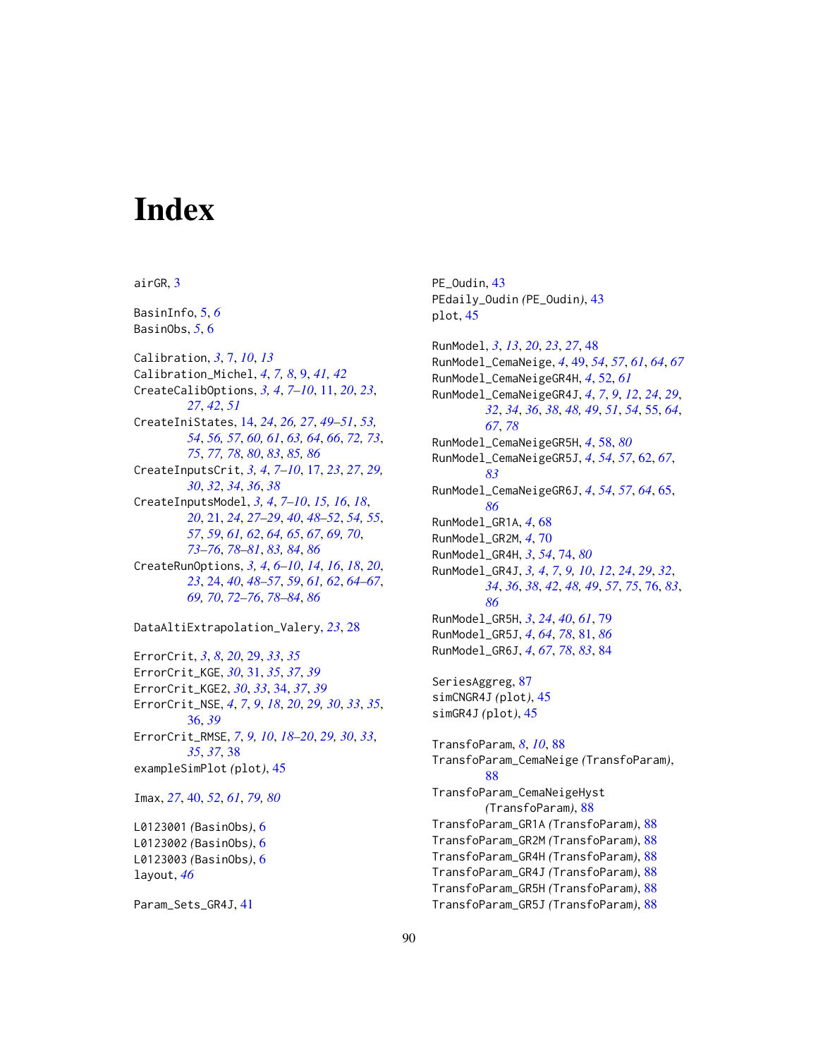# Index

airGR, 3

BasinInfo, 5, *6*
BasinObs, *5*, 6

Calibration, *3*, 7, *10*, *13*
Calibration_Michel, *4*, *7*, *8*, 9, *41*, *42*
CreateCalibOptions, *3*, *4*, *7–10*, 11, *20*, *23*, *27*, *42*, *51*
CreateIniStates, 14, *24*, *26*, *27*, *49–51*, *53*, *54*, *56*, *57*, *60*, *61*, *63*, *64*, *66*, *72*, *73*, *75*, *77*, *78*, *80*, *83*, *85*, *86*
CreateInputsCrit, *3*, *4*, *7–10*, 17, *23*, *27*, *29*, *30*, *32*, *34*, *36*, *38*
CreateInputsModel, *3*, *4*, *7–10*, *15*, *16*, *18*, *20*, 21, *24*, *27–29*, *40*, *48–52*, *54*, *55*, *57*, *59*, *61*, *62*, *64*, *65*, *67*, *69*, *70*, *73–76*, *78–81*, *83*, *84*, *86*
CreateRunOptions, *3*, *4*, *6–10*, *14*, *16*, *18*, *20*, *23*, 24, *40*, *48–57*, *59*, *61*, *62*, *64–67*, *69*, *70*, *72–76*, *78–84*, *86*

DataAltiExtrapolation_Valery, *23*, 28

ErrorCrit, *3*, *8*, *20*, 29, *33*, *35*
ErrorCrit_KGE, *30*, 31, *35*, *37*, *39*
ErrorCrit_KGE2, *30*, *33*, 34, *37*, *39*
ErrorCrit_NSE, *4*, *7*, *9*, *18*, *20*, *29*, *30*, *33*, *35*, 36, *39*
ErrorCrit_RMSE, *7*, *9*, *10*, *18–20*, *29*, *30*, *33*, *35*, *37*, 38
exampleSimPlot *(plot)*, 45

Imax, *27*, 40, *52*, *61*, *79*, *80*

L0123001 *(BasinObs)*, 6
L0123002 *(BasinObs)*, 6
L0123003 *(BasinObs)*, 6
layout, *46*

Param_Sets_GR4J, 41

PE_Oudin, 43
PEdaily_Oudin *(PE_Oudin)*, 43
plot, 45

RunModel, *3*, *13*, *20*, *23*, *27*, 48
RunModel_CemaNeige, *4*, 49, *54*, *57*, *61*, *64*, *67*
RunModel_CemaNeigeGR4H, *4*, 52, *61*
RunModel_CemaNeigeGR4J, *4*, *7*, *9*, *12*, *24*, *29*, *32*, *34*, *36*, *38*, *48*, *49*, *51*, *54*, 55, *64*, *67*, *78*
RunModel_CemaNeigeGR5H, *4*, 58, *80*
RunModel_CemaNeigeGR5J, *4*, *54*, *57*, 62, *67*, *83*
RunModel_CemaNeigeGR6J, *4*, *54*, *57*, *64*, 65, *86*
RunModel_GR1A, *4*, 68
RunModel_GR2M, *4*, 70
RunModel_GR4H, *3*, *54*, 74, *80*
RunModel_GR4J, *3*, *4*, *7*, *9*, *10*, *12*, *24*, *29*, *32*, *34*, *36*, *38*, *42*, *48*, *49*, *57*, *75*, 76, *83*, *86*
RunModel_GR5H, *3*, *24*, *40*, *61*, 79
RunModel_GR5J, *4*, *64*, *78*, 81, *86*
RunModel_GR6J, *4*, *67*, *78*, *83*, 84

SeriesAggreg, 87
simCNGR4J *(plot)*, 45
simGR4J *(plot)*, 45

TransfoParam, *8*, *10*, 88
TransfoParam_CemaNeige *(TransfoParam)*, 88
TransfoParam_CemaNeigeHyst *(TransfoParam)*, 88
TransfoParam_GR1A *(TransfoParam)*, 88
TransfoParam_GR2M *(TransfoParam)*, 88
TransfoParam_GR4H *(TransfoParam)*, 88
TransfoParam_GR4J *(TransfoParam)*, 88
TransfoParam_GR5H *(TransfoParam)*, 88
TransfoParam_GR5J *(TransfoParam)*, 88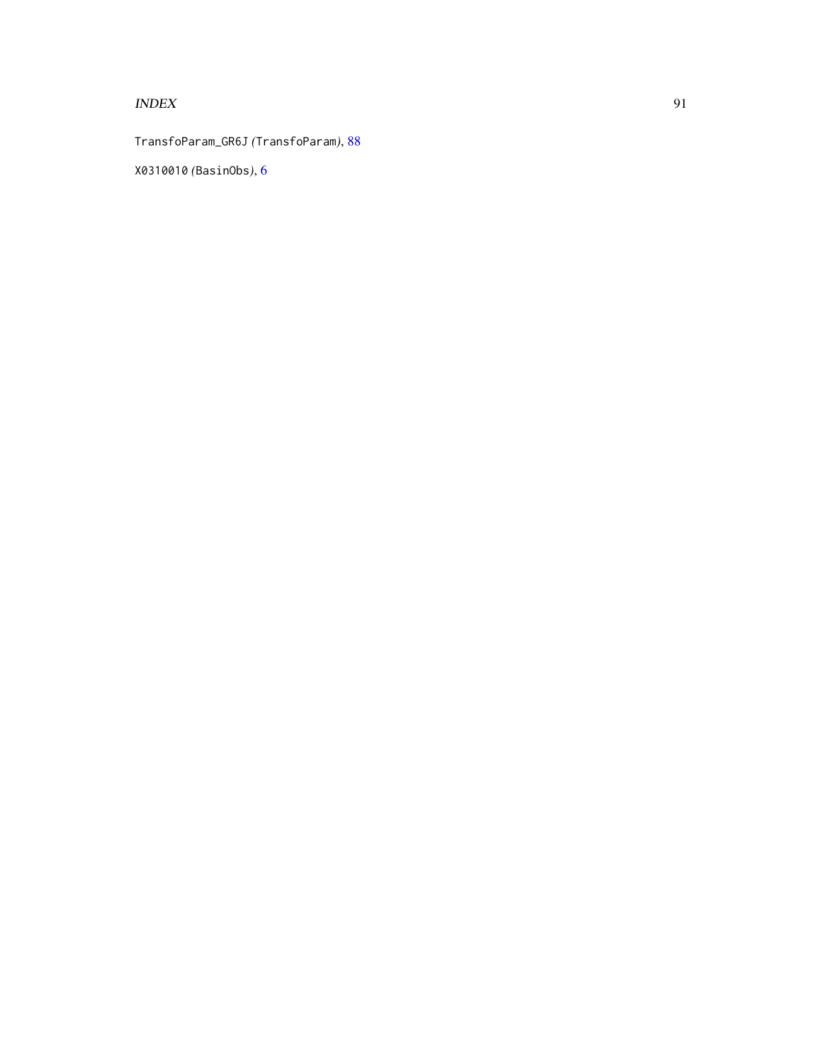TransfoParam_GR6J (TransfoParam), 88

X0310010 (BasinObs), 6